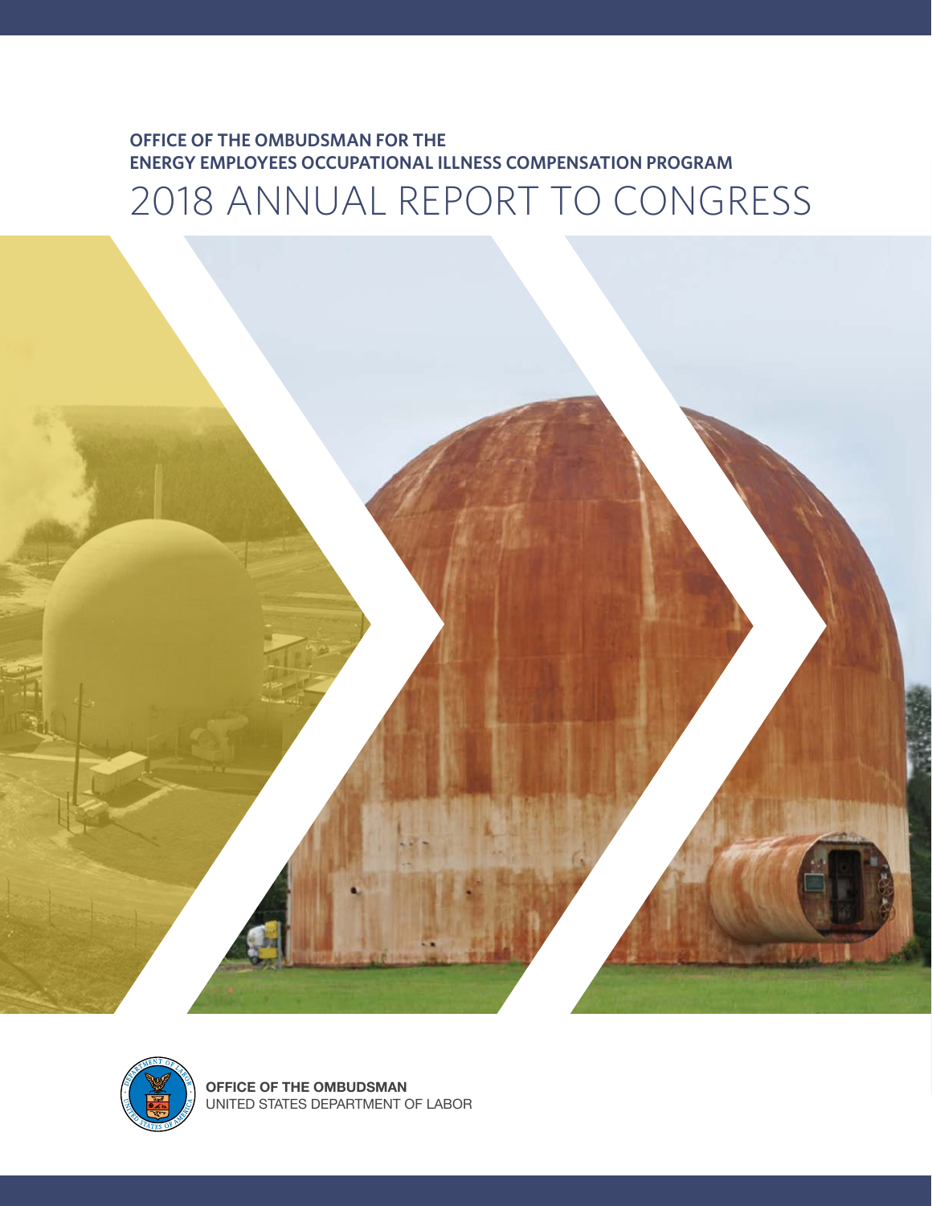**OFFICE OF THE OMBUDSMAN FOR THE ENERGY EMPLOYEES OCCUPATIONAL ILLNESS COMPENSATION PROGRAM**

# 2018 ANNUAL REPORT TO CONGRESS

**OFFICE OF THE OMBUDSMAN**
UNITED STATES DEPARTMENT OF LABOR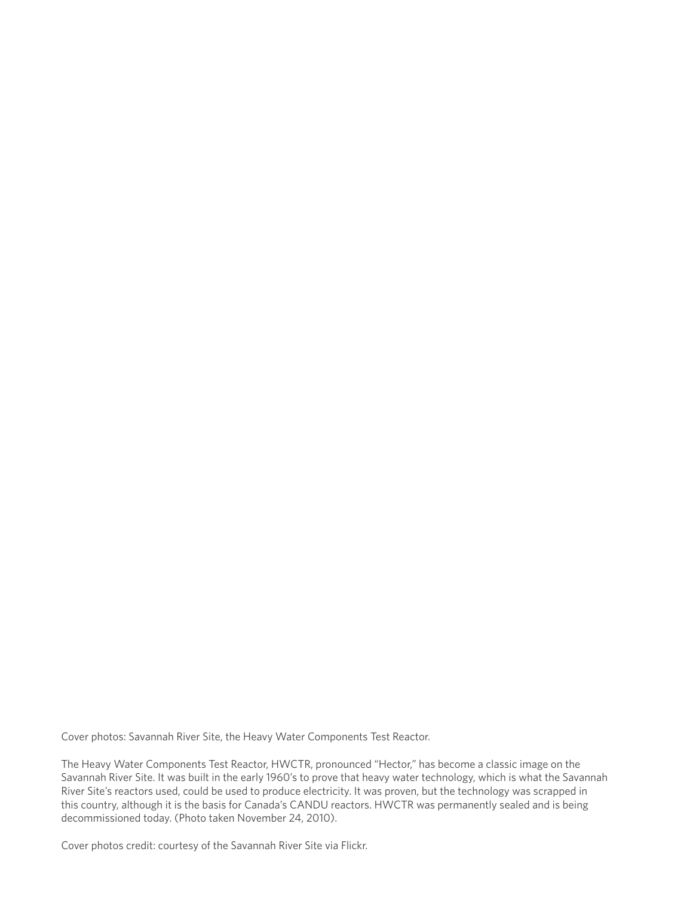Cover photos: Savannah River Site, the Heavy Water Components Test Reactor.

The Heavy Water Components Test Reactor, HWCTR, pronounced "Hector," has become a classic image on the Savannah River Site. It was built in the early 1960's to prove that heavy water technology, which is what the Savannah River Site's reactors used, could be used to produce electricity. It was proven, but the technology was scrapped in this country, although it is the basis for Canada's CANDU reactors. HWCTR was permanently sealed and is being decommissioned today. (Photo taken November 24, 2010).

Cover photos credit: courtesy of the Savannah River Site via Flickr.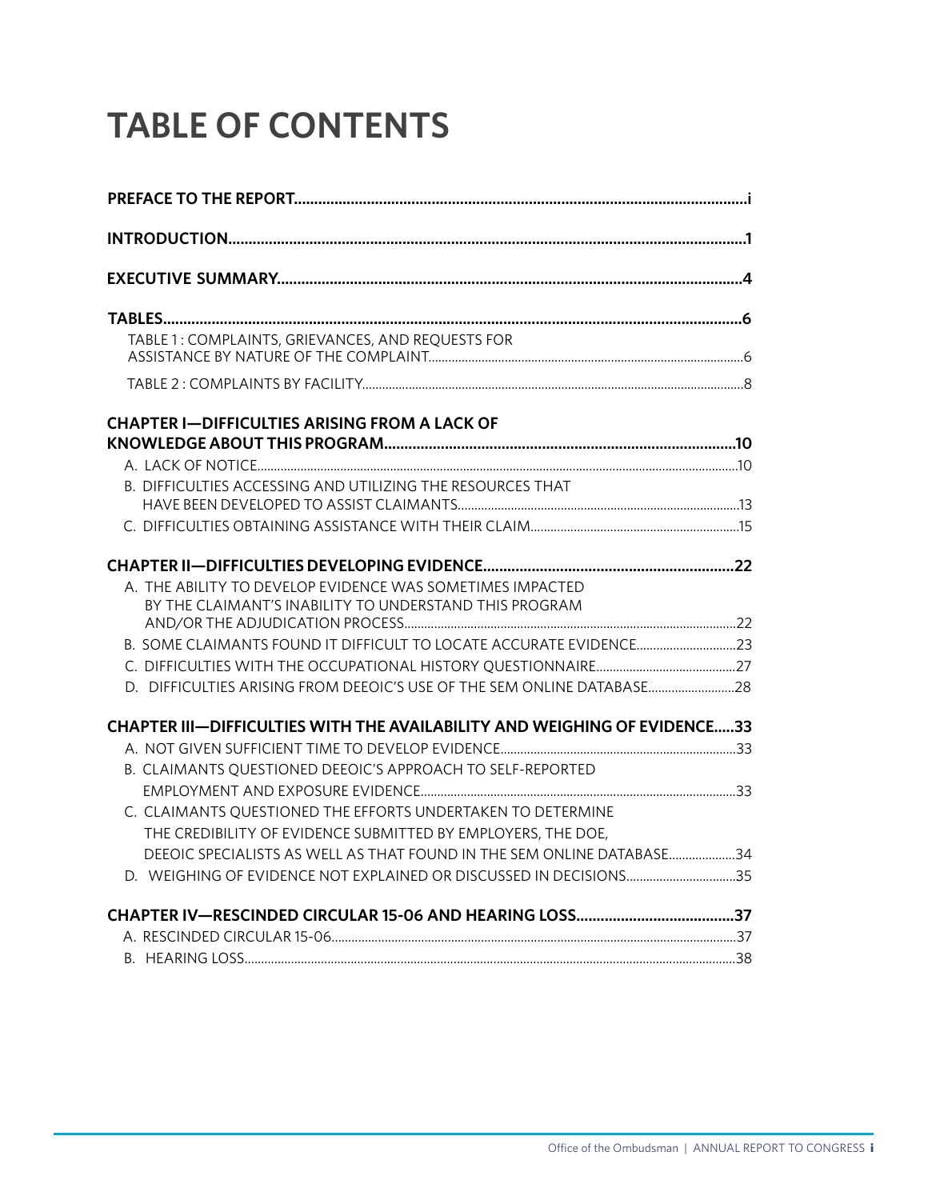# TABLE OF CONTENTS

**PREFACE TO THE REPORT** .......... i

**INTRODUCTION** .......... 1

**EXECUTIVE SUMMARY** .......... 4

**TABLES** .......... 6

- TABLE 1 : COMPLAINTS, GRIEVANCES, AND REQUESTS FOR ASSISTANCE BY NATURE OF THE COMPLAINT .......... 6
- TABLE 2 : COMPLAINTS BY FACILITY .......... 8

**CHAPTER I—DIFFICULTIES ARISING FROM A LACK OF KNOWLEDGE ABOUT THIS PROGRAM** .......... 10

- A. LACK OF NOTICE .......... 10
- B. DIFFICULTIES ACCESSING AND UTILIZING THE RESOURCES THAT HAVE BEEN DEVELOPED TO ASSIST CLAIMANTS .......... 13
- C. DIFFICULTIES OBTAINING ASSISTANCE WITH THEIR CLAIM .......... 15

**CHAPTER II—DIFFICULTIES DEVELOPING EVIDENCE** .......... 22

- A. THE ABILITY TO DEVELOP EVIDENCE WAS SOMETIMES IMPACTED BY THE CLAIMANT'S INABILITY TO UNDERSTAND THIS PROGRAM AND/OR THE ADJUDICATION PROCESS .......... 22
- B. SOME CLAIMANTS FOUND IT DIFFICULT TO LOCATE ACCURATE EVIDENCE .......... 23
- C. DIFFICULTIES WITH THE OCCUPATIONAL HISTORY QUESTIONNAIRE .......... 27
- D. DIFFICULTIES ARISING FROM DEEOIC'S USE OF THE SEM ONLINE DATABASE .......... 28

**CHAPTER III—DIFFICULTIES WITH THE AVAILABILITY AND WEIGHING OF EVIDENCE** .......... 33

- A. NOT GIVEN SUFFICIENT TIME TO DEVELOP EVIDENCE .......... 33
- B. CLAIMANTS QUESTIONED DEEOIC'S APPROACH TO SELF-REPORTED EMPLOYMENT AND EXPOSURE EVIDENCE .......... 33
- C. CLAIMANTS QUESTIONED THE EFFORTS UNDERTAKEN TO DETERMINE THE CREDIBILITY OF EVIDENCE SUBMITTED BY EMPLOYERS, THE DOE, DEEOIC SPECIALISTS AS WELL AS THAT FOUND IN THE SEM ONLINE DATABASE .......... 34
- D. WEIGHING OF EVIDENCE NOT EXPLAINED OR DISCUSSED IN DECISIONS .......... 35

**CHAPTER IV—RESCINDED CIRCULAR 15-06 AND HEARING LOSS** .......... 37

- A. RESCINDED CIRCULAR 15-06 .......... 37
- B. HEARING LOSS .......... 38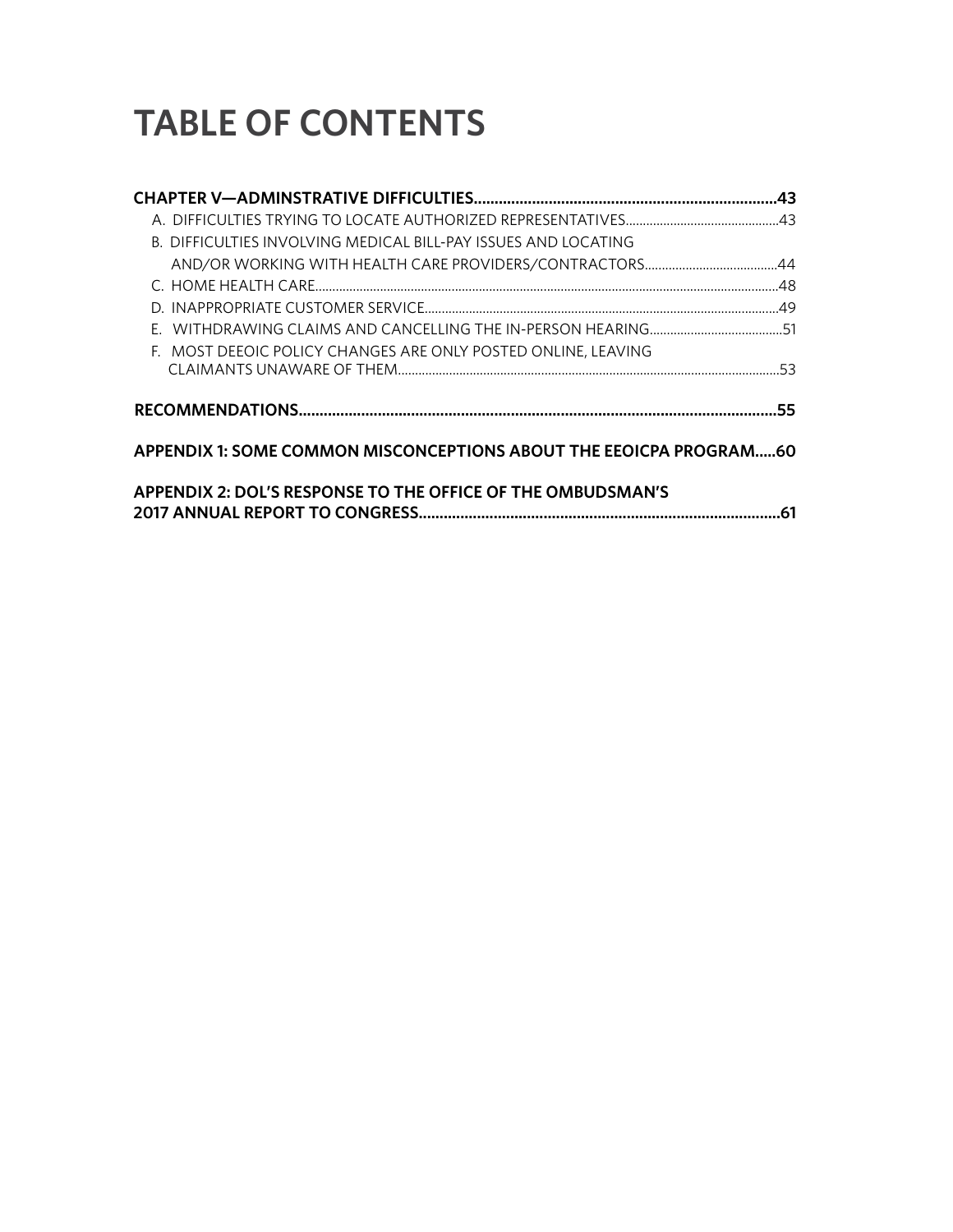# TABLE OF CONTENTS

**CHAPTER V—ADMINSTRATIVE DIFFICULTIES.........................................................................43**

A. DIFFICULTIES TRYING TO LOCATE AUTHORIZED REPRESENTATIVES............................................43

B. DIFFICULTIES INVOLVING MEDICAL BILL-PAY ISSUES AND LOCATING AND/OR WORKING WITH HEALTH CARE PROVIDERS/CONTRACTORS.......................................44

C. HOME HEALTH CARE.......................................................................................................................................48

D. INAPPROPRIATE CUSTOMER SERVICE.......................................................................................................49

E. WITHDRAWING CLAIMS AND CANCELLING THE IN-PERSON HEARING.......................................51

F. MOST DEEOIC POLICY CHANGES ARE ONLY POSTED ONLINE, LEAVING CLAIMANTS UNAWARE OF THEM...............................................................................................................53

**RECOMMENDATIONS...................................................................................................................55**

**APPENDIX 1: SOME COMMON MISCONCEPTIONS ABOUT THE EEOICPA PROGRAM.....60**

**APPENDIX 2: DOL'S RESPONSE TO THE OFFICE OF THE OMBUDSMAN'S 2017 ANNUAL REPORT TO CONGRESS.......................................................................................61**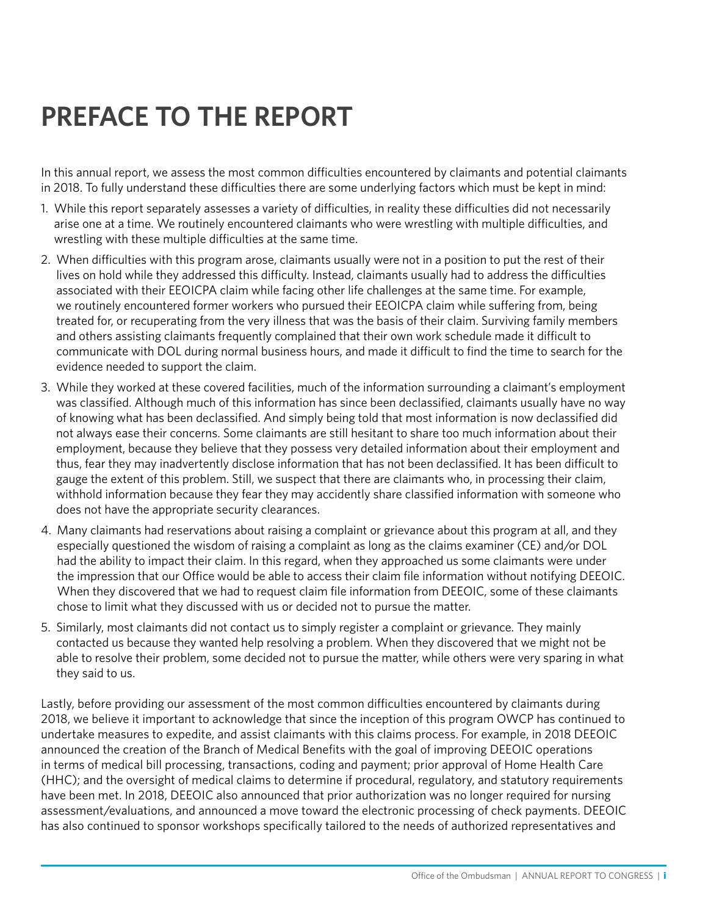# PREFACE TO THE REPORT

In this annual report, we assess the most common difficulties encountered by claimants and potential claimants in 2018. To fully understand these difficulties there are some underlying factors which must be kept in mind:

1. While this report separately assesses a variety of difficulties, in reality these difficulties did not necessarily arise one at a time. We routinely encountered claimants who were wrestling with multiple difficulties, and wrestling with these multiple difficulties at the same time.
2. When difficulties with this program arose, claimants usually were not in a position to put the rest of their lives on hold while they addressed this difficulty. Instead, claimants usually had to address the difficulties associated with their EEOICPA claim while facing other life challenges at the same time. For example, we routinely encountered former workers who pursued their EEOICPA claim while suffering from, being treated for, or recuperating from the very illness that was the basis of their claim. Surviving family members and others assisting claimants frequently complained that their own work schedule made it difficult to communicate with DOL during normal business hours, and made it difficult to find the time to search for the evidence needed to support the claim.
3. While they worked at these covered facilities, much of the information surrounding a claimant's employment was classified. Although much of this information has since been declassified, claimants usually have no way of knowing what has been declassified. And simply being told that most information is now declassified did not always ease their concerns. Some claimants are still hesitant to share too much information about their employment, because they believe that they possess very detailed information about their employment and thus, fear they may inadvertently disclose information that has not been declassified. It has been difficult to gauge the extent of this problem. Still, we suspect that there are claimants who, in processing their claim, withhold information because they fear they may accidently share classified information with someone who does not have the appropriate security clearances.
4. Many claimants had reservations about raising a complaint or grievance about this program at all, and they especially questioned the wisdom of raising a complaint as long as the claims examiner (CE) and/or DOL had the ability to impact their claim. In this regard, when they approached us some claimants were under the impression that our Office would be able to access their claim file information without notifying DEEOIC. When they discovered that we had to request claim file information from DEEOIC, some of these claimants chose to limit what they discussed with us or decided not to pursue the matter.
5. Similarly, most claimants did not contact us to simply register a complaint or grievance. They mainly contacted us because they wanted help resolving a problem. When they discovered that we might not be able to resolve their problem, some decided not to pursue the matter, while others were very sparing in what they said to us.

Lastly, before providing our assessment of the most common difficulties encountered by claimants during 2018, we believe it important to acknowledge that since the inception of this program OWCP has continued to undertake measures to expedite, and assist claimants with this claims process. For example, in 2018 DEEOIC announced the creation of the Branch of Medical Benefits with the goal of improving DEEOIC operations in terms of medical bill processing, transactions, coding and payment; prior approval of Home Health Care (HHC); and the oversight of medical claims to determine if procedural, regulatory, and statutory requirements have been met. In 2018, DEEOIC also announced that prior authorization was no longer required for nursing assessment/evaluations, and announced a move toward the electronic processing of check payments. DEEOIC has also continued to sponsor workshops specifically tailored to the needs of authorized representatives and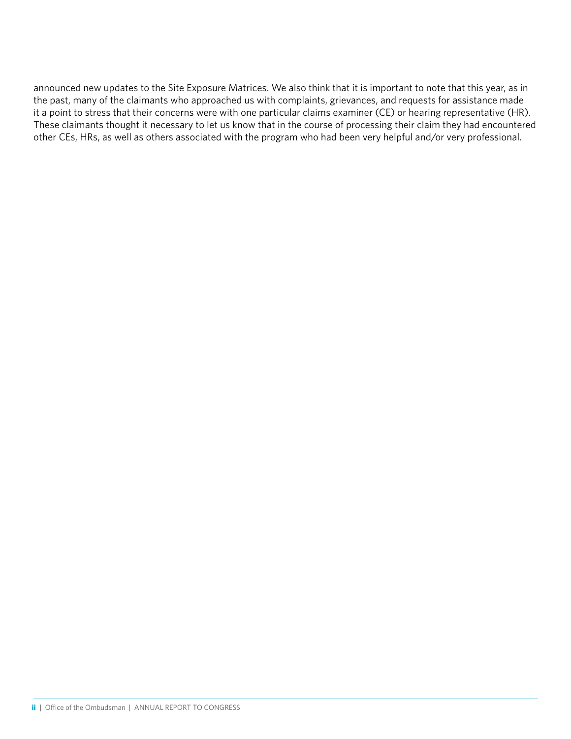announced new updates to the Site Exposure Matrices. We also think that it is important to note that this year, as in the past, many of the claimants who approached us with complaints, grievances, and requests for assistance made it a point to stress that their concerns were with one particular claims examiner (CE) or hearing representative (HR). These claimants thought it necessary to let us know that in the course of processing their claim they had encountered other CEs, HRs, as well as others associated with the program who had been very helpful and/or very professional.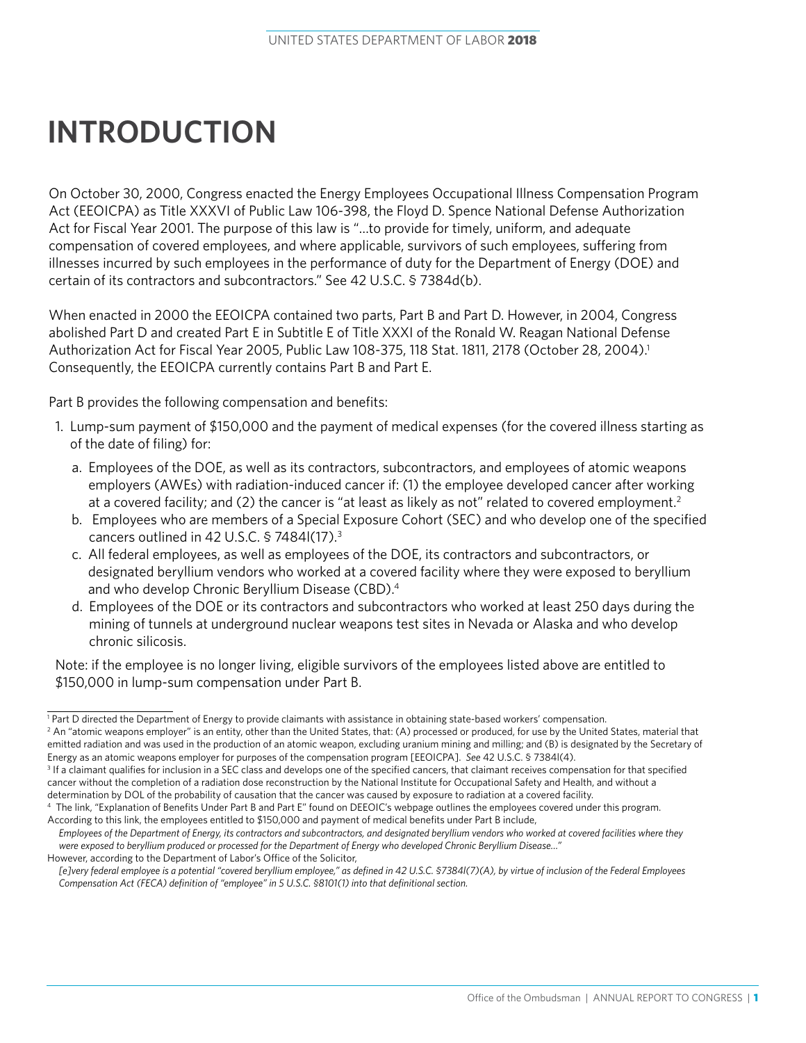# INTRODUCTION

On October 30, 2000, Congress enacted the Energy Employees Occupational Illness Compensation Program Act (EEOICPA) as Title XXXVI of Public Law 106-398, the Floyd D. Spence National Defense Authorization Act for Fiscal Year 2001. The purpose of this law is "…to provide for timely, uniform, and adequate compensation of covered employees, and where applicable, survivors of such employees, suffering from illnesses incurred by such employees in the performance of duty for the Department of Energy (DOE) and certain of its contractors and subcontractors." See 42 U.S.C. § 7384d(b).

When enacted in 2000 the EEOICPA contained two parts, Part B and Part D. However, in 2004, Congress abolished Part D and created Part E in Subtitle E of Title XXXI of the Ronald W. Reagan National Defense Authorization Act for Fiscal Year 2005, Public Law 108-375, 118 Stat. 1811, 2178 (October 28, 2004).[1] Consequently, the EEOICPA currently contains Part B and Part E.

Part B provides the following compensation and benefits:

1. Lump-sum payment of $150,000 and the payment of medical expenses (for the covered illness starting as of the date of filing) for:
   a. Employees of the DOE, as well as its contractors, subcontractors, and employees of atomic weapons employers (AWEs) with radiation-induced cancer if: (1) the employee developed cancer after working at a covered facility; and (2) the cancer is "at least as likely as not" related to covered employment.[2]
   b. Employees who are members of a Special Exposure Cohort (SEC) and who develop one of the specified cancers outlined in 42 U.S.C. § 7484l(17).[3]
   c. All federal employees, as well as employees of the DOE, its contractors and subcontractors, or designated beryllium vendors who worked at a covered facility where they were exposed to beryllium and who develop Chronic Beryllium Disease (CBD).[4]
   d. Employees of the DOE or its contractors and subcontractors who worked at least 250 days during the mining of tunnels at underground nuclear weapons test sites in Nevada or Alaska and who develop chronic silicosis.

Note: if the employee is no longer living, eligible survivors of the employees listed above are entitled to $150,000 in lump-sum compensation under Part B.

---

[1] Part D directed the Department of Energy to provide claimants with assistance in obtaining state-based workers' compensation.

[2] An "atomic weapons employer" is an entity, other than the United States, that: (A) processed or produced, for use by the United States, material that emitted radiation and was used in the production of an atomic weapon, excluding uranium mining and milling; and (B) is designated by the Secretary of Energy as an atomic weapons employer for purposes of the compensation program [EEOICPA]. *See* 42 U.S.C. § 7384l(4).

[3] If a claimant qualifies for inclusion in a SEC class and develops one of the specified cancers, that claimant receives compensation for that specified cancer without the completion of a radiation dose reconstruction by the National Institute for Occupational Safety and Health, and without a determination by DOL of the probability of causation that the cancer was caused by exposure to radiation at a covered facility.

[4] The link, "Explanation of Benefits Under Part B and Part E" found on DEEOIC's webpage outlines the employees covered under this program. According to this link, the employees entitled to $150,000 and payment of medical benefits under Part B include,

*Employees of the Department of Energy, its contractors and subcontractors, and designated beryllium vendors who worked at covered facilities where they were exposed to beryllium produced or processed for the Department of Energy who developed Chronic Beryllium Disease…"*

However, according to the Department of Labor's Office of the Solicitor,

*[e]very federal employee is a potential "covered beryllium employee," as defined in 42 U.S.C. §7384l(7)(A), by virtue of inclusion of the Federal Employees Compensation Act (FECA) definition of "employee" in 5 U.S.C. §8101(1) into that definitional section.*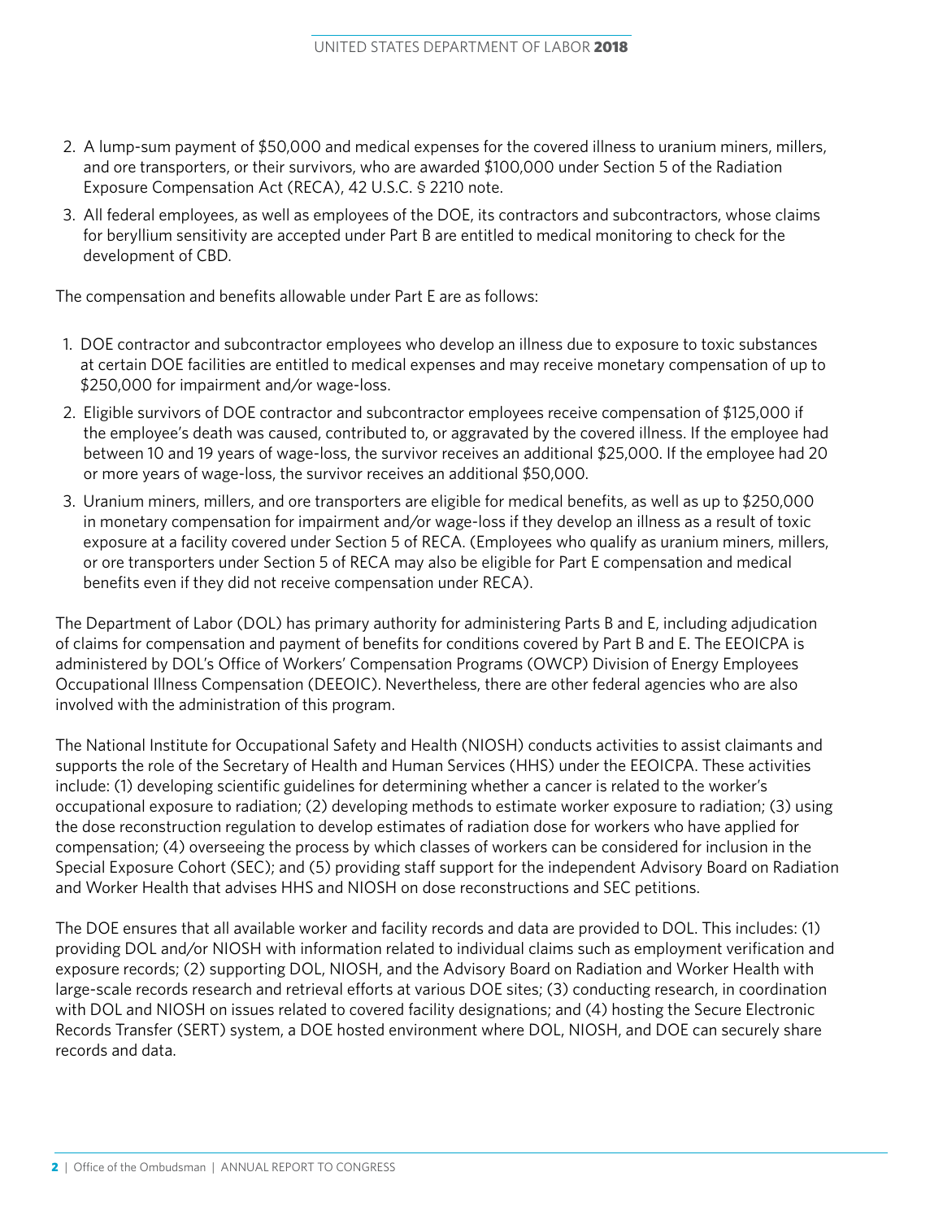2. A lump-sum payment of $50,000 and medical expenses for the covered illness to uranium miners, millers, and ore transporters, or their survivors, who are awarded $100,000 under Section 5 of the Radiation Exposure Compensation Act (RECA), 42 U.S.C. § 2210 note.
3. All federal employees, as well as employees of the DOE, its contractors and subcontractors, whose claims for beryllium sensitivity are accepted under Part B are entitled to medical monitoring to check for the development of CBD.

The compensation and benefits allowable under Part E are as follows:

1. DOE contractor and subcontractor employees who develop an illness due to exposure to toxic substances at certain DOE facilities are entitled to medical expenses and may receive monetary compensation of up to $250,000 for impairment and/or wage-loss.
2. Eligible survivors of DOE contractor and subcontractor employees receive compensation of $125,000 if the employee's death was caused, contributed to, or aggravated by the covered illness. If the employee had between 10 and 19 years of wage-loss, the survivor receives an additional $25,000. If the employee had 20 or more years of wage-loss, the survivor receives an additional $50,000.
3. Uranium miners, millers, and ore transporters are eligible for medical benefits, as well as up to $250,000 in monetary compensation for impairment and/or wage-loss if they develop an illness as a result of toxic exposure at a facility covered under Section 5 of RECA. (Employees who qualify as uranium miners, millers, or ore transporters under Section 5 of RECA may also be eligible for Part E compensation and medical benefits even if they did not receive compensation under RECA).

The Department of Labor (DOL) has primary authority for administering Parts B and E, including adjudication of claims for compensation and payment of benefits for conditions covered by Part B and E. The EEOICPA is administered by DOL's Office of Workers' Compensation Programs (OWCP) Division of Energy Employees Occupational Illness Compensation (DEEOIC). Nevertheless, there are other federal agencies who are also involved with the administration of this program.

The National Institute for Occupational Safety and Health (NIOSH) conducts activities to assist claimants and supports the role of the Secretary of Health and Human Services (HHS) under the EEOICPA. These activities include: (1) developing scientific guidelines for determining whether a cancer is related to the worker's occupational exposure to radiation; (2) developing methods to estimate worker exposure to radiation; (3) using the dose reconstruction regulation to develop estimates of radiation dose for workers who have applied for compensation; (4) overseeing the process by which classes of workers can be considered for inclusion in the Special Exposure Cohort (SEC); and (5) providing staff support for the independent Advisory Board on Radiation and Worker Health that advises HHS and NIOSH on dose reconstructions and SEC petitions.

The DOE ensures that all available worker and facility records and data are provided to DOL. This includes: (1) providing DOL and/or NIOSH with information related to individual claims such as employment verification and exposure records; (2) supporting DOL, NIOSH, and the Advisory Board on Radiation and Worker Health with large-scale records research and retrieval efforts at various DOE sites; (3) conducting research, in coordination with DOL and NIOSH on issues related to covered facility designations; and (4) hosting the Secure Electronic Records Transfer (SERT) system, a DOE hosted environment where DOL, NIOSH, and DOE can securely share records and data.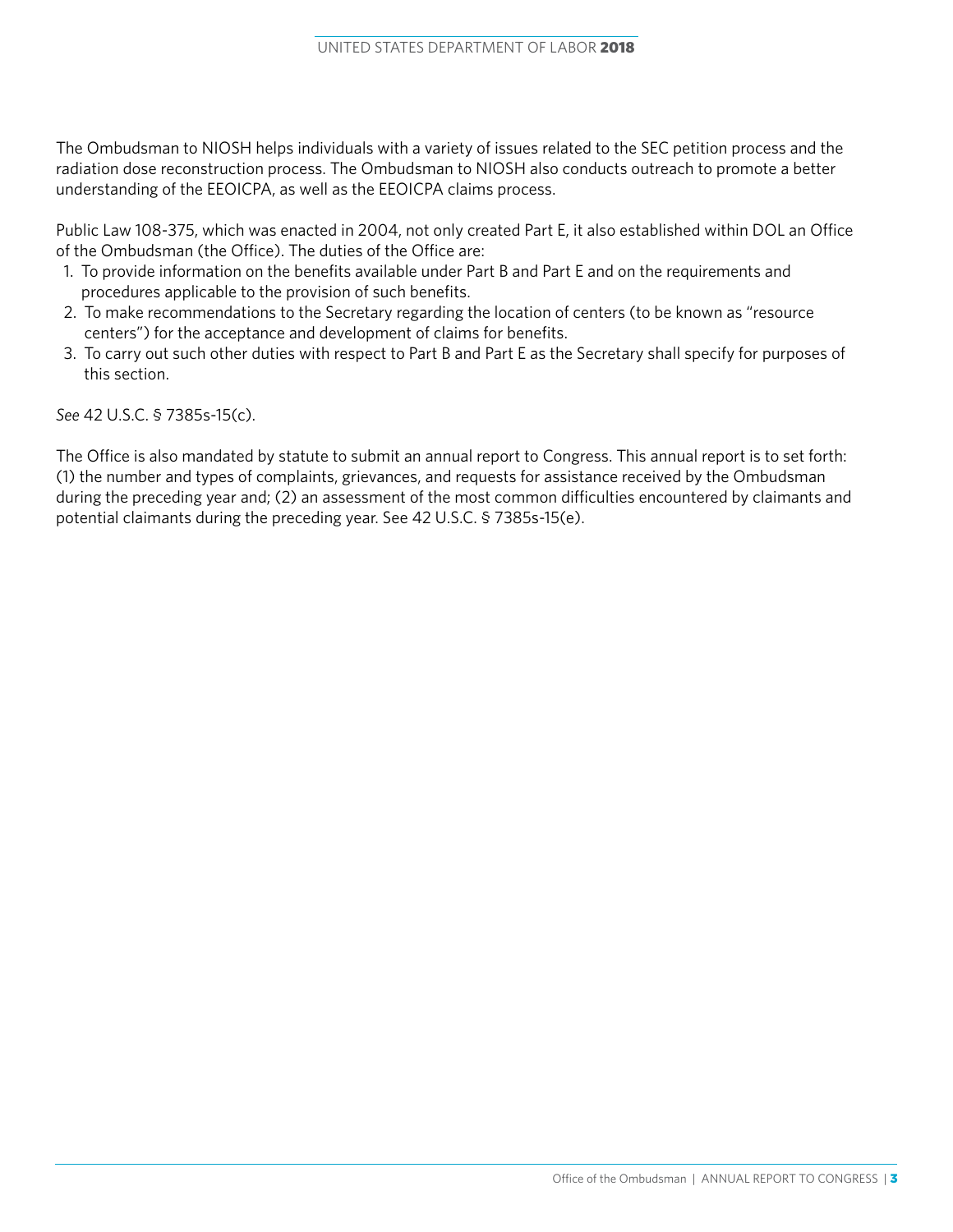The Ombudsman to NIOSH helps individuals with a variety of issues related to the SEC petition process and the radiation dose reconstruction process. The Ombudsman to NIOSH also conducts outreach to promote a better understanding of the EEOICPA, as well as the EEOICPA claims process.

Public Law 108-375, which was enacted in 2004, not only created Part E, it also established within DOL an Office of the Ombudsman (the Office). The duties of the Office are:

1. To provide information on the benefits available under Part B and Part E and on the requirements and procedures applicable to the provision of such benefits.
2. To make recommendations to the Secretary regarding the location of centers (to be known as "resource centers") for the acceptance and development of claims for benefits.
3. To carry out such other duties with respect to Part B and Part E as the Secretary shall specify for purposes of this section.

*See* 42 U.S.C. § 7385s-15(c).

The Office is also mandated by statute to submit an annual report to Congress. This annual report is to set forth: (1) the number and types of complaints, grievances, and requests for assistance received by the Ombudsman during the preceding year and; (2) an assessment of the most common difficulties encountered by claimants and potential claimants during the preceding year. See 42 U.S.C. § 7385s-15(e).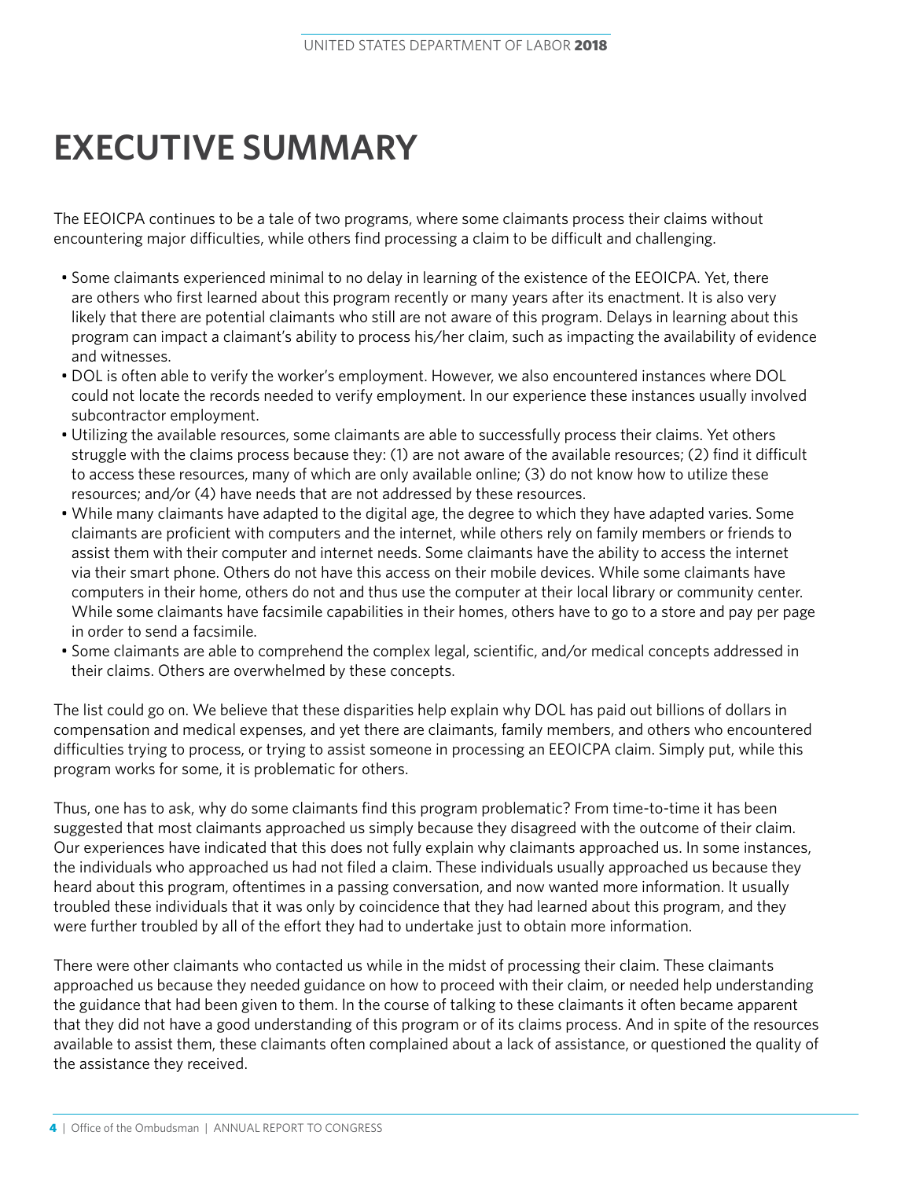# EXECUTIVE SUMMARY

The EEOICPA continues to be a tale of two programs, where some claimants process their claims without encountering major difficulties, while others find processing a claim to be difficult and challenging.

- Some claimants experienced minimal to no delay in learning of the existence of the EEOICPA. Yet, there are others who first learned about this program recently or many years after its enactment. It is also very likely that there are potential claimants who still are not aware of this program. Delays in learning about this program can impact a claimant's ability to process his/her claim, such as impacting the availability of evidence and witnesses.
- DOL is often able to verify the worker's employment. However, we also encountered instances where DOL could not locate the records needed to verify employment. In our experience these instances usually involved subcontractor employment.
- Utilizing the available resources, some claimants are able to successfully process their claims. Yet others struggle with the claims process because they: (1) are not aware of the available resources; (2) find it difficult to access these resources, many of which are only available online; (3) do not know how to utilize these resources; and/or (4) have needs that are not addressed by these resources.
- While many claimants have adapted to the digital age, the degree to which they have adapted varies. Some claimants are proficient with computers and the internet, while others rely on family members or friends to assist them with their computer and internet needs. Some claimants have the ability to access the internet via their smart phone. Others do not have this access on their mobile devices. While some claimants have computers in their home, others do not and thus use the computer at their local library or community center. While some claimants have facsimile capabilities in their homes, others have to go to a store and pay per page in order to send a facsimile.
- Some claimants are able to comprehend the complex legal, scientific, and/or medical concepts addressed in their claims. Others are overwhelmed by these concepts.

The list could go on. We believe that these disparities help explain why DOL has paid out billions of dollars in compensation and medical expenses, and yet there are claimants, family members, and others who encountered difficulties trying to process, or trying to assist someone in processing an EEOICPA claim. Simply put, while this program works for some, it is problematic for others.

Thus, one has to ask, why do some claimants find this program problematic? From time-to-time it has been suggested that most claimants approached us simply because they disagreed with the outcome of their claim. Our experiences have indicated that this does not fully explain why claimants approached us. In some instances, the individuals who approached us had not filed a claim. These individuals usually approached us because they heard about this program, oftentimes in a passing conversation, and now wanted more information. It usually troubled these individuals that it was only by coincidence that they had learned about this program, and they were further troubled by all of the effort they had to undertake just to obtain more information.

There were other claimants who contacted us while in the midst of processing their claim. These claimants approached us because they needed guidance on how to proceed with their claim, or needed help understanding the guidance that had been given to them. In the course of talking to these claimants it often became apparent that they did not have a good understanding of this program or of its claims process. And in spite of the resources available to assist them, these claimants often complained about a lack of assistance, or questioned the quality of the assistance they received.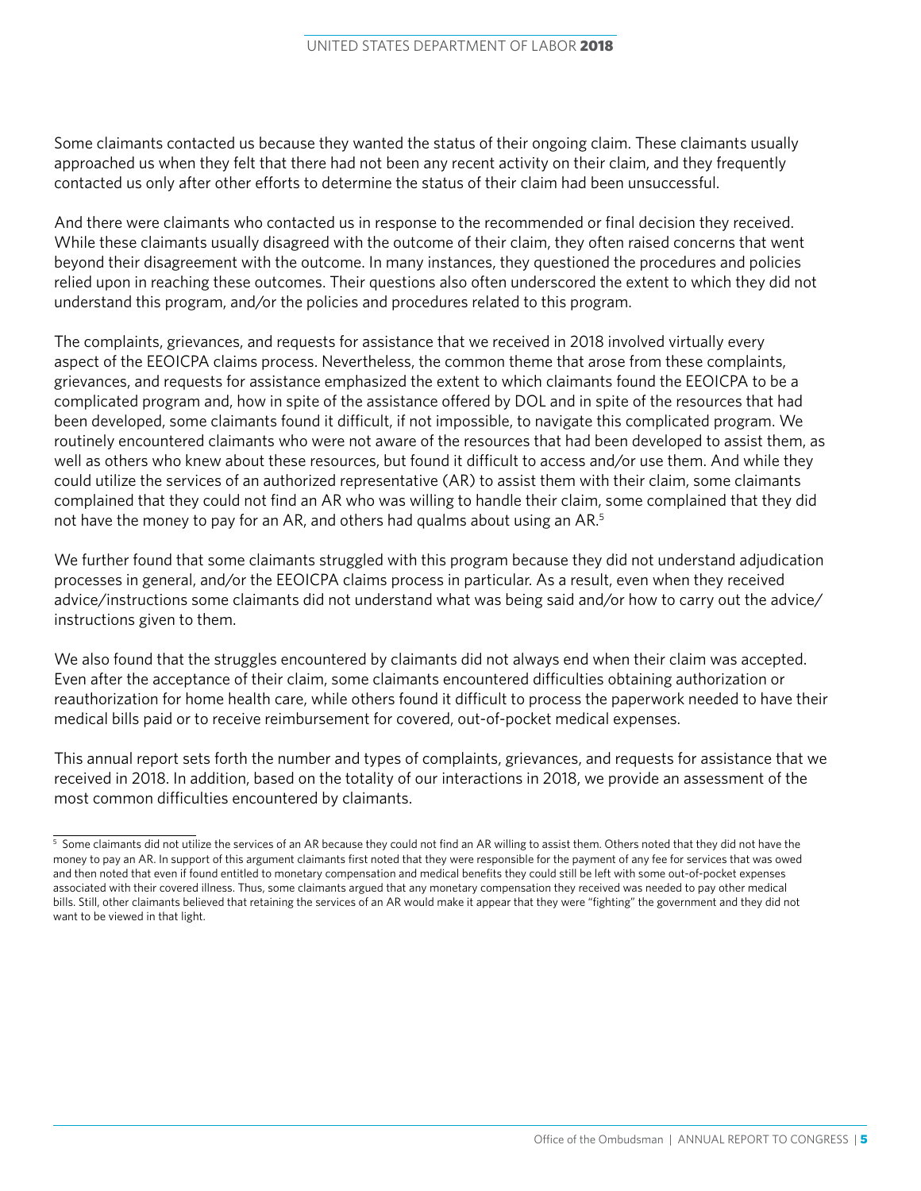Some claimants contacted us because they wanted the status of their ongoing claim. These claimants usually approached us when they felt that there had not been any recent activity on their claim, and they frequently contacted us only after other efforts to determine the status of their claim had been unsuccessful.

And there were claimants who contacted us in response to the recommended or final decision they received. While these claimants usually disagreed with the outcome of their claim, they often raised concerns that went beyond their disagreement with the outcome. In many instances, they questioned the procedures and policies relied upon in reaching these outcomes. Their questions also often underscored the extent to which they did not understand this program, and/or the policies and procedures related to this program.

The complaints, grievances, and requests for assistance that we received in 2018 involved virtually every aspect of the EEOICPA claims process. Nevertheless, the common theme that arose from these complaints, grievances, and requests for assistance emphasized the extent to which claimants found the EEOICPA to be a complicated program and, how in spite of the assistance offered by DOL and in spite of the resources that had been developed, some claimants found it difficult, if not impossible, to navigate this complicated program. We routinely encountered claimants who were not aware of the resources that had been developed to assist them, as well as others who knew about these resources, but found it difficult to access and/or use them. And while they could utilize the services of an authorized representative (AR) to assist them with their claim, some claimants complained that they could not find an AR who was willing to handle their claim, some complained that they did not have the money to pay for an AR, and others had qualms about using an AR.[5]

We further found that some claimants struggled with this program because they did not understand adjudication processes in general, and/or the EEOICPA claims process in particular. As a result, even when they received advice/instructions some claimants did not understand what was being said and/or how to carry out the advice/instructions given to them.

We also found that the struggles encountered by claimants did not always end when their claim was accepted. Even after the acceptance of their claim, some claimants encountered difficulties obtaining authorization or reauthorization for home health care, while others found it difficult to process the paperwork needed to have their medical bills paid or to receive reimbursement for covered, out-of-pocket medical expenses.

This annual report sets forth the number and types of complaints, grievances, and requests for assistance that we received in 2018. In addition, based on the totality of our interactions in 2018, we provide an assessment of the most common difficulties encountered by claimants.

---

[5] Some claimants did not utilize the services of an AR because they could not find an AR willing to assist them. Others noted that they did not have the money to pay an AR. In support of this argument claimants first noted that they were responsible for the payment of any fee for services that was owed and then noted that even if found entitled to monetary compensation and medical benefits they could still be left with some out-of-pocket expenses associated with their covered illness. Thus, some claimants argued that any monetary compensation they received was needed to pay other medical bills. Still, other claimants believed that retaining the services of an AR would make it appear that they were "fighting" the government and they did not want to be viewed in that light.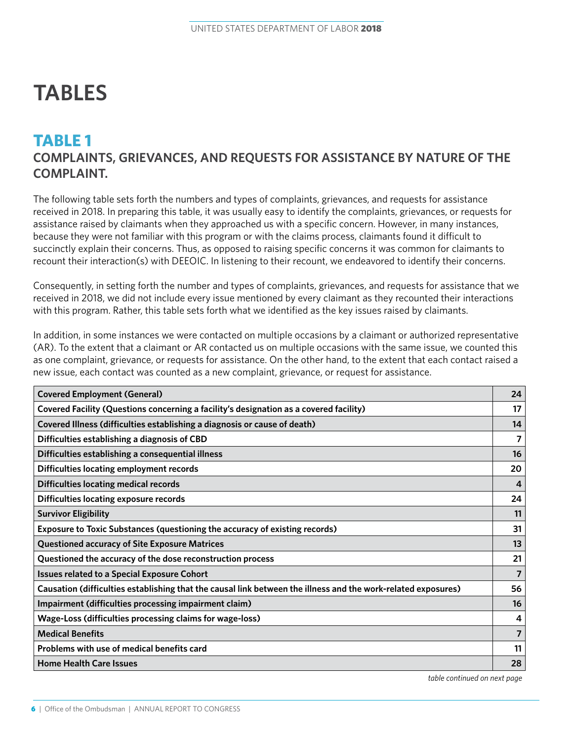# TABLES

## TABLE 1

### COMPLAINTS, GRIEVANCES, AND REQUESTS FOR ASSISTANCE BY NATURE OF THE COMPLAINT.

The following table sets forth the numbers and types of complaints, grievances, and requests for assistance received in 2018. In preparing this table, it was usually easy to identify the complaints, grievances, or requests for assistance raised by claimants when they approached us with a specific concern. However, in many instances, because they were not familiar with this program or with the claims process, claimants found it difficult to succinctly explain their concerns. Thus, as opposed to raising specific concerns it was common for claimants to recount their interaction(s) with DEEOIC. In listening to their recount, we endeavored to identify their concerns.

Consequently, in setting forth the number and types of complaints, grievances, and requests for assistance that we received in 2018, we did not include every issue mentioned by every claimant as they recounted their interactions with this program. Rather, this table sets forth what we identified as the key issues raised by claimants.

In addition, in some instances we were contacted on multiple occasions by a claimant or authorized representative (AR). To the extent that a claimant or AR contacted us on multiple occasions with the same issue, we counted this as one complaint, grievance, or requests for assistance. On the other hand, to the extent that each contact raised a new issue, each contact was counted as a new complaint, grievance, or request for assistance.

| | |
|---|---|
| **Covered Employment (General)** | **24** |
| **Covered Facility (Questions concerning a facility's designation as a covered facility)** | **17** |
| **Covered Illness (difficulties establishing a diagnosis or cause of death)** | **14** |
| **Difficulties establishing a diagnosis of CBD** | **7** |
| **Difficulties establishing a consequential illness** | **16** |
| **Difficulties locating employment records** | **20** |
| **Difficulties locating medical records** | **4** |
| **Difficulties locating exposure records** | **24** |
| **Survivor Eligibility** | **11** |
| **Exposure to Toxic Substances (questioning the accuracy of existing records)** | **31** |
| **Questioned accuracy of Site Exposure Matrices** | **13** |
| **Questioned the accuracy of the dose reconstruction process** | **21** |
| **Issues related to a Special Exposure Cohort** | **7** |
| **Causation (difficulties establishing that the causal link between the illness and the work-related exposures)** | **56** |
| **Impairment (difficulties processing impairment claim)** | **16** |
| **Wage-Loss (difficulties processing claims for wage-loss)** | **4** |
| **Medical Benefits** | **7** |
| **Problems with use of medical benefits card** | **11** |
| **Home Health Care Issues** | **28** |

*table continued on next page*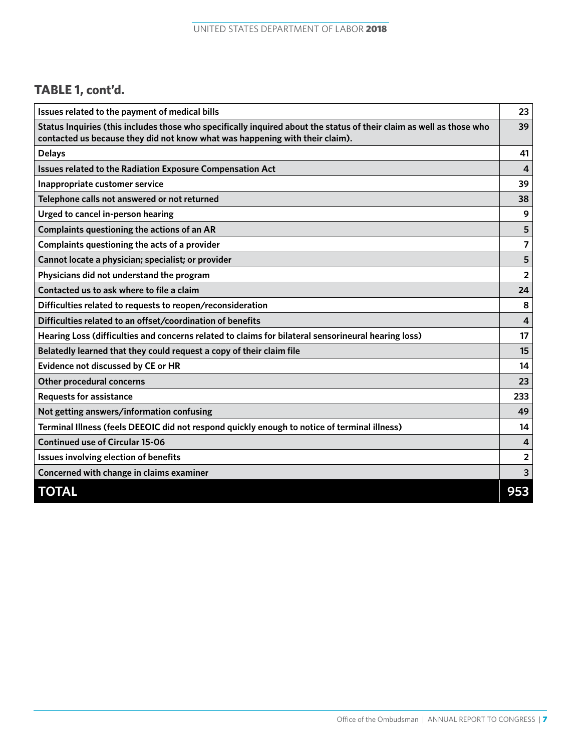## TABLE 1, cont'd.

| | |
|---|---|
| Issues related to the payment of medical bills | 23 |
| Status Inquiries (this includes those who specifically inquired about the status of their claim as well as those who contacted us because they did not know what was happening with their claim). | 39 |
| Delays | 41 |
| Issues related to the Radiation Exposure Compensation Act | 4 |
| Inappropriate customer service | 39 |
| Telephone calls not answered or not returned | 38 |
| Urged to cancel in-person hearing | 9 |
| Complaints questioning the actions of an AR | 5 |
| Complaints questioning the acts of a provider | 7 |
| Cannot locate a physician; specialist; or provider | 5 |
| Physicians did not understand the program | 2 |
| Contacted us to ask where to file a claim | 24 |
| Difficulties related to requests to reopen/reconsideration | 8 |
| Difficulties related to an offset/coordination of benefits | 4 |
| Hearing Loss (difficulties and concerns related to claims for bilateral sensorineural hearing loss) | 17 |
| Belatedly learned that they could request a copy of their claim file | 15 |
| Evidence not discussed by CE or HR | 14 |
| Other procedural concerns | 23 |
| Requests for assistance | 233 |
| Not getting answers/information confusing | 49 |
| Terminal Illness (feels DEEOIC did not respond quickly enough to notice of terminal illness) | 14 |
| Continued use of Circular 15-06 | 4 |
| Issues involving election of benefits | 2 |
| Concerned with change in claims examiner | 3 |
| **TOTAL** | **953** |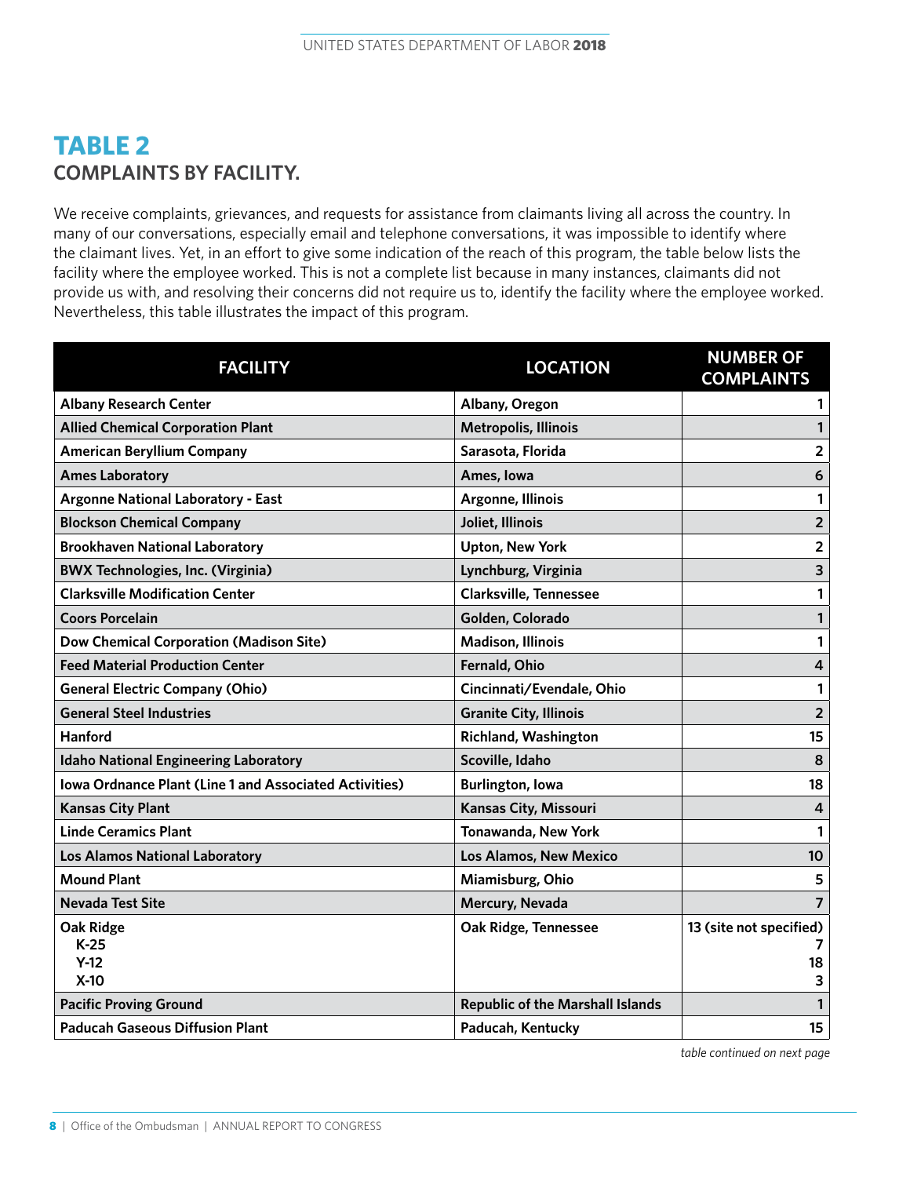## TABLE 2
### COMPLAINTS BY FACILITY.

We receive complaints, grievances, and requests for assistance from claimants living all across the country. In many of our conversations, especially email and telephone conversations, it was impossible to identify where the claimant lives. Yet, in an effort to give some indication of the reach of this program, the table below lists the facility where the employee worked. This is not a complete list because in many instances, claimants did not provide us with, and resolving their concerns did not require us to, identify the facility where the employee worked. Nevertheless, this table illustrates the impact of this program.

| FACILITY | LOCATION | NUMBER OF COMPLAINTS |
|---|---|---|
| Albany Research Center | Albany, Oregon | 1 |
| Allied Chemical Corporation Plant | Metropolis, Illinois | 1 |
| American Beryllium Company | Sarasota, Florida | 2 |
| Ames Laboratory | Ames, Iowa | 6 |
| Argonne National Laboratory - East | Argonne, Illinois | 1 |
| Blockson Chemical Company | Joliet, Illinois | 2 |
| Brookhaven National Laboratory | Upton, New York | 2 |
| BWX Technologies, Inc. (Virginia) | Lynchburg, Virginia | 3 |
| Clarksville Modification Center | Clarksville, Tennessee | 1 |
| Coors Porcelain | Golden, Colorado | 1 |
| Dow Chemical Corporation (Madison Site) | Madison, Illinois | 1 |
| Feed Material Production Center | Fernald, Ohio | 4 |
| General Electric Company (Ohio) | Cincinnati/Evendale, Ohio | 1 |
| General Steel Industries | Granite City, Illinois | 2 |
| Hanford | Richland, Washington | 15 |
| Idaho National Engineering Laboratory | Scoville, Idaho | 8 |
| Iowa Ordnance Plant (Line 1 and Associated Activities) | Burlington, Iowa | 18 |
| Kansas City Plant | Kansas City, Missouri | 4 |
| Linde Ceramics Plant | Tonawanda, New York | 1 |
| Los Alamos National Laboratory | Los Alamos, New Mexico | 10 |
| Mound Plant | Miamisburg, Ohio | 5 |
| Nevada Test Site | Mercury, Nevada | 7 |
| Oak Ridge | Oak Ridge, Tennessee | 13 (site not specified) |
| K-25 | | 7 |
| Y-12 | | 18 |
| X-10 | | 3 |
| Pacific Proving Ground | Republic of the Marshall Islands | 1 |
| Paducah Gaseous Diffusion Plant | Paducah, Kentucky | 15 |

*table continued on next page*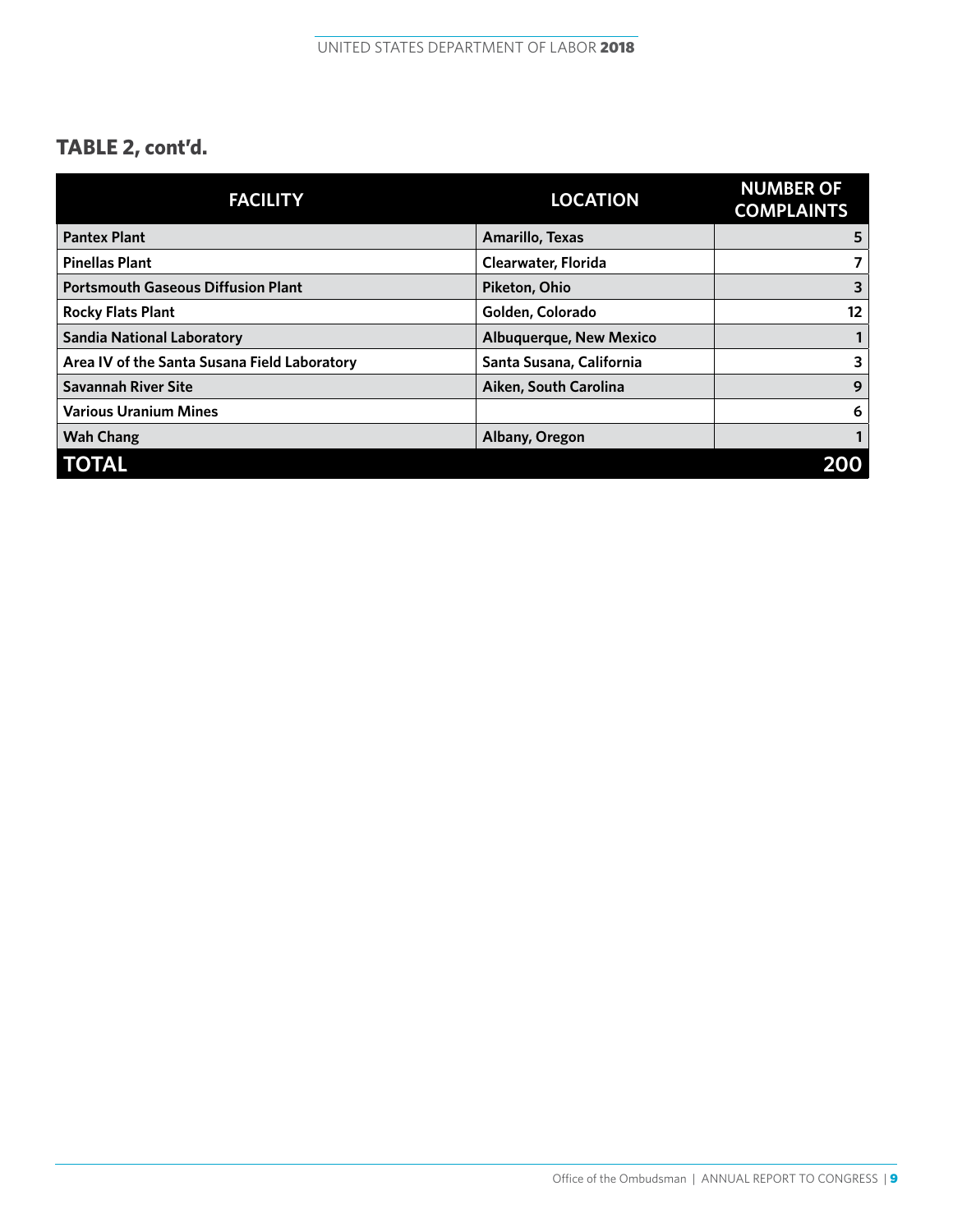### TABLE 2, cont'd.

| FACILITY | LOCATION | NUMBER OF COMPLAINTS |
| --- | --- | --- |
| Pantex Plant | Amarillo, Texas | 5 |
| Pinellas Plant | Clearwater, Florida | 7 |
| Portsmouth Gaseous Diffusion Plant | Piketon, Ohio | 3 |
| Rocky Flats Plant | Golden, Colorado | 12 |
| Sandia National Laboratory | Albuquerque, New Mexico | 1 |
| Area IV of the Santa Susana Field Laboratory | Santa Susana, California | 3 |
| Savannah River Site | Aiken, South Carolina | 9 |
| Various Uranium Mines | | 6 |
| Wah Chang | Albany, Oregon | 1 |
| **TOTAL** | | **200** |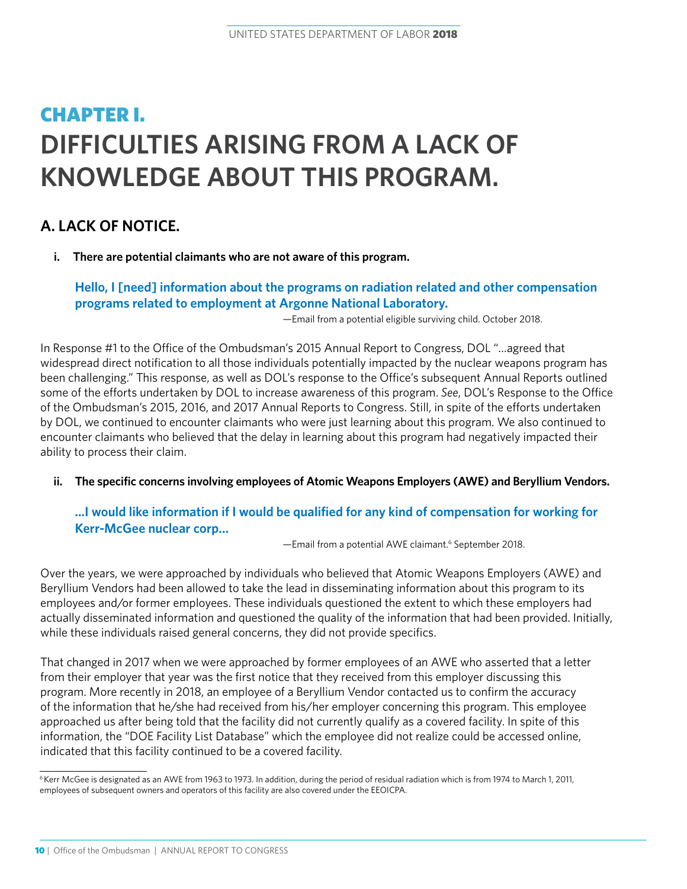# CHAPTER I.

# DIFFICULTIES ARISING FROM A LACK OF KNOWLEDGE ABOUT THIS PROGRAM.

## A. LACK OF NOTICE.

**i. There are potential claimants who are not aware of this program.**

> **Hello, I [need] information about the programs on radiation related and other compensation programs related to employment at Argonne National Laboratory.**
>
> —Email from a potential eligible surviving child. October 2018.

In Response #1 to the Office of the Ombudsman's 2015 Annual Report to Congress, DOL "…agreed that widespread direct notification to all those individuals potentially impacted by the nuclear weapons program has been challenging." This response, as well as DOL's response to the Office's subsequent Annual Reports outlined some of the efforts undertaken by DOL to increase awareness of this program. *See,* DOL's Response to the Office of the Ombudsman's 2015, 2016, and 2017 Annual Reports to Congress. Still, in spite of the efforts undertaken by DOL, we continued to encounter claimants who were just learning about this program. We also continued to encounter claimants who believed that the delay in learning about this program had negatively impacted their ability to process their claim.

**ii. The specific concerns involving employees of Atomic Weapons Employers (AWE) and Beryllium Vendors.**

> **…I would like information if I would be qualified for any kind of compensation for working for Kerr-McGee nuclear corp…**
>
> —Email from a potential AWE claimant.[6] September 2018.

Over the years, we were approached by individuals who believed that Atomic Weapons Employers (AWE) and Beryllium Vendors had been allowed to take the lead in disseminating information about this program to its employees and/or former employees. These individuals questioned the extent to which these employers had actually disseminated information and questioned the quality of the information that had been provided. Initially, while these individuals raised general concerns, they did not provide specifics.

That changed in 2017 when we were approached by former employees of an AWE who asserted that a letter from their employer that year was the first notice that they received from this employer discussing this program. More recently in 2018, an employee of a Beryllium Vendor contacted us to confirm the accuracy of the information that he/she had received from his/her employer concerning this program. This employee approached us after being told that the facility did not currently qualify as a covered facility. In spite of this information, the "DOE Facility List Database" which the employee did not realize could be accessed online, indicated that this facility continued to be a covered facility.

[6] Kerr McGee is designated as an AWE from 1963 to 1973. In addition, during the period of residual radiation which is from 1974 to March 1, 2011, employees of subsequent owners and operators of this facility are also covered under the EEOICPA.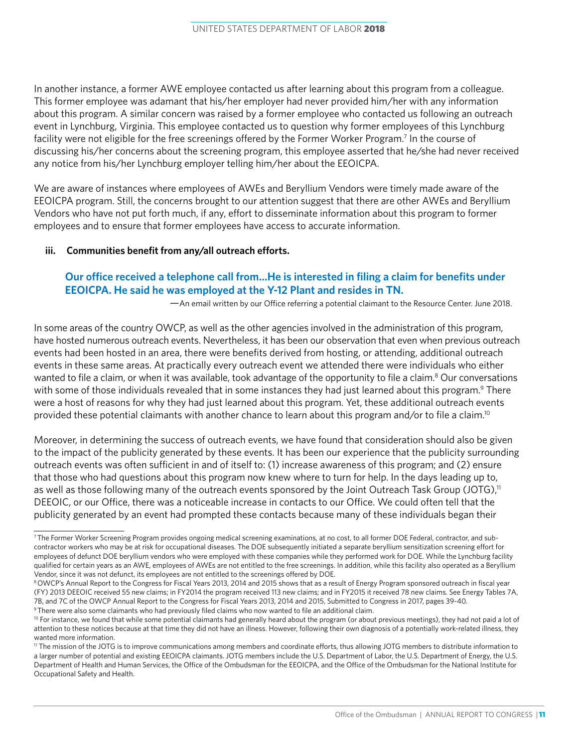In another instance, a former AWE employee contacted us after learning about this program from a colleague. This former employee was adamant that his/her employer had never provided him/her with any information about this program. A similar concern was raised by a former employee who contacted us following an outreach event in Lynchburg, Virginia. This employee contacted us to question why former employees of this Lynchburg facility were not eligible for the free screenings offered by the Former Worker Program.[7] In the course of discussing his/her concerns about the screening program, this employee asserted that he/she had never received any notice from his/her Lynchburg employer telling him/her about the EEOICPA.

We are aware of instances where employees of AWEs and Beryllium Vendors were timely made aware of the EEOICPA program. Still, the concerns brought to our attention suggest that there are other AWEs and Beryllium Vendors who have not put forth much, if any, effort to disseminate information about this program to former employees and to ensure that former employees have access to accurate information.

**iii. Communities benefit from any/all outreach efforts.**

> **Our office received a telephone call from…He is interested in filing a claim for benefits under EEOICPA. He said he was employed at the Y-12 Plant and resides in TN.**
>
> —An email written by our Office referring a potential claimant to the Resource Center. June 2018.

In some areas of the country OWCP, as well as the other agencies involved in the administration of this program, have hosted numerous outreach events. Nevertheless, it has been our observation that even when previous outreach events had been hosted in an area, there were benefits derived from hosting, or attending, additional outreach events in these same areas. At practically every outreach event we attended there were individuals who either wanted to file a claim, or when it was available, took advantage of the opportunity to file a claim.[8] Our conversations with some of those individuals revealed that in some instances they had just learned about this program.[9] There were a host of reasons for why they had just learned about this program. Yet, these additional outreach events provided these potential claimants with another chance to learn about this program and/or to file a claim.[10]

Moreover, in determining the success of outreach events, we have found that consideration should also be given to the impact of the publicity generated by these events. It has been our experience that the publicity surrounding outreach events was often sufficient in and of itself to: (1) increase awareness of this program; and (2) ensure that those who had questions about this program now knew where to turn for help. In the days leading up to, as well as those following many of the outreach events sponsored by the Joint Outreach Task Group (JOTG),[11] DEEOIC, or our Office, there was a noticeable increase in contacts to our Office. We could often tell that the publicity generated by an event had prompted these contacts because many of these individuals began their

---

[7] The Former Worker Screening Program provides ongoing medical screening examinations, at no cost, to all former DOE Federal, contractor, and subcontractor workers who may be at risk for occupational diseases. The DOE subsequently initiated a separate beryllium sensitization screening effort for employees of defunct DOE beryllium vendors who were employed with these companies while they performed work for DOE. While the Lynchburg facility qualified for certain years as an AWE, employees of AWEs are not entitled to the free screenings. In addition, while this facility also operated as a Beryllium Vendor, since it was not defunct, its employees are not entitled to the screenings offered by DOE.

[8] OWCP's Annual Report to the Congress for Fiscal Years 2013, 2014 and 2015 shows that as a result of Energy Program sponsored outreach in fiscal year (FY) 2013 DEEOIC received 55 new claims; in FY2014 the program received 113 new claims; and in FY2015 it received 78 new claims. See Energy Tables 7A, 7B, and 7C of the OWCP Annual Report to the Congress for Fiscal Years 2013, 2014 and 2015, Submitted to Congress in 2017, pages 39-40.

[9] There were also some claimants who had previously filed claims who now wanted to file an additional claim.

[10] For instance, we found that while some potential claimants had generally heard about the program (or about previous meetings), they had not paid a lot of attention to these notices because at that time they did not have an illness. However, following their own diagnosis of a potentially work-related illness, they wanted more information.

[11] The mission of the JOTG is to improve communications among members and coordinate efforts, thus allowing JOTG members to distribute information to a larger number of potential and existing EEOICPA claimants. JOTG members include the U.S. Department of Labor, the U.S. Department of Energy, the U.S. Department of Health and Human Services, the Office of the Ombudsman for the EEOICPA, and the Office of the Ombudsman for the National Institute for Occupational Safety and Health.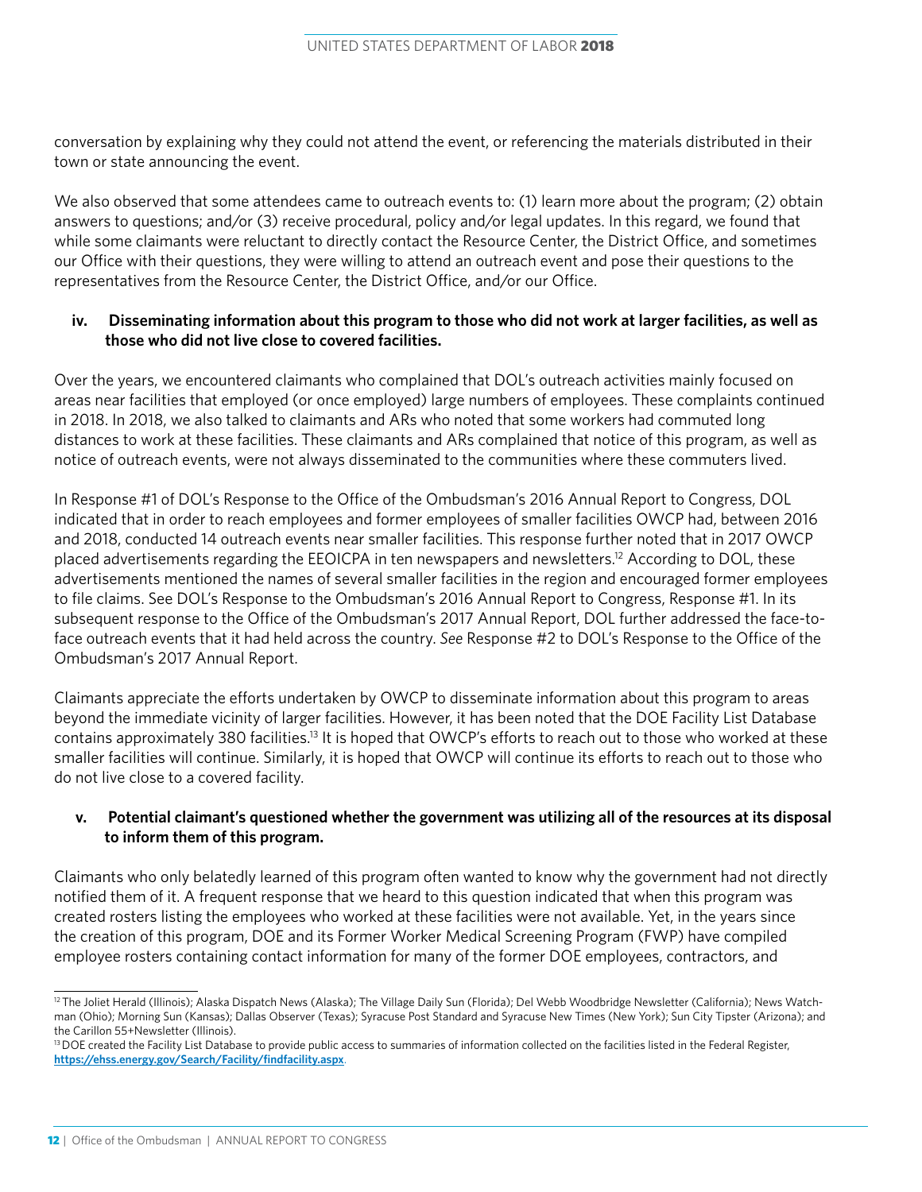conversation by explaining why they could not attend the event, or referencing the materials distributed in their town or state announcing the event.

We also observed that some attendees came to outreach events to: (1) learn more about the program; (2) obtain answers to questions; and/or (3) receive procedural, policy and/or legal updates. In this regard, we found that while some claimants were reluctant to directly contact the Resource Center, the District Office, and sometimes our Office with their questions, they were willing to attend an outreach event and pose their questions to the representatives from the Resource Center, the District Office, and/or our Office.

**iv. Disseminating information about this program to those who did not work at larger facilities, as well as those who did not live close to covered facilities.**

Over the years, we encountered claimants who complained that DOL's outreach activities mainly focused on areas near facilities that employed (or once employed) large numbers of employees. These complaints continued in 2018. In 2018, we also talked to claimants and ARs who noted that some workers had commuted long distances to work at these facilities. These claimants and ARs complained that notice of this program, as well as notice of outreach events, were not always disseminated to the communities where these commuters lived.

In Response #1 of DOL's Response to the Office of the Ombudsman's 2016 Annual Report to Congress, DOL indicated that in order to reach employees and former employees of smaller facilities OWCP had, between 2016 and 2018, conducted 14 outreach events near smaller facilities. This response further noted that in 2017 OWCP placed advertisements regarding the EEOICPA in ten newspapers and newsletters.[12] According to DOL, these advertisements mentioned the names of several smaller facilities in the region and encouraged former employees to file claims. See DOL's Response to the Ombudsman's 2016 Annual Report to Congress, Response #1. In its subsequent response to the Office of the Ombudsman's 2017 Annual Report, DOL further addressed the face-to-face outreach events that it had held across the country. *See* Response #2 to DOL's Response to the Office of the Ombudsman's 2017 Annual Report.

Claimants appreciate the efforts undertaken by OWCP to disseminate information about this program to areas beyond the immediate vicinity of larger facilities. However, it has been noted that the DOE Facility List Database contains approximately 380 facilities.[13] It is hoped that OWCP's efforts to reach out to those who worked at these smaller facilities will continue. Similarly, it is hoped that OWCP will continue its efforts to reach out to those who do not live close to a covered facility.

**v. Potential claimant's questioned whether the government was utilizing all of the resources at its disposal to inform them of this program.**

Claimants who only belatedly learned of this program often wanted to know why the government had not directly notified them of it. A frequent response that we heard to this question indicated that when this program was created rosters listing the employees who worked at these facilities were not available. Yet, in the years since the creation of this program, DOE and its Former Worker Medical Screening Program (FWP) have compiled employee rosters containing contact information for many of the former DOE employees, contractors, and

---

[12] The Joliet Herald (Illinois); Alaska Dispatch News (Alaska); The Village Daily Sun (Florida); Del Webb Woodbridge Newsletter (California); News Watchman (Ohio); Morning Sun (Kansas); Dallas Observer (Texas); Syracuse Post Standard and Syracuse New Times (New York); Sun City Tipster (Arizona); and the Carillon 55+Newsletter (Illinois).

[13] DOE created the Facility List Database to provide public access to summaries of information collected on the facilities listed in the Federal Register, **https://ehss.energy.gov/Search/Facility/findfacility.aspx**.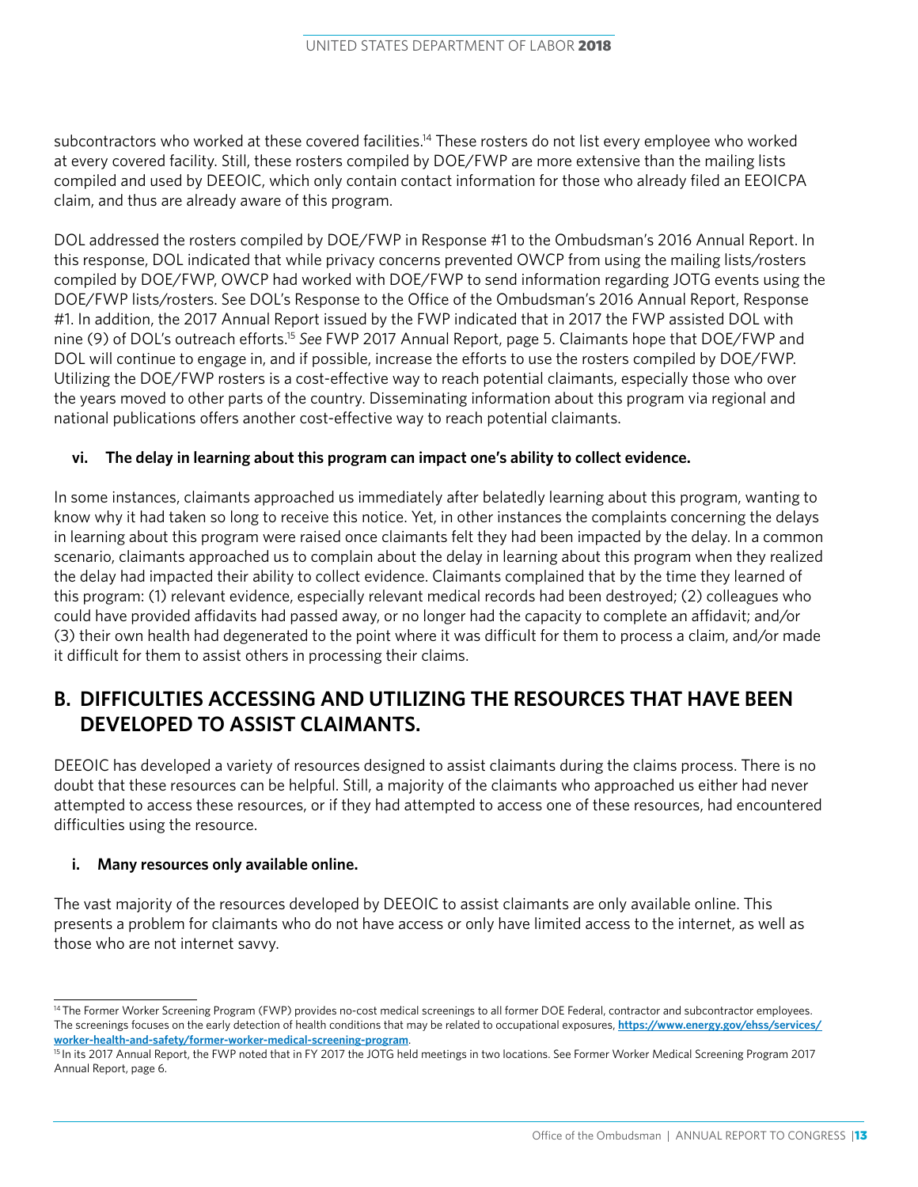subcontractors who worked at these covered facilities.[14] These rosters do not list every employee who worked at every covered facility. Still, these rosters compiled by DOE/FWP are more extensive than the mailing lists compiled and used by DEEOIC, which only contain contact information for those who already filed an EEOICPA claim, and thus are already aware of this program.

DOL addressed the rosters compiled by DOE/FWP in Response #1 to the Ombudsman's 2016 Annual Report. In this response, DOL indicated that while privacy concerns prevented OWCP from using the mailing lists/rosters compiled by DOE/FWP, OWCP had worked with DOE/FWP to send information regarding JOTG events using the DOE/FWP lists/rosters. See DOL's Response to the Office of the Ombudsman's 2016 Annual Report, Response #1. In addition, the 2017 Annual Report issued by the FWP indicated that in 2017 the FWP assisted DOL with nine (9) of DOL's outreach efforts.[15] *See* FWP 2017 Annual Report, page 5. Claimants hope that DOE/FWP and DOL will continue to engage in, and if possible, increase the efforts to use the rosters compiled by DOE/FWP. Utilizing the DOE/FWP rosters is a cost-effective way to reach potential claimants, especially those who over the years moved to other parts of the country. Disseminating information about this program via regional and national publications offers another cost-effective way to reach potential claimants.

#### vi. The delay in learning about this program can impact one's ability to collect evidence.

In some instances, claimants approached us immediately after belatedly learning about this program, wanting to know why it had taken so long to receive this notice. Yet, in other instances the complaints concerning the delays in learning about this program were raised once claimants felt they had been impacted by the delay. In a common scenario, claimants approached us to complain about the delay in learning about this program when they realized the delay had impacted their ability to collect evidence. Claimants complained that by the time they learned of this program: (1) relevant evidence, especially relevant medical records had been destroyed; (2) colleagues who could have provided affidavits had passed away, or no longer had the capacity to complete an affidavit; and/or (3) their own health had degenerated to the point where it was difficult for them to process a claim, and/or made it difficult for them to assist others in processing their claims.

## B. DIFFICULTIES ACCESSING AND UTILIZING THE RESOURCES THAT HAVE BEEN DEVELOPED TO ASSIST CLAIMANTS.

DEEOIC has developed a variety of resources designed to assist claimants during the claims process. There is no doubt that these resources can be helpful. Still, a majority of the claimants who approached us either had never attempted to access these resources, or if they had attempted to access one of these resources, had encountered difficulties using the resource.

#### i. Many resources only available online.

The vast majority of the resources developed by DEEOIC to assist claimants are only available online. This presents a problem for claimants who do not have access or only have limited access to the internet, as well as those who are not internet savvy.

---

[14] The Former Worker Screening Program (FWP) provides no-cost medical screenings to all former DOE Federal, contractor and subcontractor employees. The screenings focuses on the early detection of health conditions that may be related to occupational exposures, **https://www.energy.gov/ehss/services/worker-health-and-safety/former-worker-medical-screening-program**.

[15] In its 2017 Annual Report, the FWP noted that in FY 2017 the JOTG held meetings in two locations. See Former Worker Medical Screening Program 2017 Annual Report, page 6.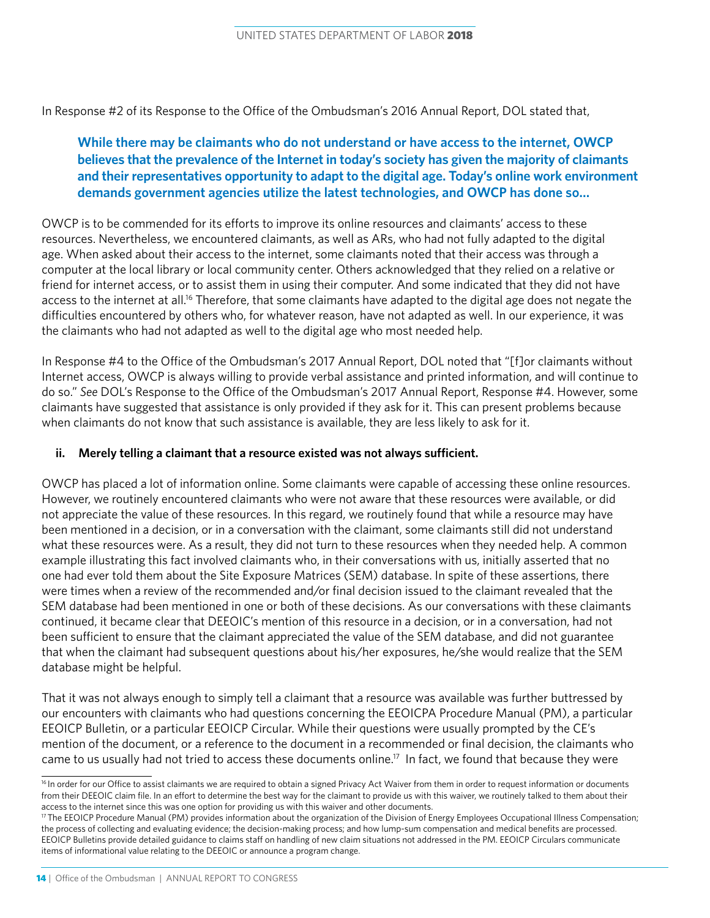In Response #2 of its Response to the Office of the Ombudsman's 2016 Annual Report, DOL stated that,

> **While there may be claimants who do not understand or have access to the internet, OWCP believes that the prevalence of the Internet in today's society has given the majority of claimants and their representatives opportunity to adapt to the digital age. Today's online work environment demands government agencies utilize the latest technologies, and OWCP has done so...**

OWCP is to be commended for its efforts to improve its online resources and claimants' access to these resources. Nevertheless, we encountered claimants, as well as ARs, who had not fully adapted to the digital age. When asked about their access to the internet, some claimants noted that their access was through a computer at the local library or local community center. Others acknowledged that they relied on a relative or friend for internet access, or to assist them in using their computer. And some indicated that they did not have access to the internet at all.[16] Therefore, that some claimants have adapted to the digital age does not negate the difficulties encountered by others who, for whatever reason, have not adapted as well. In our experience, it was the claimants who had not adapted as well to the digital age who most needed help.

In Response #4 to the Office of the Ombudsman's 2017 Annual Report, DOL noted that "[f]or claimants without Internet access, OWCP is always willing to provide verbal assistance and printed information, and will continue to do so." *See* DOL's Response to the Office of the Ombudsman's 2017 Annual Report, Response #4. However, some claimants have suggested that assistance is only provided if they ask for it. This can present problems because when claimants do not know that such assistance is available, they are less likely to ask for it.

**ii. Merely telling a claimant that a resource existed was not always sufficient.**

OWCP has placed a lot of information online. Some claimants were capable of accessing these online resources. However, we routinely encountered claimants who were not aware that these resources were available, or did not appreciate the value of these resources. In this regard, we routinely found that while a resource may have been mentioned in a decision, or in a conversation with the claimant, some claimants still did not understand what these resources were. As a result, they did not turn to these resources when they needed help. A common example illustrating this fact involved claimants who, in their conversations with us, initially asserted that no one had ever told them about the Site Exposure Matrices (SEM) database. In spite of these assertions, there were times when a review of the recommended and/or final decision issued to the claimant revealed that the SEM database had been mentioned in one or both of these decisions. As our conversations with these claimants continued, it became clear that DEEOIC's mention of this resource in a decision, or in a conversation, had not been sufficient to ensure that the claimant appreciated the value of the SEM database, and did not guarantee that when the claimant had subsequent questions about his/her exposures, he/she would realize that the SEM database might be helpful.

That it was not always enough to simply tell a claimant that a resource was available was further buttressed by our encounters with claimants who had questions concerning the EEOICPA Procedure Manual (PM), a particular EEOICP Bulletin, or a particular EEOICP Circular. While their questions were usually prompted by the CE's mention of the document, or a reference to the document in a recommended or final decision, the claimants who came to us usually had not tried to access these documents online.[17] In fact, we found that because they were

---

[16] In order for our Office to assist claimants we are required to obtain a signed Privacy Act Waiver from them in order to request information or documents from their DEEOIC claim file. In an effort to determine the best way for the claimant to provide us with this waiver, we routinely talked to them about their access to the internet since this was one option for providing us with this waiver and other documents.

[17] The EEOICP Procedure Manual (PM) provides information about the organization of the Division of Energy Employees Occupational Illness Compensation; the process of collecting and evaluating evidence; the decision-making process; and how lump-sum compensation and medical benefits are processed. EEOICP Bulletins provide detailed guidance to claims staff on handling of new claim situations not addressed in the PM. EEOICP Circulars communicate items of informational value relating to the DEEOIC or announce a program change.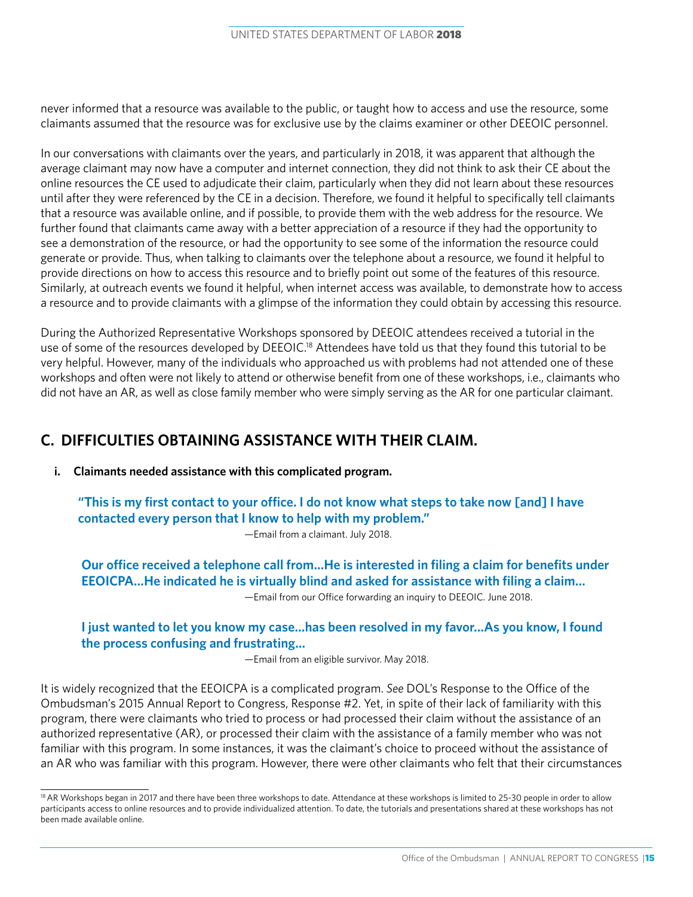never informed that a resource was available to the public, or taught how to access and use the resource, some claimants assumed that the resource was for exclusive use by the claims examiner or other DEEOIC personnel.

In our conversations with claimants over the years, and particularly in 2018, it was apparent that although the average claimant may now have a computer and internet connection, they did not think to ask their CE about the online resources the CE used to adjudicate their claim, particularly when they did not learn about these resources until after they were referenced by the CE in a decision. Therefore, we found it helpful to specifically tell claimants that a resource was available online, and if possible, to provide them with the web address for the resource. We further found that claimants came away with a better appreciation of a resource if they had the opportunity to see a demonstration of the resource, or had the opportunity to see some of the information the resource could generate or provide. Thus, when talking to claimants over the telephone about a resource, we found it helpful to provide directions on how to access this resource and to briefly point out some of the features of this resource. Similarly, at outreach events we found it helpful, when internet access was available, to demonstrate how to access a resource and to provide claimants with a glimpse of the information they could obtain by accessing this resource.

During the Authorized Representative Workshops sponsored by DEEOIC attendees received a tutorial in the use of some of the resources developed by DEEOIC.[18] Attendees have told us that they found this tutorial to be very helpful. However, many of the individuals who approached us with problems had not attended one of these workshops and often were not likely to attend or otherwise benefit from one of these workshops, i.e., claimants who did not have an AR, as well as close family member who were simply serving as the AR for one particular claimant.

## C. DIFFICULTIES OBTAINING ASSISTANCE WITH THEIR CLAIM.

**i. Claimants needed assistance with this complicated program.**

> **"This is my first contact to your office. I do not know what steps to take now [and] I have contacted every person that I know to help with my problem."**
>
> —Email from a claimant. July 2018.

> **Our office received a telephone call from…He is interested in filing a claim for benefits under EEOICPA…He indicated he is virtually blind and asked for assistance with filing a claim…**
>
> —Email from our Office forwarding an inquiry to DEEOIC. June 2018.

> **I just wanted to let you know my case…has been resolved in my favor…As you know, I found the process confusing and frustrating…**
>
> —Email from an eligible survivor. May 2018.

It is widely recognized that the EEOICPA is a complicated program. *See* DOL's Response to the Office of the Ombudsman's 2015 Annual Report to Congress, Response #2. Yet, in spite of their lack of familiarity with this program, there were claimants who tried to process or had processed their claim without the assistance of an authorized representative (AR), or processed their claim with the assistance of a family member who was not familiar with this program. In some instances, it was the claimant's choice to proceed without the assistance of an AR who was familiar with this program. However, there were other claimants who felt that their circumstances

[18] AR Workshops began in 2017 and there have been three workshops to date. Attendance at these workshops is limited to 25-30 people in order to allow participants access to online resources and to provide individualized attention. To date, the tutorials and presentations shared at these workshops has not been made available online.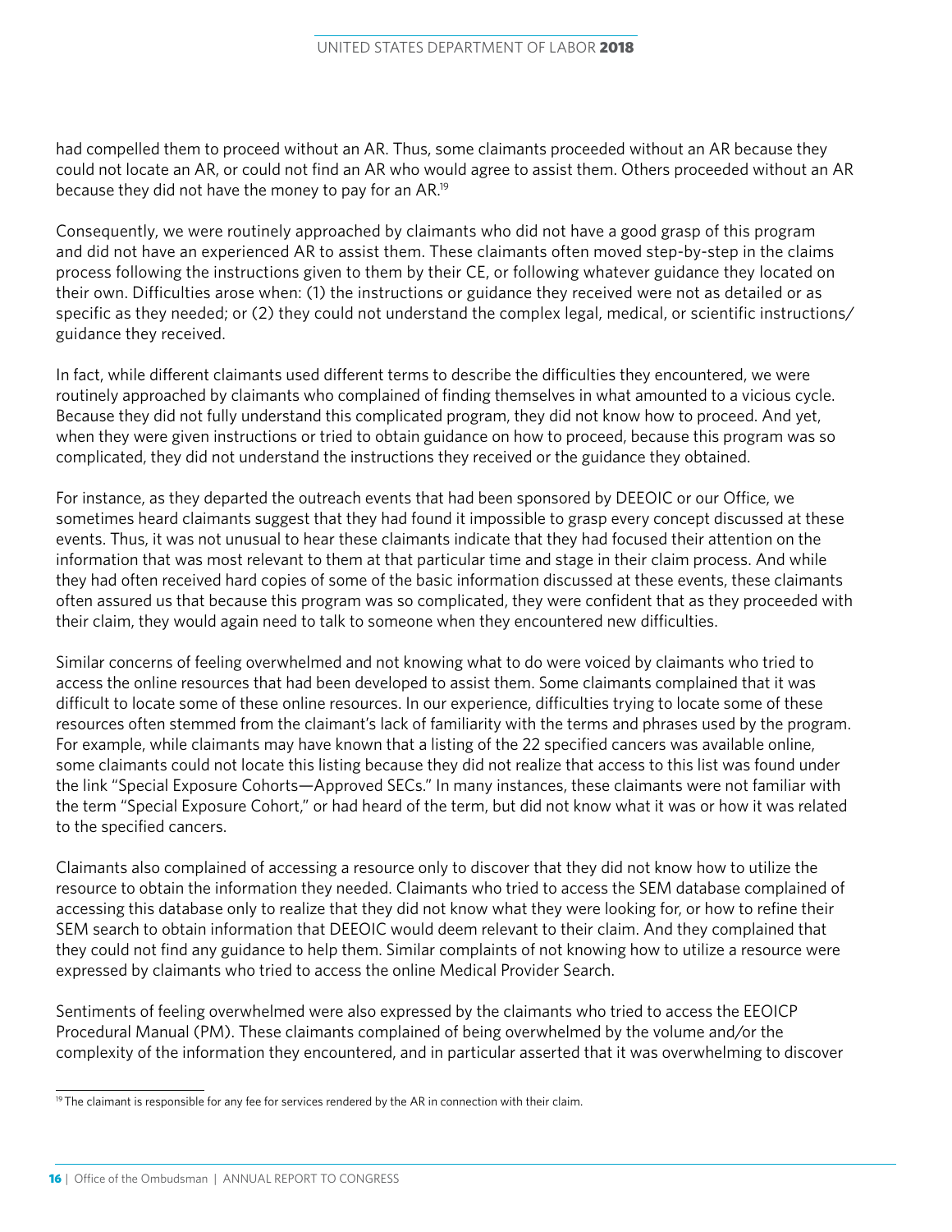had compelled them to proceed without an AR. Thus, some claimants proceeded without an AR because they could not locate an AR, or could not find an AR who would agree to assist them. Others proceeded without an AR because they did not have the money to pay for an AR.[19]

Consequently, we were routinely approached by claimants who did not have a good grasp of this program and did not have an experienced AR to assist them. These claimants often moved step-by-step in the claims process following the instructions given to them by their CE, or following whatever guidance they located on their own. Difficulties arose when: (1) the instructions or guidance they received were not as detailed or as specific as they needed; or (2) they could not understand the complex legal, medical, or scientific instructions/guidance they received.

In fact, while different claimants used different terms to describe the difficulties they encountered, we were routinely approached by claimants who complained of finding themselves in what amounted to a vicious cycle. Because they did not fully understand this complicated program, they did not know how to proceed. And yet, when they were given instructions or tried to obtain guidance on how to proceed, because this program was so complicated, they did not understand the instructions they received or the guidance they obtained.

For instance, as they departed the outreach events that had been sponsored by DEEOIC or our Office, we sometimes heard claimants suggest that they had found it impossible to grasp every concept discussed at these events. Thus, it was not unusual to hear these claimants indicate that they had focused their attention on the information that was most relevant to them at that particular time and stage in their claim process. And while they had often received hard copies of some of the basic information discussed at these events, these claimants often assured us that because this program was so complicated, they were confident that as they proceeded with their claim, they would again need to talk to someone when they encountered new difficulties.

Similar concerns of feeling overwhelmed and not knowing what to do were voiced by claimants who tried to access the online resources that had been developed to assist them. Some claimants complained that it was difficult to locate some of these online resources. In our experience, difficulties trying to locate some of these resources often stemmed from the claimant's lack of familiarity with the terms and phrases used by the program. For example, while claimants may have known that a listing of the 22 specified cancers was available online, some claimants could not locate this listing because they did not realize that access to this list was found under the link "Special Exposure Cohorts—Approved SECs." In many instances, these claimants were not familiar with the term "Special Exposure Cohort," or had heard of the term, but did not know what it was or how it was related to the specified cancers.

Claimants also complained of accessing a resource only to discover that they did not know how to utilize the resource to obtain the information they needed. Claimants who tried to access the SEM database complained of accessing this database only to realize that they did not know what they were looking for, or how to refine their SEM search to obtain information that DEEOIC would deem relevant to their claim. And they complained that they could not find any guidance to help them. Similar complaints of not knowing how to utilize a resource were expressed by claimants who tried to access the online Medical Provider Search.

Sentiments of feeling overwhelmed were also expressed by the claimants who tried to access the EEOICP Procedural Manual (PM). These claimants complained of being overwhelmed by the volume and/or the complexity of the information they encountered, and in particular asserted that it was overwhelming to discover

[19] The claimant is responsible for any fee for services rendered by the AR in connection with their claim.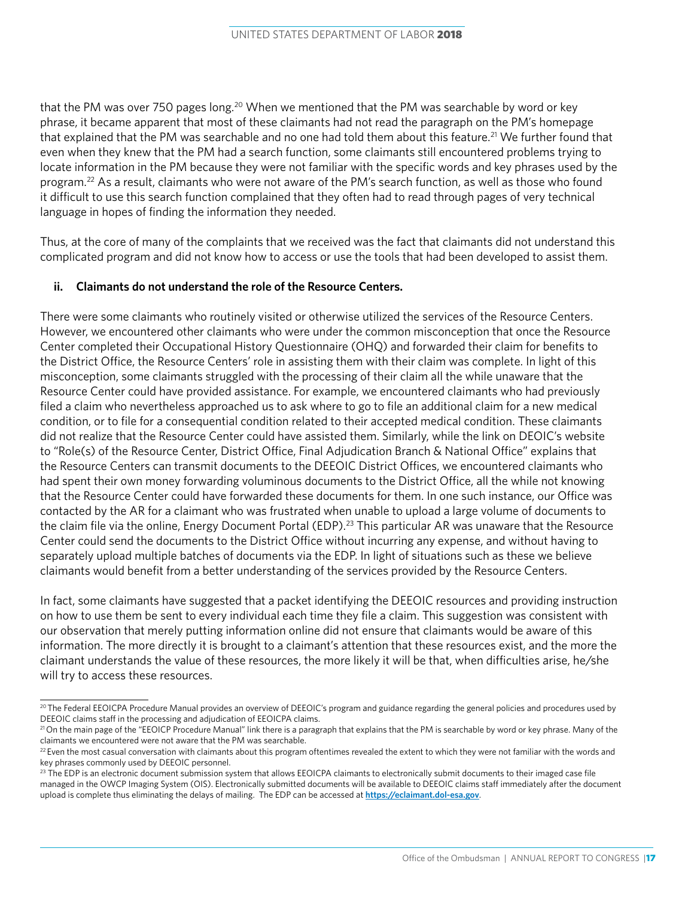that the PM was over 750 pages long.[20] When we mentioned that the PM was searchable by word or key phrase, it became apparent that most of these claimants had not read the paragraph on the PM's homepage that explained that the PM was searchable and no one had told them about this feature.[21] We further found that even when they knew that the PM had a search function, some claimants still encountered problems trying to locate information in the PM because they were not familiar with the specific words and key phrases used by the program.[22] As a result, claimants who were not aware of the PM's search function, as well as those who found it difficult to use this search function complained that they often had to read through pages of very technical language in hopes of finding the information they needed.

Thus, at the core of many of the complaints that we received was the fact that claimants did not understand this complicated program and did not know how to access or use the tools that had been developed to assist them.

**ii. Claimants do not understand the role of the Resource Centers.**

There were some claimants who routinely visited or otherwise utilized the services of the Resource Centers. However, we encountered other claimants who were under the common misconception that once the Resource Center completed their Occupational History Questionnaire (OHQ) and forwarded their claim for benefits to the District Office, the Resource Centers' role in assisting them with their claim was complete. In light of this misconception, some claimants struggled with the processing of their claim all the while unaware that the Resource Center could have provided assistance. For example, we encountered claimants who had previously filed a claim who nevertheless approached us to ask where to go to file an additional claim for a new medical condition, or to file for a consequential condition related to their accepted medical condition. These claimants did not realize that the Resource Center could have assisted them. Similarly, while the link on DEOIC's website to "Role(s) of the Resource Center, District Office, Final Adjudication Branch & National Office" explains that the Resource Centers can transmit documents to the DEEOIC District Offices, we encountered claimants who had spent their own money forwarding voluminous documents to the District Office, all the while not knowing that the Resource Center could have forwarded these documents for them. In one such instance, our Office was contacted by the AR for a claimant who was frustrated when unable to upload a large volume of documents to the claim file via the online, Energy Document Portal (EDP).[23] This particular AR was unaware that the Resource Center could send the documents to the District Office without incurring any expense, and without having to separately upload multiple batches of documents via the EDP. In light of situations such as these we believe claimants would benefit from a better understanding of the services provided by the Resource Centers.

In fact, some claimants have suggested that a packet identifying the DEEOIC resources and providing instruction on how to use them be sent to every individual each time they file a claim. This suggestion was consistent with our observation that merely putting information online did not ensure that claimants would be aware of this information. The more directly it is brought to a claimant's attention that these resources exist, and the more the claimant understands the value of these resources, the more likely it will be that, when difficulties arise, he/she will try to access these resources.

---

[20] The Federal EEOICPA Procedure Manual provides an overview of DEEOIC's program and guidance regarding the general policies and procedures used by DEEOIC claims staff in the processing and adjudication of EEOICPA claims.

[21] On the main page of the "EEOICP Procedure Manual" link there is a paragraph that explains that the PM is searchable by word or key phrase. Many of the claimants we encountered were not aware that the PM was searchable.

[22] Even the most casual conversation with claimants about this program oftentimes revealed the extent to which they were not familiar with the words and key phrases commonly used by DEEOIC personnel.

[23] The EDP is an electronic document submission system that allows EEOICPA claimants to electronically submit documents to their imaged case file managed in the OWCP Imaging System (OIS). Electronically submitted documents will be available to DEEOIC claims staff immediately after the document upload is complete thus eliminating the delays of mailing. The EDP can be accessed at **https://eclaimant.dol-esa.gov**.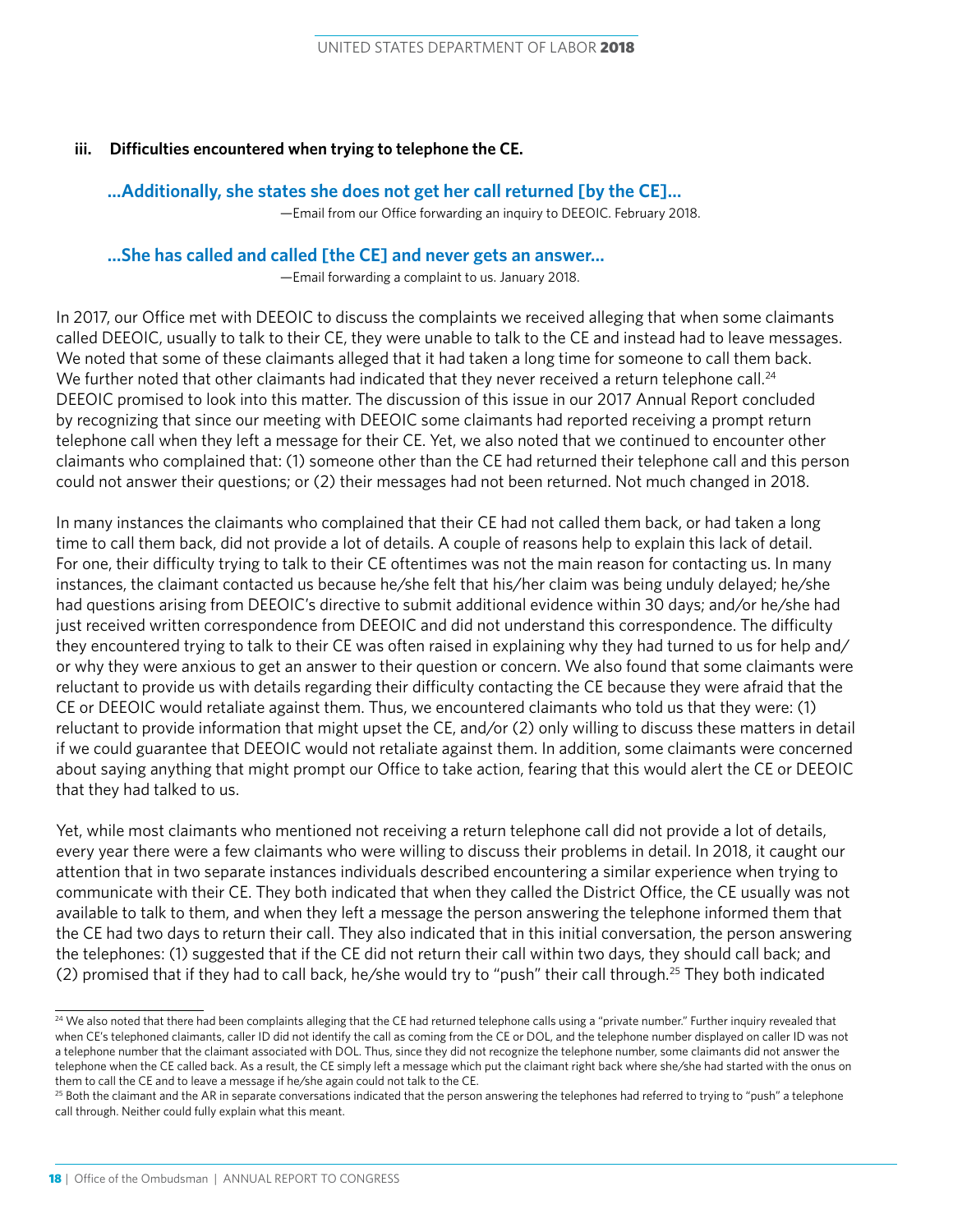### iii. Difficulties encountered when trying to telephone the CE.

**…Additionally, she states she does not get her call returned [by the CE]…**

—Email from our Office forwarding an inquiry to DEEOIC. February 2018.

**…She has called and called [the CE] and never gets an answer…**

—Email forwarding a complaint to us. January 2018.

In 2017, our Office met with DEEOIC to discuss the complaints we received alleging that when some claimants called DEEOIC, usually to talk to their CE, they were unable to talk to the CE and instead had to leave messages. We noted that some of these claimants alleged that it had taken a long time for someone to call them back. We further noted that other claimants had indicated that they never received a return telephone call.[24] DEEOIC promised to look into this matter. The discussion of this issue in our 2017 Annual Report concluded by recognizing that since our meeting with DEEOIC some claimants had reported receiving a prompt return telephone call when they left a message for their CE. Yet, we also noted that we continued to encounter other claimants who complained that: (1) someone other than the CE had returned their telephone call and this person could not answer their questions; or (2) their messages had not been returned. Not much changed in 2018.

In many instances the claimants who complained that their CE had not called them back, or had taken a long time to call them back, did not provide a lot of details. A couple of reasons help to explain this lack of detail. For one, their difficulty trying to talk to their CE oftentimes was not the main reason for contacting us. In many instances, the claimant contacted us because he/she felt that his/her claim was being unduly delayed; he/she had questions arising from DEEOIC's directive to submit additional evidence within 30 days; and/or he/she had just received written correspondence from DEEOIC and did not understand this correspondence. The difficulty they encountered trying to talk to their CE was often raised in explaining why they had turned to us for help and/or why they were anxious to get an answer to their question or concern. We also found that some claimants were reluctant to provide us with details regarding their difficulty contacting the CE because they were afraid that the CE or DEEOIC would retaliate against them. Thus, we encountered claimants who told us that they were: (1) reluctant to provide information that might upset the CE, and/or (2) only willing to discuss these matters in detail if we could guarantee that DEEOIC would not retaliate against them. In addition, some claimants were concerned about saying anything that might prompt our Office to take action, fearing that this would alert the CE or DEEOIC that they had talked to us.

Yet, while most claimants who mentioned not receiving a return telephone call did not provide a lot of details, every year there were a few claimants who were willing to discuss their problems in detail. In 2018, it caught our attention that in two separate instances individuals described encountering a similar experience when trying to communicate with their CE. They both indicated that when they called the District Office, the CE usually was not available to talk to them, and when they left a message the person answering the telephone informed them that the CE had two days to return their call. They also indicated that in this initial conversation, the person answering the telephones: (1) suggested that if the CE did not return their call within two days, they should call back; and (2) promised that if they had to call back, he/she would try to "push" their call through.[25] They both indicated

---

[24] We also noted that there had been complaints alleging that the CE had returned telephone calls using a "private number." Further inquiry revealed that when CE's telephoned claimants, caller ID did not identify the call as coming from the CE or DOL, and the telephone number displayed on caller ID was not a telephone number that the claimant associated with DOL. Thus, since they did not recognize the telephone number, some claimants did not answer the telephone when the CE called back. As a result, the CE simply left a message which put the claimant right back where she/she had started with the onus on them to call the CE and to leave a message if he/she again could not talk to the CE.

[25] Both the claimant and the AR in separate conversations indicated that the person answering the telephones had referred to trying to "push" a telephone call through. Neither could fully explain what this meant.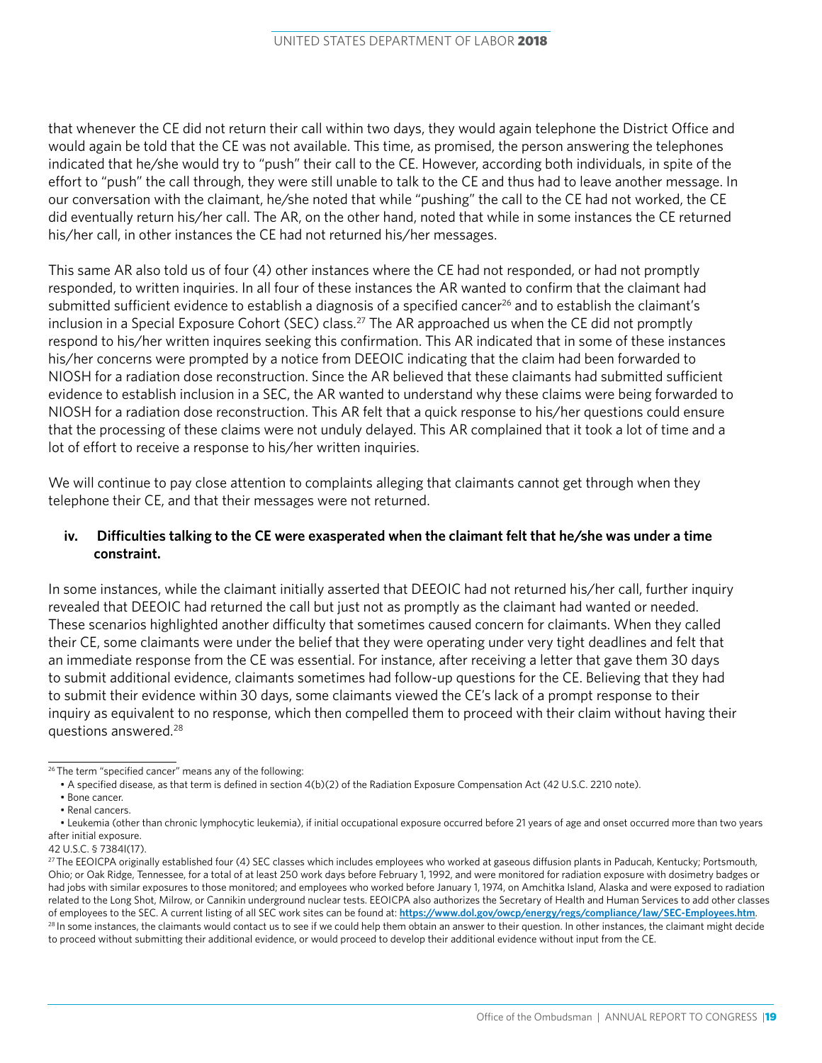that whenever the CE did not return their call within two days, they would again telephone the District Office and would again be told that the CE was not available. This time, as promised, the person answering the telephones indicated that he/she would try to "push" their call to the CE. However, according both individuals, in spite of the effort to "push" the call through, they were still unable to talk to the CE and thus had to leave another message. In our conversation with the claimant, he/she noted that while "pushing" the call to the CE had not worked, the CE did eventually return his/her call. The AR, on the other hand, noted that while in some instances the CE returned his/her call, in other instances the CE had not returned his/her messages.

This same AR also told us of four (4) other instances where the CE had not responded, or had not promptly responded, to written inquiries. In all four of these instances the AR wanted to confirm that the claimant had submitted sufficient evidence to establish a diagnosis of a specified cancer[26] and to establish the claimant's inclusion in a Special Exposure Cohort (SEC) class.[27] The AR approached us when the CE did not promptly respond to his/her written inquires seeking this confirmation. This AR indicated that in some of these instances his/her concerns were prompted by a notice from DEEOIC indicating that the claim had been forwarded to NIOSH for a radiation dose reconstruction. Since the AR believed that these claimants had submitted sufficient evidence to establish inclusion in a SEC, the AR wanted to understand why these claims were being forwarded to NIOSH for a radiation dose reconstruction. This AR felt that a quick response to his/her questions could ensure that the processing of these claims were not unduly delayed. This AR complained that it took a lot of time and a lot of effort to receive a response to his/her written inquiries.

We will continue to pay close attention to complaints alleging that claimants cannot get through when they telephone their CE, and that their messages were not returned.

**iv. Difficulties talking to the CE were exasperated when the claimant felt that he/she was under a time constraint.**

In some instances, while the claimant initially asserted that DEEOIC had not returned his/her call, further inquiry revealed that DEEOIC had returned the call but just not as promptly as the claimant had wanted or needed. These scenarios highlighted another difficulty that sometimes caused concern for claimants. When they called their CE, some claimants were under the belief that they were operating under very tight deadlines and felt that an immediate response from the CE was essential. For instance, after receiving a letter that gave them 30 days to submit additional evidence, claimants sometimes had follow-up questions for the CE. Believing that they had to submit their evidence within 30 days, some claimants viewed the CE's lack of a prompt response to their inquiry as equivalent to no response, which then compelled them to proceed with their claim without having their questions answered.[28]

---

[26] The term "specified cancer" means any of the following:

- A specified disease, as that term is defined in section 4(b)(2) of the Radiation Exposure Compensation Act (42 U.S.C. 2210 note).
- Bone cancer.
- Renal cancers.
- Leukemia (other than chronic lymphocytic leukemia), if initial occupational exposure occurred before 21 years of age and onset occurred more than two years after initial exposure.

42 U.S.C. § 7384l(17).

[27] The EEOICPA originally established four (4) SEC classes which includes employees who worked at gaseous diffusion plants in Paducah, Kentucky; Portsmouth, Ohio; or Oak Ridge, Tennessee, for a total of at least 250 work days before February 1, 1992, and were monitored for radiation exposure with dosimetry badges or had jobs with similar exposures to those monitored; and employees who worked before January 1, 1974, on Amchitka Island, Alaska and were exposed to radiation related to the Long Shot, Milrow, or Cannikin underground nuclear tests. EEOICPA also authorizes the Secretary of Health and Human Services to add other classes of employees to the SEC. A current listing of all SEC work sites can be found at: **https://www.dol.gov/owcp/energy/regs/compliance/law/SEC-Employees.htm**.

[28] In some instances, the claimants would contact us to see if we could help them obtain an answer to their question. In other instances, the claimant might decide to proceed without submitting their additional evidence, or would proceed to develop their additional evidence without input from the CE.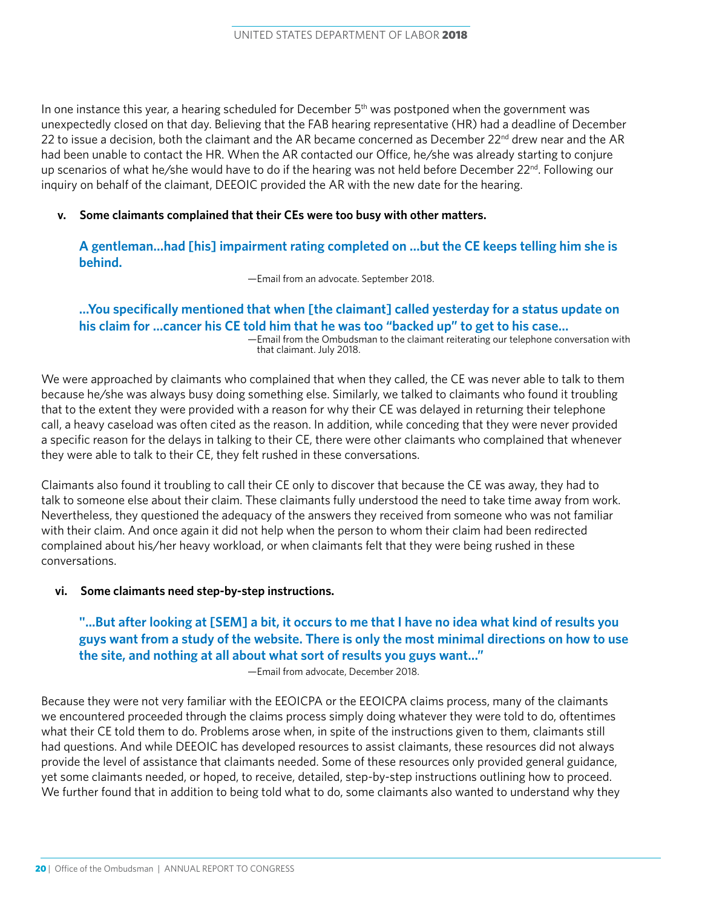In one instance this year, a hearing scheduled for December 5th was postponed when the government was unexpectedly closed on that day. Believing that the FAB hearing representative (HR) had a deadline of December 22 to issue a decision, both the claimant and the AR became concerned as December 22nd drew near and the AR had been unable to contact the HR. When the AR contacted our Office, he/she was already starting to conjure up scenarios of what he/she would have to do if the hearing was not held before December 22nd. Following our inquiry on behalf of the claimant, DEEOIC provided the AR with the new date for the hearing.

**v. Some claimants complained that their CEs were too busy with other matters.**

> **A gentleman…had [his] impairment rating completed on …but the CE keeps telling him she is behind.**
>
> —Email from an advocate. September 2018.

> **…You specifically mentioned that when [the claimant] called yesterday for a status update on his claim for …cancer his CE told him that he was too "backed up" to get to his case…**
>
> —Email from the Ombudsman to the claimant reiterating our telephone conversation with that claimant. July 2018.

We were approached by claimants who complained that when they called, the CE was never able to talk to them because he/she was always busy doing something else. Similarly, we talked to claimants who found it troubling that to the extent they were provided with a reason for why their CE was delayed in returning their telephone call, a heavy caseload was often cited as the reason. In addition, while conceding that they were never provided a specific reason for the delays in talking to their CE, there were other claimants who complained that whenever they were able to talk to their CE, they felt rushed in these conversations.

Claimants also found it troubling to call their CE only to discover that because the CE was away, they had to talk to someone else about their claim. These claimants fully understood the need to take time away from work. Nevertheless, they questioned the adequacy of the answers they received from someone who was not familiar with their claim. And once again it did not help when the person to whom their claim had been redirected complained about his/her heavy workload, or when claimants felt that they were being rushed in these conversations.

**vi. Some claimants need step-by-step instructions.**

> **"…But after looking at [SEM] a bit, it occurs to me that I have no idea what kind of results you guys want from a study of the website. There is only the most minimal directions on how to use the site, and nothing at all about what sort of results you guys want…"**
>
> —Email from advocate, December 2018.

Because they were not very familiar with the EEOICPA or the EEOICPA claims process, many of the claimants we encountered proceeded through the claims process simply doing whatever they were told to do, oftentimes what their CE told them to do. Problems arose when, in spite of the instructions given to them, claimants still had questions. And while DEEOIC has developed resources to assist claimants, these resources did not always provide the level of assistance that claimants needed. Some of these resources only provided general guidance, yet some claimants needed, or hoped, to receive, detailed, step-by-step instructions outlining how to proceed. We further found that in addition to being told what to do, some claimants also wanted to understand why they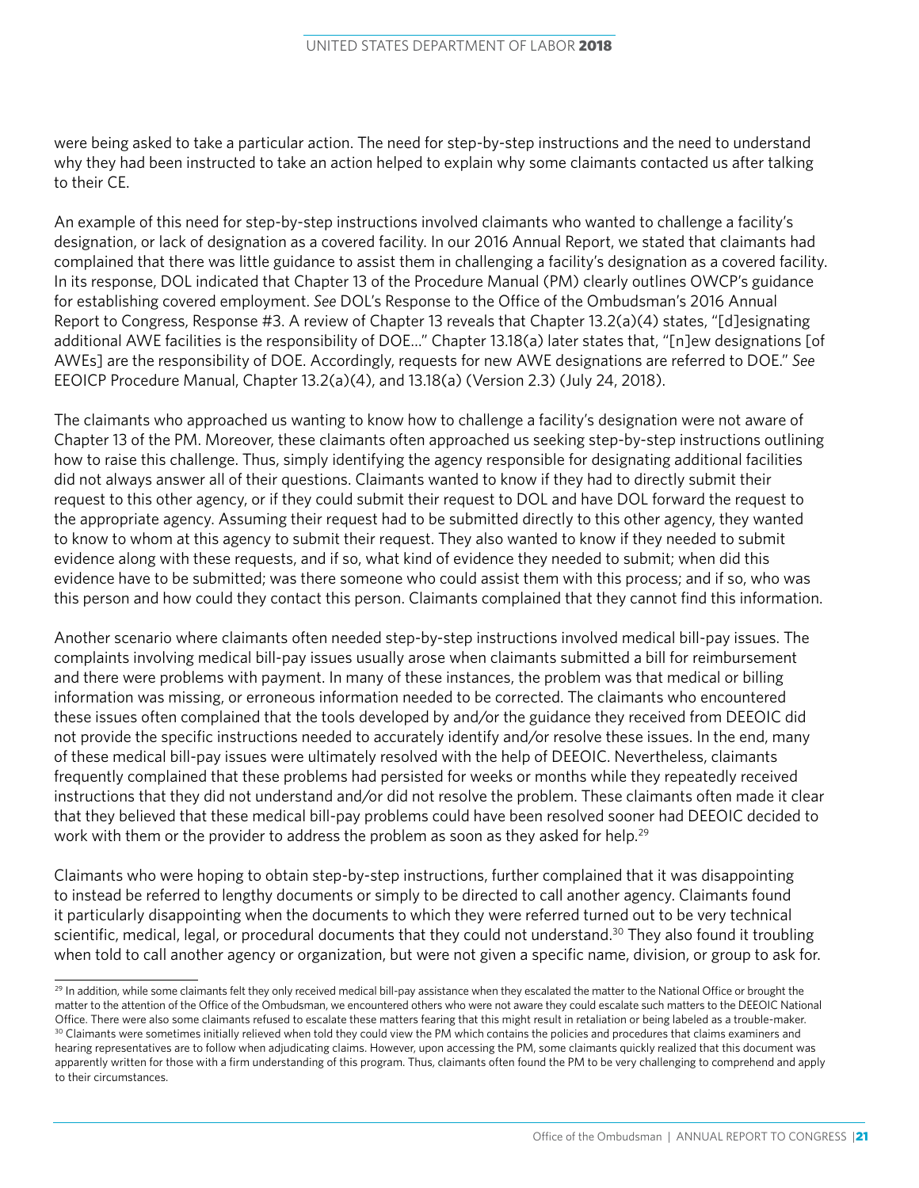were being asked to take a particular action. The need for step-by-step instructions and the need to understand why they had been instructed to take an action helped to explain why some claimants contacted us after talking to their CE.

An example of this need for step-by-step instructions involved claimants who wanted to challenge a facility's designation, or lack of designation as a covered facility. In our 2016 Annual Report, we stated that claimants had complained that there was little guidance to assist them in challenging a facility's designation as a covered facility. In its response, DOL indicated that Chapter 13 of the Procedure Manual (PM) clearly outlines OWCP's guidance for establishing covered employment. *See* DOL's Response to the Office of the Ombudsman's 2016 Annual Report to Congress, Response #3. A review of Chapter 13 reveals that Chapter 13.2(a)(4) states, "[d]esignating additional AWE facilities is the responsibility of DOE…" Chapter 13.18(a) later states that, "[n]ew designations [of AWEs] are the responsibility of DOE. Accordingly, requests for new AWE designations are referred to DOE." *See* EEOICP Procedure Manual, Chapter 13.2(a)(4), and 13.18(a) (Version 2.3) (July 24, 2018).

The claimants who approached us wanting to know how to challenge a facility's designation were not aware of Chapter 13 of the PM. Moreover, these claimants often approached us seeking step-by-step instructions outlining how to raise this challenge. Thus, simply identifying the agency responsible for designating additional facilities did not always answer all of their questions. Claimants wanted to know if they had to directly submit their request to this other agency, or if they could submit their request to DOL and have DOL forward the request to the appropriate agency. Assuming their request had to be submitted directly to this other agency, they wanted to know to whom at this agency to submit their request. They also wanted to know if they needed to submit evidence along with these requests, and if so, what kind of evidence they needed to submit; when did this evidence have to be submitted; was there someone who could assist them with this process; and if so, who was this person and how could they contact this person. Claimants complained that they cannot find this information.

Another scenario where claimants often needed step-by-step instructions involved medical bill-pay issues. The complaints involving medical bill-pay issues usually arose when claimants submitted a bill for reimbursement and there were problems with payment. In many of these instances, the problem was that medical or billing information was missing, or erroneous information needed to be corrected. The claimants who encountered these issues often complained that the tools developed by and/or the guidance they received from DEEOIC did not provide the specific instructions needed to accurately identify and/or resolve these issues. In the end, many of these medical bill-pay issues were ultimately resolved with the help of DEEOIC. Nevertheless, claimants frequently complained that these problems had persisted for weeks or months while they repeatedly received instructions that they did not understand and/or did not resolve the problem. These claimants often made it clear that they believed that these medical bill-pay problems could have been resolved sooner had DEEOIC decided to work with them or the provider to address the problem as soon as they asked for help.[29]

Claimants who were hoping to obtain step-by-step instructions, further complained that it was disappointing to instead be referred to lengthy documents or simply to be directed to call another agency. Claimants found it particularly disappointing when the documents to which they were referred turned out to be very technical scientific, medical, legal, or procedural documents that they could not understand.[30] They also found it troubling when told to call another agency or organization, but were not given a specific name, division, or group to ask for.

---

[29] In addition, while some claimants felt they only received medical bill-pay assistance when they escalated the matter to the National Office or brought the matter to the attention of the Office of the Ombudsman, we encountered others who were not aware they could escalate such matters to the DEEOIC National Office. There were also some claimants refused to escalate these matters fearing that this might result in retaliation or being labeled as a trouble-maker.

[30] Claimants were sometimes initially relieved when told they could view the PM which contains the policies and procedures that claims examiners and hearing representatives are to follow when adjudicating claims. However, upon accessing the PM, some claimants quickly realized that this document was apparently written for those with a firm understanding of this program. Thus, claimants often found the PM to be very challenging to comprehend and apply to their circumstances.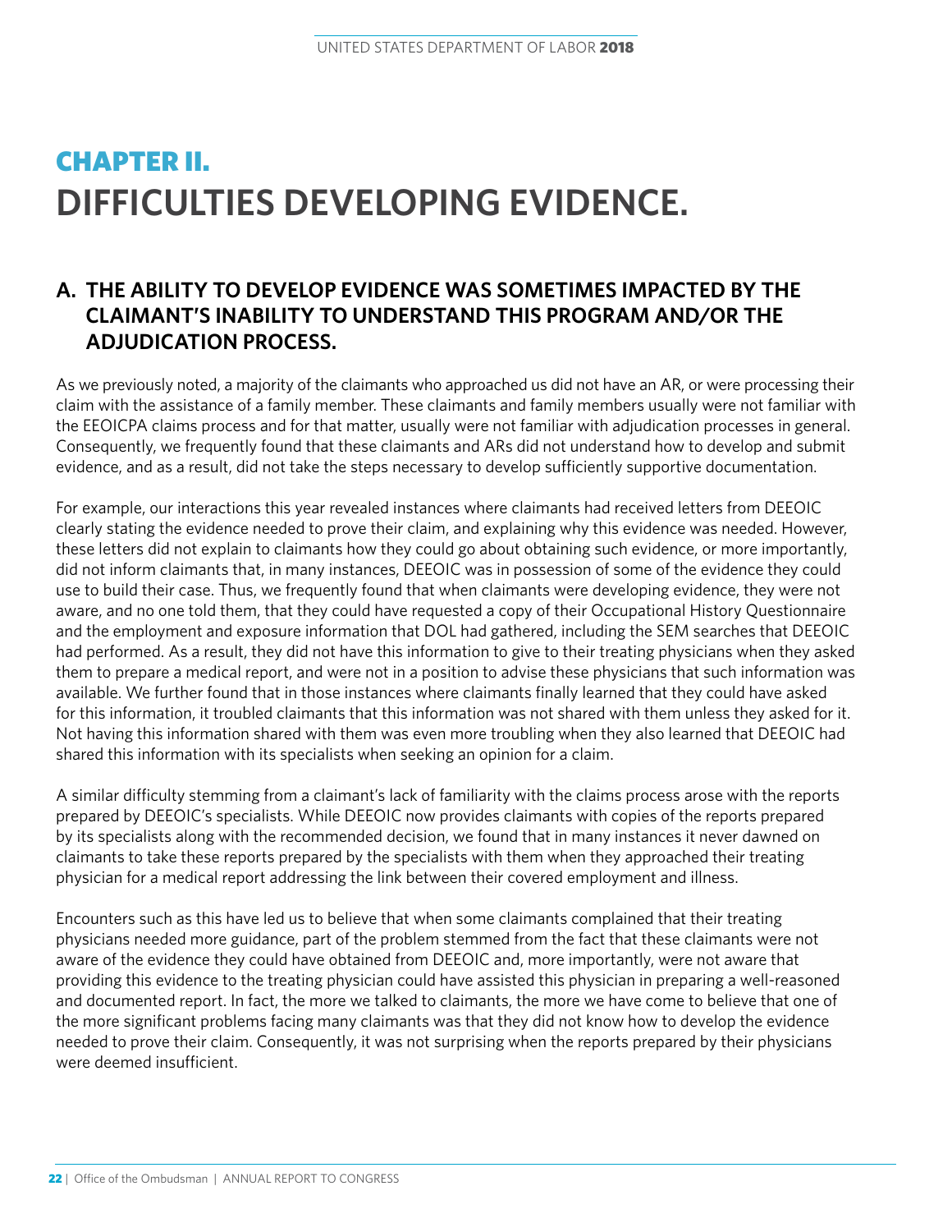# CHAPTER II.

# DIFFICULTIES DEVELOPING EVIDENCE.

## A. THE ABILITY TO DEVELOP EVIDENCE WAS SOMETIMES IMPACTED BY THE CLAIMANT'S INABILITY TO UNDERSTAND THIS PROGRAM AND/OR THE ADJUDICATION PROCESS.

As we previously noted, a majority of the claimants who approached us did not have an AR, or were processing their claim with the assistance of a family member. These claimants and family members usually were not familiar with the EEOICPA claims process and for that matter, usually were not familiar with adjudication processes in general. Consequently, we frequently found that these claimants and ARs did not understand how to develop and submit evidence, and as a result, did not take the steps necessary to develop sufficiently supportive documentation.

For example, our interactions this year revealed instances where claimants had received letters from DEEOIC clearly stating the evidence needed to prove their claim, and explaining why this evidence was needed. However, these letters did not explain to claimants how they could go about obtaining such evidence, or more importantly, did not inform claimants that, in many instances, DEEOIC was in possession of some of the evidence they could use to build their case. Thus, we frequently found that when claimants were developing evidence, they were not aware, and no one told them, that they could have requested a copy of their Occupational History Questionnaire and the employment and exposure information that DOL had gathered, including the SEM searches that DEEOIC had performed. As a result, they did not have this information to give to their treating physicians when they asked them to prepare a medical report, and were not in a position to advise these physicians that such information was available. We further found that in those instances where claimants finally learned that they could have asked for this information, it troubled claimants that this information was not shared with them unless they asked for it. Not having this information shared with them was even more troubling when they also learned that DEEOIC had shared this information with its specialists when seeking an opinion for a claim.

A similar difficulty stemming from a claimant's lack of familiarity with the claims process arose with the reports prepared by DEEOIC's specialists. While DEEOIC now provides claimants with copies of the reports prepared by its specialists along with the recommended decision, we found that in many instances it never dawned on claimants to take these reports prepared by the specialists with them when they approached their treating physician for a medical report addressing the link between their covered employment and illness.

Encounters such as this have led us to believe that when some claimants complained that their treating physicians needed more guidance, part of the problem stemmed from the fact that these claimants were not aware of the evidence they could have obtained from DEEOIC and, more importantly, were not aware that providing this evidence to the treating physician could have assisted this physician in preparing a well-reasoned and documented report. In fact, the more we talked to claimants, the more we have come to believe that one of the more significant problems facing many claimants was that they did not know how to develop the evidence needed to prove their claim. Consequently, it was not surprising when the reports prepared by their physicians were deemed insufficient.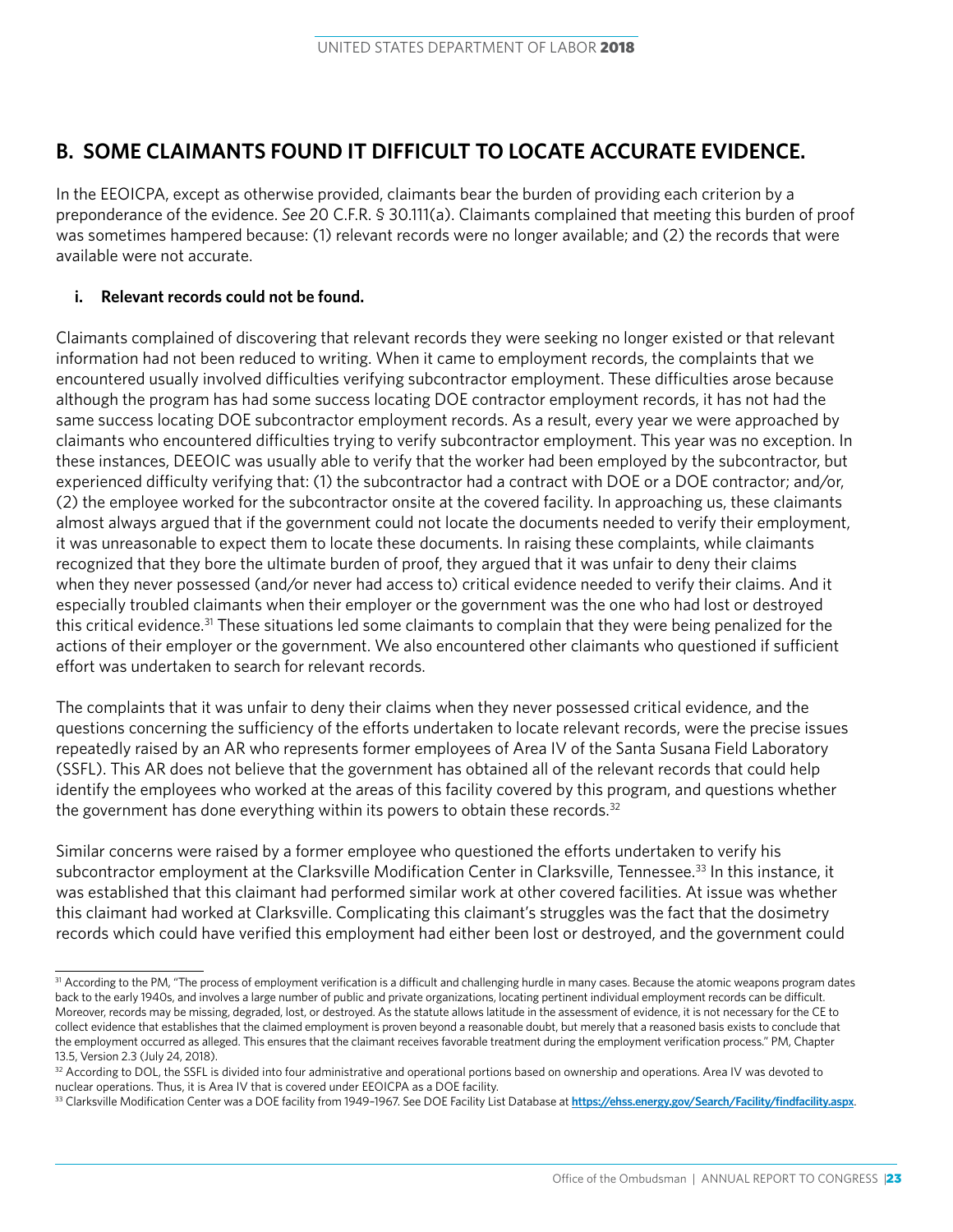## B. SOME CLAIMANTS FOUND IT DIFFICULT TO LOCATE ACCURATE EVIDENCE.

In the EEOICPA, except as otherwise provided, claimants bear the burden of providing each criterion by a preponderance of the evidence. *See* 20 C.F.R. § 30.111(a). Claimants complained that meeting this burden of proof was sometimes hampered because: (1) relevant records were no longer available; and (2) the records that were available were not accurate.

### i. Relevant records could not be found.

Claimants complained of discovering that relevant records they were seeking no longer existed or that relevant information had not been reduced to writing. When it came to employment records, the complaints that we encountered usually involved difficulties verifying subcontractor employment. These difficulties arose because although the program has had some success locating DOE contractor employment records, it has not had the same success locating DOE subcontractor employment records. As a result, every year we were approached by claimants who encountered difficulties trying to verify subcontractor employment. This year was no exception. In these instances, DEEOIC was usually able to verify that the worker had been employed by the subcontractor, but experienced difficulty verifying that: (1) the subcontractor had a contract with DOE or a DOE contractor; and/or, (2) the employee worked for the subcontractor onsite at the covered facility. In approaching us, these claimants almost always argued that if the government could not locate the documents needed to verify their employment, it was unreasonable to expect them to locate these documents. In raising these complaints, while claimants recognized that they bore the ultimate burden of proof, they argued that it was unfair to deny their claims when they never possessed (and/or never had access to) critical evidence needed to verify their claims. And it especially troubled claimants when their employer or the government was the one who had lost or destroyed this critical evidence.[31] These situations led some claimants to complain that they were being penalized for the actions of their employer or the government. We also encountered other claimants who questioned if sufficient effort was undertaken to search for relevant records.

The complaints that it was unfair to deny their claims when they never possessed critical evidence, and the questions concerning the sufficiency of the efforts undertaken to locate relevant records, were the precise issues repeatedly raised by an AR who represents former employees of Area IV of the Santa Susana Field Laboratory (SSFL). This AR does not believe that the government has obtained all of the relevant records that could help identify the employees who worked at the areas of this facility covered by this program, and questions whether the government has done everything within its powers to obtain these records.[32]

Similar concerns were raised by a former employee who questioned the efforts undertaken to verify his subcontractor employment at the Clarksville Modification Center in Clarksville, Tennessee.[33] In this instance, it was established that this claimant had performed similar work at other covered facilities. At issue was whether this claimant had worked at Clarksville. Complicating this claimant's struggles was the fact that the dosimetry records which could have verified this employment had either been lost or destroyed, and the government could

---

[31] According to the PM, "The process of employment verification is a difficult and challenging hurdle in many cases. Because the atomic weapons program dates back to the early 1940s, and involves a large number of public and private organizations, locating pertinent individual employment records can be difficult. Moreover, records may be missing, degraded, lost, or destroyed. As the statute allows latitude in the assessment of evidence, it is not necessary for the CE to collect evidence that establishes that the claimed employment is proven beyond a reasonable doubt, but merely that a reasoned basis exists to conclude that the employment occurred as alleged. This ensures that the claimant receives favorable treatment during the employment verification process." PM, Chapter 13.5, Version 2.3 (July 24, 2018).

[32] According to DOL, the SSFL is divided into four administrative and operational portions based on ownership and operations. Area IV was devoted to nuclear operations. Thus, it is Area IV that is covered under EEOICPA as a DOE facility.

[33] Clarksville Modification Center was a DOE facility from 1949–1967. See DOE Facility List Database at **https://ehss.energy.gov/Search/Facility/findfacility.aspx**.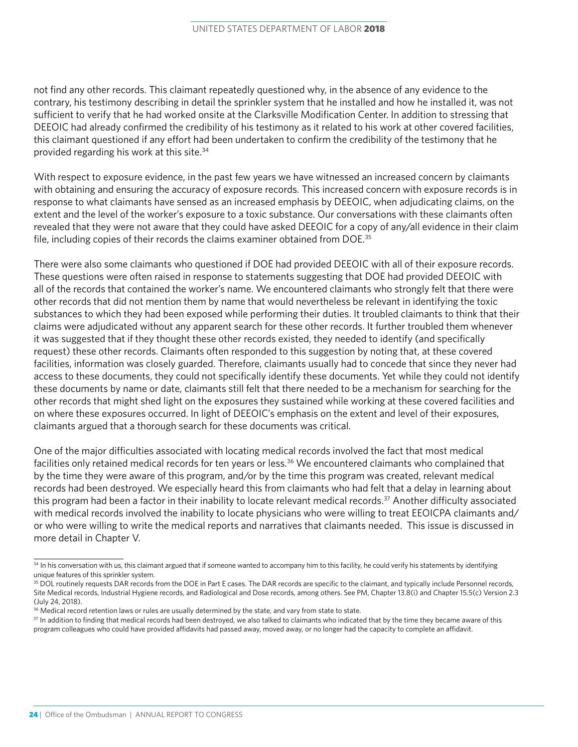not find any other records. This claimant repeatedly questioned why, in the absence of any evidence to the contrary, his testimony describing in detail the sprinkler system that he installed and how he installed it, was not sufficient to verify that he had worked onsite at the Clarksville Modification Center. In addition to stressing that DEEOIC had already confirmed the credibility of his testimony as it related to his work at other covered facilities, this claimant questioned if any effort had been undertaken to confirm the credibility of the testimony that he provided regarding his work at this site.[34]

With respect to exposure evidence, in the past few years we have witnessed an increased concern by claimants with obtaining and ensuring the accuracy of exposure records. This increased concern with exposure records is in response to what claimants have sensed as an increased emphasis by DEEOIC, when adjudicating claims, on the extent and the level of the worker's exposure to a toxic substance. Our conversations with these claimants often revealed that they were not aware that they could have asked DEEOIC for a copy of any/all evidence in their claim file, including copies of their records the claims examiner obtained from DOE.[35]

There were also some claimants who questioned if DOE had provided DEEOIC with all of their exposure records. These questions were often raised in response to statements suggesting that DOE had provided DEEOIC with all of the records that contained the worker's name. We encountered claimants who strongly felt that there were other records that did not mention them by name that would nevertheless be relevant in identifying the toxic substances to which they had been exposed while performing their duties. It troubled claimants to think that their claims were adjudicated without any apparent search for these other records. It further troubled them whenever it was suggested that if they thought these other records existed, they needed to identify (and specifically request) these other records. Claimants often responded to this suggestion by noting that, at these covered facilities, information was closely guarded. Therefore, claimants usually had to concede that since they never had access to these documents, they could not specifically identify these documents. Yet while they could not identify these documents by name or date, claimants still felt that there needed to be a mechanism for searching for the other records that might shed light on the exposures they sustained while working at these covered facilities and on where these exposures occurred. In light of DEEOIC's emphasis on the extent and level of their exposures, claimants argued that a thorough search for these documents was critical.

One of the major difficulties associated with locating medical records involved the fact that most medical facilities only retained medical records for ten years or less.[36] We encountered claimants who complained that by the time they were aware of this program, and/or by the time this program was created, relevant medical records had been destroyed. We especially heard this from claimants who had felt that a delay in learning about this program had been a factor in their inability to locate relevant medical records.[37] Another difficulty associated with medical records involved the inability to locate physicians who were willing to treat EEOICPA claimants and/or who were willing to write the medical reports and narratives that claimants needed. This issue is discussed in more detail in Chapter V.

---

[34] In his conversation with us, this claimant argued that if someone wanted to accompany him to this facility, he could verify his statements by identifying unique features of this sprinkler system.

[35] DOL routinely requests DAR records from the DOE in Part E cases. The DAR records are specific to the claimant, and typically include Personnel records, Site Medical records, Industrial Hygiene records, and Radiological and Dose records, among others. See PM, Chapter 13.8(i) and Chapter 15.5(c) Version 2.3 (July 24, 2018).

[36] Medical record retention laws or rules are usually determined by the state, and vary from state to state.

[37] In addition to finding that medical records had been destroyed, we also talked to claimants who indicated that by the time they became aware of this program colleagues who could have provided affidavits had passed away, moved away, or no longer had the capacity to complete an affidavit.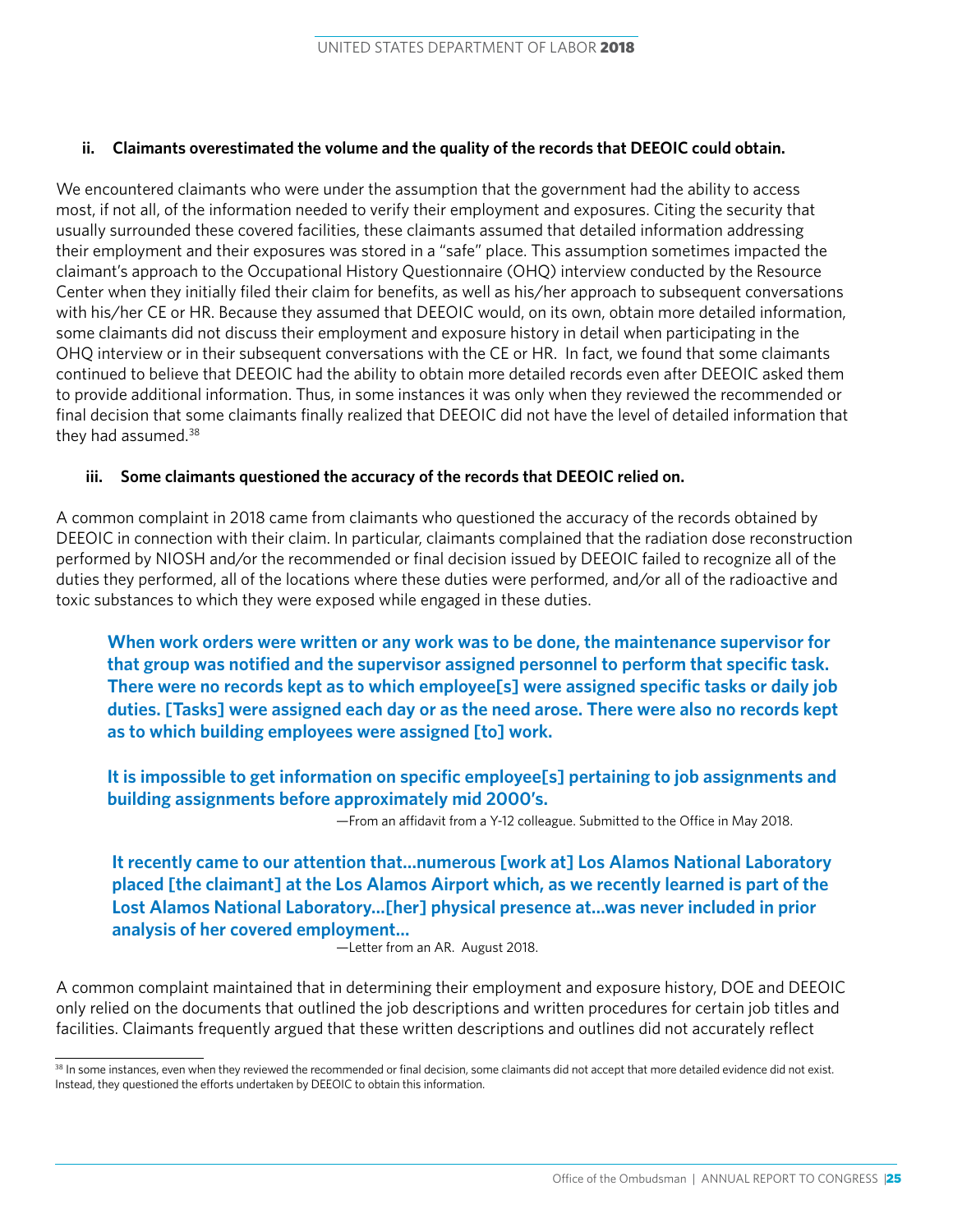#### ii. Claimants overestimated the volume and the quality of the records that DEEOIC could obtain.

We encountered claimants who were under the assumption that the government had the ability to access most, if not all, of the information needed to verify their employment and exposures. Citing the security that usually surrounded these covered facilities, these claimants assumed that detailed information addressing their employment and their exposures was stored in a "safe" place. This assumption sometimes impacted the claimant's approach to the Occupational History Questionnaire (OHQ) interview conducted by the Resource Center when they initially filed their claim for benefits, as well as his/her approach to subsequent conversations with his/her CE or HR. Because they assumed that DEEOIC would, on its own, obtain more detailed information, some claimants did not discuss their employment and exposure history in detail when participating in the OHQ interview or in their subsequent conversations with the CE or HR. In fact, we found that some claimants continued to believe that DEEOIC had the ability to obtain more detailed records even after DEEOIC asked them to provide additional information. Thus, in some instances it was only when they reviewed the recommended or final decision that some claimants finally realized that DEEOIC did not have the level of detailed information that they had assumed.[38]

#### iii. Some claimants questioned the accuracy of the records that DEEOIC relied on.

A common complaint in 2018 came from claimants who questioned the accuracy of the records obtained by DEEOIC in connection with their claim. In particular, claimants complained that the radiation dose reconstruction performed by NIOSH and/or the recommended or final decision issued by DEEOIC failed to recognize all of the duties they performed, all of the locations where these duties were performed, and/or all of the radioactive and toxic substances to which they were exposed while engaged in these duties.

> **When work orders were written or any work was to be done, the maintenance supervisor for that group was notified and the supervisor assigned personnel to perform that specific task. There were no records kept as to which employee[s] were assigned specific tasks or daily job duties. [Tasks] were assigned each day or as the need arose. There were also no records kept as to which building employees were assigned [to] work.**
>
> **It is impossible to get information on specific employee[s] pertaining to job assignments and building assignments before approximately mid 2000's.**
>
> —From an affidavit from a Y-12 colleague. Submitted to the Office in May 2018.

> **It recently came to our attention that…numerous [work at] Los Alamos National Laboratory placed [the claimant] at the Los Alamos Airport which, as we recently learned is part of the Lost Alamos National Laboratory…[her] physical presence at…was never included in prior analysis of her covered employment…**
>
> —Letter from an AR. August 2018.

A common complaint maintained that in determining their employment and exposure history, DOE and DEEOIC only relied on the documents that outlined the job descriptions and written procedures for certain job titles and facilities. Claimants frequently argued that these written descriptions and outlines did not accurately reflect

---

[38] In some instances, even when they reviewed the recommended or final decision, some claimants did not accept that more detailed evidence did not exist. Instead, they questioned the efforts undertaken by DEEOIC to obtain this information.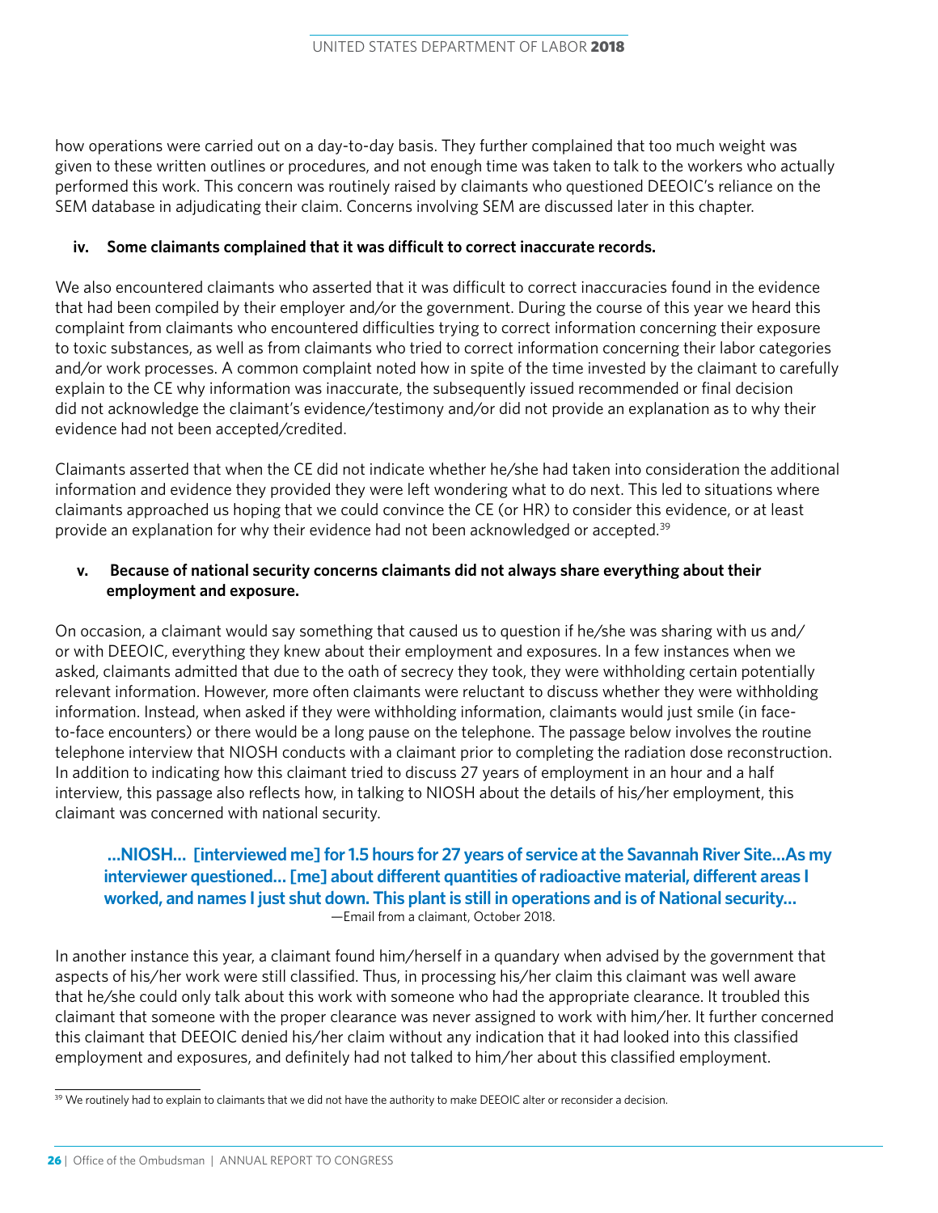how operations were carried out on a day-to-day basis. They further complained that too much weight was given to these written outlines or procedures, and not enough time was taken to talk to the workers who actually performed this work. This concern was routinely raised by claimants who questioned DEEOIC's reliance on the SEM database in adjudicating their claim. Concerns involving SEM are discussed later in this chapter.

#### iv. Some claimants complained that it was difficult to correct inaccurate records.

We also encountered claimants who asserted that it was difficult to correct inaccuracies found in the evidence that had been compiled by their employer and/or the government. During the course of this year we heard this complaint from claimants who encountered difficulties trying to correct information concerning their exposure to toxic substances, as well as from claimants who tried to correct information concerning their labor categories and/or work processes. A common complaint noted how in spite of the time invested by the claimant to carefully explain to the CE why information was inaccurate, the subsequently issued recommended or final decision did not acknowledge the claimant's evidence/testimony and/or did not provide an explanation as to why their evidence had not been accepted/credited.

Claimants asserted that when the CE did not indicate whether he/she had taken into consideration the additional information and evidence they provided they were left wondering what to do next. This led to situations where claimants approached us hoping that we could convince the CE (or HR) to consider this evidence, or at least provide an explanation for why their evidence had not been acknowledged or accepted.[39]

#### v. Because of national security concerns claimants did not always share everything about their employment and exposure.

On occasion, a claimant would say something that caused us to question if he/she was sharing with us and/or with DEEOIC, everything they knew about their employment and exposures. In a few instances when we asked, claimants admitted that due to the oath of secrecy they took, they were withholding certain potentially relevant information. However, more often claimants were reluctant to discuss whether they were withholding information. Instead, when asked if they were withholding information, claimants would just smile (in face-to-face encounters) or there would be a long pause on the telephone. The passage below involves the routine telephone interview that NIOSH conducts with a claimant prior to completing the radiation dose reconstruction. In addition to indicating how this claimant tried to discuss 27 years of employment in an hour and a half interview, this passage also reflects how, in talking to NIOSH about the details of his/her employment, this claimant was concerned with national security.

> **...NIOSH... [interviewed me] for 1.5 hours for 27 years of service at the Savannah River Site...As my interviewer questioned... [me] about different quantities of radioactive material, different areas I worked, and names I just shut down. This plant is still in operations and is of National security...**
>
> —Email from a claimant, October 2018.

In another instance this year, a claimant found him/herself in a quandary when advised by the government that aspects of his/her work were still classified. Thus, in processing his/her claim this claimant was well aware that he/she could only talk about this work with someone who had the appropriate clearance. It troubled this claimant that someone with the proper clearance was never assigned to work with him/her. It further concerned this claimant that DEEOIC denied his/her claim without any indication that it had looked into this classified employment and exposures, and definitely had not talked to him/her about this classified employment.

---

[39] We routinely had to explain to claimants that we did not have the authority to make DEEOIC alter or reconsider a decision.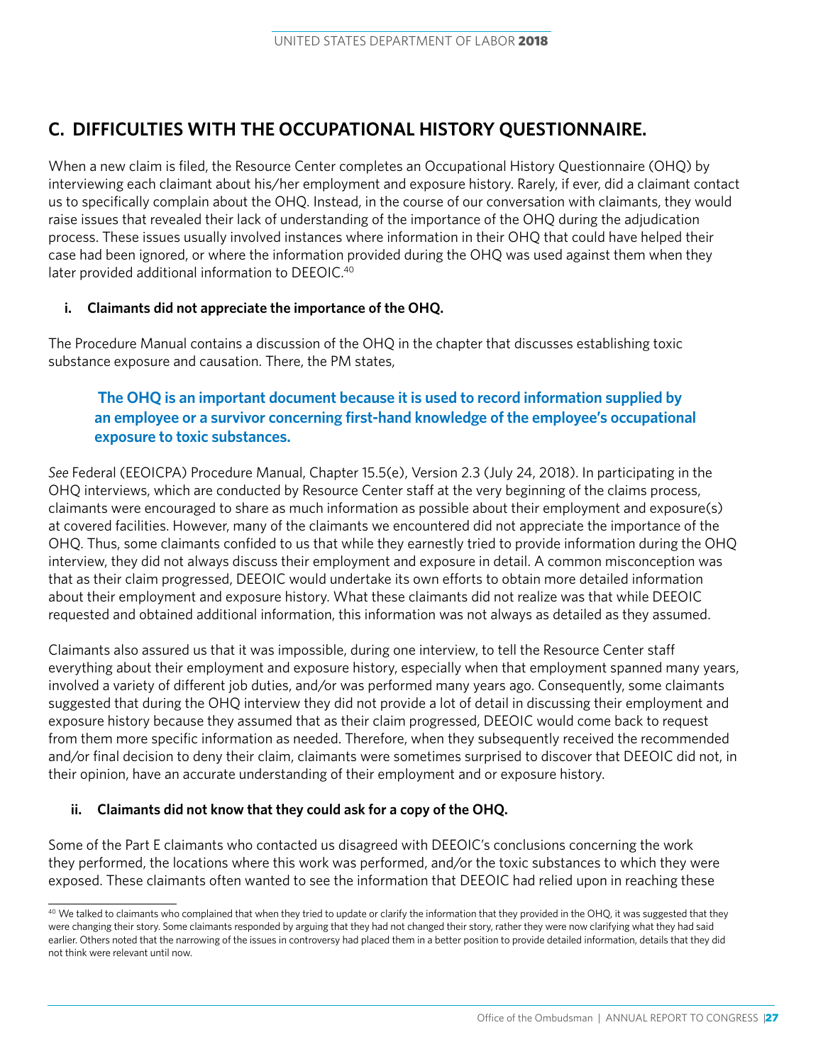## C. DIFFICULTIES WITH THE OCCUPATIONAL HISTORY QUESTIONNAIRE.

When a new claim is filed, the Resource Center completes an Occupational History Questionnaire (OHQ) by interviewing each claimant about his/her employment and exposure history. Rarely, if ever, did a claimant contact us to specifically complain about the OHQ. Instead, in the course of our conversation with claimants, they would raise issues that revealed their lack of understanding of the importance of the OHQ during the adjudication process. These issues usually involved instances where information in their OHQ that could have helped their case had been ignored, or where the information provided during the OHQ was used against them when they later provided additional information to DEEOIC.[40]

### i. Claimants did not appreciate the importance of the OHQ.

The Procedure Manual contains a discussion of the OHQ in the chapter that discusses establishing toxic substance exposure and causation. There, the PM states,

> **The OHQ is an important document because it is used to record information supplied by an employee or a survivor concerning first-hand knowledge of the employee's occupational exposure to toxic substances.**

*See* Federal (EEOICPA) Procedure Manual, Chapter 15.5(e), Version 2.3 (July 24, 2018). In participating in the OHQ interviews, which are conducted by Resource Center staff at the very beginning of the claims process, claimants were encouraged to share as much information as possible about their employment and exposure(s) at covered facilities. However, many of the claimants we encountered did not appreciate the importance of the OHQ. Thus, some claimants confided to us that while they earnestly tried to provide information during the OHQ interview, they did not always discuss their employment and exposure in detail. A common misconception was that as their claim progressed, DEEOIC would undertake its own efforts to obtain more detailed information about their employment and exposure history. What these claimants did not realize was that while DEEOIC requested and obtained additional information, this information was not always as detailed as they assumed.

Claimants also assured us that it was impossible, during one interview, to tell the Resource Center staff everything about their employment and exposure history, especially when that employment spanned many years, involved a variety of different job duties, and/or was performed many years ago. Consequently, some claimants suggested that during the OHQ interview they did not provide a lot of detail in discussing their employment and exposure history because they assumed that as their claim progressed, DEEOIC would come back to request from them more specific information as needed. Therefore, when they subsequently received the recommended and/or final decision to deny their claim, claimants were sometimes surprised to discover that DEEOIC did not, in their opinion, have an accurate understanding of their employment and or exposure history.

### ii. Claimants did not know that they could ask for a copy of the OHQ.

Some of the Part E claimants who contacted us disagreed with DEEOIC's conclusions concerning the work they performed, the locations where this work was performed, and/or the toxic substances to which they were exposed. These claimants often wanted to see the information that DEEOIC had relied upon in reaching these

---

[40] We talked to claimants who complained that when they tried to update or clarify the information that they provided in the OHQ, it was suggested that they were changing their story. Some claimants responded by arguing that they had not changed their story, rather they were now clarifying what they had said earlier. Others noted that the narrowing of the issues in controversy had placed them in a better position to provide detailed information, details that they did not think were relevant until now.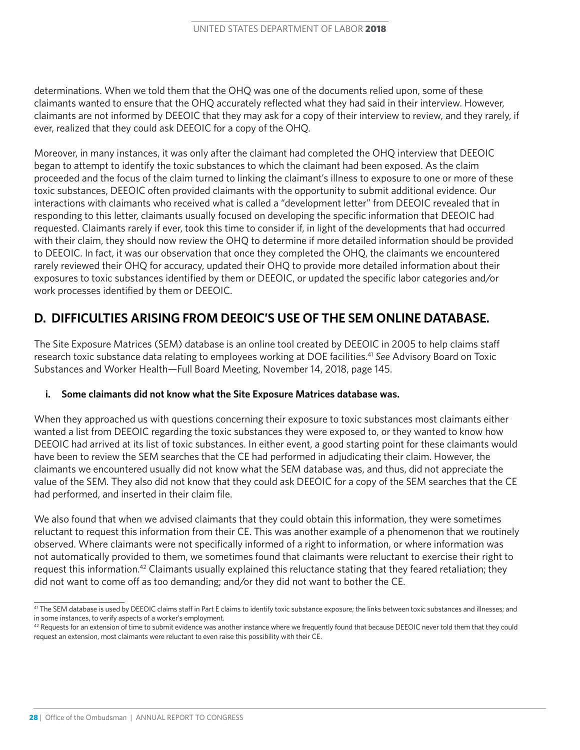determinations. When we told them that the OHQ was one of the documents relied upon, some of these claimants wanted to ensure that the OHQ accurately reflected what they had said in their interview. However, claimants are not informed by DEEOIC that they may ask for a copy of their interview to review, and they rarely, if ever, realized that they could ask DEEOIC for a copy of the OHQ.

Moreover, in many instances, it was only after the claimant had completed the OHQ interview that DEEOIC began to attempt to identify the toxic substances to which the claimant had been exposed. As the claim proceeded and the focus of the claim turned to linking the claimant's illness to exposure to one or more of these toxic substances, DEEOIC often provided claimants with the opportunity to submit additional evidence. Our interactions with claimants who received what is called a "development letter" from DEEOIC revealed that in responding to this letter, claimants usually focused on developing the specific information that DEEOIC had requested. Claimants rarely if ever, took this time to consider if, in light of the developments that had occurred with their claim, they should now review the OHQ to determine if more detailed information should be provided to DEEOIC. In fact, it was our observation that once they completed the OHQ, the claimants we encountered rarely reviewed their OHQ for accuracy, updated their OHQ to provide more detailed information about their exposures to toxic substances identified by them or DEEOIC, or updated the specific labor categories and/or work processes identified by them or DEEOIC.

## D. DIFFICULTIES ARISING FROM DEEOIC'S USE OF THE SEM ONLINE DATABASE.

The Site Exposure Matrices (SEM) database is an online tool created by DEEOIC in 2005 to help claims staff research toxic substance data relating to employees working at DOE facilities.[41] *See* Advisory Board on Toxic Substances and Worker Health—Full Board Meeting, November 14, 2018, page 145.

### i. Some claimants did not know what the Site Exposure Matrices database was.

When they approached us with questions concerning their exposure to toxic substances most claimants either wanted a list from DEEOIC regarding the toxic substances they were exposed to, or they wanted to know how DEEOIC had arrived at its list of toxic substances. In either event, a good starting point for these claimants would have been to review the SEM searches that the CE had performed in adjudicating their claim. However, the claimants we encountered usually did not know what the SEM database was, and thus, did not appreciate the value of the SEM. They also did not know that they could ask DEEOIC for a copy of the SEM searches that the CE had performed, and inserted in their claim file.

We also found that when we advised claimants that they could obtain this information, they were sometimes reluctant to request this information from their CE. This was another example of a phenomenon that we routinely observed. Where claimants were not specifically informed of a right to information, or where information was not automatically provided to them, we sometimes found that claimants were reluctant to exercise their right to request this information.[42] Claimants usually explained this reluctance stating that they feared retaliation; they did not want to come off as too demanding; and/or they did not want to bother the CE.

---

[41] The SEM database is used by DEEOIC claims staff in Part E claims to identify toxic substance exposure; the links between toxic substances and illnesses; and in some instances, to verify aspects of a worker's employment.

[42] Requests for an extension of time to submit evidence was another instance where we frequently found that because DEEOIC never told them that they could request an extension, most claimants were reluctant to even raise this possibility with their CE.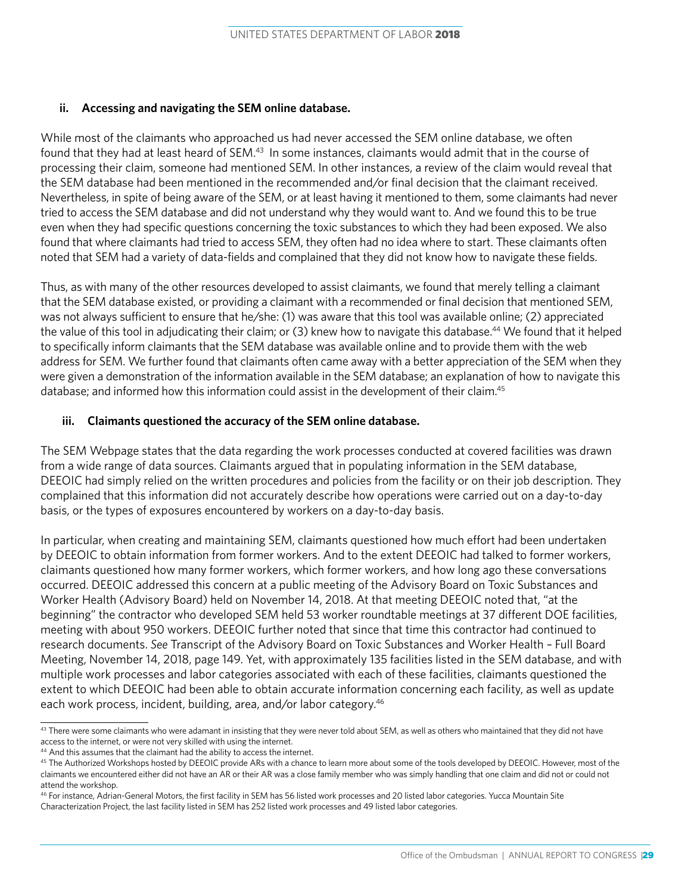### ii. Accessing and navigating the SEM online database.

While most of the claimants who approached us had never accessed the SEM online database, we often found that they had at least heard of SEM.[43] In some instances, claimants would admit that in the course of processing their claim, someone had mentioned SEM. In other instances, a review of the claim would reveal that the SEM database had been mentioned in the recommended and/or final decision that the claimant received. Nevertheless, in spite of being aware of the SEM, or at least having it mentioned to them, some claimants had never tried to access the SEM database and did not understand why they would want to. And we found this to be true even when they had specific questions concerning the toxic substances to which they had been exposed. We also found that where claimants had tried to access SEM, they often had no idea where to start. These claimants often noted that SEM had a variety of data-fields and complained that they did not know how to navigate these fields.

Thus, as with many of the other resources developed to assist claimants, we found that merely telling a claimant that the SEM database existed, or providing a claimant with a recommended or final decision that mentioned SEM, was not always sufficient to ensure that he/she: (1) was aware that this tool was available online; (2) appreciated the value of this tool in adjudicating their claim; or (3) knew how to navigate this database.[44] We found that it helped to specifically inform claimants that the SEM database was available online and to provide them with the web address for SEM. We further found that claimants often came away with a better appreciation of the SEM when they were given a demonstration of the information available in the SEM database; an explanation of how to navigate this database; and informed how this information could assist in the development of their claim.[45]

### iii. Claimants questioned the accuracy of the SEM online database.

The SEM Webpage states that the data regarding the work processes conducted at covered facilities was drawn from a wide range of data sources. Claimants argued that in populating information in the SEM database, DEEOIC had simply relied on the written procedures and policies from the facility or on their job description. They complained that this information did not accurately describe how operations were carried out on a day-to-day basis, or the types of exposures encountered by workers on a day-to-day basis.

In particular, when creating and maintaining SEM, claimants questioned how much effort had been undertaken by DEEOIC to obtain information from former workers. And to the extent DEEOIC had talked to former workers, claimants questioned how many former workers, which former workers, and how long ago these conversations occurred. DEEOIC addressed this concern at a public meeting of the Advisory Board on Toxic Substances and Worker Health (Advisory Board) held on November 14, 2018. At that meeting DEEOIC noted that, "at the beginning" the contractor who developed SEM held 53 worker roundtable meetings at 37 different DOE facilities, meeting with about 950 workers. DEEOIC further noted that since that time this contractor had continued to research documents. *See* Transcript of the Advisory Board on Toxic Substances and Worker Health – Full Board Meeting, November 14, 2018, page 149. Yet, with approximately 135 facilities listed in the SEM database, and with multiple work processes and labor categories associated with each of these facilities, claimants questioned the extent to which DEEOIC had been able to obtain accurate information concerning each facility, as well as update each work process, incident, building, area, and/or labor category.[46]

---

[43] There were some claimants who were adamant in insisting that they were never told about SEM, as well as others who maintained that they did not have access to the internet, or were not very skilled with using the internet.

[44] And this assumes that the claimant had the ability to access the internet.

[45] The Authorized Workshops hosted by DEEOIC provide ARs with a chance to learn more about some of the tools developed by DEEOIC. However, most of the claimants we encountered either did not have an AR or their AR was a close family member who was simply handling that one claim and did not or could not attend the workshop.

[46] For instance, Adrian-General Motors, the first facility in SEM has 56 listed work processes and 20 listed labor categories. Yucca Mountain Site Characterization Project, the last facility listed in SEM has 252 listed work processes and 49 listed labor categories.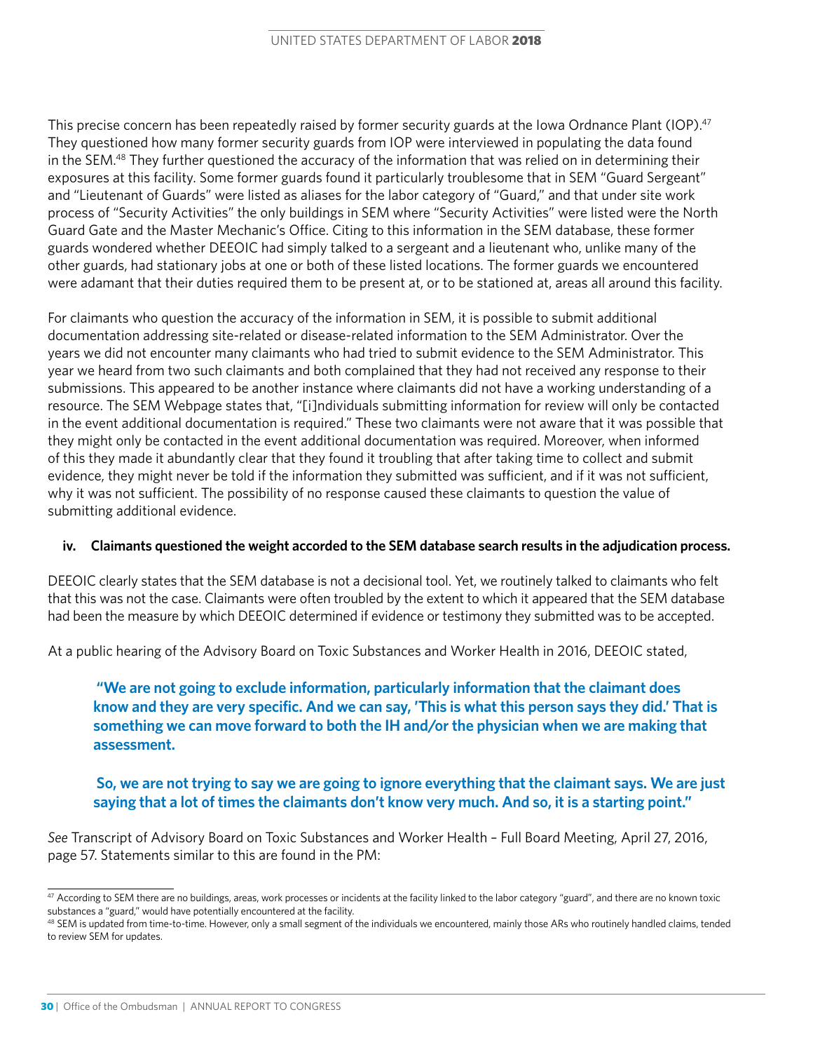This precise concern has been repeatedly raised by former security guards at the Iowa Ordnance Plant (IOP).[47] They questioned how many former security guards from IOP were interviewed in populating the data found in the SEM.[48] They further questioned the accuracy of the information that was relied on in determining their exposures at this facility. Some former guards found it particularly troublesome that in SEM "Guard Sergeant" and "Lieutenant of Guards" were listed as aliases for the labor category of "Guard," and that under site work process of "Security Activities" the only buildings in SEM where "Security Activities" were listed were the North Guard Gate and the Master Mechanic's Office. Citing to this information in the SEM database, these former guards wondered whether DEEOIC had simply talked to a sergeant and a lieutenant who, unlike many of the other guards, had stationary jobs at one or both of these listed locations. The former guards we encountered were adamant that their duties required them to be present at, or to be stationed at, areas all around this facility.

For claimants who question the accuracy of the information in SEM, it is possible to submit additional documentation addressing site-related or disease-related information to the SEM Administrator. Over the years we did not encounter many claimants who had tried to submit evidence to the SEM Administrator. This year we heard from two such claimants and both complained that they had not received any response to their submissions. This appeared to be another instance where claimants did not have a working understanding of a resource. The SEM Webpage states that, "[i]ndividuals submitting information for review will only be contacted in the event additional documentation is required." These two claimants were not aware that it was possible that they might only be contacted in the event additional documentation was required. Moreover, when informed of this they made it abundantly clear that they found it troubling that after taking time to collect and submit evidence, they might never be told if the information they submitted was sufficient, and if it was not sufficient, why it was not sufficient. The possibility of no response caused these claimants to question the value of submitting additional evidence.

#### iv. Claimants questioned the weight accorded to the SEM database search results in the adjudication process.

DEEOIC clearly states that the SEM database is not a decisional tool. Yet, we routinely talked to claimants who felt that this was not the case. Claimants were often troubled by the extent to which it appeared that the SEM database had been the measure by which DEEOIC determined if evidence or testimony they submitted was to be accepted.

At a public hearing of the Advisory Board on Toxic Substances and Worker Health in 2016, DEEOIC stated,

> **"We are not going to exclude information, particularly information that the claimant does know and they are very specific. And we can say, 'This is what this person says they did.' That is something we can move forward to both the IH and/or the physician when we are making that assessment.**
>
> **So, we are not trying to say we are going to ignore everything that the claimant says. We are just saying that a lot of times the claimants don't know very much. And so, it is a starting point."**

*See* Transcript of Advisory Board on Toxic Substances and Worker Health – Full Board Meeting, April 27, 2016, page 57. Statements similar to this are found in the PM:

---

[47] According to SEM there are no buildings, areas, work processes or incidents at the facility linked to the labor category "guard", and there are no known toxic substances a "guard," would have potentially encountered at the facility.

[48] SEM is updated from time-to-time. However, only a small segment of the individuals we encountered, mainly those ARs who routinely handled claims, tended to review SEM for updates.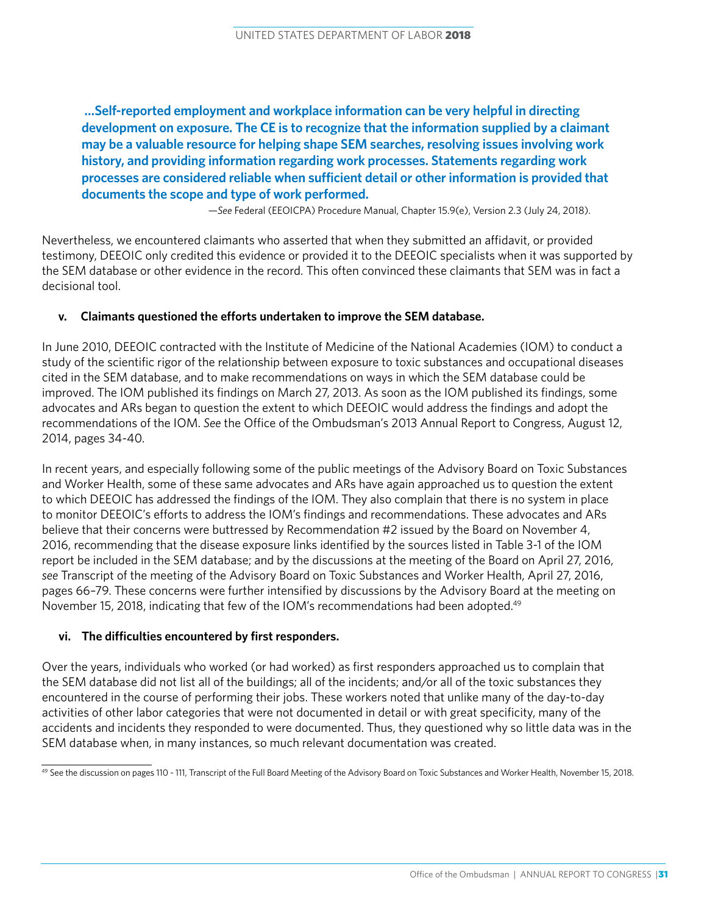**...Self-reported employment and workplace information can be very helpful in directing development on exposure. The CE is to recognize that the information supplied by a claimant may be a valuable resource for helping shape SEM searches, resolving issues involving work history, and providing information regarding work processes. Statements regarding work processes are considered reliable when sufficient detail or other information is provided that documents the scope and type of work performed.**

—*See* Federal (EEOICPA) Procedure Manual, Chapter 15.9(e), Version 2.3 (July 24, 2018).

Nevertheless, we encountered claimants who asserted that when they submitted an affidavit, or provided testimony, DEEOIC only credited this evidence or provided it to the DEEOIC specialists when it was supported by the SEM database or other evidence in the record. This often convinced these claimants that SEM was in fact a decisional tool.

### v. Claimants questioned the efforts undertaken to improve the SEM database.

In June 2010, DEEOIC contracted with the Institute of Medicine of the National Academies (IOM) to conduct a study of the scientific rigor of the relationship between exposure to toxic substances and occupational diseases cited in the SEM database, and to make recommendations on ways in which the SEM database could be improved. The IOM published its findings on March 27, 2013. As soon as the IOM published its findings, some advocates and ARs began to question the extent to which DEEOIC would address the findings and adopt the recommendations of the IOM. *See* the Office of the Ombudsman's 2013 Annual Report to Congress, August 12, 2014, pages 34-40.

In recent years, and especially following some of the public meetings of the Advisory Board on Toxic Substances and Worker Health, some of these same advocates and ARs have again approached us to question the extent to which DEEOIC has addressed the findings of the IOM. They also complain that there is no system in place to monitor DEEOIC's efforts to address the IOM's findings and recommendations. These advocates and ARs believe that their concerns were buttressed by Recommendation #2 issued by the Board on November 4, 2016, recommending that the disease exposure links identified by the sources listed in Table 3-1 of the IOM report be included in the SEM database; and by the discussions at the meeting of the Board on April 27, 2016, *see* Transcript of the meeting of the Advisory Board on Toxic Substances and Worker Health, April 27, 2016, pages 66–79. These concerns were further intensified by discussions by the Advisory Board at the meeting on November 15, 2018, indicating that few of the IOM's recommendations had been adopted.[49]

### vi. The difficulties encountered by first responders.

Over the years, individuals who worked (or had worked) as first responders approached us to complain that the SEM database did not list all of the buildings; all of the incidents; and/or all of the toxic substances they encountered in the course of performing their jobs. These workers noted that unlike many of the day-to-day activities of other labor categories that were not documented in detail or with great specificity, many of the accidents and incidents they responded to were documented. Thus, they questioned why so little data was in the SEM database when, in many instances, so much relevant documentation was created.

---

[49] See the discussion on pages 110 - 111, Transcript of the Full Board Meeting of the Advisory Board on Toxic Substances and Worker Health, November 15, 2018.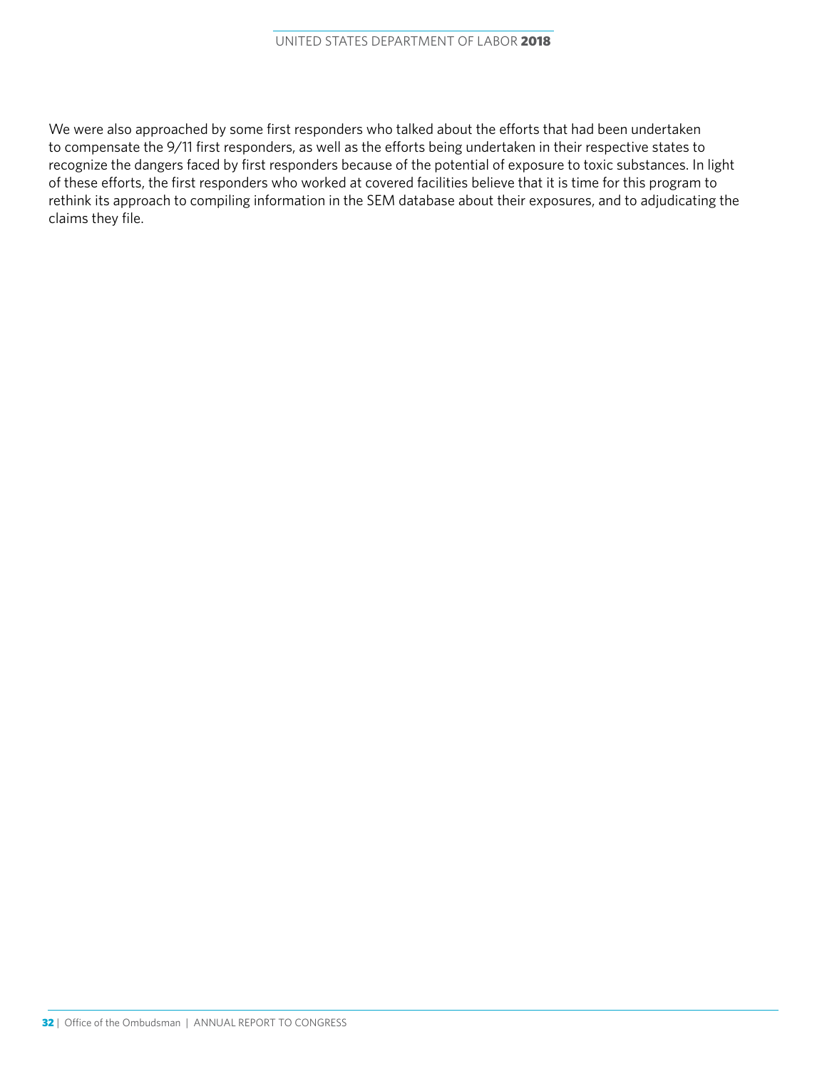We were also approached by some first responders who talked about the efforts that had been undertaken to compensate the 9/11 first responders, as well as the efforts being undertaken in their respective states to recognize the dangers faced by first responders because of the potential of exposure to toxic substances. In light of these efforts, the first responders who worked at covered facilities believe that it is time for this program to rethink its approach to compiling information in the SEM database about their exposures, and to adjudicating the claims they file.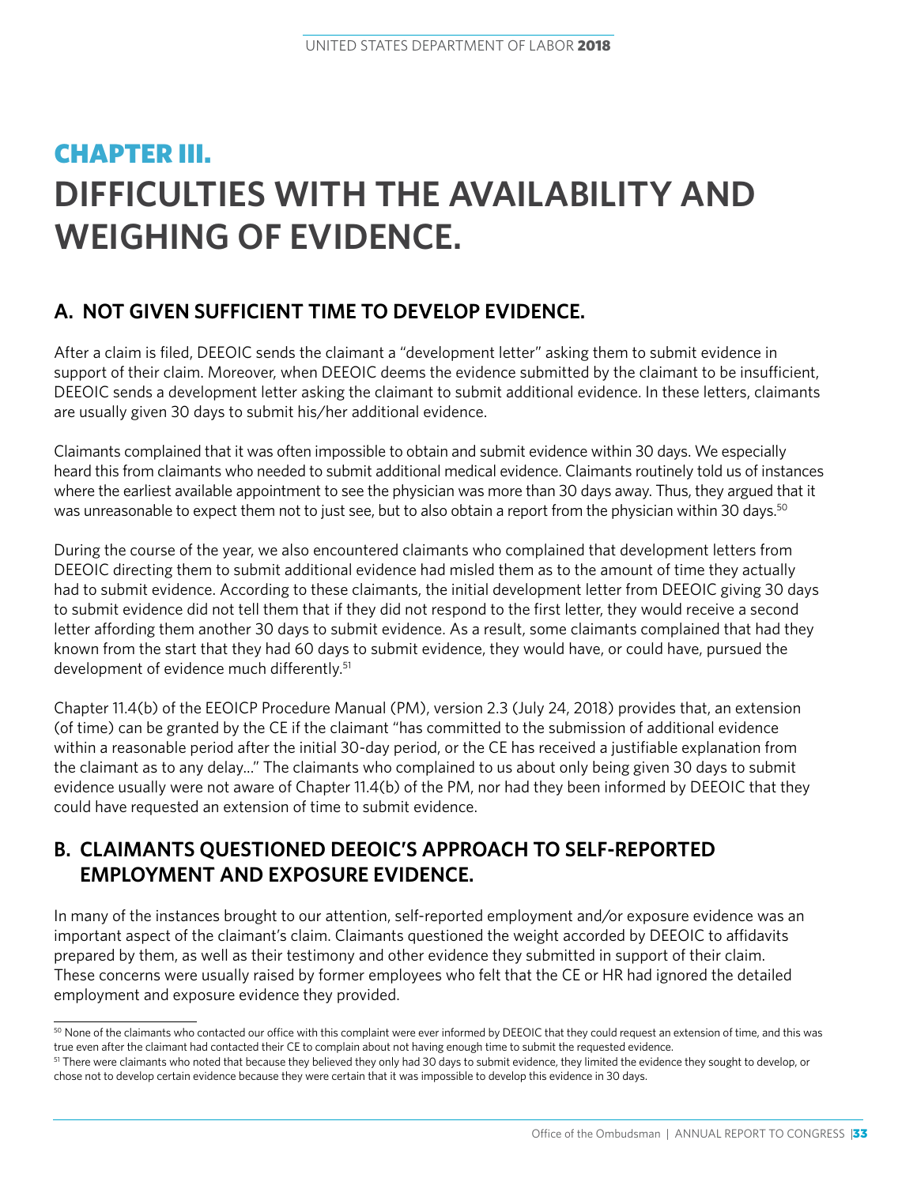# CHAPTER III.

# DIFFICULTIES WITH THE AVAILABILITY AND WEIGHING OF EVIDENCE.

## A. NOT GIVEN SUFFICIENT TIME TO DEVELOP EVIDENCE.

After a claim is filed, DEEOIC sends the claimant a "development letter" asking them to submit evidence in support of their claim. Moreover, when DEEOIC deems the evidence submitted by the claimant to be insufficient, DEEOIC sends a development letter asking the claimant to submit additional evidence. In these letters, claimants are usually given 30 days to submit his/her additional evidence.

Claimants complained that it was often impossible to obtain and submit evidence within 30 days. We especially heard this from claimants who needed to submit additional medical evidence. Claimants routinely told us of instances where the earliest available appointment to see the physician was more than 30 days away. Thus, they argued that it was unreasonable to expect them not to just see, but to also obtain a report from the physician within 30 days.[50]

During the course of the year, we also encountered claimants who complained that development letters from DEEOIC directing them to submit additional evidence had misled them as to the amount of time they actually had to submit evidence. According to these claimants, the initial development letter from DEEOIC giving 30 days to submit evidence did not tell them that if they did not respond to the first letter, they would receive a second letter affording them another 30 days to submit evidence. As a result, some claimants complained that had they known from the start that they had 60 days to submit evidence, they would have, or could have, pursued the development of evidence much differently.[51]

Chapter 11.4(b) of the EEOICP Procedure Manual (PM), version 2.3 (July 24, 2018) provides that, an extension (of time) can be granted by the CE if the claimant "has committed to the submission of additional evidence within a reasonable period after the initial 30-day period, or the CE has received a justifiable explanation from the claimant as to any delay…" The claimants who complained to us about only being given 30 days to submit evidence usually were not aware of Chapter 11.4(b) of the PM, nor had they been informed by DEEOIC that they could have requested an extension of time to submit evidence.

## B. CLAIMANTS QUESTIONED DEEOIC'S APPROACH TO SELF-REPORTED EMPLOYMENT AND EXPOSURE EVIDENCE.

In many of the instances brought to our attention, self-reported employment and/or exposure evidence was an important aspect of the claimant's claim. Claimants questioned the weight accorded by DEEOIC to affidavits prepared by them, as well as their testimony and other evidence they submitted in support of their claim. These concerns were usually raised by former employees who felt that the CE or HR had ignored the detailed employment and exposure evidence they provided.

---

[50] None of the claimants who contacted our office with this complaint were ever informed by DEEOIC that they could request an extension of time, and this was true even after the claimant had contacted their CE to complain about not having enough time to submit the requested evidence.

[51] There were claimants who noted that because they believed they only had 30 days to submit evidence, they limited the evidence they sought to develop, or chose not to develop certain evidence because they were certain that it was impossible to develop this evidence in 30 days.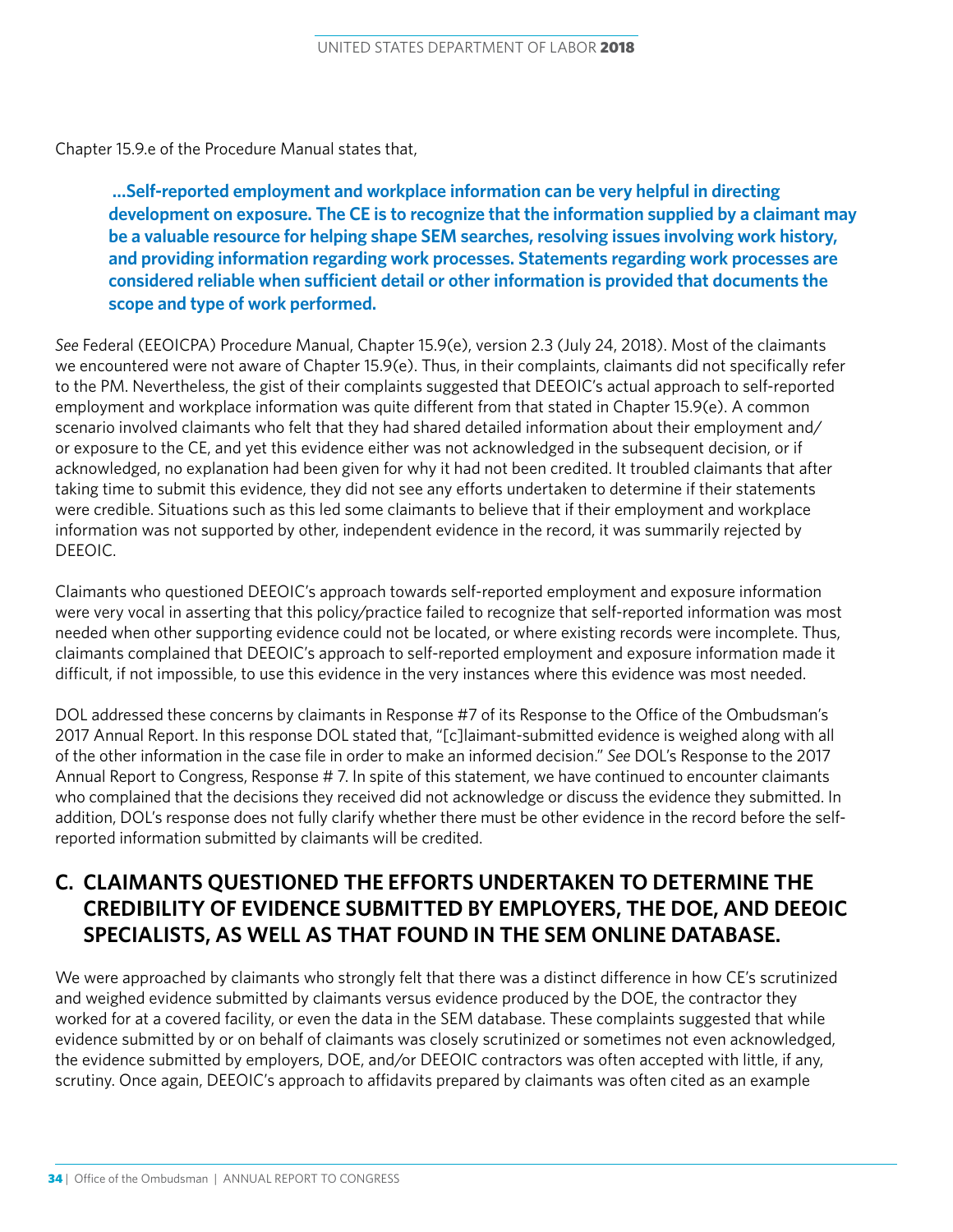Chapter 15.9.e of the Procedure Manual states that,

> **...Self-reported employment and workplace information can be very helpful in directing development on exposure. The CE is to recognize that the information supplied by a claimant may be a valuable resource for helping shape SEM searches, resolving issues involving work history, and providing information regarding work processes. Statements regarding work processes are considered reliable when sufficient detail or other information is provided that documents the scope and type of work performed.**

*See* Federal (EEOICPA) Procedure Manual, Chapter 15.9(e), version 2.3 (July 24, 2018). Most of the claimants we encountered were not aware of Chapter 15.9(e). Thus, in their complaints, claimants did not specifically refer to the PM. Nevertheless, the gist of their complaints suggested that DEEOIC's actual approach to self-reported employment and workplace information was quite different from that stated in Chapter 15.9(e). A common scenario involved claimants who felt that they had shared detailed information about their employment and/or exposure to the CE, and yet this evidence either was not acknowledged in the subsequent decision, or if acknowledged, no explanation had been given for why it had not been credited. It troubled claimants that after taking time to submit this evidence, they did not see any efforts undertaken to determine if their statements were credible. Situations such as this led some claimants to believe that if their employment and workplace information was not supported by other, independent evidence in the record, it was summarily rejected by DEEOIC.

Claimants who questioned DEEOIC's approach towards self-reported employment and exposure information were very vocal in asserting that this policy/practice failed to recognize that self-reported information was most needed when other supporting evidence could not be located, or where existing records were incomplete. Thus, claimants complained that DEEOIC's approach to self-reported employment and exposure information made it difficult, if not impossible, to use this evidence in the very instances where this evidence was most needed.

DOL addressed these concerns by claimants in Response #7 of its Response to the Office of the Ombudsman's 2017 Annual Report. In this response DOL stated that, "[c]laimant-submitted evidence is weighed along with all of the other information in the case file in order to make an informed decision." *See* DOL's Response to the 2017 Annual Report to Congress, Response # 7. In spite of this statement, we have continued to encounter claimants who complained that the decisions they received did not acknowledge or discuss the evidence they submitted. In addition, DOL's response does not fully clarify whether there must be other evidence in the record before the self-reported information submitted by claimants will be credited.

## C. CLAIMANTS QUESTIONED THE EFFORTS UNDERTAKEN TO DETERMINE THE CREDIBILITY OF EVIDENCE SUBMITTED BY EMPLOYERS, THE DOE, AND DEEOIC SPECIALISTS, AS WELL AS THAT FOUND IN THE SEM ONLINE DATABASE.

We were approached by claimants who strongly felt that there was a distinct difference in how CE's scrutinized and weighed evidence submitted by claimants versus evidence produced by the DOE, the contractor they worked for at a covered facility, or even the data in the SEM database. These complaints suggested that while evidence submitted by or on behalf of claimants was closely scrutinized or sometimes not even acknowledged, the evidence submitted by employers, DOE, and/or DEEOIC contractors was often accepted with little, if any, scrutiny. Once again, DEEOIC's approach to affidavits prepared by claimants was often cited as an example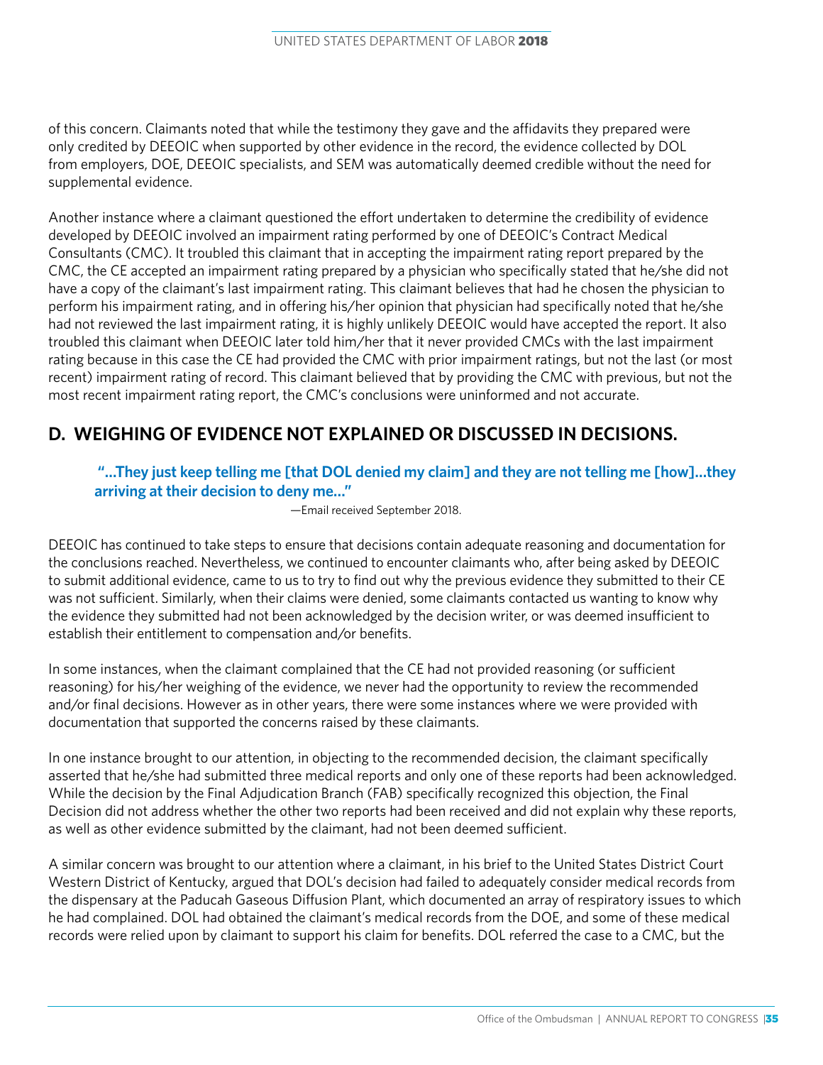of this concern. Claimants noted that while the testimony they gave and the affidavits they prepared were only credited by DEEOIC when supported by other evidence in the record, the evidence collected by DOL from employers, DOE, DEEOIC specialists, and SEM was automatically deemed credible without the need for supplemental evidence.

Another instance where a claimant questioned the effort undertaken to determine the credibility of evidence developed by DEEOIC involved an impairment rating performed by one of DEEOIC's Contract Medical Consultants (CMC). It troubled this claimant that in accepting the impairment rating report prepared by the CMC, the CE accepted an impairment rating prepared by a physician who specifically stated that he/she did not have a copy of the claimant's last impairment rating. This claimant believes that had he chosen the physician to perform his impairment rating, and in offering his/her opinion that physician had specifically noted that he/she had not reviewed the last impairment rating, it is highly unlikely DEEOIC would have accepted the report. It also troubled this claimant when DEEOIC later told him/her that it never provided CMCs with the last impairment rating because in this case the CE had provided the CMC with prior impairment ratings, but not the last (or most recent) impairment rating of record. This claimant believed that by providing the CMC with previous, but not the most recent impairment rating report, the CMC's conclusions were uninformed and not accurate.

## D. WEIGHING OF EVIDENCE NOT EXPLAINED OR DISCUSSED IN DECISIONS.

> **"…They just keep telling me [that DOL denied my claim] and they are not telling me [how]…they arriving at their decision to deny me…"**
>
> —Email received September 2018.

DEEOIC has continued to take steps to ensure that decisions contain adequate reasoning and documentation for the conclusions reached. Nevertheless, we continued to encounter claimants who, after being asked by DEEOIC to submit additional evidence, came to us to try to find out why the previous evidence they submitted to their CE was not sufficient. Similarly, when their claims were denied, some claimants contacted us wanting to know why the evidence they submitted had not been acknowledged by the decision writer, or was deemed insufficient to establish their entitlement to compensation and/or benefits.

In some instances, when the claimant complained that the CE had not provided reasoning (or sufficient reasoning) for his/her weighing of the evidence, we never had the opportunity to review the recommended and/or final decisions. However as in other years, there were some instances where we were provided with documentation that supported the concerns raised by these claimants.

In one instance brought to our attention, in objecting to the recommended decision, the claimant specifically asserted that he/she had submitted three medical reports and only one of these reports had been acknowledged. While the decision by the Final Adjudication Branch (FAB) specifically recognized this objection, the Final Decision did not address whether the other two reports had been received and did not explain why these reports, as well as other evidence submitted by the claimant, had not been deemed sufficient.

A similar concern was brought to our attention where a claimant, in his brief to the United States District Court Western District of Kentucky, argued that DOL's decision had failed to adequately consider medical records from the dispensary at the Paducah Gaseous Diffusion Plant, which documented an array of respiratory issues to which he had complained. DOL had obtained the claimant's medical records from the DOE, and some of these medical records were relied upon by claimant to support his claim for benefits. DOL referred the case to a CMC, but the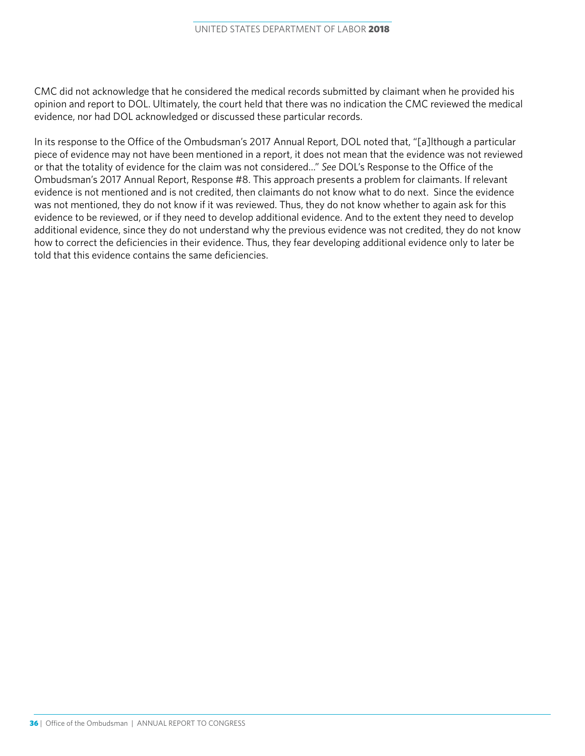CMC did not acknowledge that he considered the medical records submitted by claimant when he provided his opinion and report to DOL. Ultimately, the court held that there was no indication the CMC reviewed the medical evidence, nor had DOL acknowledged or discussed these particular records.

In its response to the Office of the Ombudsman's 2017 Annual Report, DOL noted that, "[a]lthough a particular piece of evidence may not have been mentioned in a report, it does not mean that the evidence was not reviewed or that the totality of evidence for the claim was not considered…" *See* DOL's Response to the Office of the Ombudsman's 2017 Annual Report, Response #8. This approach presents a problem for claimants. If relevant evidence is not mentioned and is not credited, then claimants do not know what to do next. Since the evidence was not mentioned, they do not know if it was reviewed. Thus, they do not know whether to again ask for this evidence to be reviewed, or if they need to develop additional evidence. And to the extent they need to develop additional evidence, since they do not understand why the previous evidence was not credited, they do not know how to correct the deficiencies in their evidence. Thus, they fear developing additional evidence only to later be told that this evidence contains the same deficiencies.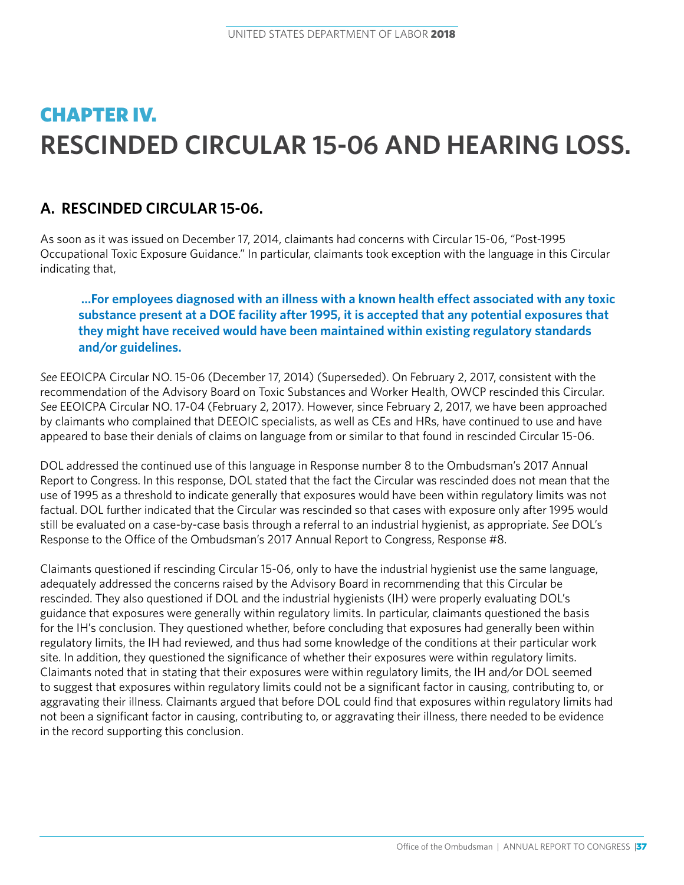# CHAPTER IV.
# RESCINDED CIRCULAR 15-06 AND HEARING LOSS.

## A. RESCINDED CIRCULAR 15-06.

As soon as it was issued on December 17, 2014, claimants had concerns with Circular 15-06, "Post-1995 Occupational Toxic Exposure Guidance." In particular, claimants took exception with the language in this Circular indicating that,

> **...For employees diagnosed with an illness with a known health effect associated with any toxic substance present at a DOE facility after 1995, it is accepted that any potential exposures that they might have received would have been maintained within existing regulatory standards and/or guidelines.**

*See* EEOICPA Circular NO. 15-06 (December 17, 2014) (Superseded). On February 2, 2017, consistent with the recommendation of the Advisory Board on Toxic Substances and Worker Health, OWCP rescinded this Circular. *See* EEOICPA Circular NO. 17-04 (February 2, 2017). However, since February 2, 2017, we have been approached by claimants who complained that DEEOIC specialists, as well as CEs and HRs, have continued to use and have appeared to base their denials of claims on language from or similar to that found in rescinded Circular 15-06.

DOL addressed the continued use of this language in Response number 8 to the Ombudsman's 2017 Annual Report to Congress. In this response, DOL stated that the fact the Circular was rescinded does not mean that the use of 1995 as a threshold to indicate generally that exposures would have been within regulatory limits was not factual. DOL further indicated that the Circular was rescinded so that cases with exposure only after 1995 would still be evaluated on a case-by-case basis through a referral to an industrial hygienist, as appropriate. *See* DOL's Response to the Office of the Ombudsman's 2017 Annual Report to Congress, Response #8.

Claimants questioned if rescinding Circular 15-06, only to have the industrial hygienist use the same language, adequately addressed the concerns raised by the Advisory Board in recommending that this Circular be rescinded. They also questioned if DOL and the industrial hygienists (IH) were properly evaluating DOL's guidance that exposures were generally within regulatory limits. In particular, claimants questioned the basis for the IH's conclusion. They questioned whether, before concluding that exposures had generally been within regulatory limits, the IH had reviewed, and thus had some knowledge of the conditions at their particular work site. In addition, they questioned the significance of whether their exposures were within regulatory limits. Claimants noted that in stating that their exposures were within regulatory limits, the IH and/or DOL seemed to suggest that exposures within regulatory limits could not be a significant factor in causing, contributing to, or aggravating their illness. Claimants argued that before DOL could find that exposures within regulatory limits had not been a significant factor in causing, contributing to, or aggravating their illness, there needed to be evidence in the record supporting this conclusion.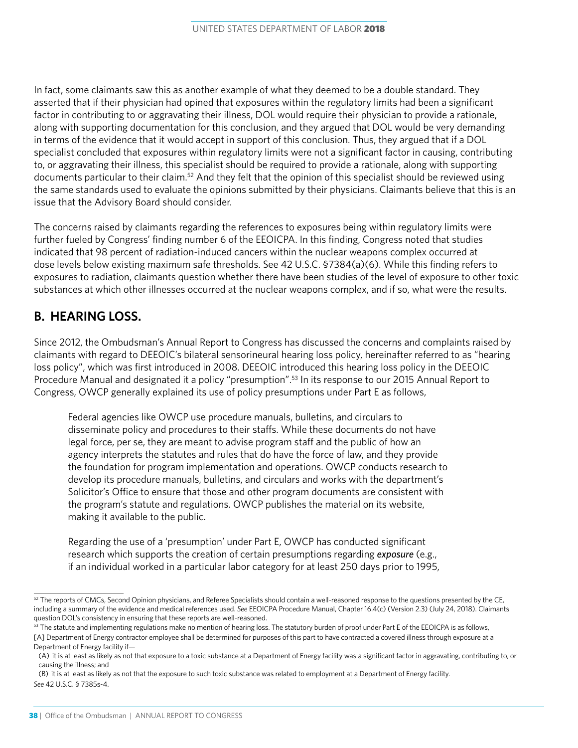In fact, some claimants saw this as another example of what they deemed to be a double standard. They asserted that if their physician had opined that exposures within the regulatory limits had been a significant factor in contributing to or aggravating their illness, DOL would require their physician to provide a rationale, along with supporting documentation for this conclusion, and they argued that DOL would be very demanding in terms of the evidence that it would accept in support of this conclusion. Thus, they argued that if a DOL specialist concluded that exposures within regulatory limits were not a significant factor in causing, contributing to, or aggravating their illness, this specialist should be required to provide a rationale, along with supporting documents particular to their claim.[52] And they felt that the opinion of this specialist should be reviewed using the same standards used to evaluate the opinions submitted by their physicians. Claimants believe that this is an issue that the Advisory Board should consider.

The concerns raised by claimants regarding the references to exposures being within regulatory limits were further fueled by Congress' finding number 6 of the EEOICPA. In this finding, Congress noted that studies indicated that 98 percent of radiation-induced cancers within the nuclear weapons complex occurred at dose levels below existing maximum safe thresholds. See 42 U.S.C. §7384(a)(6). While this finding refers to exposures to radiation, claimants question whether there have been studies of the level of exposure to other toxic substances at which other illnesses occurred at the nuclear weapons complex, and if so, what were the results.

## B. HEARING LOSS.

Since 2012, the Ombudsman's Annual Report to Congress has discussed the concerns and complaints raised by claimants with regard to DEEOIC's bilateral sensorineural hearing loss policy, hereinafter referred to as "hearing loss policy", which was first introduced in 2008. DEEOIC introduced this hearing loss policy in the DEEOIC Procedure Manual and designated it a policy "presumption".[53] In its response to our 2015 Annual Report to Congress, OWCP generally explained its use of policy presumptions under Part E as follows,

> Federal agencies like OWCP use procedure manuals, bulletins, and circulars to disseminate policy and procedures to their staffs. While these documents do not have legal force, per se, they are meant to advise program staff and the public of how an agency interprets the statutes and rules that do have the force of law, and they provide the foundation for program implementation and operations. OWCP conducts research to develop its procedure manuals, bulletins, and circulars and works with the department's Solicitor's Office to ensure that those and other program documents are consistent with the program's statute and regulations. OWCP publishes the material on its website, making it available to the public.
>
> Regarding the use of a 'presumption' under Part E, OWCP has conducted significant research which supports the creation of certain presumptions regarding ***exposure*** (e.g., if an individual worked in a particular labor category for at least 250 days prior to 1995,

---

[52] The reports of CMCs, Second Opinion physicians, and Referee Specialists should contain a well-reasoned response to the questions presented by the CE, including a summary of the evidence and medical references used. *See* EEOICPA Procedure Manual, Chapter 16.4(c) (Version 2.3) (July 24, 2018). Claimants question DOL's consistency in ensuring that these reports are well-reasoned.

[53] The statute and implementing regulations make no mention of hearing loss. The statutory burden of proof under Part E of the EEOICPA is as follows,

[A] Department of Energy contractor employee shall be determined for purposes of this part to have contracted a covered illness through exposure at a Department of Energy facility if—

(A) it is at least as likely as not that exposure to a toxic substance at a Department of Energy facility was a significant factor in aggravating, contributing to, or causing the illness; and

(B) it is at least as likely as not that the exposure to such toxic substance was related to employment at a Department of Energy facility.

*See* 42 U.S.C. § 7385s-4.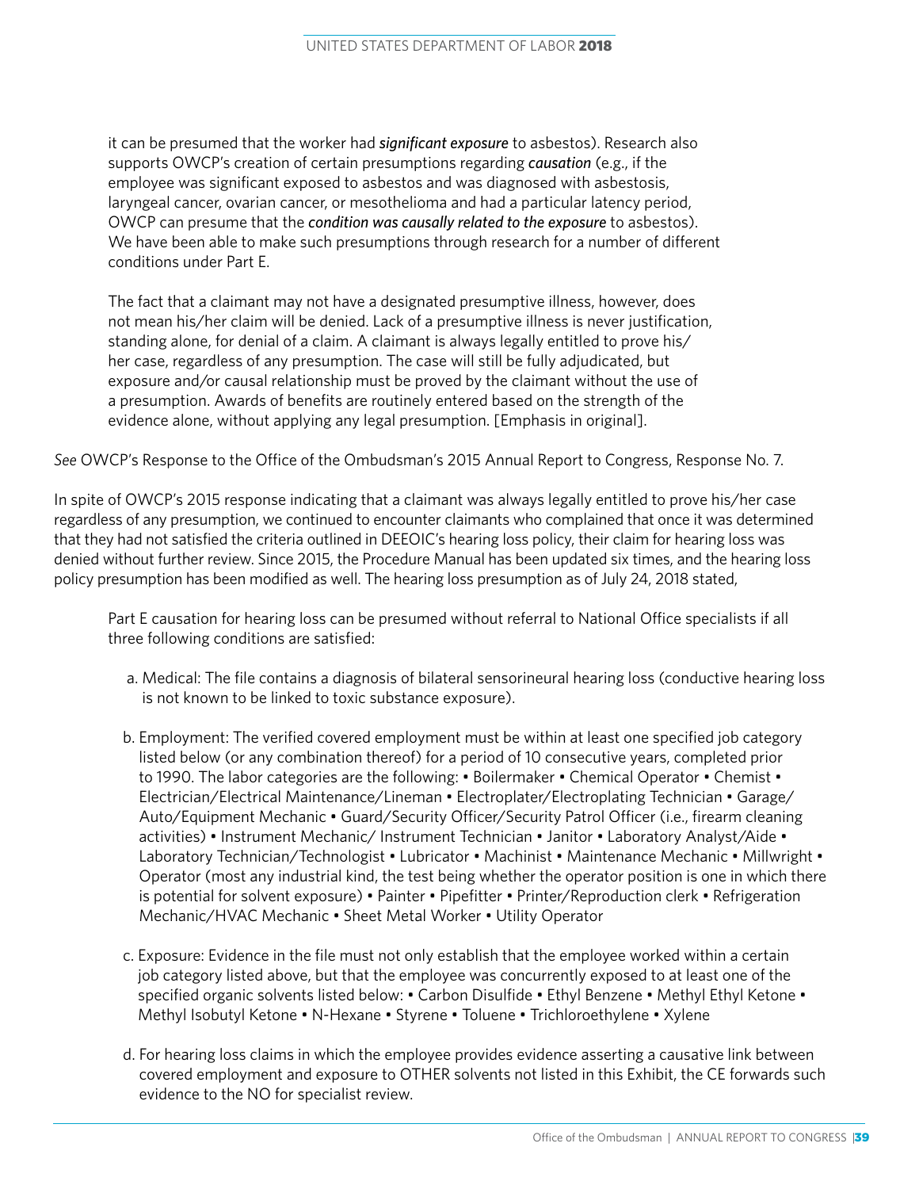> it can be presumed that the worker had ***significant exposure*** to asbestos). Research also supports OWCP's creation of certain presumptions regarding ***causation*** (e.g., if the employee was significant exposed to asbestos and was diagnosed with asbestosis, laryngeal cancer, ovarian cancer, or mesothelioma and had a particular latency period, OWCP can presume that the ***condition was causally related to the exposure*** to asbestos). We have been able to make such presumptions through research for a number of different conditions under Part E.
>
> The fact that a claimant may not have a designated presumptive illness, however, does not mean his/her claim will be denied. Lack of a presumptive illness is never justification, standing alone, for denial of a claim. A claimant is always legally entitled to prove his/her case, regardless of any presumption. The case will still be fully adjudicated, but exposure and/or causal relationship must be proved by the claimant without the use of a presumption. Awards of benefits are routinely entered based on the strength of the evidence alone, without applying any legal presumption. [Emphasis in original].

*See* OWCP's Response to the Office of the Ombudsman's 2015 Annual Report to Congress, Response No. 7.

In spite of OWCP's 2015 response indicating that a claimant was always legally entitled to prove his/her case regardless of any presumption, we continued to encounter claimants who complained that once it was determined that they had not satisfied the criteria outlined in DEEOIC's hearing loss policy, their claim for hearing loss was denied without further review. Since 2015, the Procedure Manual has been updated six times, and the hearing loss policy presumption has been modified as well. The hearing loss presumption as of July 24, 2018 stated,

> Part E causation for hearing loss can be presumed without referral to National Office specialists if all three following conditions are satisfied:
>
> a. Medical: The file contains a diagnosis of bilateral sensorineural hearing loss (conductive hearing loss is not known to be linked to toxic substance exposure).
>
> b. Employment: The verified covered employment must be within at least one specified job category listed below (or any combination thereof) for a period of 10 consecutive years, completed prior to 1990. The labor categories are the following: • Boilermaker • Chemical Operator • Chemist • Electrician/Electrical Maintenance/Lineman • Electroplater/Electroplating Technician • Garage/Auto/Equipment Mechanic • Guard/Security Officer/Security Patrol Officer (i.e., firearm cleaning activities) • Instrument Mechanic/ Instrument Technician • Janitor • Laboratory Analyst/Aide • Laboratory Technician/Technologist • Lubricator • Machinist • Maintenance Mechanic • Millwright • Operator (most any industrial kind, the test being whether the operator position is one in which there is potential for solvent exposure) • Painter • Pipefitter • Printer/Reproduction clerk • Refrigeration Mechanic/HVAC Mechanic • Sheet Metal Worker • Utility Operator
>
> c. Exposure: Evidence in the file must not only establish that the employee worked within a certain job category listed above, but that the employee was concurrently exposed to at least one of the specified organic solvents listed below: • Carbon Disulfide • Ethyl Benzene • Methyl Ethyl Ketone • Methyl Isobutyl Ketone • N-Hexane • Styrene • Toluene • Trichloroethylene • Xylene
>
> d. For hearing loss claims in which the employee provides evidence asserting a causative link between covered employment and exposure to OTHER solvents not listed in this Exhibit, the CE forwards such evidence to the NO for specialist review.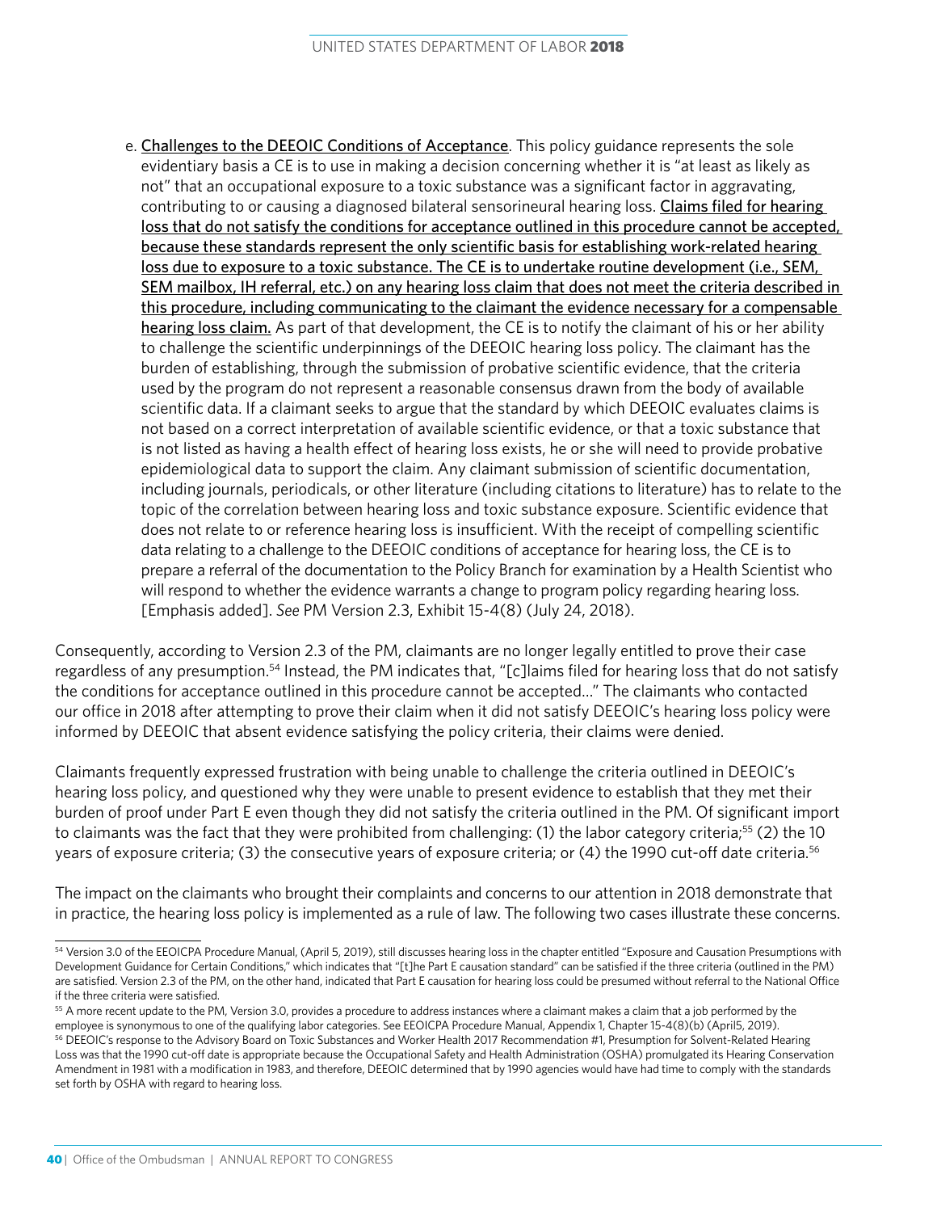e. Challenges to the DEEOIC Conditions of Acceptance. This policy guidance represents the sole evidentiary basis a CE is to use in making a decision concerning whether it is "at least as likely as not" that an occupational exposure to a toxic substance was a significant factor in aggravating, contributing to or causing a diagnosed bilateral sensorineural hearing loss. Claims filed for hearing loss that do not satisfy the conditions for acceptance outlined in this procedure cannot be accepted, because these standards represent the only scientific basis for establishing work-related hearing loss due to exposure to a toxic substance. The CE is to undertake routine development (i.e., SEM, SEM mailbox, IH referral, etc.) on any hearing loss claim that does not meet the criteria described in this procedure, including communicating to the claimant the evidence necessary for a compensable hearing loss claim. As part of that development, the CE is to notify the claimant of his or her ability to challenge the scientific underpinnings of the DEEOIC hearing loss policy. The claimant has the burden of establishing, through the submission of probative scientific evidence, that the criteria used by the program do not represent a reasonable consensus drawn from the body of available scientific data. If a claimant seeks to argue that the standard by which DEEOIC evaluates claims is not based on a correct interpretation of available scientific evidence, or that a toxic substance that is not listed as having a health effect of hearing loss exists, he or she will need to provide probative epidemiological data to support the claim. Any claimant submission of scientific documentation, including journals, periodicals, or other literature (including citations to literature) has to relate to the topic of the correlation between hearing loss and toxic substance exposure. Scientific evidence that does not relate to or reference hearing loss is insufficient. With the receipt of compelling scientific data relating to a challenge to the DEEOIC conditions of acceptance for hearing loss, the CE is to prepare a referral of the documentation to the Policy Branch for examination by a Health Scientist who will respond to whether the evidence warrants a change to program policy regarding hearing loss. [Emphasis added]. *See* PM Version 2.3, Exhibit 15-4(8) (July 24, 2018).

Consequently, according to Version 2.3 of the PM, claimants are no longer legally entitled to prove their case regardless of any presumption.[54] Instead, the PM indicates that, "[c]laims filed for hearing loss that do not satisfy the conditions for acceptance outlined in this procedure cannot be accepted…" The claimants who contacted our office in 2018 after attempting to prove their claim when it did not satisfy DEEOIC's hearing loss policy were informed by DEEOIC that absent evidence satisfying the policy criteria, their claims were denied.

Claimants frequently expressed frustration with being unable to challenge the criteria outlined in DEEOIC's hearing loss policy, and questioned why they were unable to present evidence to establish that they met their burden of proof under Part E even though they did not satisfy the criteria outlined in the PM. Of significant import to claimants was the fact that they were prohibited from challenging: (1) the labor category criteria;[55] (2) the 10 years of exposure criteria; (3) the consecutive years of exposure criteria; or (4) the 1990 cut-off date criteria.[56]

The impact on the claimants who brought their complaints and concerns to our attention in 2018 demonstrate that in practice, the hearing loss policy is implemented as a rule of law. The following two cases illustrate these concerns.

---

[54] Version 3.0 of the EEOICPA Procedure Manual, (April 5, 2019), still discusses hearing loss in the chapter entitled "Exposure and Causation Presumptions with Development Guidance for Certain Conditions," which indicates that "[t]he Part E causation standard" can be satisfied if the three criteria (outlined in the PM) are satisfied. Version 2.3 of the PM, on the other hand, indicated that Part E causation for hearing loss could be presumed without referral to the National Office if the three criteria were satisfied.

[55] A more recent update to the PM, Version 3.0, provides a procedure to address instances where a claimant makes a claim that a job performed by the employee is synonymous to one of the qualifying labor categories. See EEOICPA Procedure Manual, Appendix 1, Chapter 15-4(8)(b) (April5, 2019).

[56] DEEOIC's response to the Advisory Board on Toxic Substances and Worker Health 2017 Recommendation #1, Presumption for Solvent-Related Hearing Loss was that the 1990 cut-off date is appropriate because the Occupational Safety and Health Administration (OSHA) promulgated its Hearing Conservation Amendment in 1981 with a modification in 1983, and therefore, DEEOIC determined that by 1990 agencies would have had time to comply with the standards set forth by OSHA with regard to hearing loss.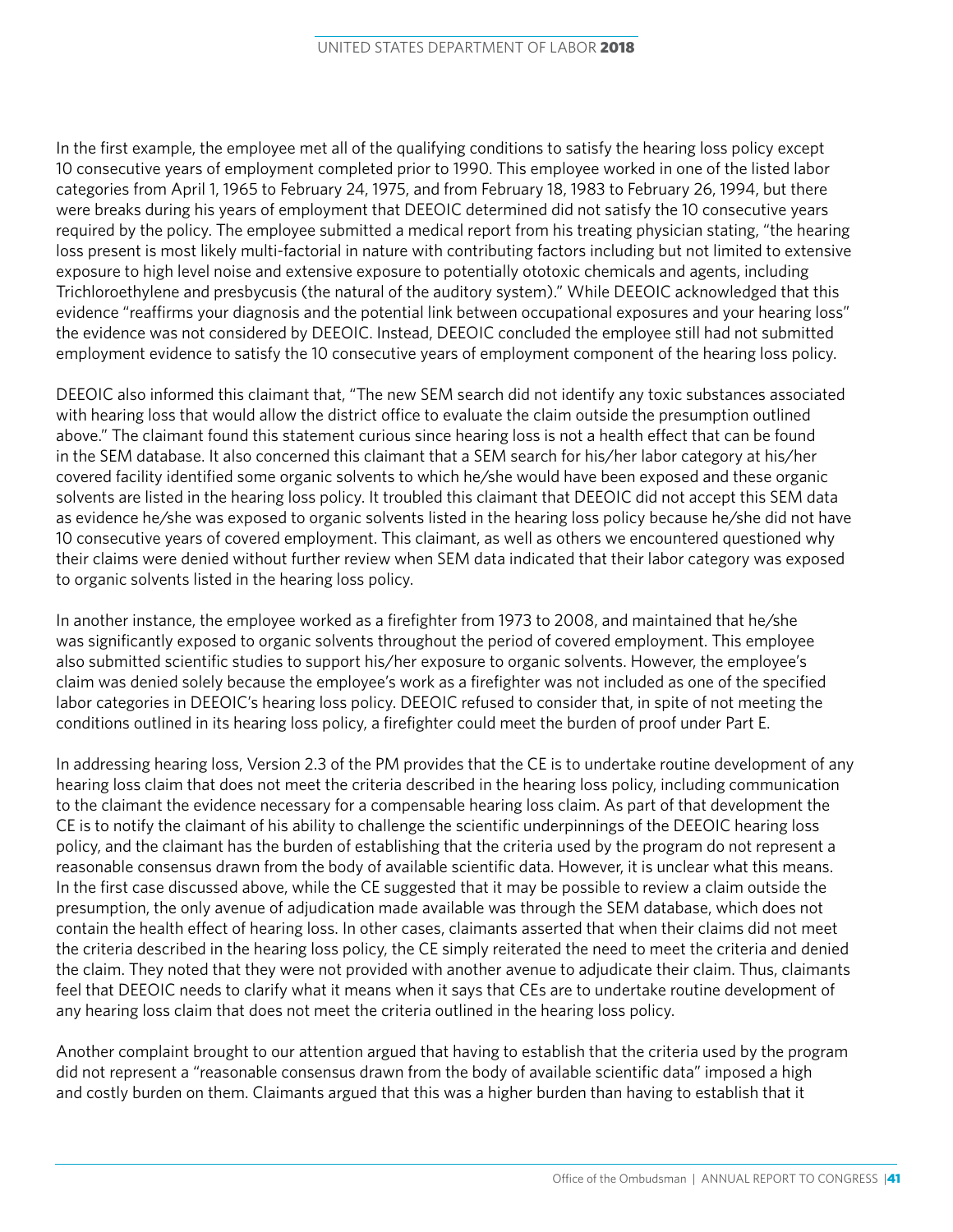In the first example, the employee met all of the qualifying conditions to satisfy the hearing loss policy except 10 consecutive years of employment completed prior to 1990. This employee worked in one of the listed labor categories from April 1, 1965 to February 24, 1975, and from February 18, 1983 to February 26, 1994, but there were breaks during his years of employment that DEEOIC determined did not satisfy the 10 consecutive years required by the policy. The employee submitted a medical report from his treating physician stating, "the hearing loss present is most likely multi-factorial in nature with contributing factors including but not limited to extensive exposure to high level noise and extensive exposure to potentially ototoxic chemicals and agents, including Trichloroethylene and presbycusis (the natural of the auditory system)." While DEEOIC acknowledged that this evidence "reaffirms your diagnosis and the potential link between occupational exposures and your hearing loss" the evidence was not considered by DEEOIC. Instead, DEEOIC concluded the employee still had not submitted employment evidence to satisfy the 10 consecutive years of employment component of the hearing loss policy.

DEEOIC also informed this claimant that, "The new SEM search did not identify any toxic substances associated with hearing loss that would allow the district office to evaluate the claim outside the presumption outlined above." The claimant found this statement curious since hearing loss is not a health effect that can be found in the SEM database. It also concerned this claimant that a SEM search for his/her labor category at his/her covered facility identified some organic solvents to which he/she would have been exposed and these organic solvents are listed in the hearing loss policy. It troubled this claimant that DEEOIC did not accept this SEM data as evidence he/she was exposed to organic solvents listed in the hearing loss policy because he/she did not have 10 consecutive years of covered employment. This claimant, as well as others we encountered questioned why their claims were denied without further review when SEM data indicated that their labor category was exposed to organic solvents listed in the hearing loss policy.

In another instance, the employee worked as a firefighter from 1973 to 2008, and maintained that he/she was significantly exposed to organic solvents throughout the period of covered employment. This employee also submitted scientific studies to support his/her exposure to organic solvents. However, the employee's claim was denied solely because the employee's work as a firefighter was not included as one of the specified labor categories in DEEOIC's hearing loss policy. DEEOIC refused to consider that, in spite of not meeting the conditions outlined in its hearing loss policy, a firefighter could meet the burden of proof under Part E.

In addressing hearing loss, Version 2.3 of the PM provides that the CE is to undertake routine development of any hearing loss claim that does not meet the criteria described in the hearing loss policy, including communication to the claimant the evidence necessary for a compensable hearing loss claim. As part of that development the CE is to notify the claimant of his ability to challenge the scientific underpinnings of the DEEOIC hearing loss policy, and the claimant has the burden of establishing that the criteria used by the program do not represent a reasonable consensus drawn from the body of available scientific data. However, it is unclear what this means. In the first case discussed above, while the CE suggested that it may be possible to review a claim outside the presumption, the only avenue of adjudication made available was through the SEM database, which does not contain the health effect of hearing loss. In other cases, claimants asserted that when their claims did not meet the criteria described in the hearing loss policy, the CE simply reiterated the need to meet the criteria and denied the claim. They noted that they were not provided with another avenue to adjudicate their claim. Thus, claimants feel that DEEOIC needs to clarify what it means when it says that CEs are to undertake routine development of any hearing loss claim that does not meet the criteria outlined in the hearing loss policy.

Another complaint brought to our attention argued that having to establish that the criteria used by the program did not represent a "reasonable consensus drawn from the body of available scientific data" imposed a high and costly burden on them. Claimants argued that this was a higher burden than having to establish that it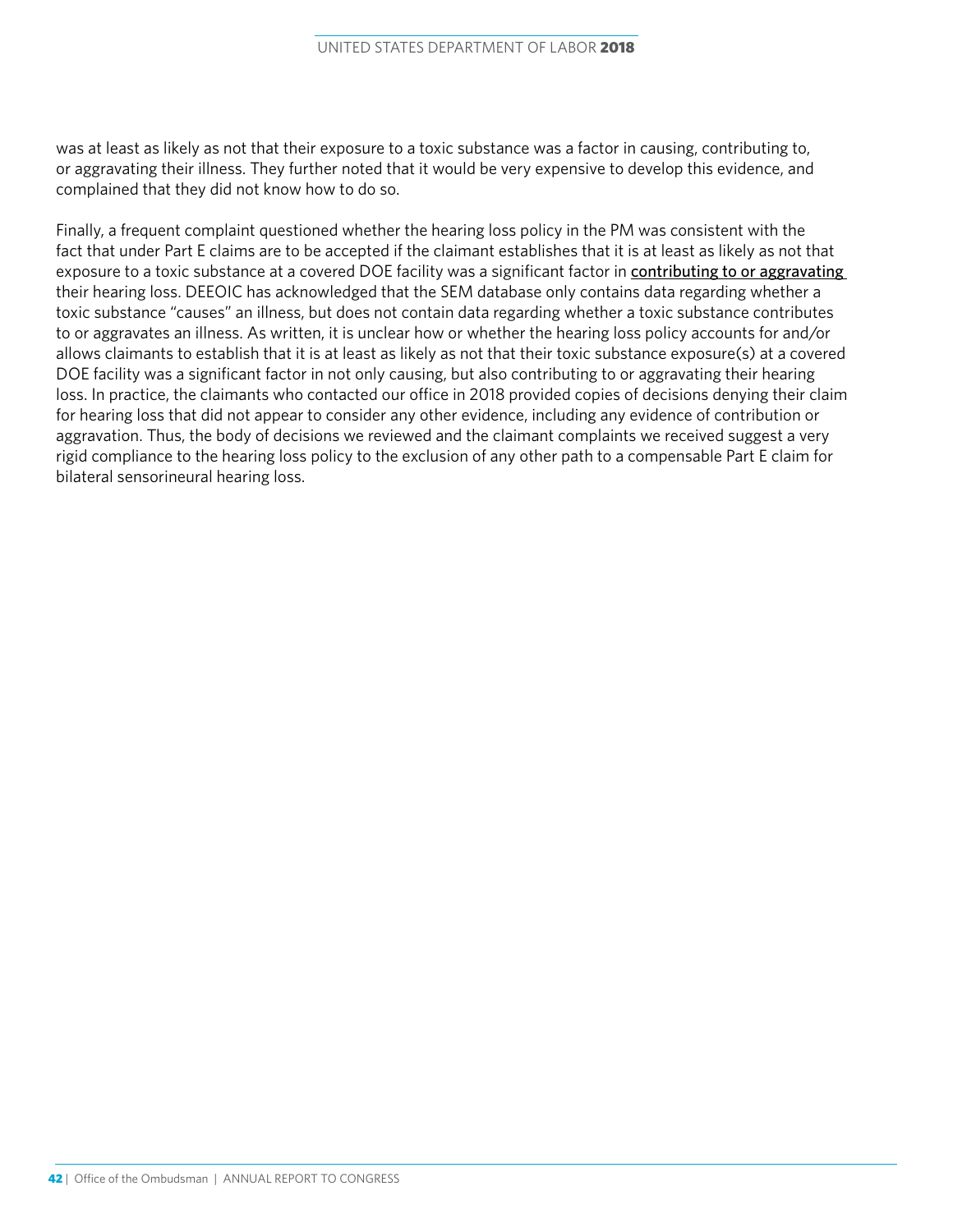was at least as likely as not that their exposure to a toxic substance was a factor in causing, contributing to, or aggravating their illness. They further noted that it would be very expensive to develop this evidence, and complained that they did not know how to do so.

Finally, a frequent complaint questioned whether the hearing loss policy in the PM was consistent with the fact that under Part E claims are to be accepted if the claimant establishes that it is at least as likely as not that exposure to a toxic substance at a covered DOE facility was a significant factor in contributing to or aggravating their hearing loss. DEEOIC has acknowledged that the SEM database only contains data regarding whether a toxic substance "causes" an illness, but does not contain data regarding whether a toxic substance contributes to or aggravates an illness. As written, it is unclear how or whether the hearing loss policy accounts for and/or allows claimants to establish that it is at least as likely as not that their toxic substance exposure(s) at a covered DOE facility was a significant factor in not only causing, but also contributing to or aggravating their hearing loss. In practice, the claimants who contacted our office in 2018 provided copies of decisions denying their claim for hearing loss that did not appear to consider any other evidence, including any evidence of contribution or aggravation. Thus, the body of decisions we reviewed and the claimant complaints we received suggest a very rigid compliance to the hearing loss policy to the exclusion of any other path to a compensable Part E claim for bilateral sensorineural hearing loss.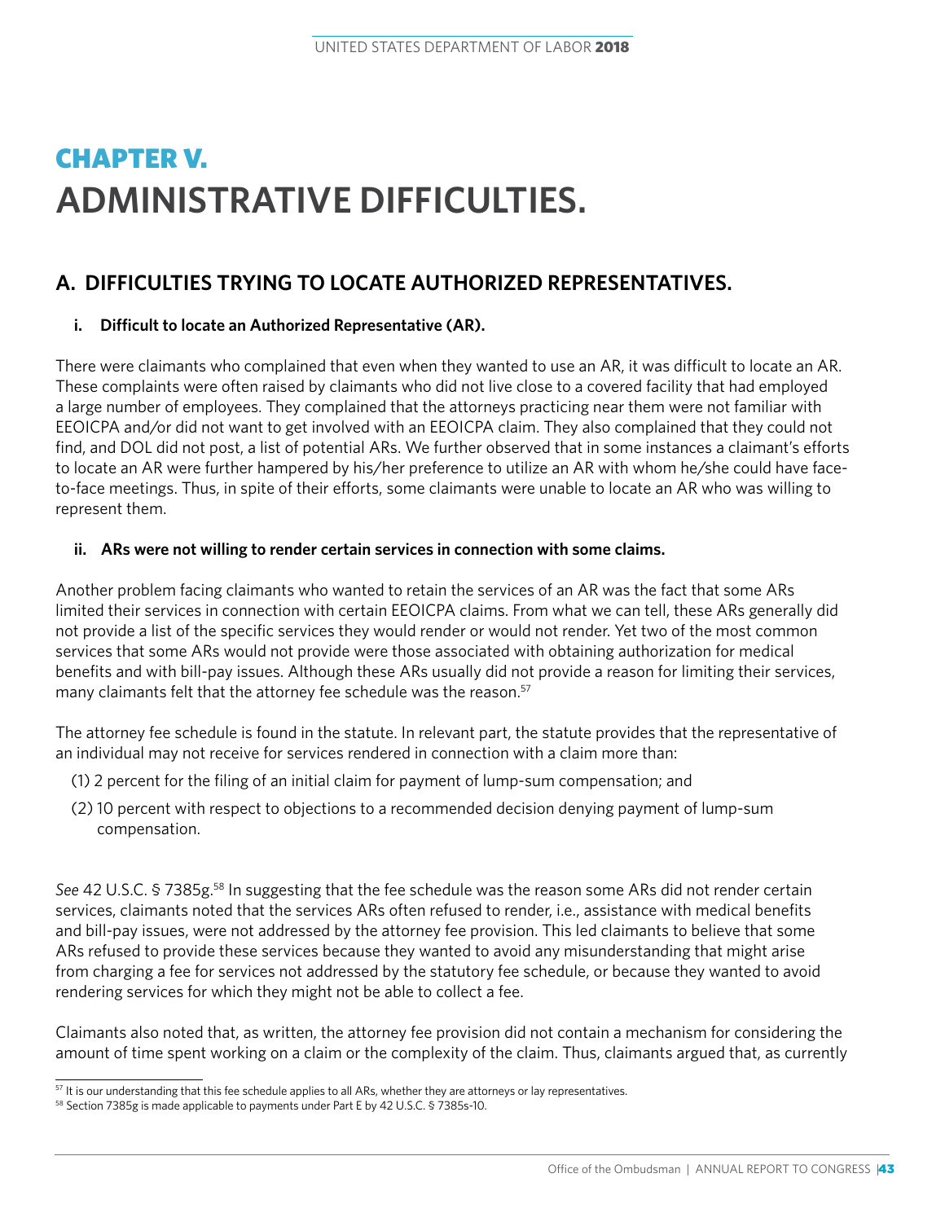# CHAPTER V.
# ADMINISTRATIVE DIFFICULTIES.

## A. DIFFICULTIES TRYING TO LOCATE AUTHORIZED REPRESENTATIVES.

### i. Difficult to locate an Authorized Representative (AR).

There were claimants who complained that even when they wanted to use an AR, it was difficult to locate an AR. These complaints were often raised by claimants who did not live close to a covered facility that had employed a large number of employees. They complained that the attorneys practicing near them were not familiar with EEOICPA and/or did not want to get involved with an EEOICPA claim. They also complained that they could not find, and DOL did not post, a list of potential ARs. We further observed that in some instances a claimant's efforts to locate an AR were further hampered by his/her preference to utilize an AR with whom he/she could have face-to-face meetings. Thus, in spite of their efforts, some claimants were unable to locate an AR who was willing to represent them.

### ii. ARs were not willing to render certain services in connection with some claims.

Another problem facing claimants who wanted to retain the services of an AR was the fact that some ARs limited their services in connection with certain EEOICPA claims. From what we can tell, these ARs generally did not provide a list of the specific services they would render or would not render. Yet two of the most common services that some ARs would not provide were those associated with obtaining authorization for medical benefits and with bill-pay issues. Although these ARs usually did not provide a reason for limiting their services, many claimants felt that the attorney fee schedule was the reason.[57]

The attorney fee schedule is found in the statute. In relevant part, the statute provides that the representative of an individual may not receive for services rendered in connection with a claim more than:

(1) 2 percent for the filing of an initial claim for payment of lump-sum compensation; and

(2) 10 percent with respect to objections to a recommended decision denying payment of lump-sum compensation.

*See* 42 U.S.C. § 7385g.[58] In suggesting that the fee schedule was the reason some ARs did not render certain services, claimants noted that the services ARs often refused to render, i.e., assistance with medical benefits and bill-pay issues, were not addressed by the attorney fee provision. This led claimants to believe that some ARs refused to provide these services because they wanted to avoid any misunderstanding that might arise from charging a fee for services not addressed by the statutory fee schedule, or because they wanted to avoid rendering services for which they might not be able to collect a fee.

Claimants also noted that, as written, the attorney fee provision did not contain a mechanism for considering the amount of time spent working on a claim or the complexity of the claim. Thus, claimants argued that, as currently

[57] It is our understanding that this fee schedule applies to all ARs, whether they are attorneys or lay representatives.

[58] Section 7385g is made applicable to payments under Part E by 42 U.S.C. § 7385s-10.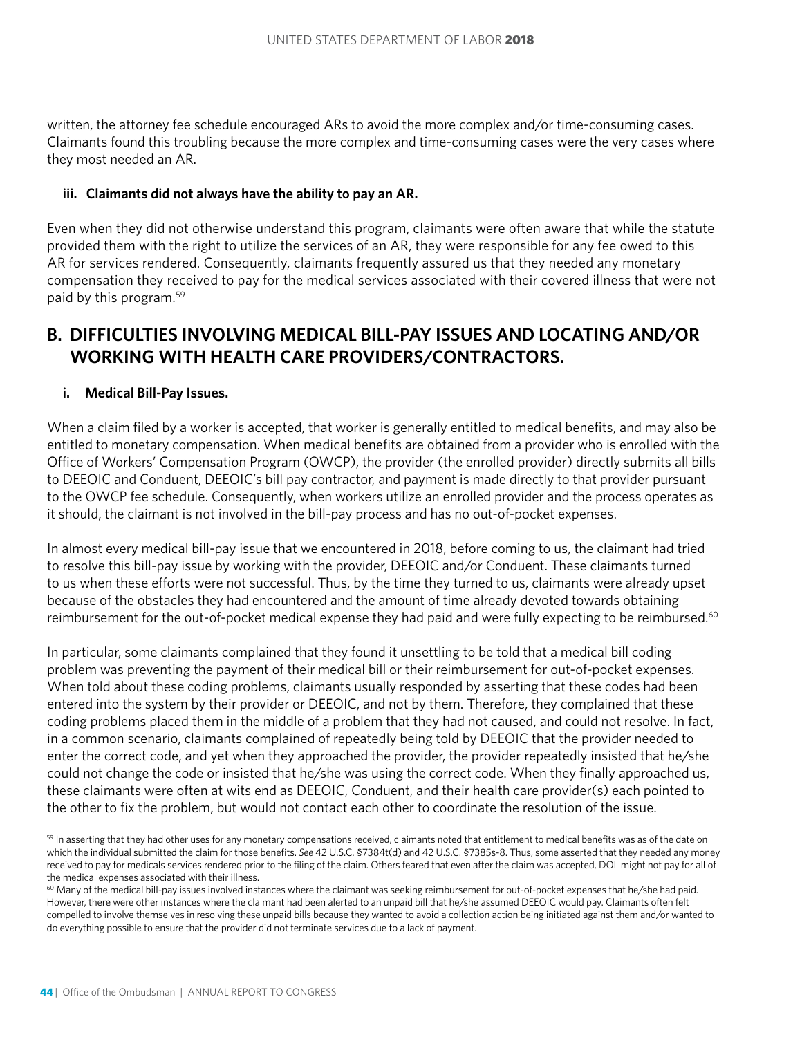written, the attorney fee schedule encouraged ARs to avoid the more complex and/or time-consuming cases. Claimants found this troubling because the more complex and time-consuming cases were the very cases where they most needed an AR.

#### iii. Claimants did not always have the ability to pay an AR.

Even when they did not otherwise understand this program, claimants were often aware that while the statute provided them with the right to utilize the services of an AR, they were responsible for any fee owed to this AR for services rendered. Consequently, claimants frequently assured us that they needed any monetary compensation they received to pay for the medical services associated with their covered illness that were not paid by this program.[59]

## B. DIFFICULTIES INVOLVING MEDICAL BILL-PAY ISSUES AND LOCATING AND/OR WORKING WITH HEALTH CARE PROVIDERS/CONTRACTORS.

#### i. Medical Bill-Pay Issues.

When a claim filed by a worker is accepted, that worker is generally entitled to medical benefits, and may also be entitled to monetary compensation. When medical benefits are obtained from a provider who is enrolled with the Office of Workers' Compensation Program (OWCP), the provider (the enrolled provider) directly submits all bills to DEEOIC and Conduent, DEEOIC's bill pay contractor, and payment is made directly to that provider pursuant to the OWCP fee schedule. Consequently, when workers utilize an enrolled provider and the process operates as it should, the claimant is not involved in the bill-pay process and has no out-of-pocket expenses.

In almost every medical bill-pay issue that we encountered in 2018, before coming to us, the claimant had tried to resolve this bill-pay issue by working with the provider, DEEOIC and/or Conduent. These claimants turned to us when these efforts were not successful. Thus, by the time they turned to us, claimants were already upset because of the obstacles they had encountered and the amount of time already devoted towards obtaining reimbursement for the out-of-pocket medical expense they had paid and were fully expecting to be reimbursed.[60]

In particular, some claimants complained that they found it unsettling to be told that a medical bill coding problem was preventing the payment of their medical bill or their reimbursement for out-of-pocket expenses. When told about these coding problems, claimants usually responded by asserting that these codes had been entered into the system by their provider or DEEOIC, and not by them. Therefore, they complained that these coding problems placed them in the middle of a problem that they had not caused, and could not resolve. In fact, in a common scenario, claimants complained of repeatedly being told by DEEOIC that the provider needed to enter the correct code, and yet when they approached the provider, the provider repeatedly insisted that he/she could not change the code or insisted that he/she was using the correct code. When they finally approached us, these claimants were often at wits end as DEEOIC, Conduent, and their health care provider(s) each pointed to the other to fix the problem, but would not contact each other to coordinate the resolution of the issue.

---

[59] In asserting that they had other uses for any monetary compensations received, claimants noted that entitlement to medical benefits was as of the date on which the individual submitted the claim for those benefits. *See* 42 U.S.C. §7384t(d) and 42 U.S.C. §7385s-8. Thus, some asserted that they needed any money received to pay for medicals services rendered prior to the filing of the claim. Others feared that even after the claim was accepted, DOL might not pay for all of the medical expenses associated with their illness.

[60] Many of the medical bill-pay issues involved instances where the claimant was seeking reimbursement for out-of-pocket expenses that he/she had paid. However, there were other instances where the claimant had been alerted to an unpaid bill that he/she assumed DEEOIC would pay. Claimants often felt compelled to involve themselves in resolving these unpaid bills because they wanted to avoid a collection action being initiated against them and/or wanted to do everything possible to ensure that the provider did not terminate services due to a lack of payment.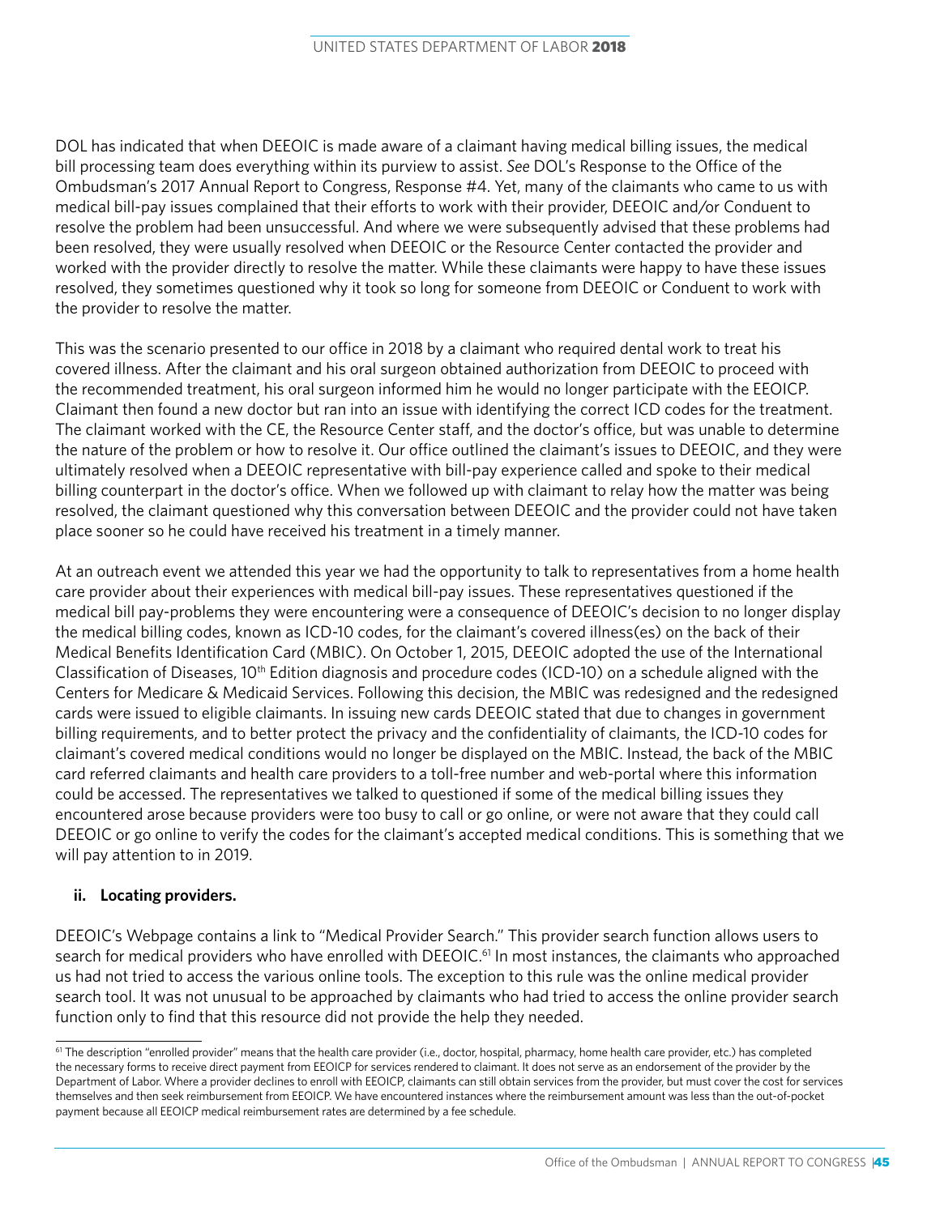DOL has indicated that when DEEOIC is made aware of a claimant having medical billing issues, the medical bill processing team does everything within its purview to assist. *See* DOL's Response to the Office of the Ombudsman's 2017 Annual Report to Congress, Response #4. Yet, many of the claimants who came to us with medical bill-pay issues complained that their efforts to work with their provider, DEEOIC and/or Conduent to resolve the problem had been unsuccessful. And where we were subsequently advised that these problems had been resolved, they were usually resolved when DEEOIC or the Resource Center contacted the provider and worked with the provider directly to resolve the matter. While these claimants were happy to have these issues resolved, they sometimes questioned why it took so long for someone from DEEOIC or Conduent to work with the provider to resolve the matter.

This was the scenario presented to our office in 2018 by a claimant who required dental work to treat his covered illness. After the claimant and his oral surgeon obtained authorization from DEEOIC to proceed with the recommended treatment, his oral surgeon informed him he would no longer participate with the EEOICP. Claimant then found a new doctor but ran into an issue with identifying the correct ICD codes for the treatment. The claimant worked with the CE, the Resource Center staff, and the doctor's office, but was unable to determine the nature of the problem or how to resolve it. Our office outlined the claimant's issues to DEEOIC, and they were ultimately resolved when a DEEOIC representative with bill-pay experience called and spoke to their medical billing counterpart in the doctor's office. When we followed up with claimant to relay how the matter was being resolved, the claimant questioned why this conversation between DEEOIC and the provider could not have taken place sooner so he could have received his treatment in a timely manner.

At an outreach event we attended this year we had the opportunity to talk to representatives from a home health care provider about their experiences with medical bill-pay issues. These representatives questioned if the medical bill pay-problems they were encountering were a consequence of DEEOIC's decision to no longer display the medical billing codes, known as ICD-10 codes, for the claimant's covered illness(es) on the back of their Medical Benefits Identification Card (MBIC). On October 1, 2015, DEEOIC adopted the use of the International Classification of Diseases, 10th Edition diagnosis and procedure codes (ICD-10) on a schedule aligned with the Centers for Medicare & Medicaid Services. Following this decision, the MBIC was redesigned and the redesigned cards were issued to eligible claimants. In issuing new cards DEEOIC stated that due to changes in government billing requirements, and to better protect the privacy and the confidentiality of claimants, the ICD-10 codes for claimant's covered medical conditions would no longer be displayed on the MBIC. Instead, the back of the MBIC card referred claimants and health care providers to a toll-free number and web-portal where this information could be accessed. The representatives we talked to questioned if some of the medical billing issues they encountered arose because providers were too busy to call or go online, or were not aware that they could call DEEOIC or go online to verify the codes for the claimant's accepted medical conditions. This is something that we will pay attention to in 2019.

#### ii. Locating providers.

DEEOIC's Webpage contains a link to "Medical Provider Search." This provider search function allows users to search for medical providers who have enrolled with DEEOIC.[61] In most instances, the claimants who approached us had not tried to access the various online tools. The exception to this rule was the online medical provider search tool. It was not unusual to be approached by claimants who had tried to access the online provider search function only to find that this resource did not provide the help they needed.

---

[61] The description "enrolled provider" means that the health care provider (i.e., doctor, hospital, pharmacy, home health care provider, etc.) has completed the necessary forms to receive direct payment from EEOICP for services rendered to claimant. It does not serve as an endorsement of the provider by the Department of Labor. Where a provider declines to enroll with EEOICP, claimants can still obtain services from the provider, but must cover the cost for services themselves and then seek reimbursement from EEOICP. We have encountered instances where the reimbursement amount was less than the out-of-pocket payment because all EEOICP medical reimbursement rates are determined by a fee schedule.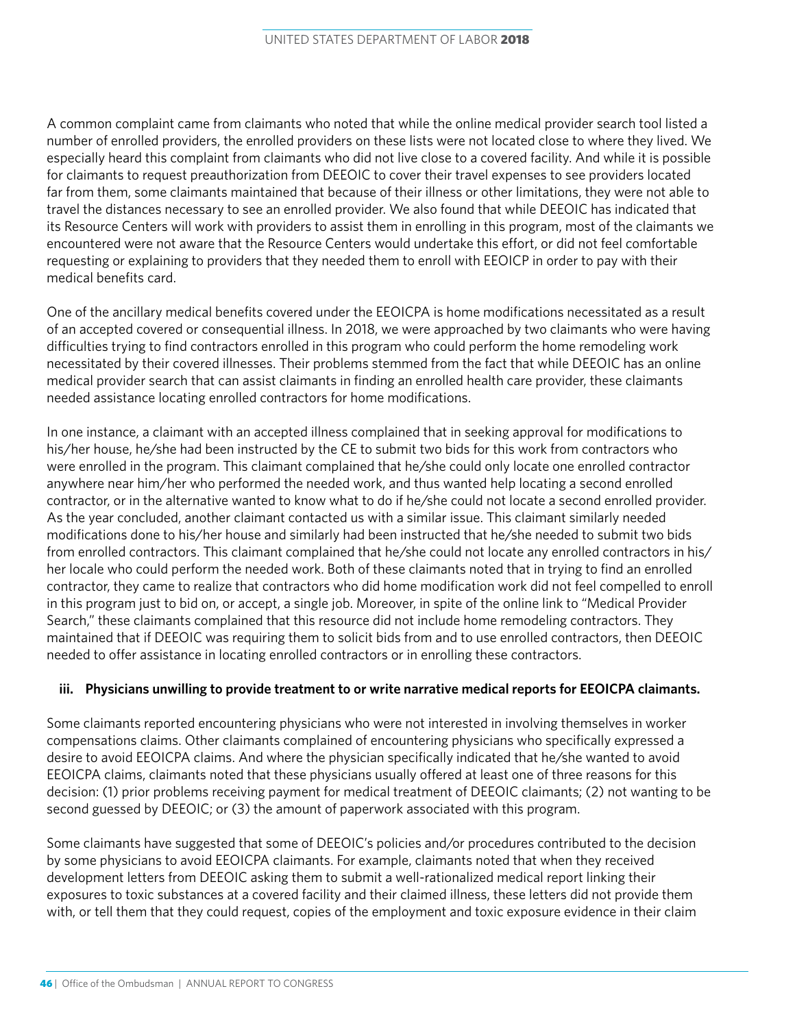A common complaint came from claimants who noted that while the online medical provider search tool listed a number of enrolled providers, the enrolled providers on these lists were not located close to where they lived. We especially heard this complaint from claimants who did not live close to a covered facility. And while it is possible for claimants to request preauthorization from DEEOIC to cover their travel expenses to see providers located far from them, some claimants maintained that because of their illness or other limitations, they were not able to travel the distances necessary to see an enrolled provider. We also found that while DEEOIC has indicated that its Resource Centers will work with providers to assist them in enrolling in this program, most of the claimants we encountered were not aware that the Resource Centers would undertake this effort, or did not feel comfortable requesting or explaining to providers that they needed them to enroll with EEOICP in order to pay with their medical benefits card.

One of the ancillary medical benefits covered under the EEOICPA is home modifications necessitated as a result of an accepted covered or consequential illness. In 2018, we were approached by two claimants who were having difficulties trying to find contractors enrolled in this program who could perform the home remodeling work necessitated by their covered illnesses. Their problems stemmed from the fact that while DEEOIC has an online medical provider search that can assist claimants in finding an enrolled health care provider, these claimants needed assistance locating enrolled contractors for home modifications.

In one instance, a claimant with an accepted illness complained that in seeking approval for modifications to his/her house, he/she had been instructed by the CE to submit two bids for this work from contractors who were enrolled in the program. This claimant complained that he/she could only locate one enrolled contractor anywhere near him/her who performed the needed work, and thus wanted help locating a second enrolled contractor, or in the alternative wanted to know what to do if he/she could not locate a second enrolled provider. As the year concluded, another claimant contacted us with a similar issue. This claimant similarly needed modifications done to his/her house and similarly had been instructed that he/she needed to submit two bids from enrolled contractors. This claimant complained that he/she could not locate any enrolled contractors in his/her locale who could perform the needed work. Both of these claimants noted that in trying to find an enrolled contractor, they came to realize that contractors who did home modification work did not feel compelled to enroll in this program just to bid on, or accept, a single job. Moreover, in spite of the online link to "Medical Provider Search," these claimants complained that this resource did not include home remodeling contractors. They maintained that if DEEOIC was requiring them to solicit bids from and to use enrolled contractors, then DEEOIC needed to offer assistance in locating enrolled contractors or in enrolling these contractors.

#### iii. Physicians unwilling to provide treatment to or write narrative medical reports for EEOICPA claimants.

Some claimants reported encountering physicians who were not interested in involving themselves in worker compensations claims. Other claimants complained of encountering physicians who specifically expressed a desire to avoid EEOICPA claims. And where the physician specifically indicated that he/she wanted to avoid EEOICPA claims, claimants noted that these physicians usually offered at least one of three reasons for this decision: (1) prior problems receiving payment for medical treatment of DEEOIC claimants; (2) not wanting to be second guessed by DEEOIC; or (3) the amount of paperwork associated with this program.

Some claimants have suggested that some of DEEOIC's policies and/or procedures contributed to the decision by some physicians to avoid EEOICPA claimants. For example, claimants noted that when they received development letters from DEEOIC asking them to submit a well-rationalized medical report linking their exposures to toxic substances at a covered facility and their claimed illness, these letters did not provide them with, or tell them that they could request, copies of the employment and toxic exposure evidence in their claim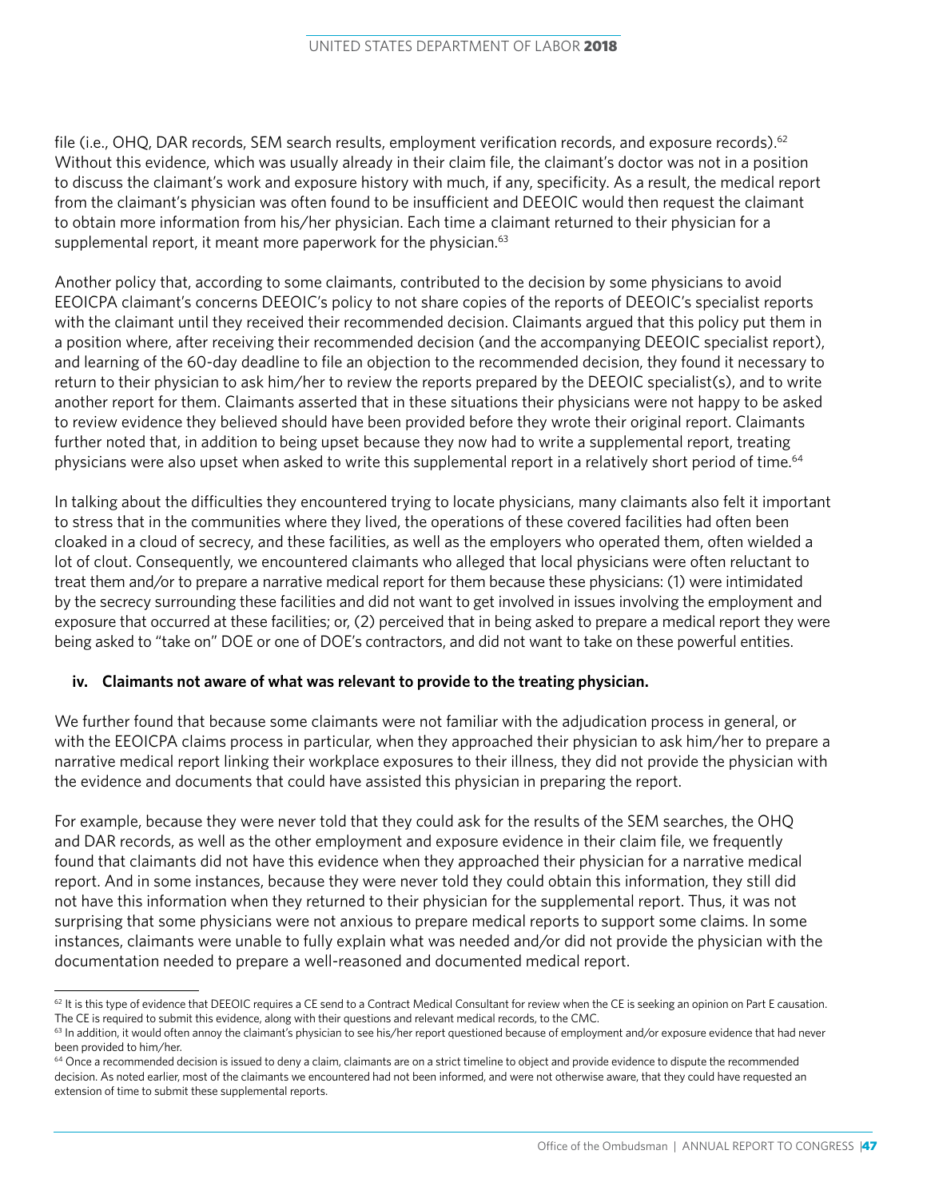file (i.e., OHQ, DAR records, SEM search results, employment verification records, and exposure records).[62] Without this evidence, which was usually already in their claim file, the claimant's doctor was not in a position to discuss the claimant's work and exposure history with much, if any, specificity. As a result, the medical report from the claimant's physician was often found to be insufficient and DEEOIC would then request the claimant to obtain more information from his/her physician. Each time a claimant returned to their physician for a supplemental report, it meant more paperwork for the physician.[63]

Another policy that, according to some claimants, contributed to the decision by some physicians to avoid EEOICPA claimant's concerns DEEOIC's policy to not share copies of the reports of DEEOIC's specialist reports with the claimant until they received their recommended decision. Claimants argued that this policy put them in a position where, after receiving their recommended decision (and the accompanying DEEOIC specialist report), and learning of the 60-day deadline to file an objection to the recommended decision, they found it necessary to return to their physician to ask him/her to review the reports prepared by the DEEOIC specialist(s), and to write another report for them. Claimants asserted that in these situations their physicians were not happy to be asked to review evidence they believed should have been provided before they wrote their original report. Claimants further noted that, in addition to being upset because they now had to write a supplemental report, treating physicians were also upset when asked to write this supplemental report in a relatively short period of time.[64]

In talking about the difficulties they encountered trying to locate physicians, many claimants also felt it important to stress that in the communities where they lived, the operations of these covered facilities had often been cloaked in a cloud of secrecy, and these facilities, as well as the employers who operated them, often wielded a lot of clout. Consequently, we encountered claimants who alleged that local physicians were often reluctant to treat them and/or to prepare a narrative medical report for them because these physicians: (1) were intimidated by the secrecy surrounding these facilities and did not want to get involved in issues involving the employment and exposure that occurred at these facilities; or, (2) perceived that in being asked to prepare a medical report they were being asked to "take on" DOE or one of DOE's contractors, and did not want to take on these powerful entities.

**iv. Claimants not aware of what was relevant to provide to the treating physician.**

We further found that because some claimants were not familiar with the adjudication process in general, or with the EEOICPA claims process in particular, when they approached their physician to ask him/her to prepare a narrative medical report linking their workplace exposures to their illness, they did not provide the physician with the evidence and documents that could have assisted this physician in preparing the report.

For example, because they were never told that they could ask for the results of the SEM searches, the OHQ and DAR records, as well as the other employment and exposure evidence in their claim file, we frequently found that claimants did not have this evidence when they approached their physician for a narrative medical report. And in some instances, because they were never told they could obtain this information, they still did not have this information when they returned to their physician for the supplemental report. Thus, it was not surprising that some physicians were not anxious to prepare medical reports to support some claims. In some instances, claimants were unable to fully explain what was needed and/or did not provide the physician with the documentation needed to prepare a well-reasoned and documented medical report.

---

[62] It is this type of evidence that DEEOIC requires a CE send to a Contract Medical Consultant for review when the CE is seeking an opinion on Part E causation. The CE is required to submit this evidence, along with their questions and relevant medical records, to the CMC.

[63] In addition, it would often annoy the claimant's physician to see his/her report questioned because of employment and/or exposure evidence that had never been provided to him/her.

[64] Once a recommended decision is issued to deny a claim, claimants are on a strict timeline to object and provide evidence to dispute the recommended decision. As noted earlier, most of the claimants we encountered had not been informed, and were not otherwise aware, that they could have requested an extension of time to submit these supplemental reports.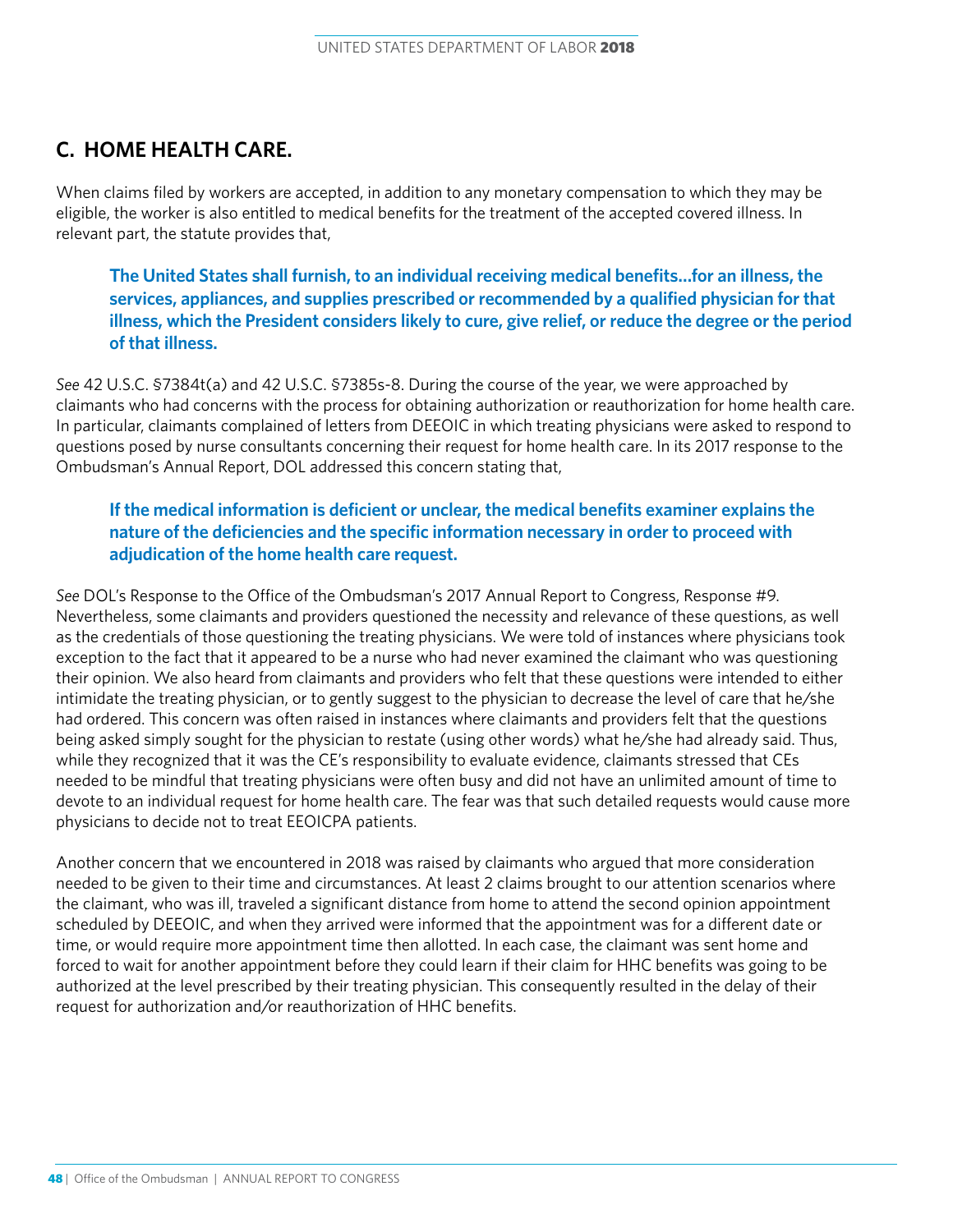## C. HOME HEALTH CARE.

When claims filed by workers are accepted, in addition to any monetary compensation to which they may be eligible, the worker is also entitled to medical benefits for the treatment of the accepted covered illness. In relevant part, the statute provides that,

> **The United States shall furnish, to an individual receiving medical benefits…for an illness, the services, appliances, and supplies prescribed or recommended by a qualified physician for that illness, which the President considers likely to cure, give relief, or reduce the degree or the period of that illness.**

*See* 42 U.S.C. §7384t(a) and 42 U.S.C. §7385s-8. During the course of the year, we were approached by claimants who had concerns with the process for obtaining authorization or reauthorization for home health care. In particular, claimants complained of letters from DEEOIC in which treating physicians were asked to respond to questions posed by nurse consultants concerning their request for home health care. In its 2017 response to the Ombudsman's Annual Report, DOL addressed this concern stating that,

> **If the medical information is deficient or unclear, the medical benefits examiner explains the nature of the deficiencies and the specific information necessary in order to proceed with adjudication of the home health care request.**

*See* DOL's Response to the Office of the Ombudsman's 2017 Annual Report to Congress, Response #9. Nevertheless, some claimants and providers questioned the necessity and relevance of these questions, as well as the credentials of those questioning the treating physicians. We were told of instances where physicians took exception to the fact that it appeared to be a nurse who had never examined the claimant who was questioning their opinion. We also heard from claimants and providers who felt that these questions were intended to either intimidate the treating physician, or to gently suggest to the physician to decrease the level of care that he/she had ordered. This concern was often raised in instances where claimants and providers felt that the questions being asked simply sought for the physician to restate (using other words) what he/she had already said. Thus, while they recognized that it was the CE's responsibility to evaluate evidence, claimants stressed that CEs needed to be mindful that treating physicians were often busy and did not have an unlimited amount of time to devote to an individual request for home health care. The fear was that such detailed requests would cause more physicians to decide not to treat EEOICPA patients.

Another concern that we encountered in 2018 was raised by claimants who argued that more consideration needed to be given to their time and circumstances. At least 2 claims brought to our attention scenarios where the claimant, who was ill, traveled a significant distance from home to attend the second opinion appointment scheduled by DEEOIC, and when they arrived were informed that the appointment was for a different date or time, or would require more appointment time then allotted. In each case, the claimant was sent home and forced to wait for another appointment before they could learn if their claim for HHC benefits was going to be authorized at the level prescribed by their treating physician. This consequently resulted in the delay of their request for authorization and/or reauthorization of HHC benefits.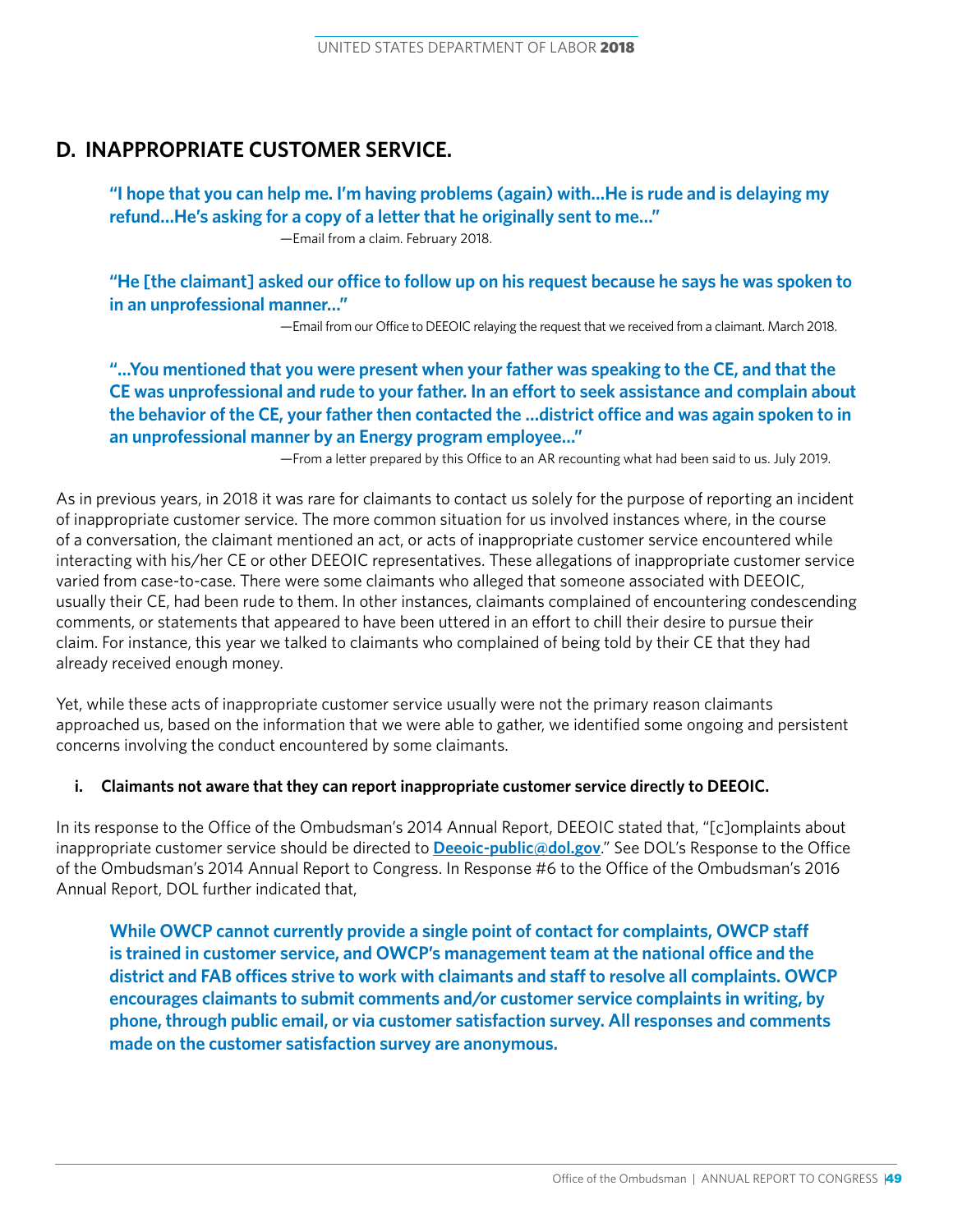## D. INAPPROPRIATE CUSTOMER SERVICE.

> **"I hope that you can help me. I'm having problems (again) with…He is rude and is delaying my refund…He's asking for a copy of a letter that he originally sent to me…"**
>
> —Email from a claim. February 2018.

> **"He [the claimant] asked our office to follow up on his request because he says he was spoken to in an unprofessional manner…"**
>
> —Email from our Office to DEEOIC relaying the request that we received from a claimant. March 2018.

> **"…You mentioned that you were present when your father was speaking to the CE, and that the CE was unprofessional and rude to your father. In an effort to seek assistance and complain about the behavior of the CE, your father then contacted the …district office and was again spoken to in an unprofessional manner by an Energy program employee…"**
>
> —From a letter prepared by this Office to an AR recounting what had been said to us. July 2019.

As in previous years, in 2018 it was rare for claimants to contact us solely for the purpose of reporting an incident of inappropriate customer service. The more common situation for us involved instances where, in the course of a conversation, the claimant mentioned an act, or acts of inappropriate customer service encountered while interacting with his/her CE or other DEEOIC representatives. These allegations of inappropriate customer service varied from case-to-case. There were some claimants who alleged that someone associated with DEEOIC, usually their CE, had been rude to them. In other instances, claimants complained of encountering condescending comments, or statements that appeared to have been uttered in an effort to chill their desire to pursue their claim. For instance, this year we talked to claimants who complained of being told by their CE that they had already received enough money.

Yet, while these acts of inappropriate customer service usually were not the primary reason claimants approached us, based on the information that we were able to gather, we identified some ongoing and persistent concerns involving the conduct encountered by some claimants.

**i. Claimants not aware that they can report inappropriate customer service directly to DEEOIC.**

In its response to the Office of the Ombudsman's 2014 Annual Report, DEEOIC stated that, "[c]omplaints about inappropriate customer service should be directed to **Deeoic-public@dol.gov**." See DOL's Response to the Office of the Ombudsman's 2014 Annual Report to Congress. In Response #6 to the Office of the Ombudsman's 2016 Annual Report, DOL further indicated that,

> **While OWCP cannot currently provide a single point of contact for complaints, OWCP staff is trained in customer service, and OWCP's management team at the national office and the district and FAB offices strive to work with claimants and staff to resolve all complaints. OWCP encourages claimants to submit comments and/or customer service complaints in writing, by phone, through public email, or via customer satisfaction survey. All responses and comments made on the customer satisfaction survey are anonymous.**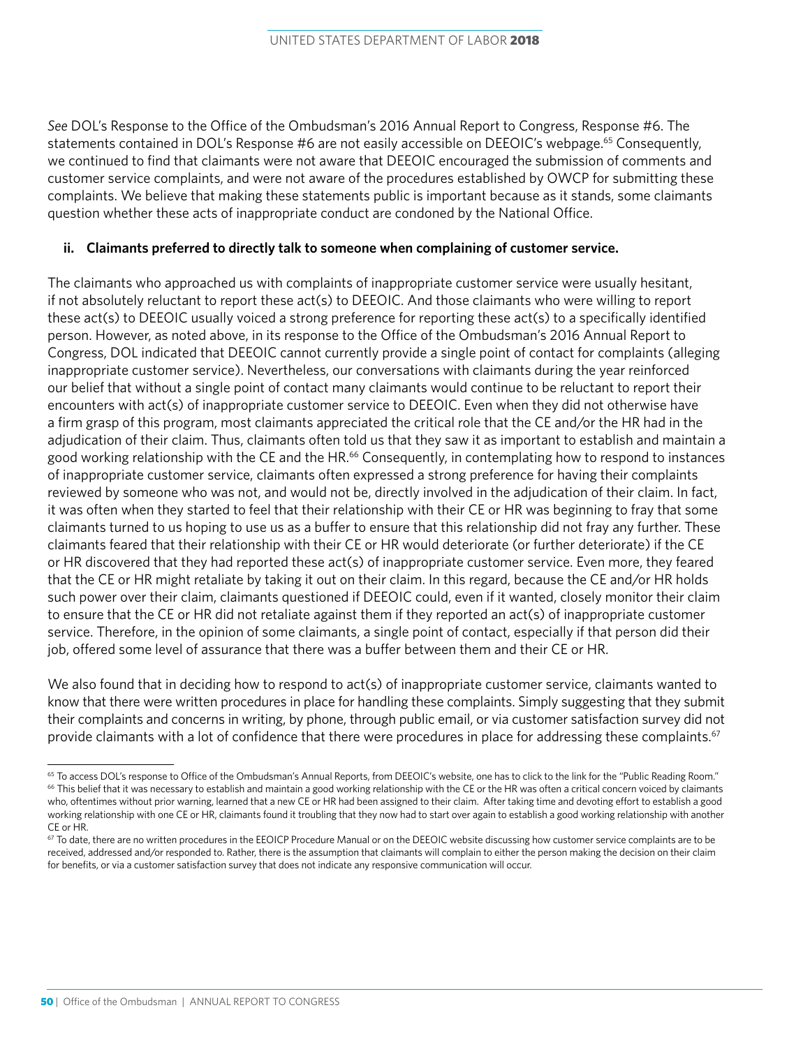*See* DOL's Response to the Office of the Ombudsman's 2016 Annual Report to Congress, Response #6. The statements contained in DOL's Response #6 are not easily accessible on DEEOIC's webpage.[65] Consequently, we continued to find that claimants were not aware that DEEOIC encouraged the submission of comments and customer service complaints, and were not aware of the procedures established by OWCP for submitting these complaints. We believe that making these statements public is important because as it stands, some claimants question whether these acts of inappropriate conduct are condoned by the National Office.

**ii. Claimants preferred to directly talk to someone when complaining of customer service.**

The claimants who approached us with complaints of inappropriate customer service were usually hesitant, if not absolutely reluctant to report these act(s) to DEEOIC. And those claimants who were willing to report these act(s) to DEEOIC usually voiced a strong preference for reporting these act(s) to a specifically identified person. However, as noted above, in its response to the Office of the Ombudsman's 2016 Annual Report to Congress, DOL indicated that DEEOIC cannot currently provide a single point of contact for complaints (alleging inappropriate customer service). Nevertheless, our conversations with claimants during the year reinforced our belief that without a single point of contact many claimants would continue to be reluctant to report their encounters with act(s) of inappropriate customer service to DEEOIC. Even when they did not otherwise have a firm grasp of this program, most claimants appreciated the critical role that the CE and/or the HR had in the adjudication of their claim. Thus, claimants often told us that they saw it as important to establish and maintain a good working relationship with the CE and the HR.[66] Consequently, in contemplating how to respond to instances of inappropriate customer service, claimants often expressed a strong preference for having their complaints reviewed by someone who was not, and would not be, directly involved in the adjudication of their claim. In fact, it was often when they started to feel that their relationship with their CE or HR was beginning to fray that some claimants turned to us hoping to use us as a buffer to ensure that this relationship did not fray any further. These claimants feared that their relationship with their CE or HR would deteriorate (or further deteriorate) if the CE or HR discovered that they had reported these act(s) of inappropriate customer service. Even more, they feared that the CE or HR might retaliate by taking it out on their claim. In this regard, because the CE and/or HR holds such power over their claim, claimants questioned if DEEOIC could, even if it wanted, closely monitor their claim to ensure that the CE or HR did not retaliate against them if they reported an act(s) of inappropriate customer service. Therefore, in the opinion of some claimants, a single point of contact, especially if that person did their job, offered some level of assurance that there was a buffer between them and their CE or HR.

We also found that in deciding how to respond to act(s) of inappropriate customer service, claimants wanted to know that there were written procedures in place for handling these complaints. Simply suggesting that they submit their complaints and concerns in writing, by phone, through public email, or via customer satisfaction survey did not provide claimants with a lot of confidence that there were procedures in place for addressing these complaints.[67]

---

[65] To access DOL's response to Office of the Ombudsman's Annual Reports, from DEEOIC's website, one has to click to the link for the "Public Reading Room."

[66] This belief that it was necessary to establish and maintain a good working relationship with the CE or the HR was often a critical concern voiced by claimants who, oftentimes without prior warning, learned that a new CE or HR had been assigned to their claim. After taking time and devoting effort to establish a good working relationship with one CE or HR, claimants found it troubling that they now had to start over again to establish a good working relationship with another CE or HR.

[67] To date, there are no written procedures in the EEOICP Procedure Manual or on the DEEOIC website discussing how customer service complaints are to be received, addressed and/or responded to. Rather, there is the assumption that claimants will complain to either the person making the decision on their claim for benefits, or via a customer satisfaction survey that does not indicate any responsive communication will occur.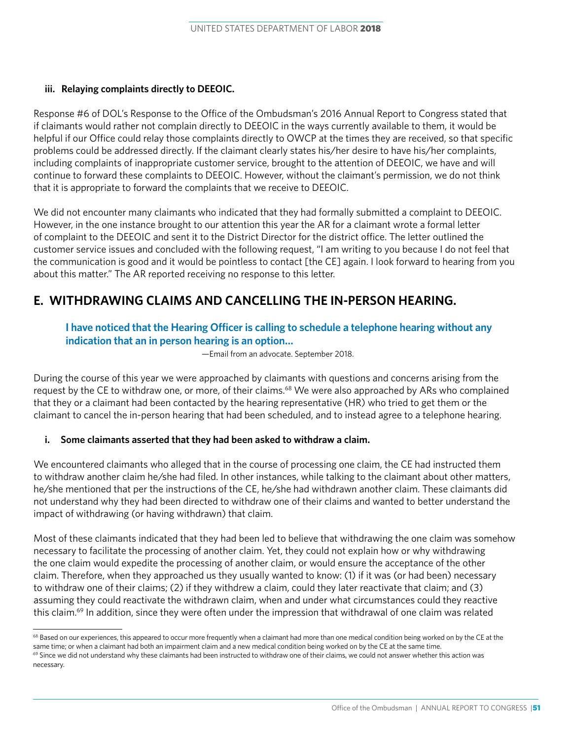#### iii. Relaying complaints directly to DEEOIC.

Response #6 of DOL's Response to the Office of the Ombudsman's 2016 Annual Report to Congress stated that if claimants would rather not complain directly to DEEOIC in the ways currently available to them, it would be helpful if our Office could relay those complaints directly to OWCP at the times they are received, so that specific problems could be addressed directly. If the claimant clearly states his/her desire to have his/her complaints, including complaints of inappropriate customer service, brought to the attention of DEEOIC, we have and will continue to forward these complaints to DEEOIC. However, without the claimant's permission, we do not think that it is appropriate to forward the complaints that we receive to DEEOIC.

We did not encounter many claimants who indicated that they had formally submitted a complaint to DEEOIC. However, in the one instance brought to our attention this year the AR for a claimant wrote a formal letter of complaint to the DEEOIC and sent it to the District Director for the district office. The letter outlined the customer service issues and concluded with the following request, "I am writing to you because I do not feel that the communication is good and it would be pointless to contact [the CE] again. I look forward to hearing from you about this matter." The AR reported receiving no response to this letter.

## E. WITHDRAWING CLAIMS AND CANCELLING THE IN-PERSON HEARING.

> **I have noticed that the Hearing Officer is calling to schedule a telephone hearing without any indication that an in person hearing is an option…**
>
> —Email from an advocate. September 2018.

During the course of this year we were approached by claimants with questions and concerns arising from the request by the CE to withdraw one, or more, of their claims.[68] We were also approached by ARs who complained that they or a claimant had been contacted by the hearing representative (HR) who tried to get them or the claimant to cancel the in-person hearing that had been scheduled, and to instead agree to a telephone hearing.

#### i. Some claimants asserted that they had been asked to withdraw a claim.

We encountered claimants who alleged that in the course of processing one claim, the CE had instructed them to withdraw another claim he/she had filed. In other instances, while talking to the claimant about other matters, he/she mentioned that per the instructions of the CE, he/she had withdrawn another claim. These claimants did not understand why they had been directed to withdraw one of their claims and wanted to better understand the impact of withdrawing (or having withdrawn) that claim.

Most of these claimants indicated that they had been led to believe that withdrawing the one claim was somehow necessary to facilitate the processing of another claim. Yet, they could not explain how or why withdrawing the one claim would expedite the processing of another claim, or would ensure the acceptance of the other claim. Therefore, when they approached us they usually wanted to know: (1) if it was (or had been) necessary to withdraw one of their claims; (2) if they withdrew a claim, could they later reactivate that claim; and (3) assuming they could reactivate the withdrawn claim, when and under what circumstances could they reactive this claim.[69] In addition, since they were often under the impression that withdrawal of one claim was related

---

[68] Based on our experiences, this appeared to occur more frequently when a claimant had more than one medical condition being worked on by the CE at the same time; or when a claimant had both an impairment claim and a new medical condition being worked on by the CE at the same time.

[69] Since we did not understand why these claimants had been instructed to withdraw one of their claims, we could not answer whether this action was necessary.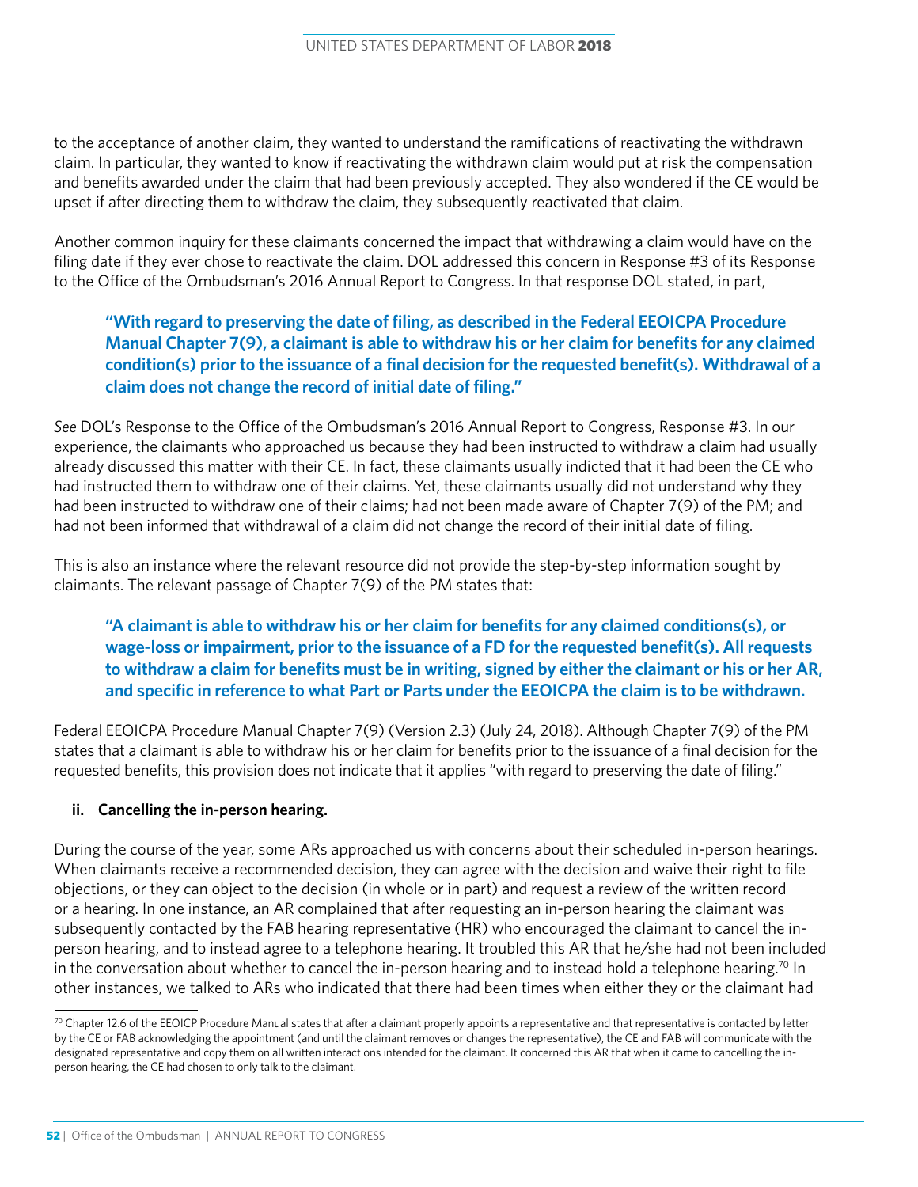to the acceptance of another claim, they wanted to understand the ramifications of reactivating the withdrawn claim. In particular, they wanted to know if reactivating the withdrawn claim would put at risk the compensation and benefits awarded under the claim that had been previously accepted. They also wondered if the CE would be upset if after directing them to withdraw the claim, they subsequently reactivated that claim.

Another common inquiry for these claimants concerned the impact that withdrawing a claim would have on the filing date if they ever chose to reactivate the claim. DOL addressed this concern in Response #3 of its Response to the Office of the Ombudsman's 2016 Annual Report to Congress. In that response DOL stated, in part,

> **"With regard to preserving the date of filing, as described in the Federal EEOICPA Procedure Manual Chapter 7(9), a claimant is able to withdraw his or her claim for benefits for any claimed condition(s) prior to the issuance of a final decision for the requested benefit(s). Withdrawal of a claim does not change the record of initial date of filing."**

*See* DOL's Response to the Office of the Ombudsman's 2016 Annual Report to Congress, Response #3. In our experience, the claimants who approached us because they had been instructed to withdraw a claim had usually already discussed this matter with their CE. In fact, these claimants usually indicted that it had been the CE who had instructed them to withdraw one of their claims. Yet, these claimants usually did not understand why they had been instructed to withdraw one of their claims; had not been made aware of Chapter 7(9) of the PM; and had not been informed that withdrawal of a claim did not change the record of their initial date of filing.

This is also an instance where the relevant resource did not provide the step-by-step information sought by claimants. The relevant passage of Chapter 7(9) of the PM states that:

> **"A claimant is able to withdraw his or her claim for benefits for any claimed conditions(s), or wage-loss or impairment, prior to the issuance of a FD for the requested benefit(s). All requests to withdraw a claim for benefits must be in writing, signed by either the claimant or his or her AR, and specific in reference to what Part or Parts under the EEOICPA the claim is to be withdrawn.**

Federal EEOICPA Procedure Manual Chapter 7(9) (Version 2.3) (July 24, 2018). Although Chapter 7(9) of the PM states that a claimant is able to withdraw his or her claim for benefits prior to the issuance of a final decision for the requested benefits, this provision does not indicate that it applies "with regard to preserving the date of filing."

**ii. Cancelling the in-person hearing.**

During the course of the year, some ARs approached us with concerns about their scheduled in-person hearings. When claimants receive a recommended decision, they can agree with the decision and waive their right to file objections, or they can object to the decision (in whole or in part) and request a review of the written record or a hearing. In one instance, an AR complained that after requesting an in-person hearing the claimant was subsequently contacted by the FAB hearing representative (HR) who encouraged the claimant to cancel the in-person hearing, and to instead agree to a telephone hearing. It troubled this AR that he/she had not been included in the conversation about whether to cancel the in-person hearing and to instead hold a telephone hearing.[70] In other instances, we talked to ARs who indicated that there had been times when either they or the claimant had

[70] Chapter 12.6 of the EEOICP Procedure Manual states that after a claimant properly appoints a representative and that representative is contacted by letter by the CE or FAB acknowledging the appointment (and until the claimant removes or changes the representative), the CE and FAB will communicate with the designated representative and copy them on all written interactions intended for the claimant. It concerned this AR that when it came to cancelling the in-person hearing, the CE had chosen to only talk to the claimant.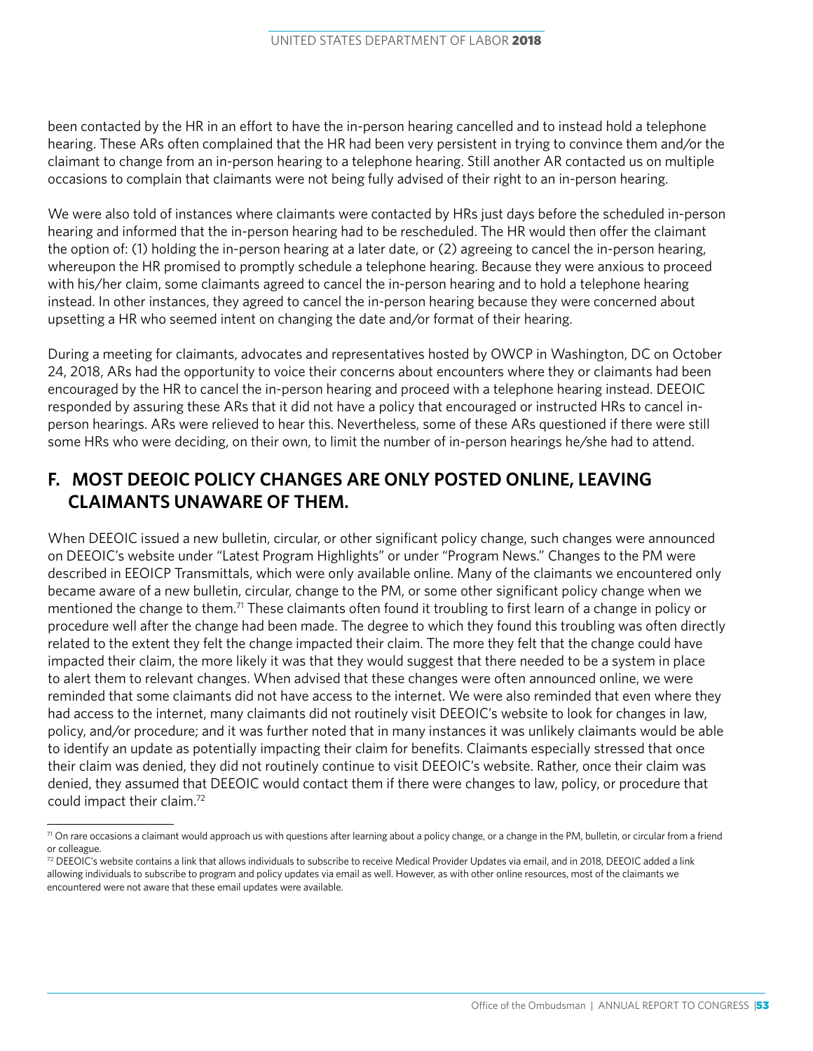been contacted by the HR in an effort to have the in-person hearing cancelled and to instead hold a telephone hearing. These ARs often complained that the HR had been very persistent in trying to convince them and/or the claimant to change from an in-person hearing to a telephone hearing. Still another AR contacted us on multiple occasions to complain that claimants were not being fully advised of their right to an in-person hearing.

We were also told of instances where claimants were contacted by HRs just days before the scheduled in-person hearing and informed that the in-person hearing had to be rescheduled. The HR would then offer the claimant the option of: (1) holding the in-person hearing at a later date, or (2) agreeing to cancel the in-person hearing, whereupon the HR promised to promptly schedule a telephone hearing. Because they were anxious to proceed with his/her claim, some claimants agreed to cancel the in-person hearing and to hold a telephone hearing instead. In other instances, they agreed to cancel the in-person hearing because they were concerned about upsetting a HR who seemed intent on changing the date and/or format of their hearing.

During a meeting for claimants, advocates and representatives hosted by OWCP in Washington, DC on October 24, 2018, ARs had the opportunity to voice their concerns about encounters where they or claimants had been encouraged by the HR to cancel the in-person hearing and proceed with a telephone hearing instead. DEEOIC responded by assuring these ARs that it did not have a policy that encouraged or instructed HRs to cancel in-person hearings. ARs were relieved to hear this. Nevertheless, some of these ARs questioned if there were still some HRs who were deciding, on their own, to limit the number of in-person hearings he/she had to attend.

## F. MOST DEEOIC POLICY CHANGES ARE ONLY POSTED ONLINE, LEAVING CLAIMANTS UNAWARE OF THEM.

When DEEOIC issued a new bulletin, circular, or other significant policy change, such changes were announced on DEEOIC's website under "Latest Program Highlights" or under "Program News." Changes to the PM were described in EEOICP Transmittals, which were only available online. Many of the claimants we encountered only became aware of a new bulletin, circular, change to the PM, or some other significant policy change when we mentioned the change to them.[71] These claimants often found it troubling to first learn of a change in policy or procedure well after the change had been made. The degree to which they found this troubling was often directly related to the extent they felt the change impacted their claim. The more they felt that the change could have impacted their claim, the more likely it was that they would suggest that there needed to be a system in place to alert them to relevant changes. When advised that these changes were often announced online, we were reminded that some claimants did not have access to the internet. We were also reminded that even where they had access to the internet, many claimants did not routinely visit DEEOIC's website to look for changes in law, policy, and/or procedure; and it was further noted that in many instances it was unlikely claimants would be able to identify an update as potentially impacting their claim for benefits. Claimants especially stressed that once their claim was denied, they did not routinely continue to visit DEEOIC's website. Rather, once their claim was denied, they assumed that DEEOIC would contact them if there were changes to law, policy, or procedure that could impact their claim.[72]

---

[71] On rare occasions a claimant would approach us with questions after learning about a policy change, or a change in the PM, bulletin, or circular from a friend or colleague.

[72] DEEOIC's website contains a link that allows individuals to subscribe to receive Medical Provider Updates via email, and in 2018, DEEOIC added a link allowing individuals to subscribe to program and policy updates via email as well. However, as with other online resources, most of the claimants we encountered were not aware that these email updates were available.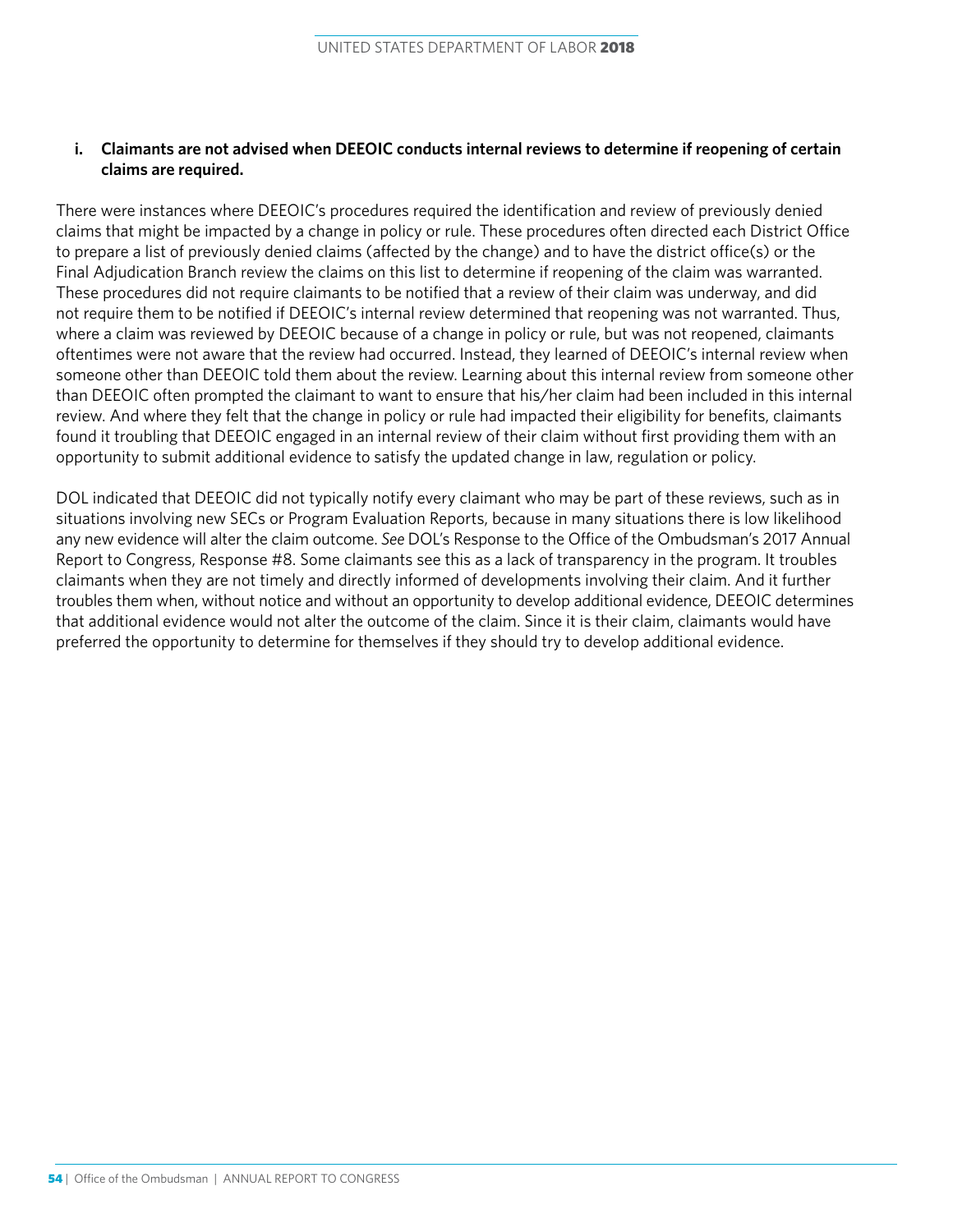### i. Claimants are not advised when DEEOIC conducts internal reviews to determine if reopening of certain claims are required.

There were instances where DEEOIC's procedures required the identification and review of previously denied claims that might be impacted by a change in policy or rule. These procedures often directed each District Office to prepare a list of previously denied claims (affected by the change) and to have the district office(s) or the Final Adjudication Branch review the claims on this list to determine if reopening of the claim was warranted. These procedures did not require claimants to be notified that a review of their claim was underway, and did not require them to be notified if DEEOIC's internal review determined that reopening was not warranted. Thus, where a claim was reviewed by DEEOIC because of a change in policy or rule, but was not reopened, claimants oftentimes were not aware that the review had occurred. Instead, they learned of DEEOIC's internal review when someone other than DEEOIC told them about the review. Learning about this internal review from someone other than DEEOIC often prompted the claimant to want to ensure that his/her claim had been included in this internal review. And where they felt that the change in policy or rule had impacted their eligibility for benefits, claimants found it troubling that DEEOIC engaged in an internal review of their claim without first providing them with an opportunity to submit additional evidence to satisfy the updated change in law, regulation or policy.

DOL indicated that DEEOIC did not typically notify every claimant who may be part of these reviews, such as in situations involving new SECs or Program Evaluation Reports, because in many situations there is low likelihood any new evidence will alter the claim outcome. *See* DOL's Response to the Office of the Ombudsman's 2017 Annual Report to Congress, Response #8. Some claimants see this as a lack of transparency in the program. It troubles claimants when they are not timely and directly informed of developments involving their claim. And it further troubles them when, without notice and without an opportunity to develop additional evidence, DEEOIC determines that additional evidence would not alter the outcome of the claim. Since it is their claim, claimants would have preferred the opportunity to determine for themselves if they should try to develop additional evidence.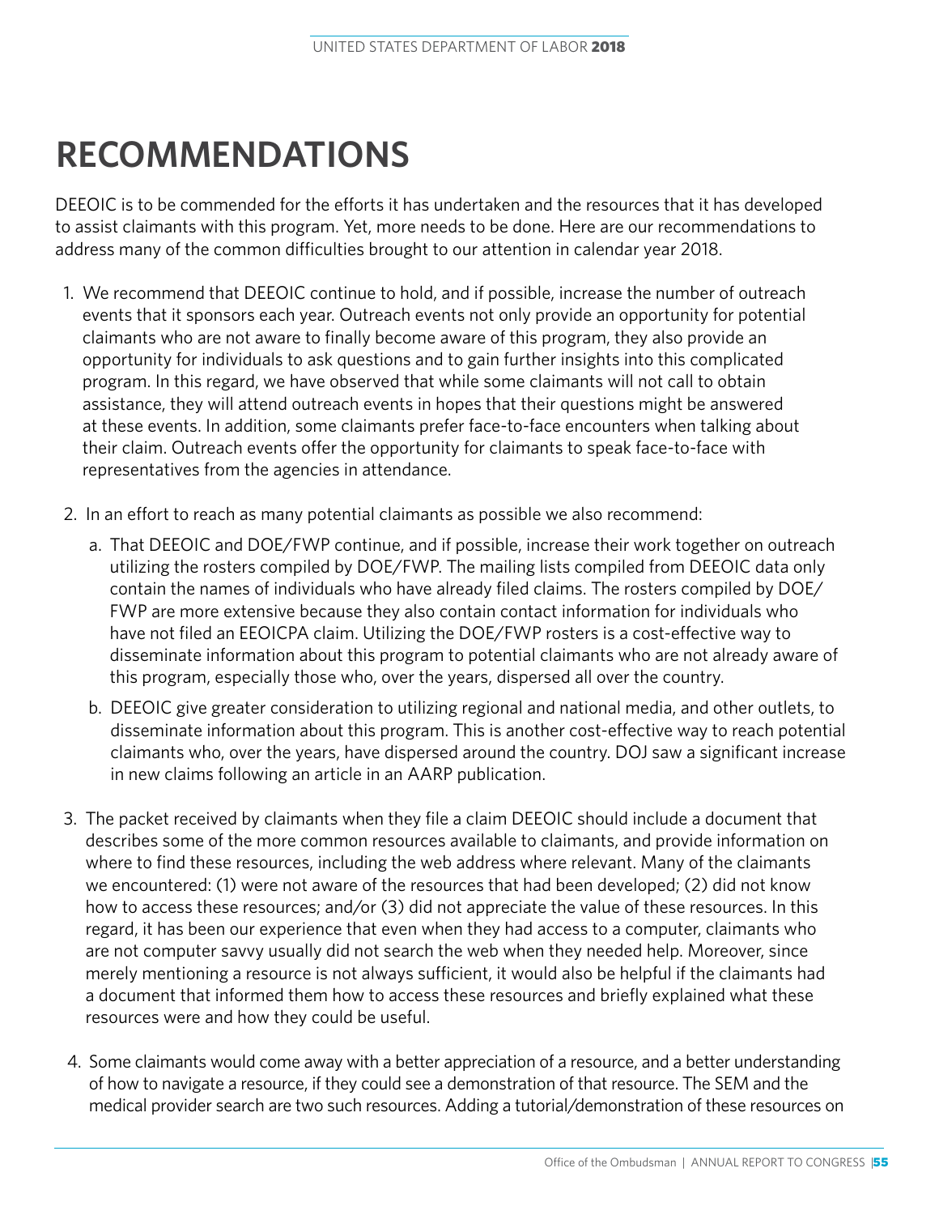# RECOMMENDATIONS

DEEOIC is to be commended for the efforts it has undertaken and the resources that it has developed to assist claimants with this program. Yet, more needs to be done. Here are our recommendations to address many of the common difficulties brought to our attention in calendar year 2018.

1. We recommend that DEEOIC continue to hold, and if possible, increase the number of outreach events that it sponsors each year. Outreach events not only provide an opportunity for potential claimants who are not aware to finally become aware of this program, they also provide an opportunity for individuals to ask questions and to gain further insights into this complicated program. In this regard, we have observed that while some claimants will not call to obtain assistance, they will attend outreach events in hopes that their questions might be answered at these events. In addition, some claimants prefer face-to-face encounters when talking about their claim. Outreach events offer the opportunity for claimants to speak face-to-face with representatives from the agencies in attendance.

2. In an effort to reach as many potential claimants as possible we also recommend:

   a. That DEEOIC and DOE/FWP continue, and if possible, increase their work together on outreach utilizing the rosters compiled by DOE/FWP. The mailing lists compiled from DEEOIC data only contain the names of individuals who have already filed claims. The rosters compiled by DOE/FWP are more extensive because they also contain contact information for individuals who have not filed an EEOICPA claim. Utilizing the DOE/FWP rosters is a cost-effective way to disseminate information about this program to potential claimants who are not already aware of this program, especially those who, over the years, dispersed all over the country.

   b. DEEOIC give greater consideration to utilizing regional and national media, and other outlets, to disseminate information about this program. This is another cost-effective way to reach potential claimants who, over the years, have dispersed around the country. DOJ saw a significant increase in new claims following an article in an AARP publication.

3. The packet received by claimants when they file a claim DEEOIC should include a document that describes some of the more common resources available to claimants, and provide information on where to find these resources, including the web address where relevant. Many of the claimants we encountered: (1) were not aware of the resources that had been developed; (2) did not know how to access these resources; and/or (3) did not appreciate the value of these resources. In this regard, it has been our experience that even when they had access to a computer, claimants who are not computer savvy usually did not search the web when they needed help. Moreover, since merely mentioning a resource is not always sufficient, it would also be helpful if the claimants had a document that informed them how to access these resources and briefly explained what these resources were and how they could be useful.

4. Some claimants would come away with a better appreciation of a resource, and a better understanding of how to navigate a resource, if they could see a demonstration of that resource. The SEM and the medical provider search are two such resources. Adding a tutorial/demonstration of these resources on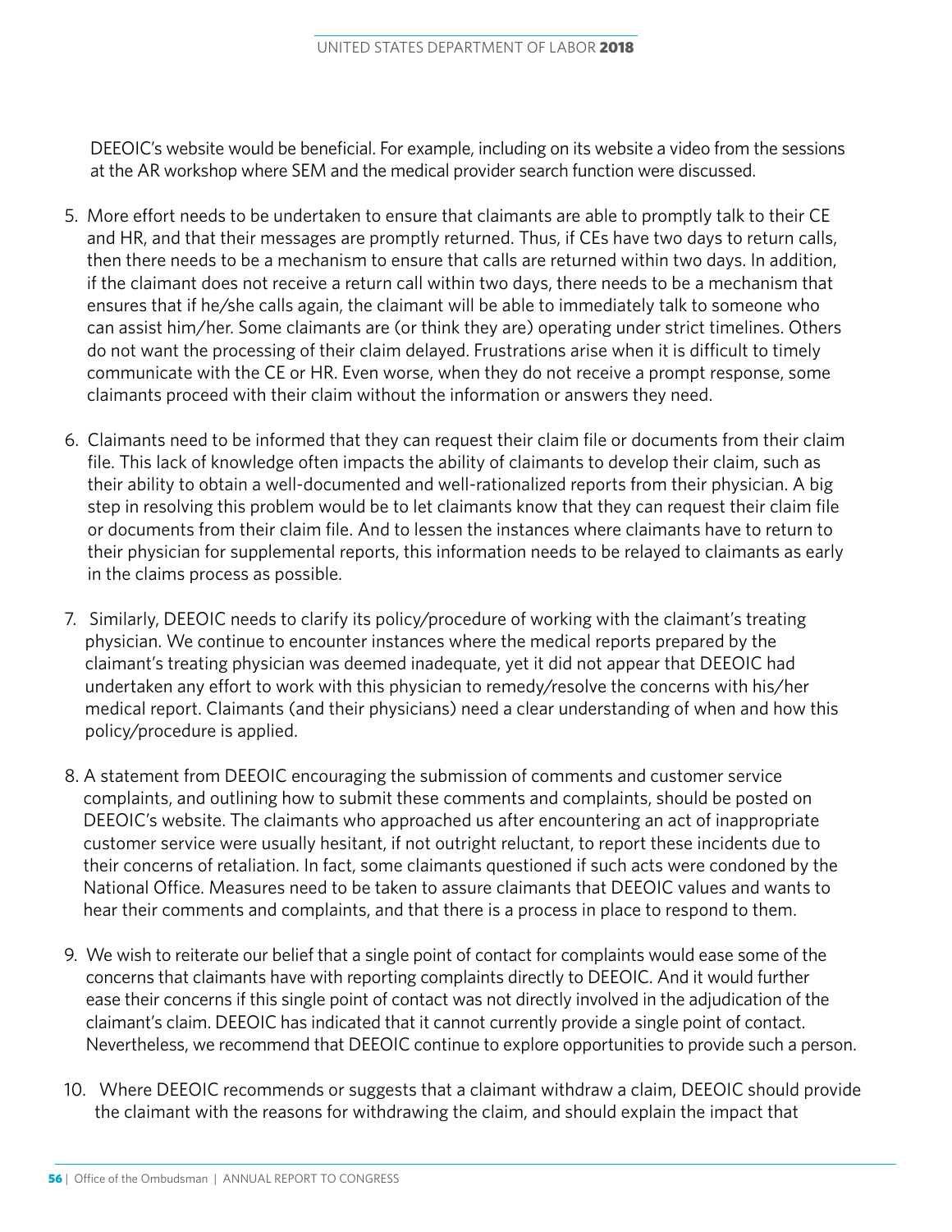DEEOIC's website would be beneficial. For example, including on its website a video from the sessions at the AR workshop where SEM and the medical provider search function were discussed.

5. More effort needs to be undertaken to ensure that claimants are able to promptly talk to their CE and HR, and that their messages are promptly returned. Thus, if CEs have two days to return calls, then there needs to be a mechanism to ensure that calls are returned within two days. In addition, if the claimant does not receive a return call within two days, there needs to be a mechanism that ensures that if he/she calls again, the claimant will be able to immediately talk to someone who can assist him/her. Some claimants are (or think they are) operating under strict timelines. Others do not want the processing of their claim delayed. Frustrations arise when it is difficult to timely communicate with the CE or HR. Even worse, when they do not receive a prompt response, some claimants proceed with their claim without the information or answers they need.

6. Claimants need to be informed that they can request their claim file or documents from their claim file. This lack of knowledge often impacts the ability of claimants to develop their claim, such as their ability to obtain a well-documented and well-rationalized reports from their physician. A big step in resolving this problem would be to let claimants know that they can request their claim file or documents from their claim file. And to lessen the instances where claimants have to return to their physician for supplemental reports, this information needs to be relayed to claimants as early in the claims process as possible.

7. Similarly, DEEOIC needs to clarify its policy/procedure of working with the claimant's treating physician. We continue to encounter instances where the medical reports prepared by the claimant's treating physician was deemed inadequate, yet it did not appear that DEEOIC had undertaken any effort to work with this physician to remedy/resolve the concerns with his/her medical report. Claimants (and their physicians) need a clear understanding of when and how this policy/procedure is applied.

8. A statement from DEEOIC encouraging the submission of comments and customer service complaints, and outlining how to submit these comments and complaints, should be posted on DEEOIC's website. The claimants who approached us after encountering an act of inappropriate customer service were usually hesitant, if not outright reluctant, to report these incidents due to their concerns of retaliation. In fact, some claimants questioned if such acts were condoned by the National Office. Measures need to be taken to assure claimants that DEEOIC values and wants to hear their comments and complaints, and that there is a process in place to respond to them.

9. We wish to reiterate our belief that a single point of contact for complaints would ease some of the concerns that claimants have with reporting complaints directly to DEEOIC. And it would further ease their concerns if this single point of contact was not directly involved in the adjudication of the claimant's claim. DEEOIC has indicated that it cannot currently provide a single point of contact. Nevertheless, we recommend that DEEOIC continue to explore opportunities to provide such a person.

10. Where DEEOIC recommends or suggests that a claimant withdraw a claim, DEEOIC should provide the claimant with the reasons for withdrawing the claim, and should explain the impact that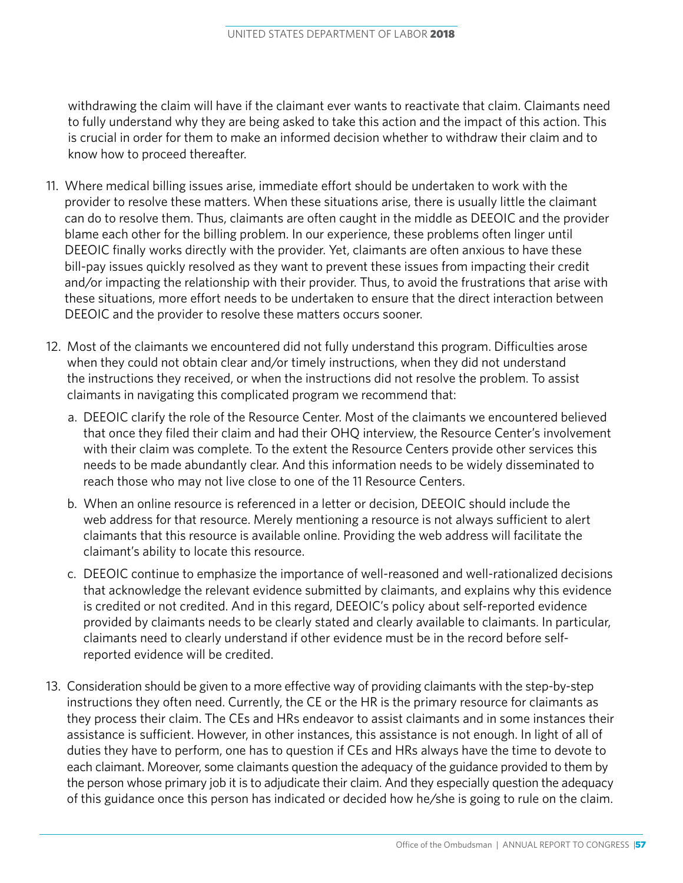withdrawing the claim will have if the claimant ever wants to reactivate that claim. Claimants need to fully understand why they are being asked to take this action and the impact of this action. This is crucial in order for them to make an informed decision whether to withdraw their claim and to know how to proceed thereafter.

11. Where medical billing issues arise, immediate effort should be undertaken to work with the provider to resolve these matters. When these situations arise, there is usually little the claimant can do to resolve them. Thus, claimants are often caught in the middle as DEEOIC and the provider blame each other for the billing problem. In our experience, these problems often linger until DEEOIC finally works directly with the provider. Yet, claimants are often anxious to have these bill-pay issues quickly resolved as they want to prevent these issues from impacting their credit and/or impacting the relationship with their provider. Thus, to avoid the frustrations that arise with these situations, more effort needs to be undertaken to ensure that the direct interaction between DEEOIC and the provider to resolve these matters occurs sooner.

12. Most of the claimants we encountered did not fully understand this program. Difficulties arose when they could not obtain clear and/or timely instructions, when they did not understand the instructions they received, or when the instructions did not resolve the problem. To assist claimants in navigating this complicated program we recommend that:

    a. DEEOIC clarify the role of the Resource Center. Most of the claimants we encountered believed that once they filed their claim and had their OHQ interview, the Resource Center's involvement with their claim was complete. To the extent the Resource Centers provide other services this needs to be made abundantly clear. And this information needs to be widely disseminated to reach those who may not live close to one of the 11 Resource Centers.

    b. When an online resource is referenced in a letter or decision, DEEOIC should include the web address for that resource. Merely mentioning a resource is not always sufficient to alert claimants that this resource is available online. Providing the web address will facilitate the claimant's ability to locate this resource.

    c. DEEOIC continue to emphasize the importance of well-reasoned and well-rationalized decisions that acknowledge the relevant evidence submitted by claimants, and explains why this evidence is credited or not credited. And in this regard, DEEOIC's policy about self-reported evidence provided by claimants needs to be clearly stated and clearly available to claimants. In particular, claimants need to clearly understand if other evidence must be in the record before self-reported evidence will be credited.

13. Consideration should be given to a more effective way of providing claimants with the step-by-step instructions they often need. Currently, the CE or the HR is the primary resource for claimants as they process their claim. The CEs and HRs endeavor to assist claimants and in some instances their assistance is sufficient. However, in other instances, this assistance is not enough. In light of all of duties they have to perform, one has to question if CEs and HRs always have the time to devote to each claimant. Moreover, some claimants question the adequacy of the guidance provided to them by the person whose primary job it is to adjudicate their claim. And they especially question the adequacy of this guidance once this person has indicated or decided how he/she is going to rule on the claim.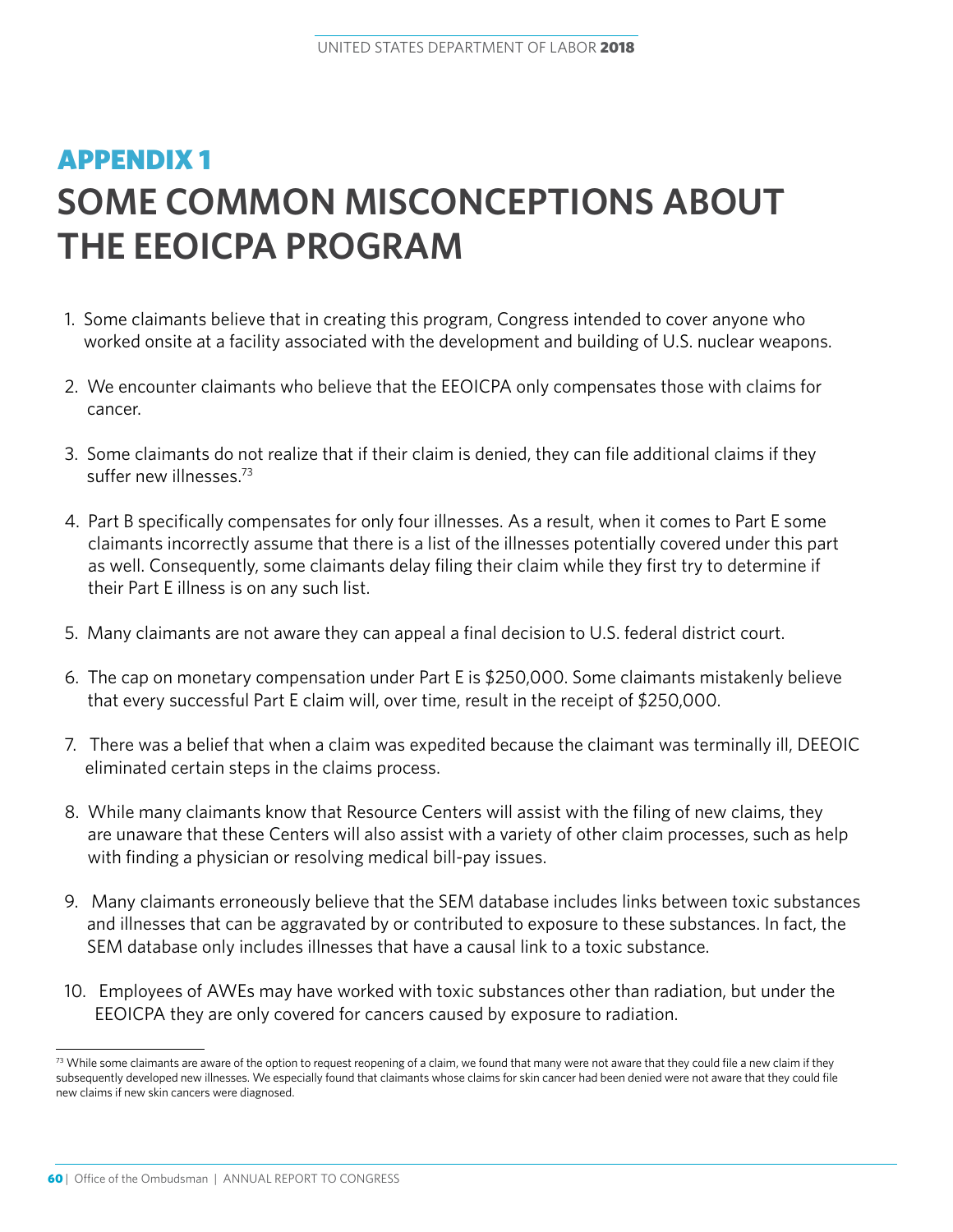# APPENDIX 1

# SOME COMMON MISCONCEPTIONS ABOUT THE EEOICPA PROGRAM

1. Some claimants believe that in creating this program, Congress intended to cover anyone who worked onsite at a facility associated with the development and building of U.S. nuclear weapons.

2. We encounter claimants who believe that the EEOICPA only compensates those with claims for cancer.

3. Some claimants do not realize that if their claim is denied, they can file additional claims if they suffer new illnesses.[73]

4. Part B specifically compensates for only four illnesses. As a result, when it comes to Part E some claimants incorrectly assume that there is a list of the illnesses potentially covered under this part as well. Consequently, some claimants delay filing their claim while they first try to determine if their Part E illness is on any such list.

5. Many claimants are not aware they can appeal a final decision to U.S. federal district court.

6. The cap on monetary compensation under Part E is $250,000. Some claimants mistakenly believe that every successful Part E claim will, over time, result in the receipt of $250,000.

7. There was a belief that when a claim was expedited because the claimant was terminally ill, DEEOIC eliminated certain steps in the claims process.

8. While many claimants know that Resource Centers will assist with the filing of new claims, they are unaware that these Centers will also assist with a variety of other claim processes, such as help with finding a physician or resolving medical bill-pay issues.

9. Many claimants erroneously believe that the SEM database includes links between toxic substances and illnesses that can be aggravated by or contributed to exposure to these substances. In fact, the SEM database only includes illnesses that have a causal link to a toxic substance.

10. Employees of AWEs may have worked with toxic substances other than radiation, but under the EEOICPA they are only covered for cancers caused by exposure to radiation.

---

[73] While some claimants are aware of the option to request reopening of a claim, we found that many were not aware that they could file a new claim if they subsequently developed new illnesses. We especially found that claimants whose claims for skin cancer had been denied were not aware that they could file new claims if new skin cancers were diagnosed.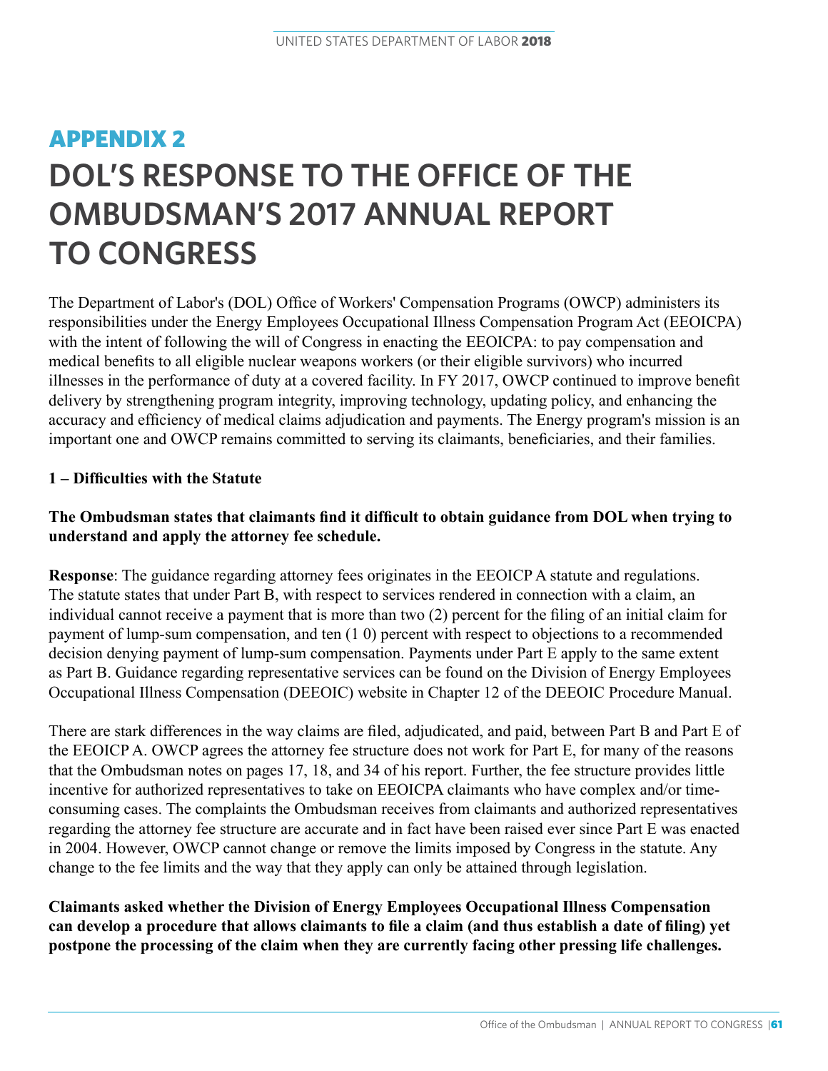# APPENDIX 2

# DOL'S RESPONSE TO THE OFFICE OF THE OMBUDSMAN'S 2017 ANNUAL REPORT TO CONGRESS

The Department of Labor's (DOL) Office of Workers' Compensation Programs (OWCP) administers its responsibilities under the Energy Employees Occupational Illness Compensation Program Act (EEOICPA) with the intent of following the will of Congress in enacting the EEOICPA: to pay compensation and medical benefits to all eligible nuclear weapons workers (or their eligible survivors) who incurred illnesses in the performance of duty at a covered facility. In FY 2017, OWCP continued to improve benefit delivery by strengthening program integrity, improving technology, updating policy, and enhancing the accuracy and efficiency of medical claims adjudication and payments. The Energy program's mission is an important one and OWCP remains committed to serving its claimants, beneficiaries, and their families.

**1 – Difficulties with the Statute**

**The Ombudsman states that claimants find it difficult to obtain guidance from DOL when trying to understand and apply the attorney fee schedule.**

**Response**: The guidance regarding attorney fees originates in the EEOICP A statute and regulations. The statute states that under Part B, with respect to services rendered in connection with a claim, an individual cannot receive a payment that is more than two (2) percent for the filing of an initial claim for payment of lump-sum compensation, and ten (1 0) percent with respect to objections to a recommended decision denying payment of lump-sum compensation. Payments under Part E apply to the same extent as Part B. Guidance regarding representative services can be found on the Division of Energy Employees Occupational Illness Compensation (DEEOIC) website in Chapter 12 of the DEEOIC Procedure Manual.

There are stark differences in the way claims are filed, adjudicated, and paid, between Part B and Part E of the EEOICP A. OWCP agrees the attorney fee structure does not work for Part E, for many of the reasons that the Ombudsman notes on pages 17, 18, and 34 of his report. Further, the fee structure provides little incentive for authorized representatives to take on EEOICPA claimants who have complex and/or time-consuming cases. The complaints the Ombudsman receives from claimants and authorized representatives regarding the attorney fee structure are accurate and in fact have been raised ever since Part E was enacted in 2004. However, OWCP cannot change or remove the limits imposed by Congress in the statute. Any change to the fee limits and the way that they apply can only be attained through legislation.

**Claimants asked whether the Division of Energy Employees Occupational Illness Compensation can develop a procedure that allows claimants to file a claim (and thus establish a date of filing) yet postpone the processing of the claim when they are currently facing other pressing life challenges.**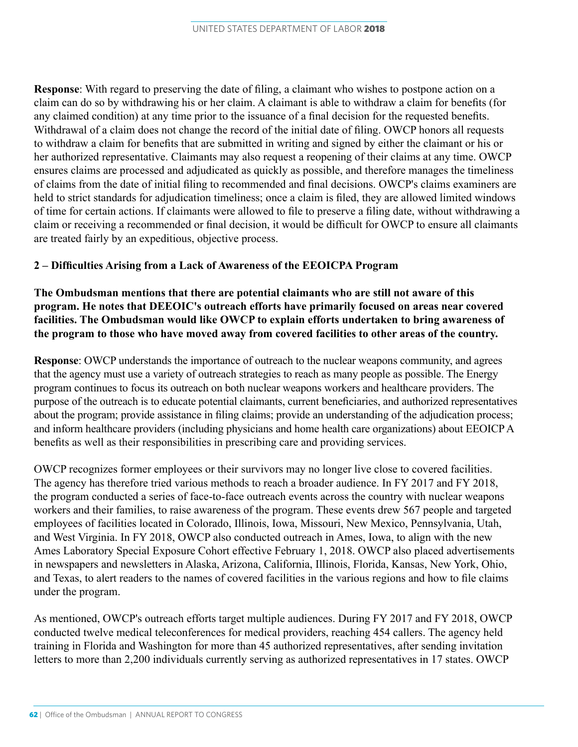**Response**: With regard to preserving the date of filing, a claimant who wishes to postpone action on a claim can do so by withdrawing his or her claim. A claimant is able to withdraw a claim for benefits (for any claimed condition) at any time prior to the issuance of a final decision for the requested benefits. Withdrawal of a claim does not change the record of the initial date of filing. OWCP honors all requests to withdraw a claim for benefits that are submitted in writing and signed by either the claimant or his or her authorized representative. Claimants may also request a reopening of their claims at any time. OWCP ensures claims are processed and adjudicated as quickly as possible, and therefore manages the timeliness of claims from the date of initial filing to recommended and final decisions. OWCP's claims examiners are held to strict standards for adjudication timeliness; once a claim is filed, they are allowed limited windows of time for certain actions. If claimants were allowed to file to preserve a filing date, without withdrawing a claim or receiving a recommended or final decision, it would be difficult for OWCP to ensure all claimants are treated fairly by an expeditious, objective process.

**2 – Difficulties Arising from a Lack of Awareness of the EEOICPA Program**

**The Ombudsman mentions that there are potential claimants who are still not aware of this program. He notes that DEEOIC's outreach efforts have primarily focused on areas near covered facilities. The Ombudsman would like OWCP to explain efforts undertaken to bring awareness of the program to those who have moved away from covered facilities to other areas of the country.**

**Response**: OWCP understands the importance of outreach to the nuclear weapons community, and agrees that the agency must use a variety of outreach strategies to reach as many people as possible. The Energy program continues to focus its outreach on both nuclear weapons workers and healthcare providers. The purpose of the outreach is to educate potential claimants, current beneficiaries, and authorized representatives about the program; provide assistance in filing claims; provide an understanding of the adjudication process; and inform healthcare providers (including physicians and home health care organizations) about EEOICPA benefits as well as their responsibilities in prescribing care and providing services.

OWCP recognizes former employees or their survivors may no longer live close to covered facilities. The agency has therefore tried various methods to reach a broader audience. In FY 2017 and FY 2018, the program conducted a series of face-to-face outreach events across the country with nuclear weapons workers and their families, to raise awareness of the program. These events drew 567 people and targeted employees of facilities located in Colorado, Illinois, Iowa, Missouri, New Mexico, Pennsylvania, Utah, and West Virginia. In FY 2018, OWCP also conducted outreach in Ames, Iowa, to align with the new Ames Laboratory Special Exposure Cohort effective February 1, 2018. OWCP also placed advertisements in newspapers and newsletters in Alaska, Arizona, California, Illinois, Florida, Kansas, New York, Ohio, and Texas, to alert readers to the names of covered facilities in the various regions and how to file claims under the program.

As mentioned, OWCP's outreach efforts target multiple audiences. During FY 2017 and FY 2018, OWCP conducted twelve medical teleconferences for medical providers, reaching 454 callers. The agency held training in Florida and Washington for more than 45 authorized representatives, after sending invitation letters to more than 2,200 individuals currently serving as authorized representatives in 17 states. OWCP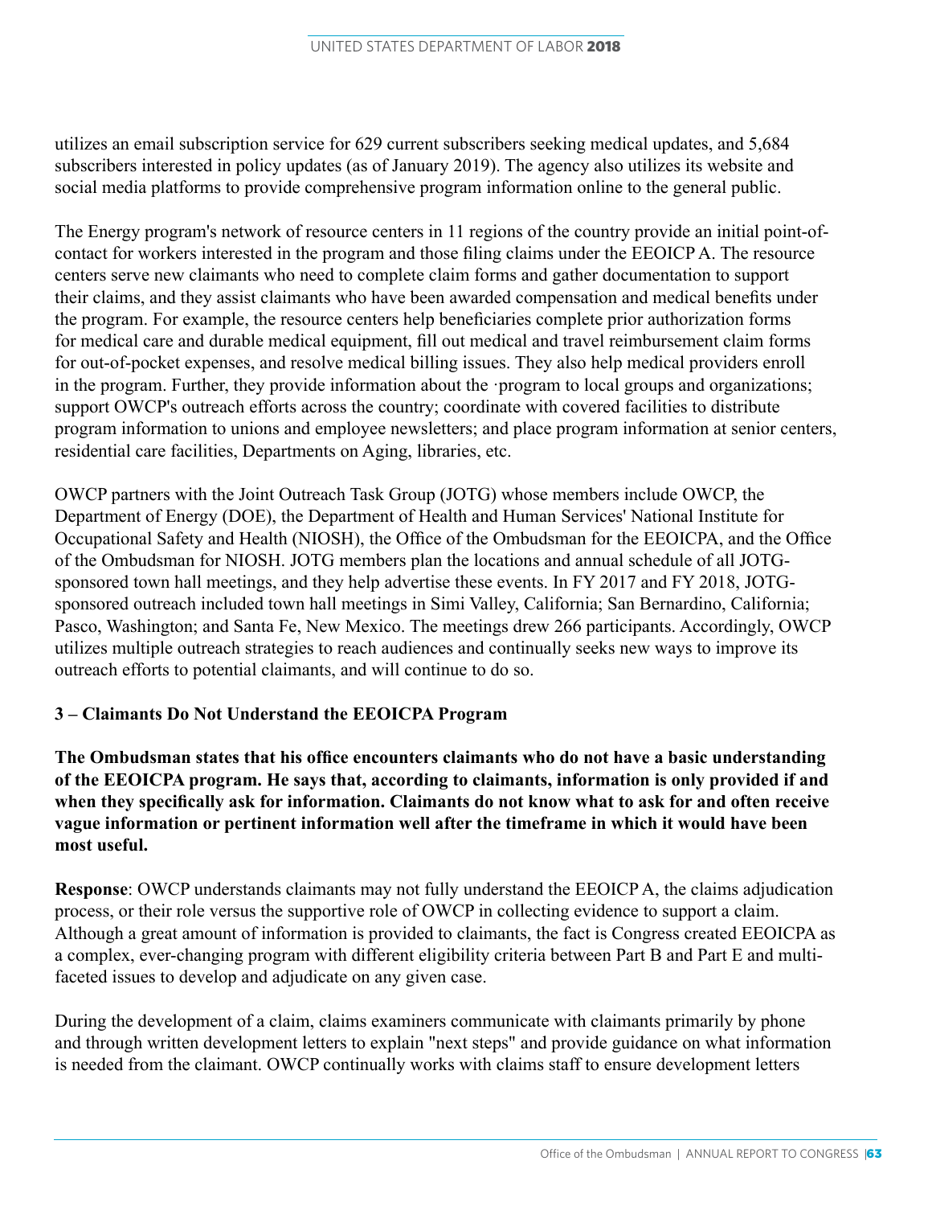utilizes an email subscription service for 629 current subscribers seeking medical updates, and 5,684 subscribers interested in policy updates (as of January 2019). The agency also utilizes its website and social media platforms to provide comprehensive program information online to the general public.

The Energy program's network of resource centers in 11 regions of the country provide an initial point-of-contact for workers interested in the program and those filing claims under the EEOICP A. The resource centers serve new claimants who need to complete claim forms and gather documentation to support their claims, and they assist claimants who have been awarded compensation and medical benefits under the program. For example, the resource centers help beneficiaries complete prior authorization forms for medical care and durable medical equipment, fill out medical and travel reimbursement claim forms for out-of-pocket expenses, and resolve medical billing issues. They also help medical providers enroll in the program. Further, they provide information about the ·program to local groups and organizations; support OWCP's outreach efforts across the country; coordinate with covered facilities to distribute program information to unions and employee newsletters; and place program information at senior centers, residential care facilities, Departments on Aging, libraries, etc.

OWCP partners with the Joint Outreach Task Group (JOTG) whose members include OWCP, the Department of Energy (DOE), the Department of Health and Human Services' National Institute for Occupational Safety and Health (NIOSH), the Office of the Ombudsman for the EEOICPA, and the Office of the Ombudsman for NIOSH. JOTG members plan the locations and annual schedule of all JOTG-sponsored town hall meetings, and they help advertise these events. In FY 2017 and FY 2018, JOTG-sponsored outreach included town hall meetings in Simi Valley, California; San Bernardino, California; Pasco, Washington; and Santa Fe, New Mexico. The meetings drew 266 participants. Accordingly, OWCP utilizes multiple outreach strategies to reach audiences and continually seeks new ways to improve its outreach efforts to potential claimants, and will continue to do so.

### 3 – Claimants Do Not Understand the EEOICPA Program

**The Ombudsman states that his office encounters claimants who do not have a basic understanding of the EEOICPA program. He says that, according to claimants, information is only provided if and when they specifically ask for information. Claimants do not know what to ask for and often receive vague information or pertinent information well after the timeframe in which it would have been most useful.**

**Response**: OWCP understands claimants may not fully understand the EEOICP A, the claims adjudication process, or their role versus the supportive role of OWCP in collecting evidence to support a claim. Although a great amount of information is provided to claimants, the fact is Congress created EEOICPA as a complex, ever-changing program with different eligibility criteria between Part B and Part E and multi-faceted issues to develop and adjudicate on any given case.

During the development of a claim, claims examiners communicate with claimants primarily by phone and through written development letters to explain "next steps" and provide guidance on what information is needed from the claimant. OWCP continually works with claims staff to ensure development letters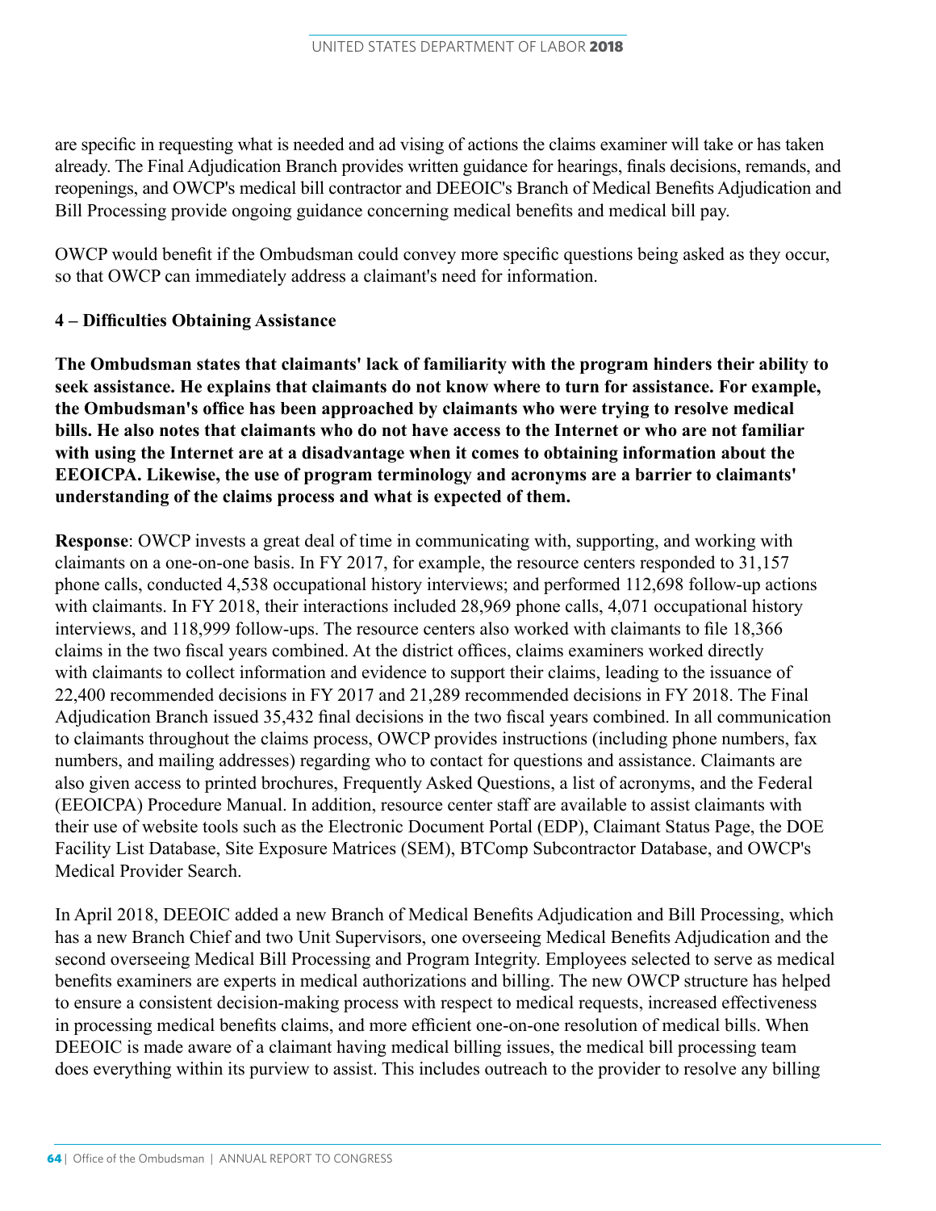are specific in requesting what is needed and ad vising of actions the claims examiner will take or has taken already. The Final Adjudication Branch provides written guidance for hearings, finals decisions, remands, and reopenings, and OWCP's medical bill contractor and DEEOIC's Branch of Medical Benefits Adjudication and Bill Processing provide ongoing guidance concerning medical benefits and medical bill pay.

OWCP would benefit if the Ombudsman could convey more specific questions being asked as they occur, so that OWCP can immediately address a claimant's need for information.

**4 – Difficulties Obtaining Assistance**

**The Ombudsman states that claimants' lack of familiarity with the program hinders their ability to seek assistance. He explains that claimants do not know where to turn for assistance. For example, the Ombudsman's office has been approached by claimants who were trying to resolve medical bills. He also notes that claimants who do not have access to the Internet or who are not familiar with using the Internet are at a disadvantage when it comes to obtaining information about the EEOICPA. Likewise, the use of program terminology and acronyms are a barrier to claimants' understanding of the claims process and what is expected of them.**

**Response**: OWCP invests a great deal of time in communicating with, supporting, and working with claimants on a one-on-one basis. In FY 2017, for example, the resource centers responded to 31,157 phone calls, conducted 4,538 occupational history interviews; and performed 112,698 follow-up actions with claimants. In FY 2018, their interactions included 28,969 phone calls, 4,071 occupational history interviews, and 118,999 follow-ups. The resource centers also worked with claimants to file 18,366 claims in the two fiscal years combined. At the district offices, claims examiners worked directly with claimants to collect information and evidence to support their claims, leading to the issuance of 22,400 recommended decisions in FY 2017 and 21,289 recommended decisions in FY 2018. The Final Adjudication Branch issued 35,432 final decisions in the two fiscal years combined. In all communication to claimants throughout the claims process, OWCP provides instructions (including phone numbers, fax numbers, and mailing addresses) regarding who to contact for questions and assistance. Claimants are also given access to printed brochures, Frequently Asked Questions, a list of acronyms, and the Federal (EEOICPA) Procedure Manual. In addition, resource center staff are available to assist claimants with their use of website tools such as the Electronic Document Portal (EDP), Claimant Status Page, the DOE Facility List Database, Site Exposure Matrices (SEM), BTComp Subcontractor Database, and OWCP's Medical Provider Search.

In April 2018, DEEOIC added a new Branch of Medical Benefits Adjudication and Bill Processing, which has a new Branch Chief and two Unit Supervisors, one overseeing Medical Benefits Adjudication and the second overseeing Medical Bill Processing and Program Integrity. Employees selected to serve as medical benefits examiners are experts in medical authorizations and billing. The new OWCP structure has helped to ensure a consistent decision-making process with respect to medical requests, increased effectiveness in processing medical benefits claims, and more efficient one-on-one resolution of medical bills. When DEEOIC is made aware of a claimant having medical billing issues, the medical bill processing team does everything within its purview to assist. This includes outreach to the provider to resolve any billing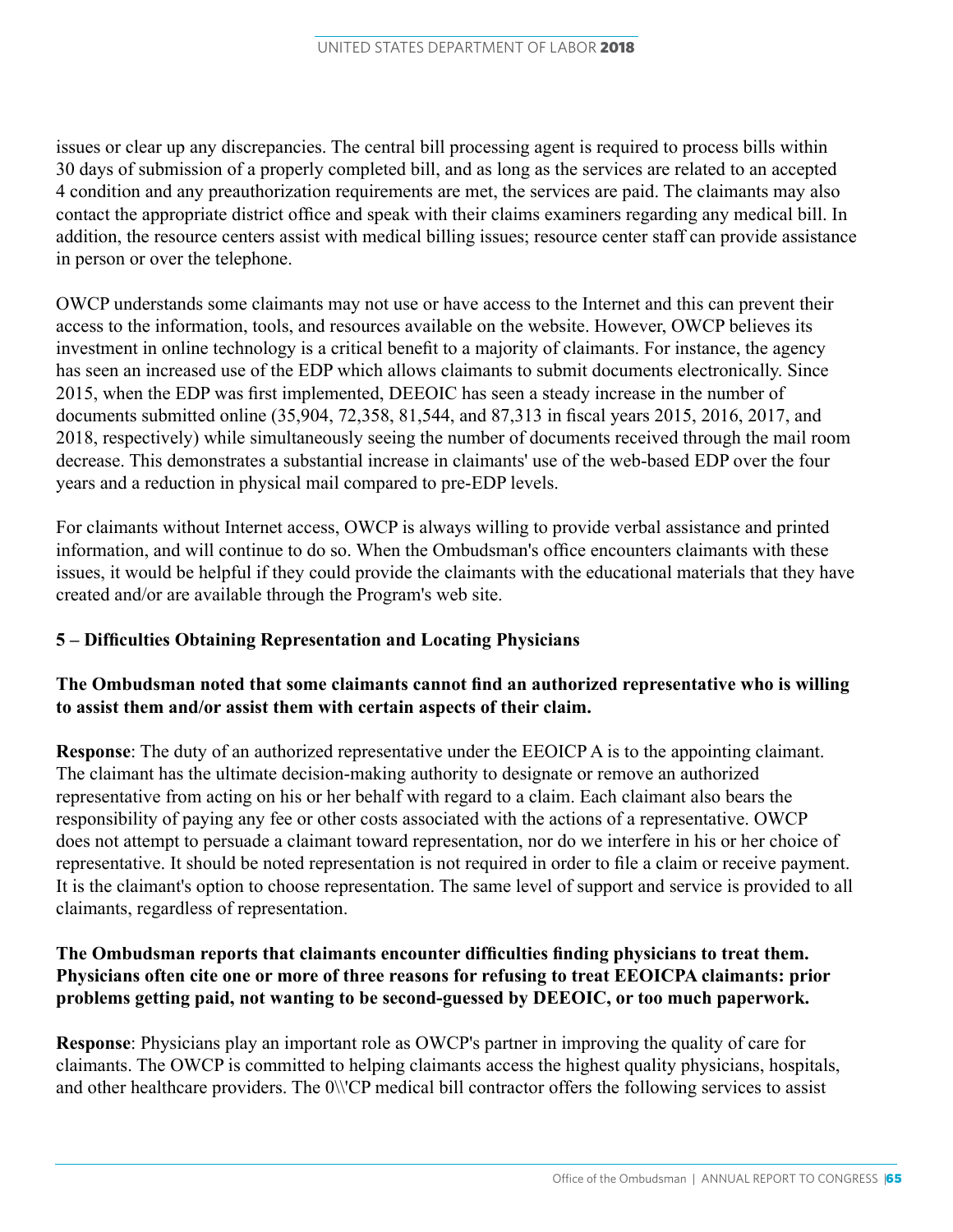issues or clear up any discrepancies. The central bill processing agent is required to process bills within 30 days of submission of a properly completed bill, and as long as the services are related to an accepted 4 condition and any preauthorization requirements are met, the services are paid. The claimants may also contact the appropriate district office and speak with their claims examiners regarding any medical bill. In addition, the resource centers assist with medical billing issues; resource center staff can provide assistance in person or over the telephone.

OWCP understands some claimants may not use or have access to the Internet and this can prevent their access to the information, tools, and resources available on the website. However, OWCP believes its investment in online technology is a critical benefit to a majority of claimants. For instance, the agency has seen an increased use of the EDP which allows claimants to submit documents electronically. Since 2015, when the EDP was first implemented, DEEOIC has seen a steady increase in the number of documents submitted online (35,904, 72,358, 81,544, and 87,313 in fiscal years 2015, 2016, 2017, and 2018, respectively) while simultaneously seeing the number of documents received through the mail room decrease. This demonstrates a substantial increase in claimants' use of the web-based EDP over the four years and a reduction in physical mail compared to pre-EDP levels.

For claimants without Internet access, OWCP is always willing to provide verbal assistance and printed information, and will continue to do so. When the Ombudsman's office encounters claimants with these issues, it would be helpful if they could provide the claimants with the educational materials that they have created and/or are available through the Program's web site.

### 5 – Difficulties Obtaining Representation and Locating Physicians

**The Ombudsman noted that some claimants cannot find an authorized representative who is willing to assist them and/or assist them with certain aspects of their claim.**

**Response**: The duty of an authorized representative under the EEOICP A is to the appointing claimant. The claimant has the ultimate decision-making authority to designate or remove an authorized representative from acting on his or her behalf with regard to a claim. Each claimant also bears the responsibility of paying any fee or other costs associated with the actions of a representative. OWCP does not attempt to persuade a claimant toward representation, nor do we interfere in his or her choice of representative. It should be noted representation is not required in order to file a claim or receive payment. It is the claimant's option to choose representation. The same level of support and service is provided to all claimants, regardless of representation.

**The Ombudsman reports that claimants encounter difficulties finding physicians to treat them. Physicians often cite one or more of three reasons for refusing to treat EEOICPA claimants: prior problems getting paid, not wanting to be second-guessed by DEEOIC, or too much paperwork.**

**Response**: Physicians play an important role as OWCP's partner in improving the quality of care for claimants. The OWCP is committed to helping claimants access the highest quality physicians, hospitals, and other healthcare providers. The 0\\'CP medical bill contractor offers the following services to assist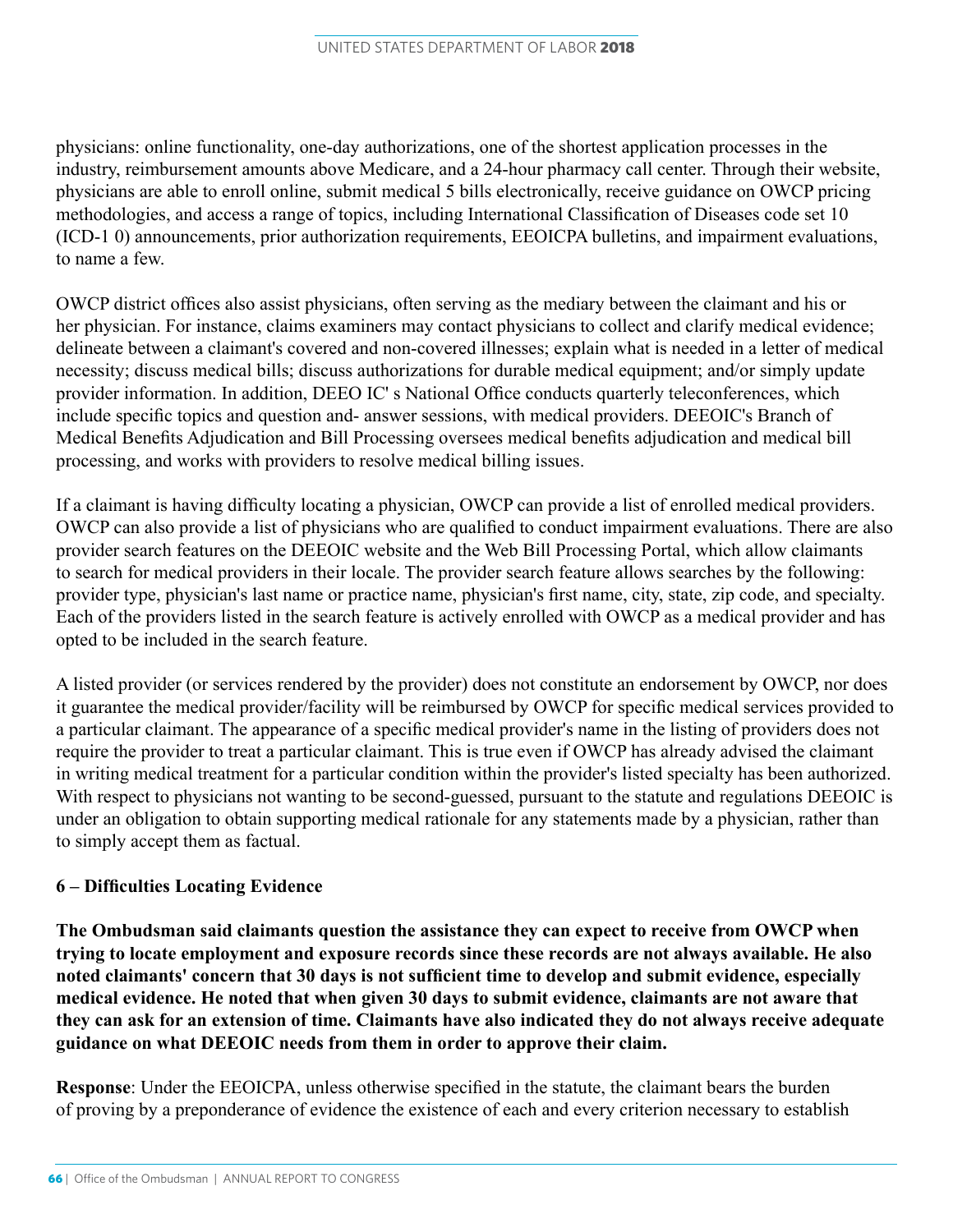physicians: online functionality, one-day authorizations, one of the shortest application processes in the industry, reimbursement amounts above Medicare, and a 24-hour pharmacy call center. Through their website, physicians are able to enroll online, submit medical 5 bills electronically, receive guidance on OWCP pricing methodologies, and access a range of topics, including International Classification of Diseases code set 10 (ICD-1 0) announcements, prior authorization requirements, EEOICPA bulletins, and impairment evaluations, to name a few.

OWCP district offices also assist physicians, often serving as the mediary between the claimant and his or her physician. For instance, claims examiners may contact physicians to collect and clarify medical evidence; delineate between a claimant's covered and non-covered illnesses; explain what is needed in a letter of medical necessity; discuss medical bills; discuss authorizations for durable medical equipment; and/or simply update provider information. In addition, DEEO IC' s National Office conducts quarterly teleconferences, which include specific topics and question and- answer sessions, with medical providers. DEEOIC's Branch of Medical Benefits Adjudication and Bill Processing oversees medical benefits adjudication and medical bill processing, and works with providers to resolve medical billing issues.

If a claimant is having difficulty locating a physician, OWCP can provide a list of enrolled medical providers. OWCP can also provide a list of physicians who are qualified to conduct impairment evaluations. There are also provider search features on the DEEOIC website and the Web Bill Processing Portal, which allow claimants to search for medical providers in their locale. The provider search feature allows searches by the following: provider type, physician's last name or practice name, physician's first name, city, state, zip code, and specialty. Each of the providers listed in the search feature is actively enrolled with OWCP as a medical provider and has opted to be included in the search feature.

A listed provider (or services rendered by the provider) does not constitute an endorsement by OWCP, nor does it guarantee the medical provider/facility will be reimbursed by OWCP for specific medical services provided to a particular claimant. The appearance of a specific medical provider's name in the listing of providers does not require the provider to treat a particular claimant. This is true even if OWCP has already advised the claimant in writing medical treatment for a particular condition within the provider's listed specialty has been authorized. With respect to physicians not wanting to be second-guessed, pursuant to the statute and regulations DEEOIC is under an obligation to obtain supporting medical rationale for any statements made by a physician, rather than to simply accept them as factual.

### 6 – Difficulties Locating Evidence

**The Ombudsman said claimants question the assistance they can expect to receive from OWCP when trying to locate employment and exposure records since these records are not always available. He also noted claimants' concern that 30 days is not sufficient time to develop and submit evidence, especially medical evidence. He noted that when given 30 days to submit evidence, claimants are not aware that they can ask for an extension of time. Claimants have also indicated they do not always receive adequate guidance on what DEEOIC needs from them in order to approve their claim.**

**Response**: Under the EEOICPA, unless otherwise specified in the statute, the claimant bears the burden of proving by a preponderance of evidence the existence of each and every criterion necessary to establish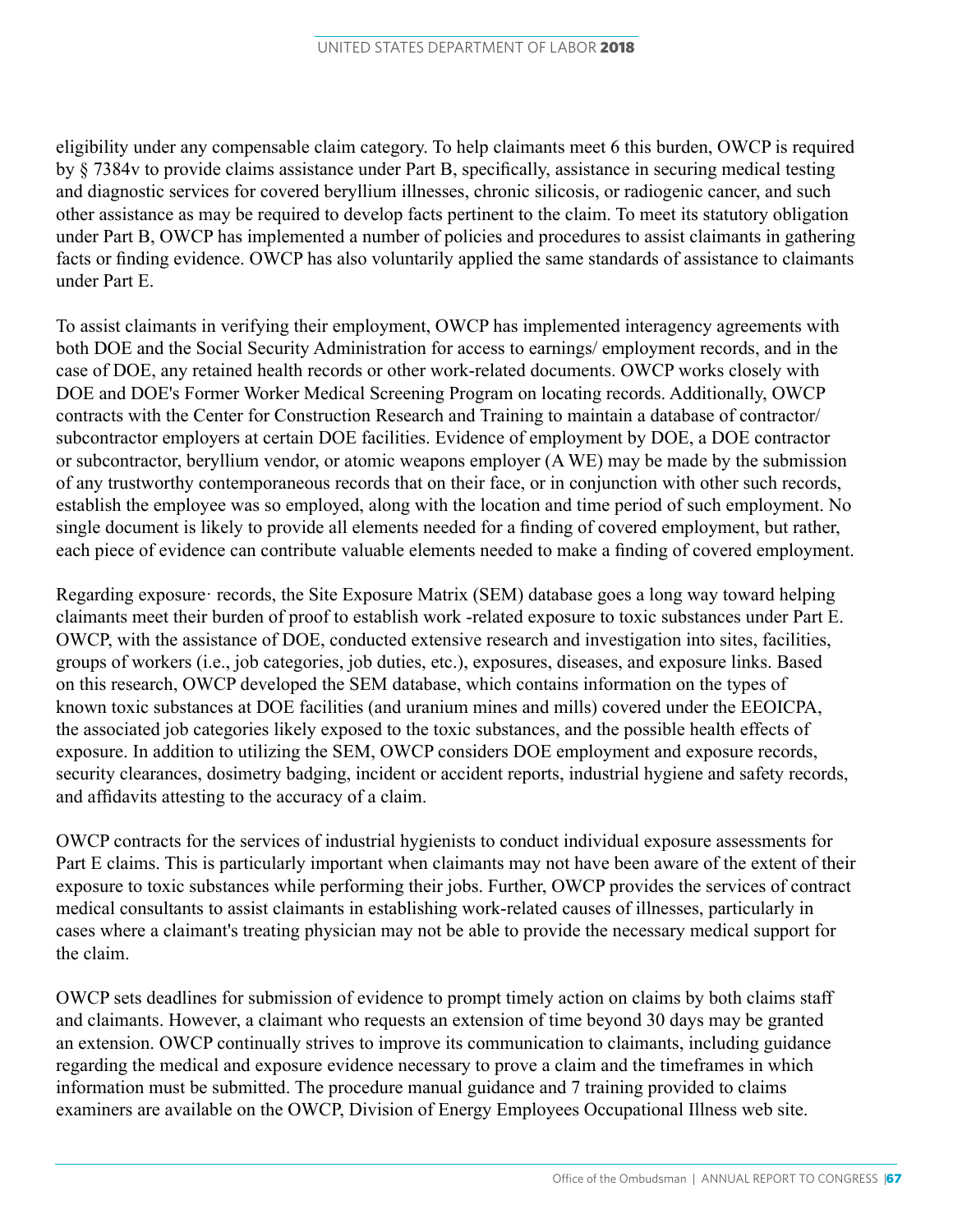eligibility under any compensable claim category. To help claimants meet 6 this burden, OWCP is required by § 7384v to provide claims assistance under Part B, specifically, assistance in securing medical testing and diagnostic services for covered beryllium illnesses, chronic silicosis, or radiogenic cancer, and such other assistance as may be required to develop facts pertinent to the claim. To meet its statutory obligation under Part B, OWCP has implemented a number of policies and procedures to assist claimants in gathering facts or finding evidence. OWCP has also voluntarily applied the same standards of assistance to claimants under Part E.

To assist claimants in verifying their employment, OWCP has implemented interagency agreements with both DOE and the Social Security Administration for access to earnings/ employment records, and in the case of DOE, any retained health records or other work-related documents. OWCP works closely with DOE and DOE's Former Worker Medical Screening Program on locating records. Additionally, OWCP contracts with the Center for Construction Research and Training to maintain a database of contractor/ subcontractor employers at certain DOE facilities. Evidence of employment by DOE, a DOE contractor or subcontractor, beryllium vendor, or atomic weapons employer (A WE) may be made by the submission of any trustworthy contemporaneous records that on their face, or in conjunction with other such records, establish the employee was so employed, along with the location and time period of such employment. No single document is likely to provide all elements needed for a finding of covered employment, but rather, each piece of evidence can contribute valuable elements needed to make a finding of covered employment.

Regarding exposure· records, the Site Exposure Matrix (SEM) database goes a long way toward helping claimants meet their burden of proof to establish work -related exposure to toxic substances under Part E. OWCP, with the assistance of DOE, conducted extensive research and investigation into sites, facilities, groups of workers (i.e., job categories, job duties, etc.), exposures, diseases, and exposure links. Based on this research, OWCP developed the SEM database, which contains information on the types of known toxic substances at DOE facilities (and uranium mines and mills) covered under the EEOICPA, the associated job categories likely exposed to the toxic substances, and the possible health effects of exposure. In addition to utilizing the SEM, OWCP considers DOE employment and exposure records, security clearances, dosimetry badging, incident or accident reports, industrial hygiene and safety records, and affidavits attesting to the accuracy of a claim.

OWCP contracts for the services of industrial hygienists to conduct individual exposure assessments for Part E claims. This is particularly important when claimants may not have been aware of the extent of their exposure to toxic substances while performing their jobs. Further, OWCP provides the services of contract medical consultants to assist claimants in establishing work-related causes of illnesses, particularly in cases where a claimant's treating physician may not be able to provide the necessary medical support for the claim.

OWCP sets deadlines for submission of evidence to prompt timely action on claims by both claims staff and claimants. However, a claimant who requests an extension of time beyond 30 days may be granted an extension. OWCP continually strives to improve its communication to claimants, including guidance regarding the medical and exposure evidence necessary to prove a claim and the timeframes in which information must be submitted. The procedure manual guidance and 7 training provided to claims examiners are available on the OWCP, Division of Energy Employees Occupational Illness web site.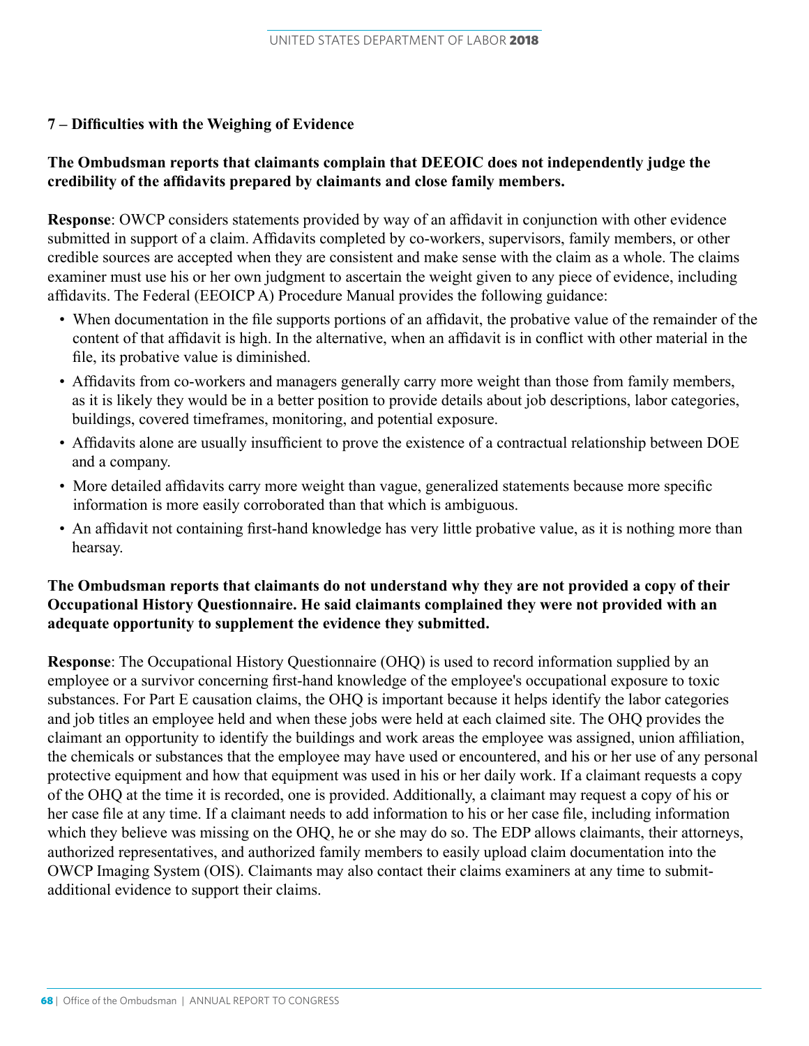### 7 – Difficulties with the Weighing of Evidence

**The Ombudsman reports that claimants complain that DEEOIC does not independently judge the credibility of the affidavits prepared by claimants and close family members.**

**Response**: OWCP considers statements provided by way of an affidavit in conjunction with other evidence submitted in support of a claim. Affidavits completed by co-workers, supervisors, family members, or other credible sources are accepted when they are consistent and make sense with the claim as a whole. The claims examiner must use his or her own judgment to ascertain the weight given to any piece of evidence, including affidavits. The Federal (EEOICP A) Procedure Manual provides the following guidance:

- When documentation in the file supports portions of an affidavit, the probative value of the remainder of the content of that affidavit is high. In the alternative, when an affidavit is in conflict with other material in the file, its probative value is diminished.
- Affidavits from co-workers and managers generally carry more weight than those from family members, as it is likely they would be in a better position to provide details about job descriptions, labor categories, buildings, covered timeframes, monitoring, and potential exposure.
- Affidavits alone are usually insufficient to prove the existence of a contractual relationship between DOE and a company.
- More detailed affidavits carry more weight than vague, generalized statements because more specific information is more easily corroborated than that which is ambiguous.
- An affidavit not containing first-hand knowledge has very little probative value, as it is nothing more than hearsay.

**The Ombudsman reports that claimants do not understand why they are not provided a copy of their Occupational History Questionnaire. He said claimants complained they were not provided with an adequate opportunity to supplement the evidence they submitted.**

**Response**: The Occupational History Questionnaire (OHQ) is used to record information supplied by an employee or a survivor concerning first-hand knowledge of the employee's occupational exposure to toxic substances. For Part E causation claims, the OHQ is important because it helps identify the labor categories and job titles an employee held and when these jobs were held at each claimed site. The OHQ provides the claimant an opportunity to identify the buildings and work areas the employee was assigned, union affiliation, the chemicals or substances that the employee may have used or encountered, and his or her use of any personal protective equipment and how that equipment was used in his or her daily work. If a claimant requests a copy of the OHQ at the time it is recorded, one is provided. Additionally, a claimant may request a copy of his or her case file at any time. If a claimant needs to add information to his or her case file, including information which they believe was missing on the OHQ, he or she may do so. The EDP allows claimants, their attorneys, authorized representatives, and authorized family members to easily upload claim documentation into the OWCP Imaging System (OIS). Claimants may also contact their claims examiners at any time to submit-additional evidence to support their claims.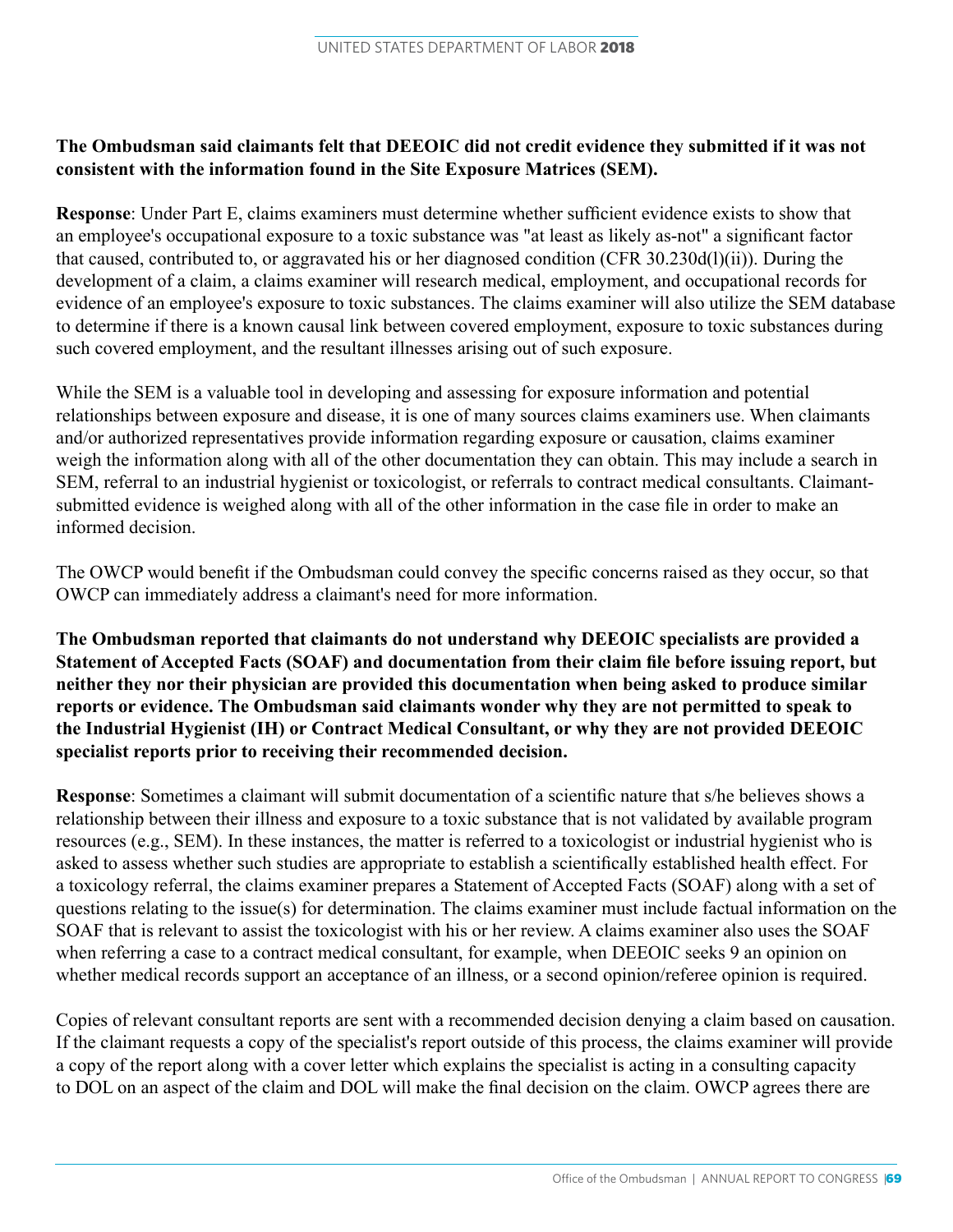**The Ombudsman said claimants felt that DEEOIC did not credit evidence they submitted if it was not consistent with the information found in the Site Exposure Matrices (SEM).**

**Response**: Under Part E, claims examiners must determine whether sufficient evidence exists to show that an employee's occupational exposure to a toxic substance was "at least as likely as-not" a significant factor that caused, contributed to, or aggravated his or her diagnosed condition (CFR 30.230d(l)(ii)). During the development of a claim, a claims examiner will research medical, employment, and occupational records for evidence of an employee's exposure to toxic substances. The claims examiner will also utilize the SEM database to determine if there is a known causal link between covered employment, exposure to toxic substances during such covered employment, and the resultant illnesses arising out of such exposure.

While the SEM is a valuable tool in developing and assessing for exposure information and potential relationships between exposure and disease, it is one of many sources claims examiners use. When claimants and/or authorized representatives provide information regarding exposure or causation, claims examiner weigh the information along with all of the other documentation they can obtain. This may include a search in SEM, referral to an industrial hygienist or toxicologist, or referrals to contract medical consultants. Claimant-submitted evidence is weighed along with all of the other information in the case file in order to make an informed decision.

The OWCP would benefit if the Ombudsman could convey the specific concerns raised as they occur, so that OWCP can immediately address a claimant's need for more information.

**The Ombudsman reported that claimants do not understand why DEEOIC specialists are provided a Statement of Accepted Facts (SOAF) and documentation from their claim file before issuing report, but neither they nor their physician are provided this documentation when being asked to produce similar reports or evidence. The Ombudsman said claimants wonder why they are not permitted to speak to the Industrial Hygienist (IH) or Contract Medical Consultant, or why they are not provided DEEOIC specialist reports prior to receiving their recommended decision.**

**Response**: Sometimes a claimant will submit documentation of a scientific nature that s/he believes shows a relationship between their illness and exposure to a toxic substance that is not validated by available program resources (e.g., SEM). In these instances, the matter is referred to a toxicologist or industrial hygienist who is asked to assess whether such studies are appropriate to establish a scientifically established health effect. For a toxicology referral, the claims examiner prepares a Statement of Accepted Facts (SOAF) along with a set of questions relating to the issue(s) for determination. The claims examiner must include factual information on the SOAF that is relevant to assist the toxicologist with his or her review. A claims examiner also uses the SOAF when referring a case to a contract medical consultant, for example, when DEEOIC seeks 9 an opinion on whether medical records support an acceptance of an illness, or a second opinion/referee opinion is required.

Copies of relevant consultant reports are sent with a recommended decision denying a claim based on causation. If the claimant requests a copy of the specialist's report outside of this process, the claims examiner will provide a copy of the report along with a cover letter which explains the specialist is acting in a consulting capacity to DOL on an aspect of the claim and DOL will make the final decision on the claim. OWCP agrees there are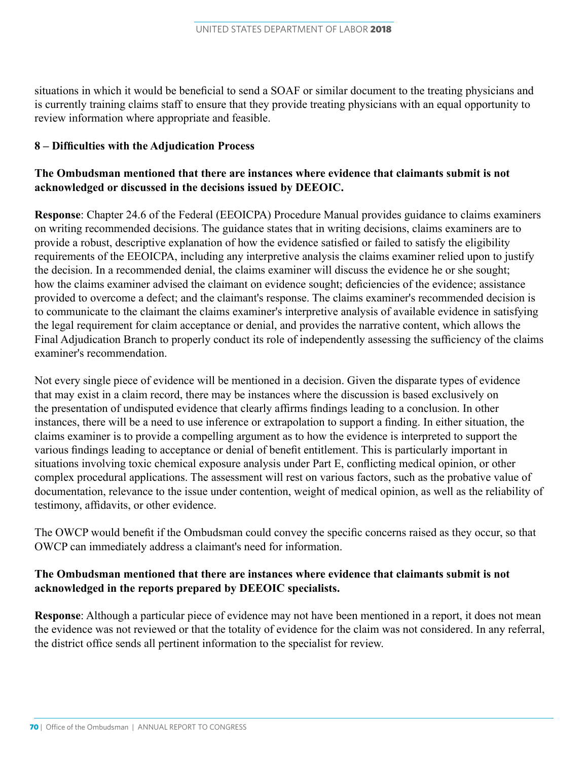situations in which it would be beneficial to send a SOAF or similar document to the treating physicians and is currently training claims staff to ensure that they provide treating physicians with an equal opportunity to review information where appropriate and feasible.

### 8 – Difficulties with the Adjudication Process

**The Ombudsman mentioned that there are instances where evidence that claimants submit is not acknowledged or discussed in the decisions issued by DEEOIC.**

**Response**: Chapter 24.6 of the Federal (EEOICPA) Procedure Manual provides guidance to claims examiners on writing recommended decisions. The guidance states that in writing decisions, claims examiners are to provide a robust, descriptive explanation of how the evidence satisfied or failed to satisfy the eligibility requirements of the EEOICPA, including any interpretive analysis the claims examiner relied upon to justify the decision. In a recommended denial, the claims examiner will discuss the evidence he or she sought; how the claims examiner advised the claimant on evidence sought; deficiencies of the evidence; assistance provided to overcome a defect; and the claimant's response. The claims examiner's recommended decision is to communicate to the claimant the claims examiner's interpretive analysis of available evidence in satisfying the legal requirement for claim acceptance or denial, and provides the narrative content, which allows the Final Adjudication Branch to properly conduct its role of independently assessing the sufficiency of the claims examiner's recommendation.

Not every single piece of evidence will be mentioned in a decision. Given the disparate types of evidence that may exist in a claim record, there may be instances where the discussion is based exclusively on the presentation of undisputed evidence that clearly affirms findings leading to a conclusion. In other instances, there will be a need to use inference or extrapolation to support a finding. In either situation, the claims examiner is to provide a compelling argument as to how the evidence is interpreted to support the various findings leading to acceptance or denial of benefit entitlement. This is particularly important in situations involving toxic chemical exposure analysis under Part E, conflicting medical opinion, or other complex procedural applications. The assessment will rest on various factors, such as the probative value of documentation, relevance to the issue under contention, weight of medical opinion, as well as the reliability of testimony, affidavits, or other evidence.

The OWCP would benefit if the Ombudsman could convey the specific concerns raised as they occur, so that OWCP can immediately address a claimant's need for information.

**The Ombudsman mentioned that there are instances where evidence that claimants submit is not acknowledged in the reports prepared by DEEOIC specialists.**

**Response**: Although a particular piece of evidence may not have been mentioned in a report, it does not mean the evidence was not reviewed or that the totality of evidence for the claim was not considered. In any referral, the district office sends all pertinent information to the specialist for review.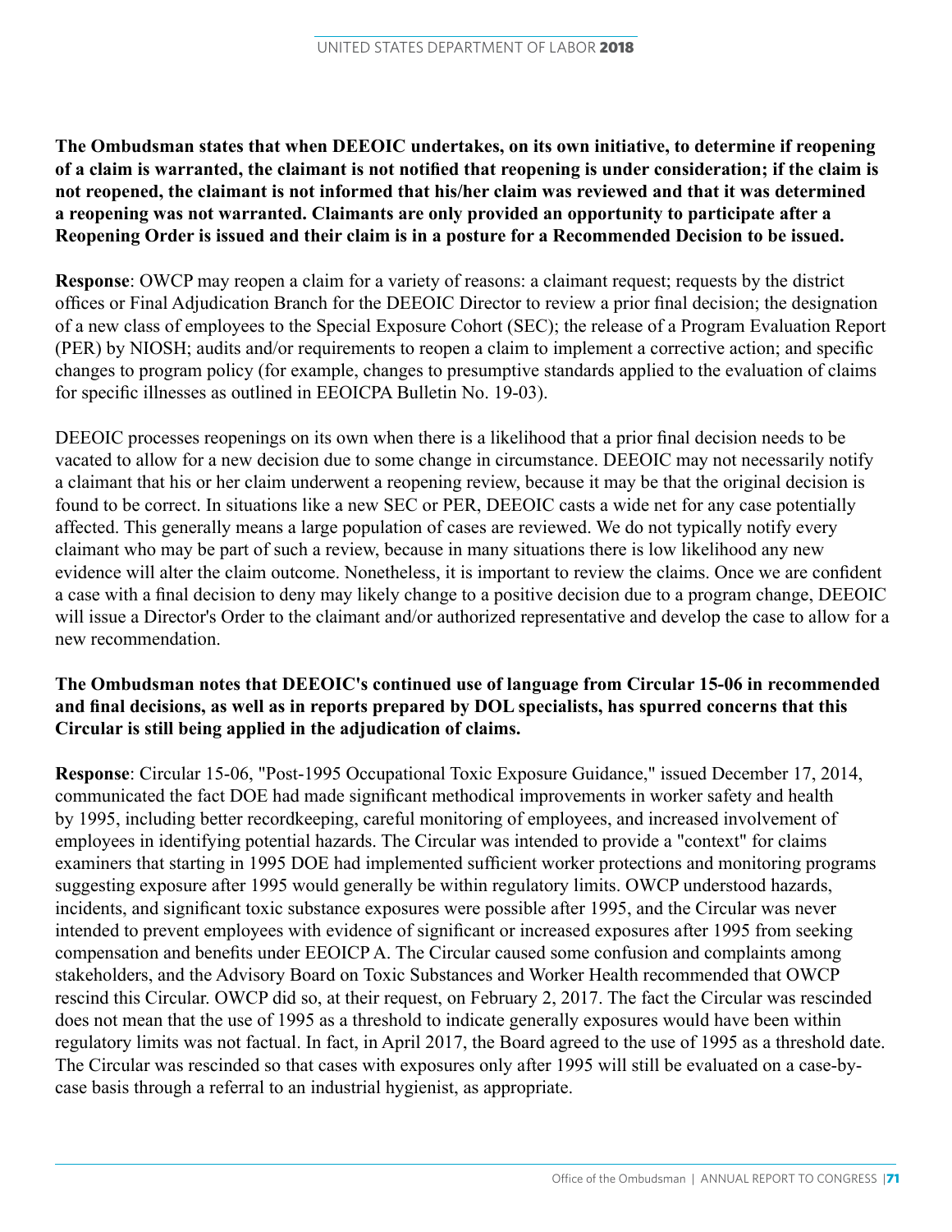**The Ombudsman states that when DEEOIC undertakes, on its own initiative, to determine if reopening of a claim is warranted, the claimant is not notified that reopening is under consideration; if the claim is not reopened, the claimant is not informed that his/her claim was reviewed and that it was determined a reopening was not warranted. Claimants are only provided an opportunity to participate after a Reopening Order is issued and their claim is in a posture for a Recommended Decision to be issued.**

**Response**: OWCP may reopen a claim for a variety of reasons: a claimant request; requests by the district offices or Final Adjudication Branch for the DEEOIC Director to review a prior final decision; the designation of a new class of employees to the Special Exposure Cohort (SEC); the release of a Program Evaluation Report (PER) by NIOSH; audits and/or requirements to reopen a claim to implement a corrective action; and specific changes to program policy (for example, changes to presumptive standards applied to the evaluation of claims for specific illnesses as outlined in EEOICPA Bulletin No. 19-03).

DEEOIC processes reopenings on its own when there is a likelihood that a prior final decision needs to be vacated to allow for a new decision due to some change in circumstance. DEEOIC may not necessarily notify a claimant that his or her claim underwent a reopening review, because it may be that the original decision is found to be correct. In situations like a new SEC or PER, DEEOIC casts a wide net for any case potentially affected. This generally means a large population of cases are reviewed. We do not typically notify every claimant who may be part of such a review, because in many situations there is low likelihood any new evidence will alter the claim outcome. Nonetheless, it is important to review the claims. Once we are confident a case with a final decision to deny may likely change to a positive decision due to a program change, DEEOIC will issue a Director's Order to the claimant and/or authorized representative and develop the case to allow for a new recommendation.

**The Ombudsman notes that DEEOIC's continued use of language from Circular 15-06 in recommended and final decisions, as well as in reports prepared by DOL specialists, has spurred concerns that this Circular is still being applied in the adjudication of claims.**

**Response**: Circular 15-06, "Post-1995 Occupational Toxic Exposure Guidance," issued December 17, 2014, communicated the fact DOE had made significant methodical improvements in worker safety and health by 1995, including better recordkeeping, careful monitoring of employees, and increased involvement of employees in identifying potential hazards. The Circular was intended to provide a "context" for claims examiners that starting in 1995 DOE had implemented sufficient worker protections and monitoring programs suggesting exposure after 1995 would generally be within regulatory limits. OWCP understood hazards, incidents, and significant toxic substance exposures were possible after 1995, and the Circular was never intended to prevent employees with evidence of significant or increased exposures after 1995 from seeking compensation and benefits under EEOICP A. The Circular caused some confusion and complaints among stakeholders, and the Advisory Board on Toxic Substances and Worker Health recommended that OWCP rescind this Circular. OWCP did so, at their request, on February 2, 2017. The fact the Circular was rescinded does not mean that the use of 1995 as a threshold to indicate generally exposures would have been within regulatory limits was not factual. In fact, in April 2017, the Board agreed to the use of 1995 as a threshold date. The Circular was rescinded so that cases with exposures only after 1995 will still be evaluated on a case-by-case basis through a referral to an industrial hygienist, as appropriate.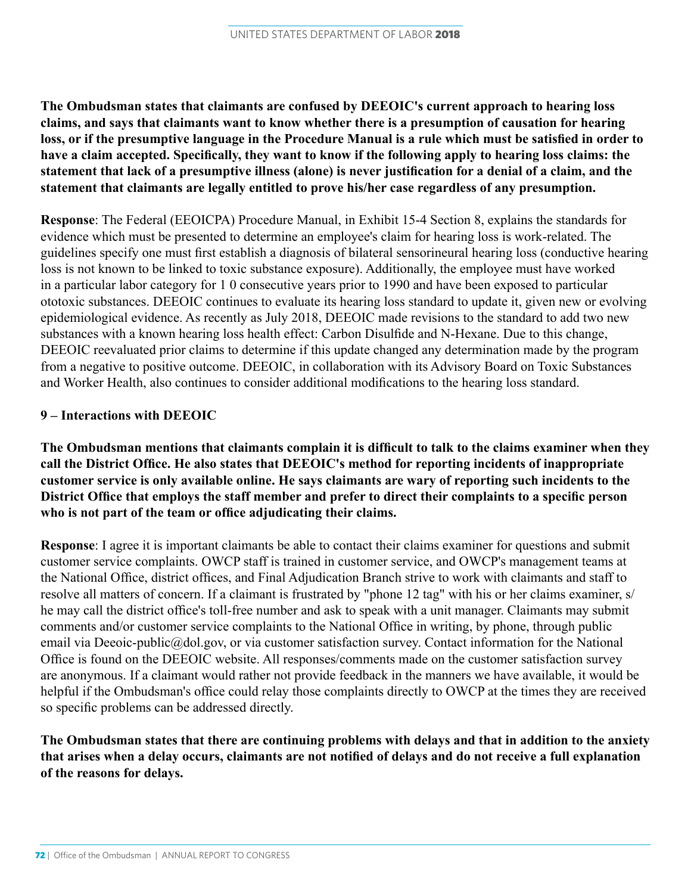**The Ombudsman states that claimants are confused by DEEOIC's current approach to hearing loss claims, and says that claimants want to know whether there is a presumption of causation for hearing loss, or if the presumptive language in the Procedure Manual is a rule which must be satisfied in order to have a claim accepted. Specifically, they want to know if the following apply to hearing loss claims: the statement that lack of a presumptive illness (alone) is never justification for a denial of a claim, and the statement that claimants are legally entitled to prove his/her case regardless of any presumption.**

**Response**: The Federal (EEOICPA) Procedure Manual, in Exhibit 15-4 Section 8, explains the standards for evidence which must be presented to determine an employee's claim for hearing loss is work-related. The guidelines specify one must first establish a diagnosis of bilateral sensorineural hearing loss (conductive hearing loss is not known to be linked to toxic substance exposure). Additionally, the employee must have worked in a particular labor category for 1 0 consecutive years prior to 1990 and have been exposed to particular ototoxic substances. DEEOIC continues to evaluate its hearing loss standard to update it, given new or evolving epidemiological evidence. As recently as July 2018, DEEOIC made revisions to the standard to add two new substances with a known hearing loss health effect: Carbon Disulfide and N-Hexane. Due to this change, DEEOIC reevaluated prior claims to determine if this update changed any determination made by the program from a negative to positive outcome. DEEOIC, in collaboration with its Advisory Board on Toxic Substances and Worker Health, also continues to consider additional modifications to the hearing loss standard.

## 9 – Interactions with DEEOIC

**The Ombudsman mentions that claimants complain it is difficult to talk to the claims examiner when they call the District Office. He also states that DEEOIC's method for reporting incidents of inappropriate customer service is only available online. He says claimants are wary of reporting such incidents to the District Office that employs the staff member and prefer to direct their complaints to a specific person who is not part of the team or office adjudicating their claims.**

**Response**: I agree it is important claimants be able to contact their claims examiner for questions and submit customer service complaints. OWCP staff is trained in customer service, and OWCP's management teams at the National Office, district offices, and Final Adjudication Branch strive to work with claimants and staff to resolve all matters of concern. If a claimant is frustrated by "phone 12 tag" with his or her claims examiner, s/he may call the district office's toll-free number and ask to speak with a unit manager. Claimants may submit comments and/or customer service complaints to the National Office in writing, by phone, through public email via Deeoic-public@dol.gov, or via customer satisfaction survey. Contact information for the National Office is found on the DEEOIC website. All responses/comments made on the customer satisfaction survey are anonymous. If a claimant would rather not provide feedback in the manners we have available, it would be helpful if the Ombudsman's office could relay those complaints directly to OWCP at the times they are received so specific problems can be addressed directly.

**The Ombudsman states that there are continuing problems with delays and that in addition to the anxiety that arises when a delay occurs, claimants are not notified of delays and do not receive a full explanation of the reasons for delays.**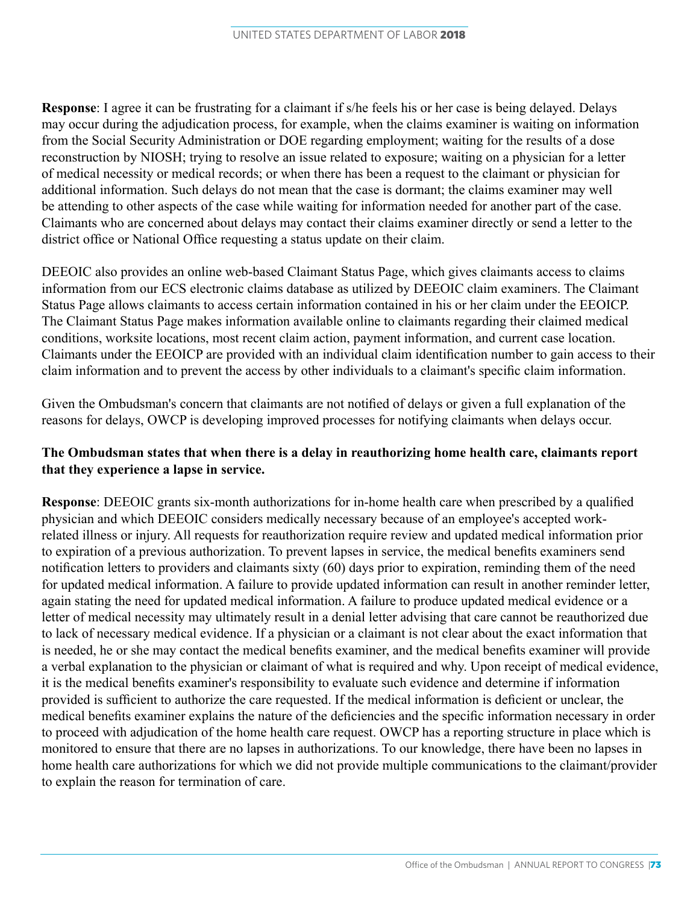**Response**: I agree it can be frustrating for a claimant if s/he feels his or her case is being delayed. Delays may occur during the adjudication process, for example, when the claims examiner is waiting on information from the Social Security Administration or DOE regarding employment; waiting for the results of a dose reconstruction by NIOSH; trying to resolve an issue related to exposure; waiting on a physician for a letter of medical necessity or medical records; or when there has been a request to the claimant or physician for additional information. Such delays do not mean that the case is dormant; the claims examiner may well be attending to other aspects of the case while waiting for information needed for another part of the case. Claimants who are concerned about delays may contact their claims examiner directly or send a letter to the district office or National Office requesting a status update on their claim.

DEEOIC also provides an online web-based Claimant Status Page, which gives claimants access to claims information from our ECS electronic claims database as utilized by DEEOIC claim examiners. The Claimant Status Page allows claimants to access certain information contained in his or her claim under the EEOICP. The Claimant Status Page makes information available online to claimants regarding their claimed medical conditions, worksite locations, most recent claim action, payment information, and current case location. Claimants under the EEOICP are provided with an individual claim identification number to gain access to their claim information and to prevent the access by other individuals to a claimant's specific claim information.

Given the Ombudsman's concern that claimants are not notified of delays or given a full explanation of the reasons for delays, OWCP is developing improved processes for notifying claimants when delays occur.

**The Ombudsman states that when there is a delay in reauthorizing home health care, claimants report that they experience a lapse in service.**

**Response**: DEEOIC grants six-month authorizations for in-home health care when prescribed by a qualified physician and which DEEOIC considers medically necessary because of an employee's accepted work-related illness or injury. All requests for reauthorization require review and updated medical information prior to expiration of a previous authorization. To prevent lapses in service, the medical benefits examiners send notification letters to providers and claimants sixty (60) days prior to expiration, reminding them of the need for updated medical information. A failure to provide updated information can result in another reminder letter, again stating the need for updated medical information. A failure to produce updated medical evidence or a letter of medical necessity may ultimately result in a denial letter advising that care cannot be reauthorized due to lack of necessary medical evidence. If a physician or a claimant is not clear about the exact information that is needed, he or she may contact the medical benefits examiner, and the medical benefits examiner will provide a verbal explanation to the physician or claimant of what is required and why. Upon receipt of medical evidence, it is the medical benefits examiner's responsibility to evaluate such evidence and determine if information provided is sufficient to authorize the care requested. If the medical information is deficient or unclear, the medical benefits examiner explains the nature of the deficiencies and the specific information necessary in order to proceed with adjudication of the home health care request. OWCP has a reporting structure in place which is monitored to ensure that there are no lapses in authorizations. To our knowledge, there have been no lapses in home health care authorizations for which we did not provide multiple communications to the claimant/provider to explain the reason for termination of care.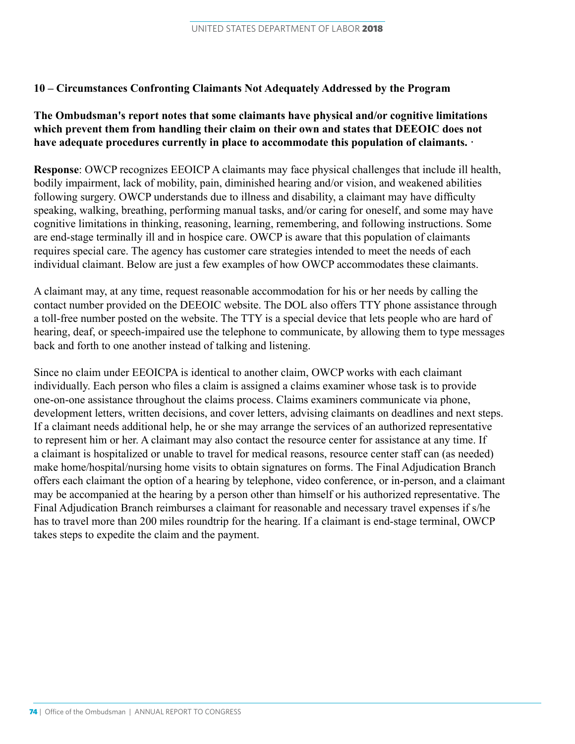### 10 – Circumstances Confronting Claimants Not Adequately Addressed by the Program

**The Ombudsman's report notes that some claimants have physical and/or cognitive limitations which prevent them from handling their claim on their own and states that DEEOIC does not have adequate procedures currently in place to accommodate this population of claimants. ·**

**Response**: OWCP recognizes EEOICP A claimants may face physical challenges that include ill health, bodily impairment, lack of mobility, pain, diminished hearing and/or vision, and weakened abilities following surgery. OWCP understands due to illness and disability, a claimant may have difficulty speaking, walking, breathing, performing manual tasks, and/or caring for oneself, and some may have cognitive limitations in thinking, reasoning, learning, remembering, and following instructions. Some are end-stage terminally ill and in hospice care. OWCP is aware that this population of claimants requires special care. The agency has customer care strategies intended to meet the needs of each individual claimant. Below are just a few examples of how OWCP accommodates these claimants.

A claimant may, at any time, request reasonable accommodation for his or her needs by calling the contact number provided on the DEEOIC website. The DOL also offers TTY phone assistance through a toll-free number posted on the website. The TTY is a special device that lets people who are hard of hearing, deaf, or speech-impaired use the telephone to communicate, by allowing them to type messages back and forth to one another instead of talking and listening.

Since no claim under EEOICPA is identical to another claim, OWCP works with each claimant individually. Each person who files a claim is assigned a claims examiner whose task is to provide one-on-one assistance throughout the claims process. Claims examiners communicate via phone, development letters, written decisions, and cover letters, advising claimants on deadlines and next steps. If a claimant needs additional help, he or she may arrange the services of an authorized representative to represent him or her. A claimant may also contact the resource center for assistance at any time. If a claimant is hospitalized or unable to travel for medical reasons, resource center staff can (as needed) make home/hospital/nursing home visits to obtain signatures on forms. The Final Adjudication Branch offers each claimant the option of a hearing by telephone, video conference, or in-person, and a claimant may be accompanied at the hearing by a person other than himself or his authorized representative. The Final Adjudication Branch reimburses a claimant for reasonable and necessary travel expenses if s/he has to travel more than 200 miles roundtrip for the hearing. If a claimant is end-stage terminal, OWCP takes steps to expedite the claim and the payment.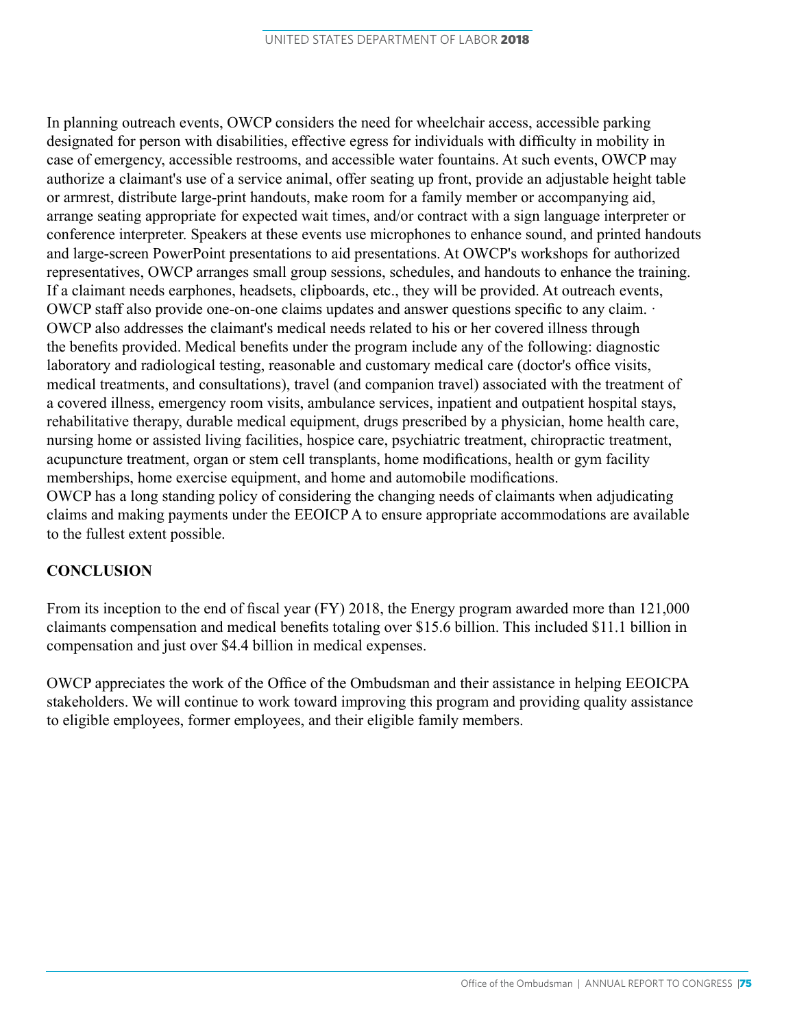In planning outreach events, OWCP considers the need for wheelchair access, accessible parking designated for person with disabilities, effective egress for individuals with difficulty in mobility in case of emergency, accessible restrooms, and accessible water fountains. At such events, OWCP may authorize a claimant's use of a service animal, offer seating up front, provide an adjustable height table or armrest, distribute large-print handouts, make room for a family member or accompanying aid, arrange seating appropriate for expected wait times, and/or contract with a sign language interpreter or conference interpreter. Speakers at these events use microphones to enhance sound, and printed handouts and large-screen PowerPoint presentations to aid presentations. At OWCP's workshops for authorized representatives, OWCP arranges small group sessions, schedules, and handouts to enhance the training. If a claimant needs earphones, headsets, clipboards, etc., they will be provided. At outreach events, OWCP staff also provide one-on-one claims updates and answer questions specific to any claim. · OWCP also addresses the claimant's medical needs related to his or her covered illness through the benefits provided. Medical benefits under the program include any of the following: diagnostic laboratory and radiological testing, reasonable and customary medical care (doctor's office visits, medical treatments, and consultations), travel (and companion travel) associated with the treatment of a covered illness, emergency room visits, ambulance services, inpatient and outpatient hospital stays, rehabilitative therapy, durable medical equipment, drugs prescribed by a physician, home health care, nursing home or assisted living facilities, hospice care, psychiatric treatment, chiropractic treatment, acupuncture treatment, organ or stem cell transplants, home modifications, health or gym facility memberships, home exercise equipment, and home and automobile modifications.
OWCP has a long standing policy of considering the changing needs of claimants when adjudicating claims and making payments under the EEOICP A to ensure appropriate accommodations are available to the fullest extent possible.

## CONCLUSION

From its inception to the end of fiscal year (FY) 2018, the Energy program awarded more than 121,000 claimants compensation and medical benefits totaling over $15.6 billion. This included $11.1 billion in compensation and just over $4.4 billion in medical expenses.

OWCP appreciates the work of the Office of the Ombudsman and their assistance in helping EEOICPA stakeholders. We will continue to work toward improving this program and providing quality assistance to eligible employees, former employees, and their eligible family members.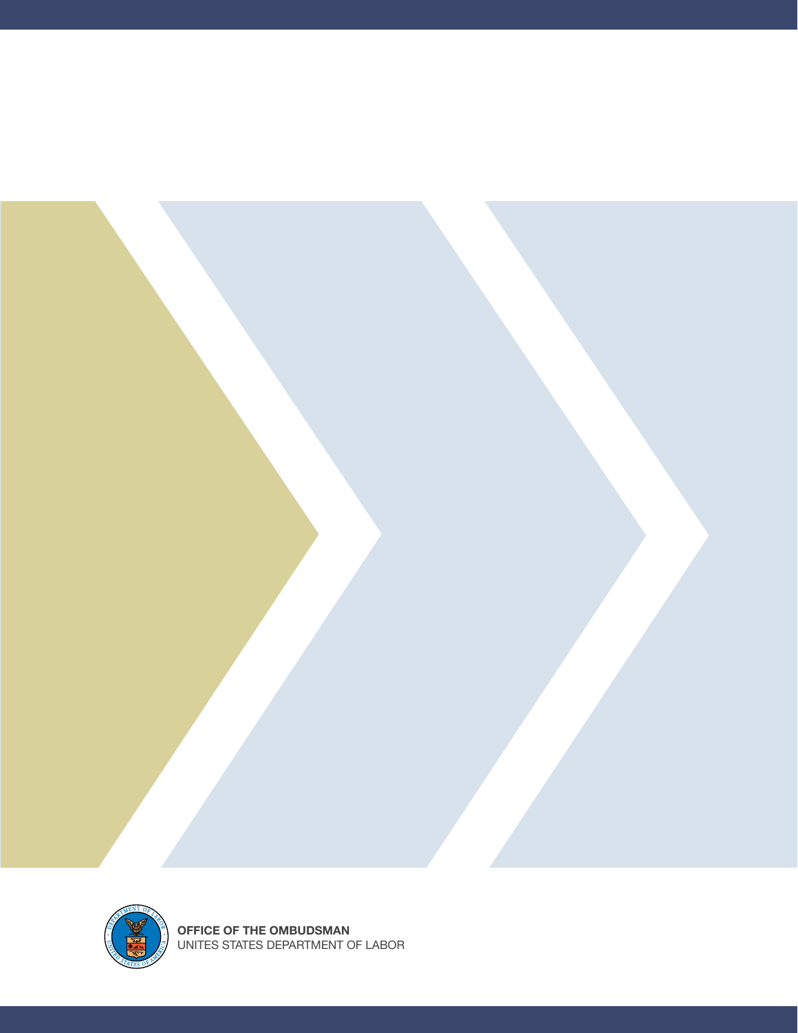**OFFICE OF THE OMBUDSMAN**
UNITES STATES DEPARTMENT OF LABOR